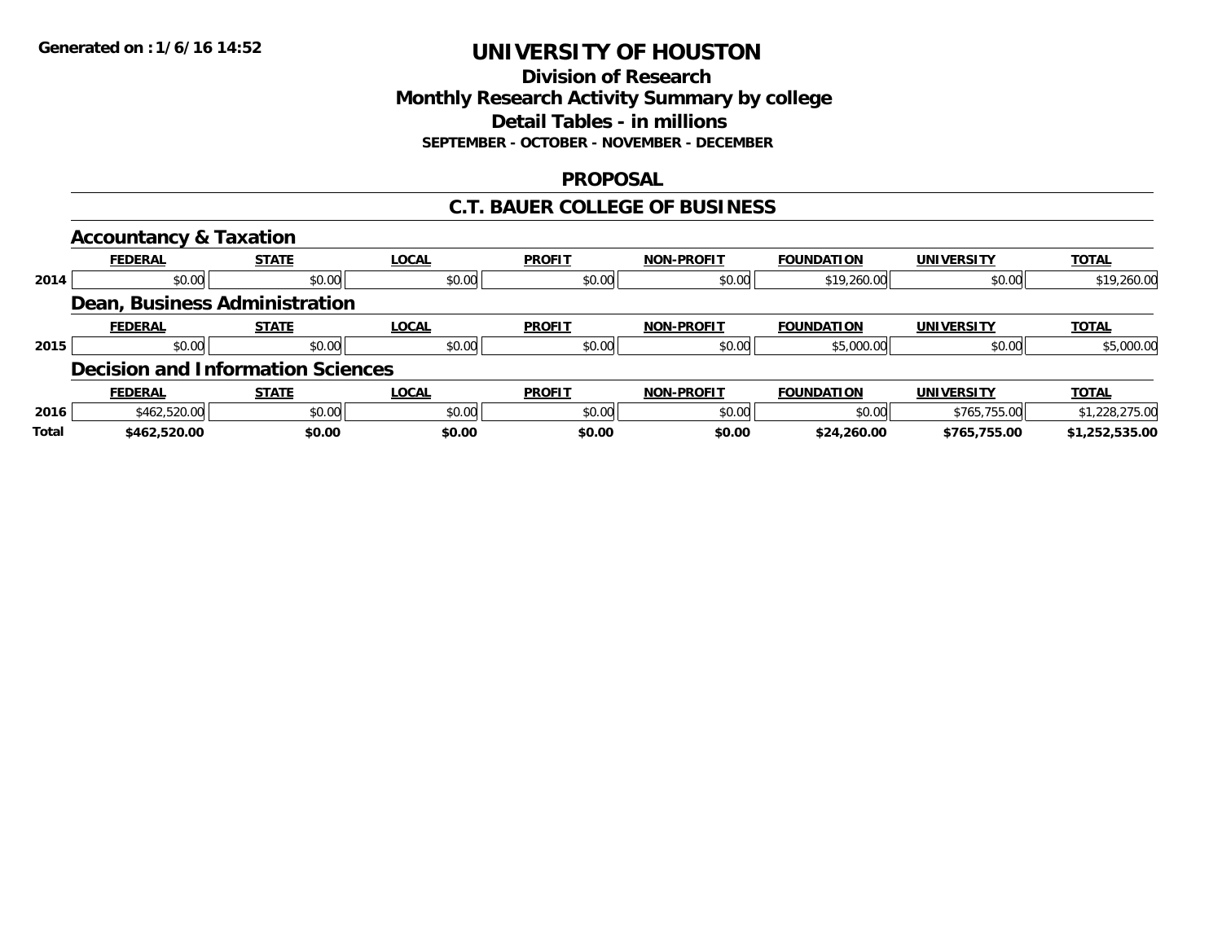Generated on :1/6/16 14:52

# UNIVERSITY OF HOUSTON

## Division of Research
## Monthly Research Activity Summary by college
## Detail Tables - in millions
### SEPTEMBER - OCTOBER - NOVEMBER - DECEMBER

## PROPOSAL

## C.T. BAUER COLLEGE OF BUSINESS

### Accountancy & Taxation

| | FEDERAL | STATE | LOCAL | PROFIT | NON-PROFIT | FOUNDATION | UNIVERSITY | TOTAL |
|---|---|---|---|---|---|---|---|---|
| 2014 | $0.00 | $0.00 | $0.00 | $0.00 | $0.00 | $19,260.00 | $0.00 | $19,260.00 |

### Dean, Business Administration

| | FEDERAL | STATE | LOCAL | PROFIT | NON-PROFIT | FOUNDATION | UNIVERSITY | TOTAL |
|---|---|---|---|---|---|---|---|---|
| 2015 | $0.00 | $0.00 | $0.00 | $0.00 | $0.00 | $5,000.00 | $0.00 | $5,000.00 |

### Decision and Information Sciences

| | FEDERAL | STATE | LOCAL | PROFIT | NON-PROFIT | FOUNDATION | UNIVERSITY | TOTAL |
|---|---|---|---|---|---|---|---|---|
| 2016 | $462,520.00 | $0.00 | $0.00 | $0.00 | $0.00 | $0.00 | $765,755.00 | $1,228,275.00 |
| **Total** | **$462,520.00** | **$0.00** | **$0.00** | **$0.00** | **$0.00** | **$24,260.00** | **$765,755.00** | **$1,252,535.00** |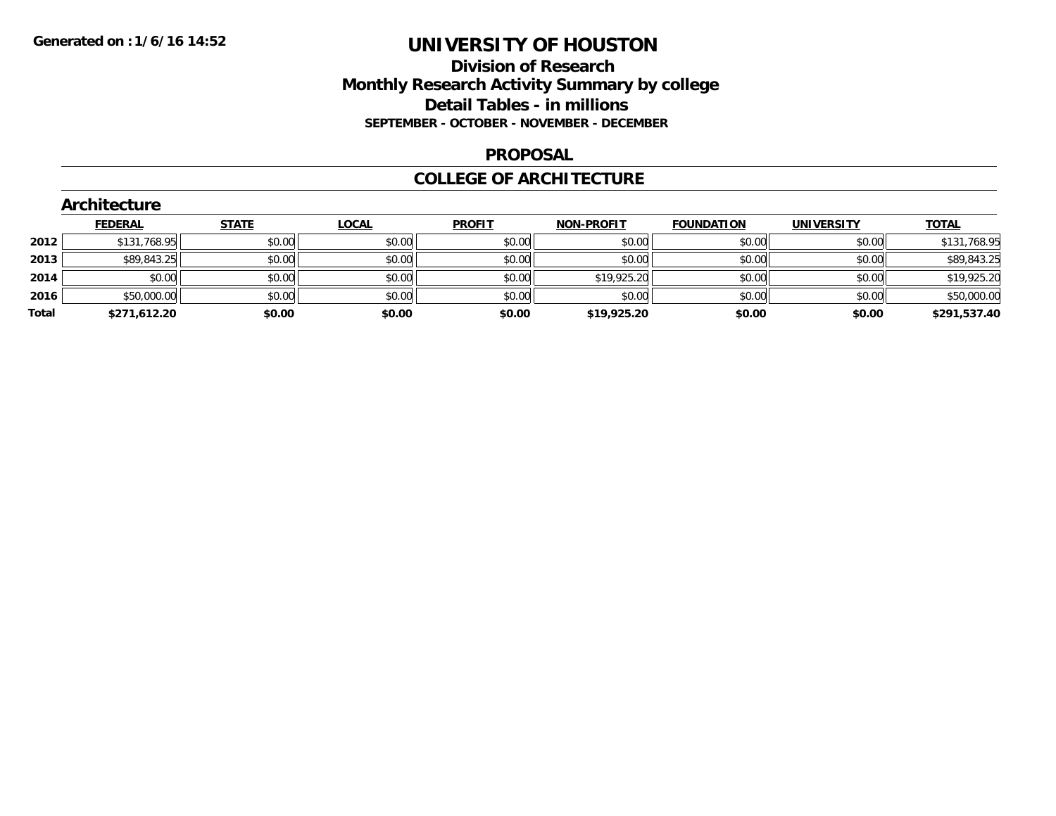# UNIVERSITY OF HOUSTON

## Division of Research

## Monthly Research Activity Summary by college

## Detail Tables - in millions

**SEPTEMBER - OCTOBER - NOVEMBER - DECEMBER**

## PROPOSAL

## COLLEGE OF ARCHITECTURE

### Architecture

| | FEDERAL | STATE | LOCAL | PROFIT | NON-PROFIT | FOUNDATION | UNIVERSITY | TOTAL |
|---|---|---|---|---|---|---|---|---|
| 2012 | $131,768.95 | $0.00 | $0.00 | $0.00 | $0.00 | $0.00 | $0.00 | $131,768.95 |
| 2013 | $89,843.25 | $0.00 | $0.00 | $0.00 | $0.00 | $0.00 | $0.00 | $89,843.25 |
| 2014 | $0.00 | $0.00 | $0.00 | $0.00 | $19,925.20 | $0.00 | $0.00 | $19,925.20 |
| 2016 | $50,000.00 | $0.00 | $0.00 | $0.00 | $0.00 | $0.00 | $0.00 | $50,000.00 |
| **Total** | **$271,612.20** | **$0.00** | **$0.00** | **$0.00** | **$19,925.20** | **$0.00** | **$0.00** | **$291,537.40** |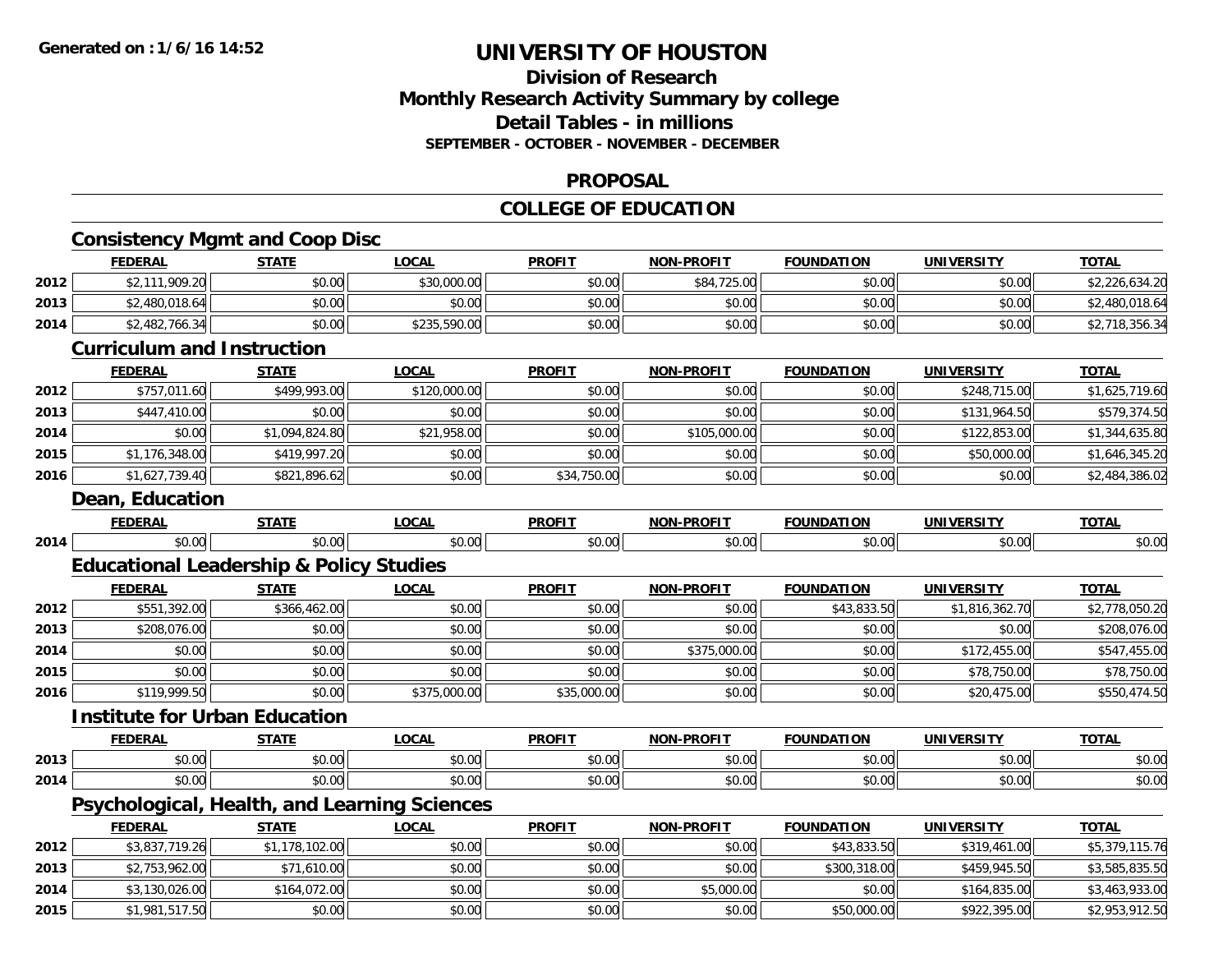**Generated on : 1/6/16 14:52**

# UNIVERSITY OF HOUSTON

## Division of Research
## Monthly Research Activity Summary by college
## Detail Tables - in millions
### SEPTEMBER - OCTOBER - NOVEMBER - DECEMBER

## PROPOSAL

## COLLEGE OF EDUCATION

### Consistency Mgmt and Coop Disc

| | FEDERAL | STATE | LOCAL | PROFIT | NON-PROFIT | FOUNDATION | UNIVERSITY | TOTAL |
|---|---|---|---|---|---|---|---|---|
| 2012 | $2,111,909.20 | $0.00 | $30,000.00 | $0.00 | $84,725.00 | $0.00 | $0.00 | $2,226,634.20 |
| 2013 | $2,480,018.64 | $0.00 | $0.00 | $0.00 | $0.00 | $0.00 | $0.00 | $2,480,018.64 |
| 2014 | $2,482,766.34 | $0.00 | $235,590.00 | $0.00 | $0.00 | $0.00 | $0.00 | $2,718,356.34 |

### Curriculum and Instruction

| | FEDERAL | STATE | LOCAL | PROFIT | NON-PROFIT | FOUNDATION | UNIVERSITY | TOTAL |
|---|---|---|---|---|---|---|---|---|
| 2012 | $757,011.60 | $499,993.00 | $120,000.00 | $0.00 | $0.00 | $0.00 | $248,715.00 | $1,625,719.60 |
| 2013 | $447,410.00 | $0.00 | $0.00 | $0.00 | $0.00 | $0.00 | $131,964.50 | $579,374.50 |
| 2014 | $0.00 | $1,094,824.80 | $21,958.00 | $0.00 | $105,000.00 | $0.00 | $122,853.00 | $1,344,635.80 |
| 2015 | $1,176,348.00 | $419,997.20 | $0.00 | $0.00 | $0.00 | $0.00 | $50,000.00 | $1,646,345.20 |
| 2016 | $1,627,739.40 | $821,896.62 | $0.00 | $34,750.00 | $0.00 | $0.00 | $0.00 | $2,484,386.02 |

### Dean, Education

| | FEDERAL | STATE | LOCAL | PROFIT | NON-PROFIT | FOUNDATION | UNIVERSITY | TOTAL |
|---|---|---|---|---|---|---|---|---|
| 2014 | $0.00 | $0.00 | $0.00 | $0.00 | $0.00 | $0.00 | $0.00 | $0.00 |

### Educational Leadership & Policy Studies

| | FEDERAL | STATE | LOCAL | PROFIT | NON-PROFIT | FOUNDATION | UNIVERSITY | TOTAL |
|---|---|---|---|---|---|---|---|---|
| 2012 | $551,392.00 | $366,462.00 | $0.00 | $0.00 | $0.00 | $43,833.50 | $1,816,362.70 | $2,778,050.20 |
| 2013 | $208,076.00 | $0.00 | $0.00 | $0.00 | $0.00 | $0.00 | $0.00 | $208,076.00 |
| 2014 | $0.00 | $0.00 | $0.00 | $0.00 | $375,000.00 | $0.00 | $172,455.00 | $547,455.00 |
| 2015 | $0.00 | $0.00 | $0.00 | $0.00 | $0.00 | $0.00 | $78,750.00 | $78,750.00 |
| 2016 | $119,999.50 | $0.00 | $375,000.00 | $35,000.00 | $0.00 | $0.00 | $20,475.00 | $550,474.50 |

### Institute for Urban Education

| | FEDERAL | STATE | LOCAL | PROFIT | NON-PROFIT | FOUNDATION | UNIVERSITY | TOTAL |
|---|---|---|---|---|---|---|---|---|
| 2013 | $0.00 | $0.00 | $0.00 | $0.00 | $0.00 | $0.00 | $0.00 | $0.00 |
| 2014 | $0.00 | $0.00 | $0.00 | $0.00 | $0.00 | $0.00 | $0.00 | $0.00 |

### Psychological, Health, and Learning Sciences

| | FEDERAL | STATE | LOCAL | PROFIT | NON-PROFIT | FOUNDATION | UNIVERSITY | TOTAL |
|---|---|---|---|---|---|---|---|---|
| 2012 | $3,837,719.26 | $1,178,102.00 | $0.00 | $0.00 | $0.00 | $43,833.50 | $319,461.00 | $5,379,115.76 |
| 2013 | $2,753,962.00 | $71,610.00 | $0.00 | $0.00 | $0.00 | $300,318.00 | $459,945.50 | $3,585,835.50 |
| 2014 | $3,130,026.00 | $164,072.00 | $0.00 | $0.00 | $5,000.00 | $0.00 | $164,835.00 | $3,463,933.00 |
| 2015 | $1,981,517.50 | $0.00 | $0.00 | $0.00 | $0.00 | $50,000.00 | $922,395.00 | $2,953,912.50 |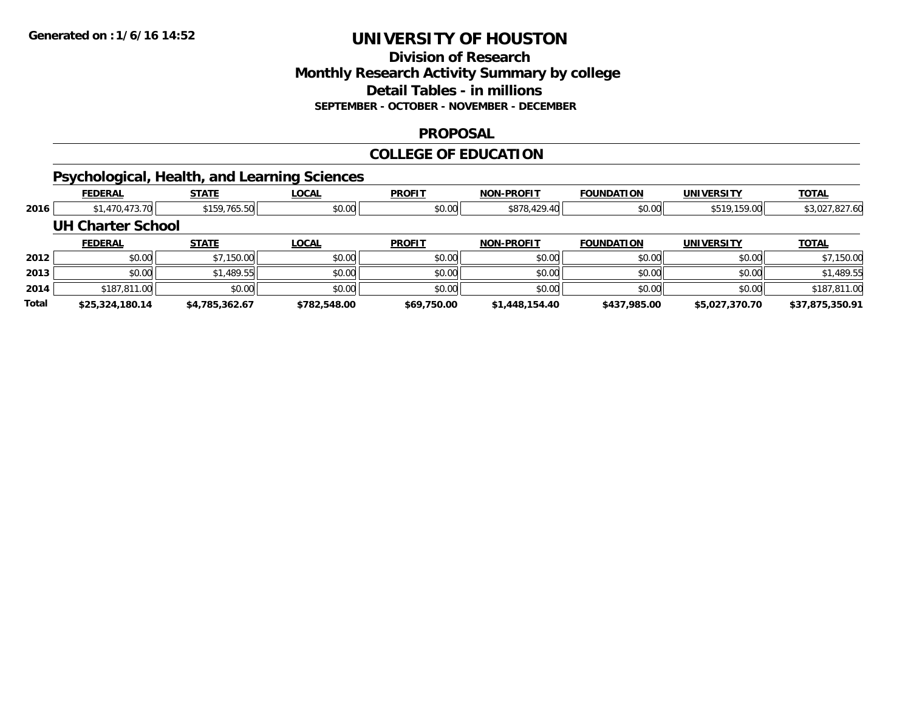# UNIVERSITY OF HOUSTON

## Division of Research
## Monthly Research Activity Summary by college
## Detail Tables - in millions
### SEPTEMBER - OCTOBER - NOVEMBER - DECEMBER

## PROPOSAL

## COLLEGE OF EDUCATION

### Psychological, Health, and Learning Sciences

| | FEDERAL | STATE | LOCAL | PROFIT | NON-PROFIT | FOUNDATION | UNIVERSITY | TOTAL |
|---|---|---|---|---|---|---|---|---|
| 2016 | $1,470,473.70 | $159,765.50 | $0.00 | $0.00 | $878,429.40 | $0.00 | $519,159.00 | $3,027,827.60 |

### UH Charter School

| | FEDERAL | STATE | LOCAL | PROFIT | NON-PROFIT | FOUNDATION | UNIVERSITY | TOTAL |
|---|---|---|---|---|---|---|---|---|
| 2012 | $0.00 | $7,150.00 | $0.00 | $0.00 | $0.00 | $0.00 | $0.00 | $7,150.00 |
| 2013 | $0.00 | $1,489.55 | $0.00 | $0.00 | $0.00 | $0.00 | $0.00 | $1,489.55 |
| 2014 | $187,811.00 | $0.00 | $0.00 | $0.00 | $0.00 | $0.00 | $0.00 | $187,811.00 |
| **Total** | **$25,324,180.14** | **$4,785,362.67** | **$782,548.00** | **$69,750.00** | **$1,448,154.40** | **$437,985.00** | **$5,027,370.70** | **$37,875,350.91** |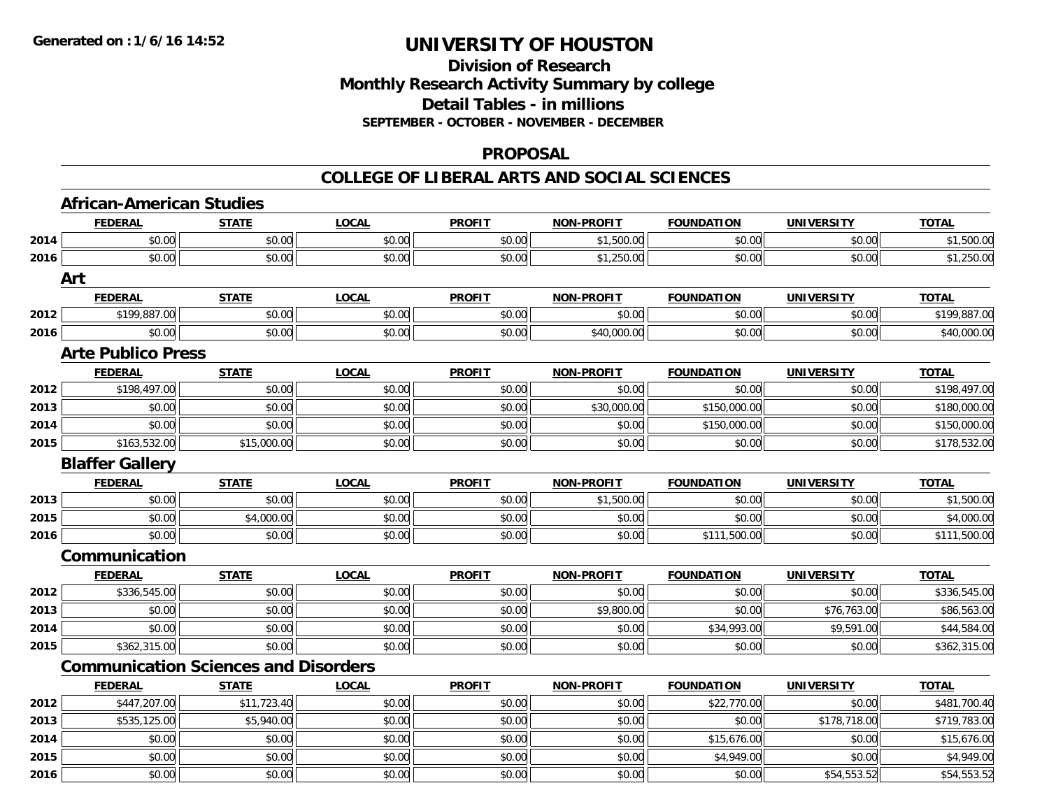# UNIVERSITY OF HOUSTON

## Division of Research
## Monthly Research Activity Summary by college
## Detail Tables - in millions
### SEPTEMBER - OCTOBER - NOVEMBER - DECEMBER

## PROPOSAL

## COLLEGE OF LIBERAL ARTS AND SOCIAL SCIENCES

### African-American Studies

| | FEDERAL | STATE | LOCAL | PROFIT | NON-PROFIT | FOUNDATION | UNIVERSITY | TOTAL |
|---|---|---|---|---|---|---|---|---|
| 2014 | $0.00 | $0.00 | $0.00 | $0.00 | $1,500.00 | $0.00 | $0.00 | $1,500.00 |
| 2016 | $0.00 | $0.00 | $0.00 | $0.00 | $1,250.00 | $0.00 | $0.00 | $1,250.00 |

### Art

| | FEDERAL | STATE | LOCAL | PROFIT | NON-PROFIT | FOUNDATION | UNIVERSITY | TOTAL |
|---|---|---|---|---|---|---|---|---|
| 2012 | $199,887.00 | $0.00 | $0.00 | $0.00 | $0.00 | $0.00 | $0.00 | $199,887.00 |
| 2016 | $0.00 | $0.00 | $0.00 | $0.00 | $40,000.00 | $0.00 | $0.00 | $40,000.00 |

### Arte Publico Press

| | FEDERAL | STATE | LOCAL | PROFIT | NON-PROFIT | FOUNDATION | UNIVERSITY | TOTAL |
|---|---|---|---|---|---|---|---|---|
| 2012 | $198,497.00 | $0.00 | $0.00 | $0.00 | $0.00 | $0.00 | $0.00 | $198,497.00 |
| 2013 | $0.00 | $0.00 | $0.00 | $0.00 | $30,000.00 | $150,000.00 | $0.00 | $180,000.00 |
| 2014 | $0.00 | $0.00 | $0.00 | $0.00 | $0.00 | $150,000.00 | $0.00 | $150,000.00 |
| 2015 | $163,532.00 | $15,000.00 | $0.00 | $0.00 | $0.00 | $0.00 | $0.00 | $178,532.00 |

### Blaffer Gallery

| | FEDERAL | STATE | LOCAL | PROFIT | NON-PROFIT | FOUNDATION | UNIVERSITY | TOTAL |
|---|---|---|---|---|---|---|---|---|
| 2013 | $0.00 | $0.00 | $0.00 | $0.00 | $1,500.00 | $0.00 | $0.00 | $1,500.00 |
| 2015 | $0.00 | $4,000.00 | $0.00 | $0.00 | $0.00 | $0.00 | $0.00 | $4,000.00 |
| 2016 | $0.00 | $0.00 | $0.00 | $0.00 | $0.00 | $111,500.00 | $0.00 | $111,500.00 |

### Communication

| | FEDERAL | STATE | LOCAL | PROFIT | NON-PROFIT | FOUNDATION | UNIVERSITY | TOTAL |
|---|---|---|---|---|---|---|---|---|
| 2012 | $336,545.00 | $0.00 | $0.00 | $0.00 | $0.00 | $0.00 | $0.00 | $336,545.00 |
| 2013 | $0.00 | $0.00 | $0.00 | $0.00 | $9,800.00 | $0.00 | $76,763.00 | $86,563.00 |
| 2014 | $0.00 | $0.00 | $0.00 | $0.00 | $0.00 | $34,993.00 | $9,591.00 | $44,584.00 |
| 2015 | $362,315.00 | $0.00 | $0.00 | $0.00 | $0.00 | $0.00 | $0.00 | $362,315.00 |

### Communication Sciences and Disorders

| | FEDERAL | STATE | LOCAL | PROFIT | NON-PROFIT | FOUNDATION | UNIVERSITY | TOTAL |
|---|---|---|---|---|---|---|---|---|
| 2012 | $447,207.00 | $11,723.40 | $0.00 | $0.00 | $0.00 | $22,770.00 | $0.00 | $481,700.40 |
| 2013 | $535,125.00 | $5,940.00 | $0.00 | $0.00 | $0.00 | $0.00 | $178,718.00 | $719,783.00 |
| 2014 | $0.00 | $0.00 | $0.00 | $0.00 | $0.00 | $15,676.00 | $0.00 | $15,676.00 |
| 2015 | $0.00 | $0.00 | $0.00 | $0.00 | $0.00 | $4,949.00 | $0.00 | $4,949.00 |
| 2016 | $0.00 | $0.00 | $0.00 | $0.00 | $0.00 | $0.00 | $54,553.52 | $54,553.52 |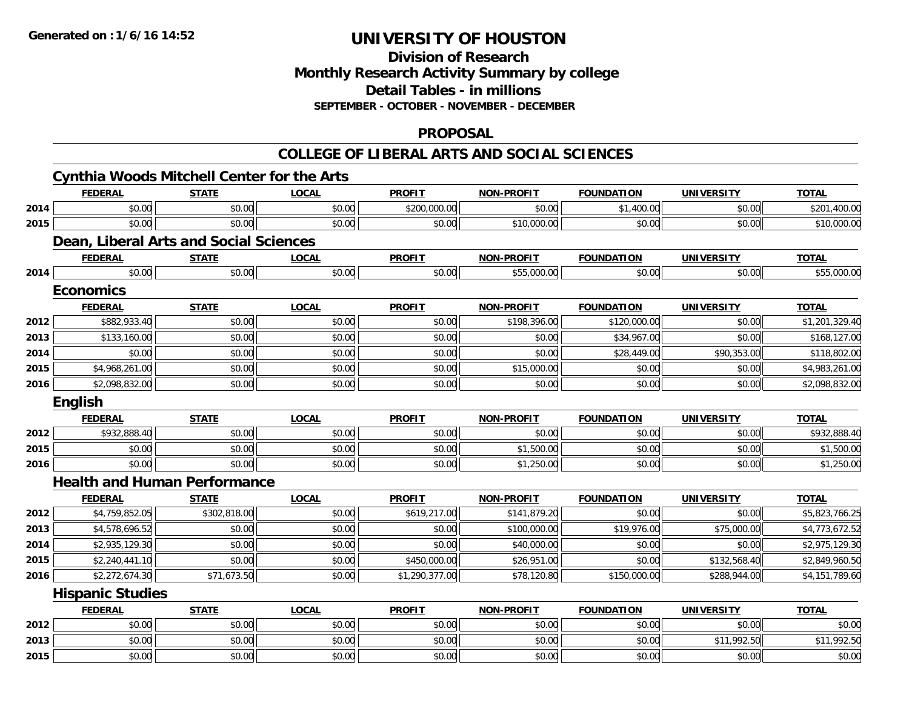# UNIVERSITY OF HOUSTON

## Division of Research
## Monthly Research Activity Summary by college
## Detail Tables - in millions
### SEPTEMBER - OCTOBER - NOVEMBER - DECEMBER

Generated on : 1/6/16 14:52

## PROPOSAL

## COLLEGE OF LIBERAL ARTS AND SOCIAL SCIENCES

### Cynthia Woods Mitchell Center for the Arts

| | FEDERAL | STATE | LOCAL | PROFIT | NON-PROFIT | FOUNDATION | UNIVERSITY | TOTAL |
|---|---|---|---|---|---|---|---|---|
| 2014 | $0.00 | $0.00 | $0.00 | $200,000.00 | $0.00 | $1,400.00 | $0.00 | $201,400.00 |
| 2015 | $0.00 | $0.00 | $0.00 | $0.00 | $10,000.00 | $0.00 | $0.00 | $10,000.00 |

### Dean, Liberal Arts and Social Sciences

| | FEDERAL | STATE | LOCAL | PROFIT | NON-PROFIT | FOUNDATION | UNIVERSITY | TOTAL |
|---|---|---|---|---|---|---|---|---|
| 2014 | $0.00 | $0.00 | $0.00 | $0.00 | $55,000.00 | $0.00 | $0.00 | $55,000.00 |

### Economics

| | FEDERAL | STATE | LOCAL | PROFIT | NON-PROFIT | FOUNDATION | UNIVERSITY | TOTAL |
|---|---|---|---|---|---|---|---|---|
| 2012 | $882,933.40 | $0.00 | $0.00 | $0.00 | $198,396.00 | $120,000.00 | $0.00 | $1,201,329.40 |
| 2013 | $133,160.00 | $0.00 | $0.00 | $0.00 | $0.00 | $34,967.00 | $0.00 | $168,127.00 |
| 2014 | $0.00 | $0.00 | $0.00 | $0.00 | $0.00 | $28,449.00 | $90,353.00 | $118,802.00 |
| 2015 | $4,968,261.00 | $0.00 | $0.00 | $0.00 | $15,000.00 | $0.00 | $0.00 | $4,983,261.00 |
| 2016 | $2,098,832.00 | $0.00 | $0.00 | $0.00 | $0.00 | $0.00 | $0.00 | $2,098,832.00 |

### English

| | FEDERAL | STATE | LOCAL | PROFIT | NON-PROFIT | FOUNDATION | UNIVERSITY | TOTAL |
|---|---|---|---|---|---|---|---|---|
| 2012 | $932,888.40 | $0.00 | $0.00 | $0.00 | $0.00 | $0.00 | $0.00 | $932,888.40 |
| 2015 | $0.00 | $0.00 | $0.00 | $0.00 | $1,500.00 | $0.00 | $0.00 | $1,500.00 |
| 2016 | $0.00 | $0.00 | $0.00 | $0.00 | $1,250.00 | $0.00 | $0.00 | $1,250.00 |

### Health and Human Performance

| | FEDERAL | STATE | LOCAL | PROFIT | NON-PROFIT | FOUNDATION | UNIVERSITY | TOTAL |
|---|---|---|---|---|---|---|---|---|
| 2012 | $4,759,852.05 | $302,818.00 | $0.00 | $619,217.00 | $141,879.20 | $0.00 | $0.00 | $5,823,766.25 |
| 2013 | $4,578,696.52 | $0.00 | $0.00 | $0.00 | $100,000.00 | $19,976.00 | $75,000.00 | $4,773,672.52 |
| 2014 | $2,935,129.30 | $0.00 | $0.00 | $0.00 | $40,000.00 | $0.00 | $0.00 | $2,975,129.30 |
| 2015 | $2,240,441.10 | $0.00 | $0.00 | $450,000.00 | $26,951.00 | $0.00 | $132,568.40 | $2,849,960.50 |
| 2016 | $2,272,674.30 | $71,673.50 | $0.00 | $1,290,377.00 | $78,120.80 | $150,000.00 | $288,944.00 | $4,151,789.60 |

### Hispanic Studies

| | FEDERAL | STATE | LOCAL | PROFIT | NON-PROFIT | FOUNDATION | UNIVERSITY | TOTAL |
|---|---|---|---|---|---|---|---|---|
| 2012 | $0.00 | $0.00 | $0.00 | $0.00 | $0.00 | $0.00 | $0.00 | $0.00 |
| 2013 | $0.00 | $0.00 | $0.00 | $0.00 | $0.00 | $0.00 | $11,992.50 | $11,992.50 |
| 2015 | $0.00 | $0.00 | $0.00 | $0.00 | $0.00 | $0.00 | $0.00 | $0.00 |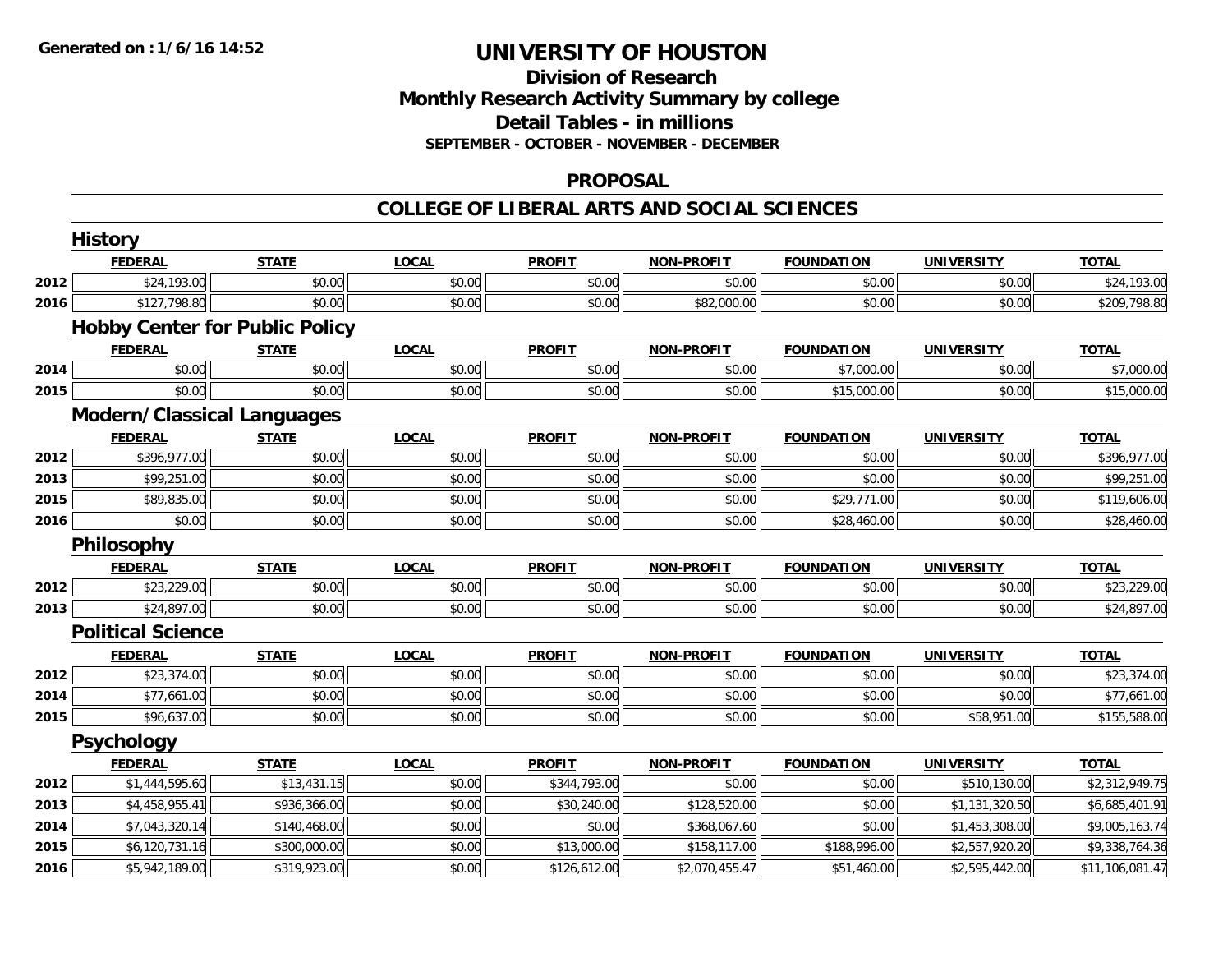# UNIVERSITY OF HOUSTON

## Division of Research
## Monthly Research Activity Summary by college
## Detail Tables - in millions
### SEPTEMBER - OCTOBER - NOVEMBER - DECEMBER

## PROPOSAL

## COLLEGE OF LIBERAL ARTS AND SOCIAL SCIENCES

### History

| | FEDERAL | STATE | LOCAL | PROFIT | NON-PROFIT | FOUNDATION | UNIVERSITY | TOTAL |
|---|---|---|---|---|---|---|---|---|
| 2012 | $24,193.00 | $0.00 | $0.00 | $0.00 | $0.00 | $0.00 | $0.00 | $24,193.00 |
| 2016 | $127,798.80 | $0.00 | $0.00 | $0.00 | $82,000.00 | $0.00 | $0.00 | $209,798.80 |

### Hobby Center for Public Policy

| | FEDERAL | STATE | LOCAL | PROFIT | NON-PROFIT | FOUNDATION | UNIVERSITY | TOTAL |
|---|---|---|---|---|---|---|---|---|
| 2014 | $0.00 | $0.00 | $0.00 | $0.00 | $0.00 | $7,000.00 | $0.00 | $7,000.00 |
| 2015 | $0.00 | $0.00 | $0.00 | $0.00 | $0.00 | $15,000.00 | $0.00 | $15,000.00 |

### Modern/Classical Languages

| | FEDERAL | STATE | LOCAL | PROFIT | NON-PROFIT | FOUNDATION | UNIVERSITY | TOTAL |
|---|---|---|---|---|---|---|---|---|
| 2012 | $396,977.00 | $0.00 | $0.00 | $0.00 | $0.00 | $0.00 | $0.00 | $396,977.00 |
| 2013 | $99,251.00 | $0.00 | $0.00 | $0.00 | $0.00 | $0.00 | $0.00 | $99,251.00 |
| 2015 | $89,835.00 | $0.00 | $0.00 | $0.00 | $0.00 | $29,771.00 | $0.00 | $119,606.00 |
| 2016 | $0.00 | $0.00 | $0.00 | $0.00 | $0.00 | $28,460.00 | $0.00 | $28,460.00 |

### Philosophy

| | FEDERAL | STATE | LOCAL | PROFIT | NON-PROFIT | FOUNDATION | UNIVERSITY | TOTAL |
|---|---|---|---|---|---|---|---|---|
| 2012 | $23,229.00 | $0.00 | $0.00 | $0.00 | $0.00 | $0.00 | $0.00 | $23,229.00 |
| 2013 | $24,897.00 | $0.00 | $0.00 | $0.00 | $0.00 | $0.00 | $0.00 | $24,897.00 |

### Political Science

| | FEDERAL | STATE | LOCAL | PROFIT | NON-PROFIT | FOUNDATION | UNIVERSITY | TOTAL |
|---|---|---|---|---|---|---|---|---|
| 2012 | $23,374.00 | $0.00 | $0.00 | $0.00 | $0.00 | $0.00 | $0.00 | $23,374.00 |
| 2014 | $77,661.00 | $0.00 | $0.00 | $0.00 | $0.00 | $0.00 | $0.00 | $77,661.00 |
| 2015 | $96,637.00 | $0.00 | $0.00 | $0.00 | $0.00 | $0.00 | $58,951.00 | $155,588.00 |

### Psychology

| | FEDERAL | STATE | LOCAL | PROFIT | NON-PROFIT | FOUNDATION | UNIVERSITY | TOTAL |
|---|---|---|---|---|---|---|---|---|
| 2012 | $1,444,595.60 | $13,431.15 | $0.00 | $344,793.00 | $0.00 | $0.00 | $510,130.00 | $2,312,949.75 |
| 2013 | $4,458,955.41 | $936,366.00 | $0.00 | $30,240.00 | $128,520.00 | $0.00 | $1,131,320.50 | $6,685,401.91 |
| 2014 | $7,043,320.14 | $140,468.00 | $0.00 | $0.00 | $368,067.60 | $0.00 | $1,453,308.00 | $9,005,163.74 |
| 2015 | $6,120,731.16 | $300,000.00 | $0.00 | $13,000.00 | $158,117.00 | $188,996.00 | $2,557,920.20 | $9,338,764.36 |
| 2016 | $5,942,189.00 | $319,923.00 | $0.00 | $126,612.00 | $2,070,455.47 | $51,460.00 | $2,595,442.00 | $11,106,081.47 |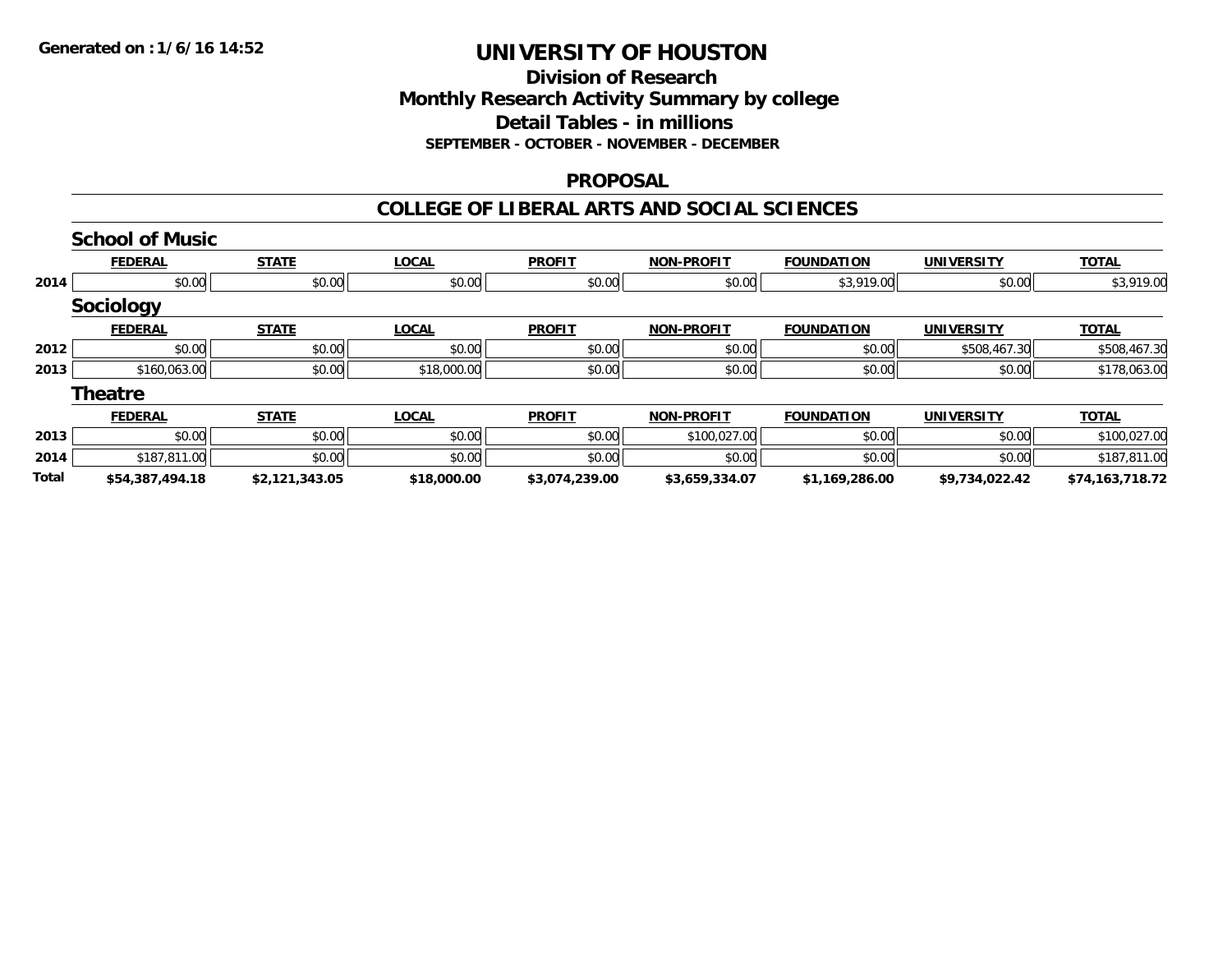**Generated on : 1/6/16 14:52**

# UNIVERSITY OF HOUSTON

## Division of Research
## Monthly Research Activity Summary by college
## Detail Tables - in millions
### SEPTEMBER - OCTOBER - NOVEMBER - DECEMBER

## PROPOSAL

## COLLEGE OF LIBERAL ARTS AND SOCIAL SCIENCES

### School of Music

| | FEDERAL | STATE | LOCAL | PROFIT | NON-PROFIT | FOUNDATION | UNIVERSITY | TOTAL |
|---|---|---|---|---|---|---|---|---|
| 2014 | $0.00 | $0.00 | $0.00 | $0.00 | $0.00 | $3,919.00 | $0.00 | $3,919.00 |

### Sociology

| | FEDERAL | STATE | LOCAL | PROFIT | NON-PROFIT | FOUNDATION | UNIVERSITY | TOTAL |
|---|---|---|---|---|---|---|---|---|
| 2012 | $0.00 | $0.00 | $0.00 | $0.00 | $0.00 | $0.00 | $508,467.30 | $508,467.30 |
| 2013 | $160,063.00 | $0.00 | $18,000.00 | $0.00 | $0.00 | $0.00 | $0.00 | $178,063.00 |

### Theatre

| | FEDERAL | STATE | LOCAL | PROFIT | NON-PROFIT | FOUNDATION | UNIVERSITY | TOTAL |
|---|---|---|---|---|---|---|---|---|
| 2013 | $0.00 | $0.00 | $0.00 | $0.00 | $100,027.00 | $0.00 | $0.00 | $100,027.00 |
| 2014 | $187,811.00 | $0.00 | $0.00 | $0.00 | $0.00 | $0.00 | $0.00 | $187,811.00 |
| **Total** | **$54,387,494.18** | **$2,121,343.05** | **$18,000.00** | **$3,074,239.00** | **$3,659,334.07** | **$1,169,286.00** | **$9,734,022.42** | **$74,163,718.72** |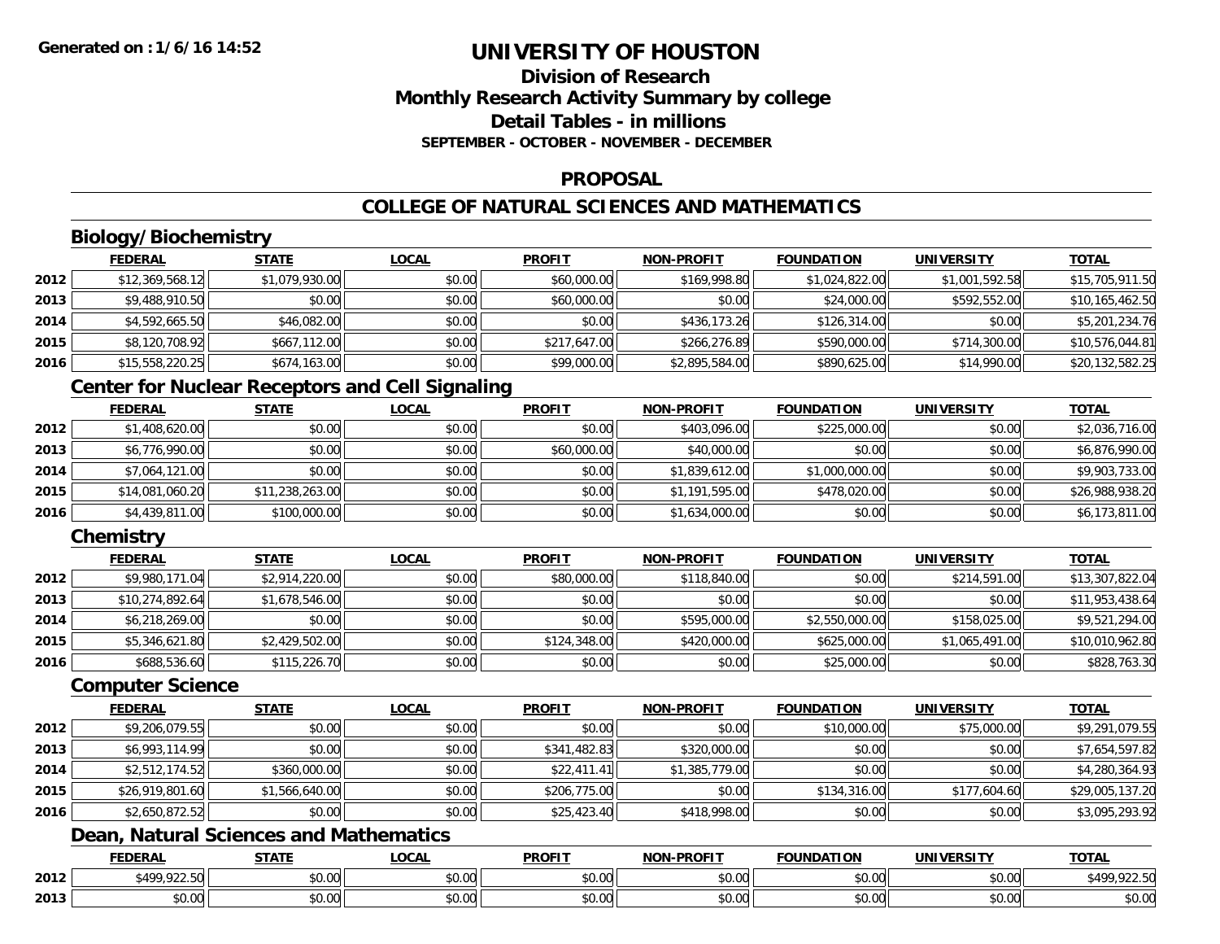**Generated on : 1/6/16 14:52**

# UNIVERSITY OF HOUSTON

## Division of Research
## Monthly Research Activity Summary by college
## Detail Tables - in millions
### SEPTEMBER - OCTOBER - NOVEMBER - DECEMBER

## PROPOSAL

## COLLEGE OF NATURAL SCIENCES AND MATHEMATICS

### Biology/Biochemistry

| | FEDERAL | STATE | LOCAL | PROFIT | NON-PROFIT | FOUNDATION | UNIVERSITY | TOTAL |
|---|---|---|---|---|---|---|---|---|
| 2012 | $12,369,568.12 | $1,079,930.00 | $0.00 | $60,000.00 | $169,998.80 | $1,024,822.00 | $1,001,592.58 | $15,705,911.50 |
| 2013 | $9,488,910.50 | $0.00 | $0.00 | $60,000.00 | $0.00 | $24,000.00 | $592,552.00 | $10,165,462.50 |
| 2014 | $4,592,665.50 | $46,082.00 | $0.00 | $0.00 | $436,173.26 | $126,314.00 | $0.00 | $5,201,234.76 |
| 2015 | $8,120,708.92 | $667,112.00 | $0.00 | $217,647.00 | $266,276.89 | $590,000.00 | $714,300.00 | $10,576,044.81 |
| 2016 | $15,558,220.25 | $674,163.00 | $0.00 | $99,000.00 | $2,895,584.00 | $890,625.00 | $14,990.00 | $20,132,582.25 |

### Center for Nuclear Receptors and Cell Signaling

| | FEDERAL | STATE | LOCAL | PROFIT | NON-PROFIT | FOUNDATION | UNIVERSITY | TOTAL |
|---|---|---|---|---|---|---|---|---|
| 2012 | $1,408,620.00 | $0.00 | $0.00 | $0.00 | $403,096.00 | $225,000.00 | $0.00 | $2,036,716.00 |
| 2013 | $6,776,990.00 | $0.00 | $0.00 | $60,000.00 | $40,000.00 | $0.00 | $0.00 | $6,876,990.00 |
| 2014 | $7,064,121.00 | $0.00 | $0.00 | $0.00 | $1,839,612.00 | $1,000,000.00 | $0.00 | $9,903,733.00 |
| 2015 | $14,081,060.20 | $11,238,263.00 | $0.00 | $0.00 | $1,191,595.00 | $478,020.00 | $0.00 | $26,988,938.20 |
| 2016 | $4,439,811.00 | $100,000.00 | $0.00 | $0.00 | $1,634,000.00 | $0.00 | $0.00 | $6,173,811.00 |

### Chemistry

| | FEDERAL | STATE | LOCAL | PROFIT | NON-PROFIT | FOUNDATION | UNIVERSITY | TOTAL |
|---|---|---|---|---|---|---|---|---|
| 2012 | $9,980,171.04 | $2,914,220.00 | $0.00 | $80,000.00 | $118,840.00 | $0.00 | $214,591.00 | $13,307,822.04 |
| 2013 | $10,274,892.64 | $1,678,546.00 | $0.00 | $0.00 | $0.00 | $0.00 | $0.00 | $11,953,438.64 |
| 2014 | $6,218,269.00 | $0.00 | $0.00 | $0.00 | $595,000.00 | $2,550,000.00 | $158,025.00 | $9,521,294.00 |
| 2015 | $5,346,621.80 | $2,429,502.00 | $0.00 | $124,348.00 | $420,000.00 | $625,000.00 | $1,065,491.00 | $10,010,962.80 |
| 2016 | $688,536.60 | $115,226.70 | $0.00 | $0.00 | $0.00 | $25,000.00 | $0.00 | $828,763.30 |

### Computer Science

| | FEDERAL | STATE | LOCAL | PROFIT | NON-PROFIT | FOUNDATION | UNIVERSITY | TOTAL |
|---|---|---|---|---|---|---|---|---|
| 2012 | $9,206,079.55 | $0.00 | $0.00 | $0.00 | $0.00 | $10,000.00 | $75,000.00 | $9,291,079.55 |
| 2013 | $6,993,114.99 | $0.00 | $0.00 | $341,482.83 | $320,000.00 | $0.00 | $0.00 | $7,654,597.82 |
| 2014 | $2,512,174.52 | $360,000.00 | $0.00 | $22,411.41 | $1,385,779.00 | $0.00 | $0.00 | $4,280,364.93 |
| 2015 | $26,919,801.60 | $1,566,640.00 | $0.00 | $206,775.00 | $0.00 | $134,316.00 | $177,604.60 | $29,005,137.20 |
| 2016 | $2,650,872.52 | $0.00 | $0.00 | $25,423.40 | $418,998.00 | $0.00 | $0.00 | $3,095,293.92 |

### Dean, Natural Sciences and Mathematics

| | FEDERAL | STATE | LOCAL | PROFIT | NON-PROFIT | FOUNDATION | UNIVERSITY | TOTAL |
|---|---|---|---|---|---|---|---|---|
| 2012 | $499,922.50 | $0.00 | $0.00 | $0.00 | $0.00 | $0.00 | $0.00 | $499,922.50 |
| 2013 | $0.00 | $0.00 | $0.00 | $0.00 | $0.00 | $0.00 | $0.00 | $0.00 |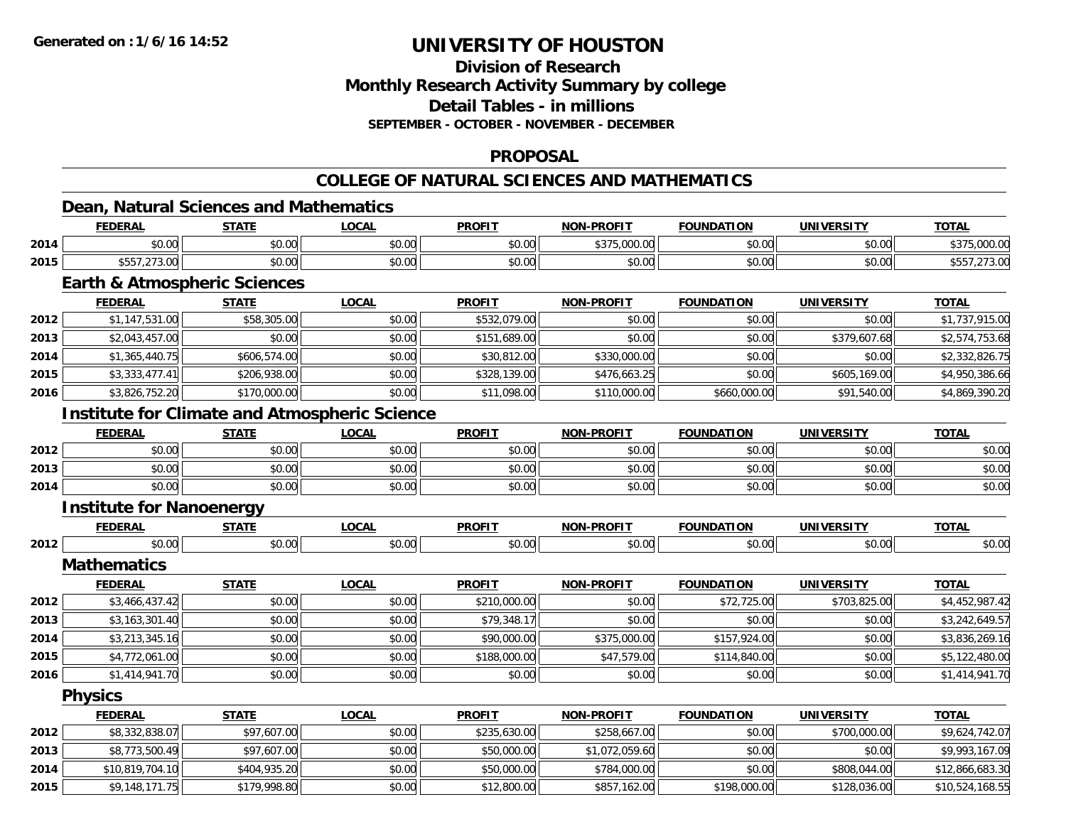**Generated on :1/6/16 14:52**

# UNIVERSITY OF HOUSTON

## Division of Research
## Monthly Research Activity Summary by college
## Detail Tables - in millions
### SEPTEMBER - OCTOBER - NOVEMBER - DECEMBER

## PROPOSAL

## COLLEGE OF NATURAL SCIENCES AND MATHEMATICS

### Dean, Natural Sciences and Mathematics

| | FEDERAL | STATE | LOCAL | PROFIT | NON-PROFIT | FOUNDATION | UNIVERSITY | TOTAL |
|---|---|---|---|---|---|---|---|---|
| 2014 | $0.00 | $0.00 | $0.00 | $0.00 | $375,000.00 | $0.00 | $0.00 | $375,000.00 |
| 2015 | $557,273.00 | $0.00 | $0.00 | $0.00 | $0.00 | $0.00 | $0.00 | $557,273.00 |

### Earth & Atmospheric Sciences

| | FEDERAL | STATE | LOCAL | PROFIT | NON-PROFIT | FOUNDATION | UNIVERSITY | TOTAL |
|---|---|---|---|---|---|---|---|---|
| 2012 | $1,147,531.00 | $58,305.00 | $0.00 | $532,079.00 | $0.00 | $0.00 | $0.00 | $1,737,915.00 |
| 2013 | $2,043,457.00 | $0.00 | $0.00 | $151,689.00 | $0.00 | $0.00 | $379,607.68 | $2,574,753.68 |
| 2014 | $1,365,440.75 | $606,574.00 | $0.00 | $30,812.00 | $330,000.00 | $0.00 | $0.00 | $2,332,826.75 |
| 2015 | $3,333,477.41 | $206,938.00 | $0.00 | $328,139.00 | $476,663.25 | $0.00 | $605,169.00 | $4,950,386.66 |
| 2016 | $3,826,752.20 | $170,000.00 | $0.00 | $11,098.00 | $110,000.00 | $660,000.00 | $91,540.00 | $4,869,390.20 |

### Institute for Climate and Atmospheric Science

| | FEDERAL | STATE | LOCAL | PROFIT | NON-PROFIT | FOUNDATION | UNIVERSITY | TOTAL |
|---|---|---|---|---|---|---|---|---|
| 2012 | $0.00 | $0.00 | $0.00 | $0.00 | $0.00 | $0.00 | $0.00 | $0.00 |
| 2013 | $0.00 | $0.00 | $0.00 | $0.00 | $0.00 | $0.00 | $0.00 | $0.00 |
| 2014 | $0.00 | $0.00 | $0.00 | $0.00 | $0.00 | $0.00 | $0.00 | $0.00 |

### Institute for Nanoenergy

| | FEDERAL | STATE | LOCAL | PROFIT | NON-PROFIT | FOUNDATION | UNIVERSITY | TOTAL |
|---|---|---|---|---|---|---|---|---|
| 2012 | $0.00 | $0.00 | $0.00 | $0.00 | $0.00 | $0.00 | $0.00 | $0.00 |

### Mathematics

| | FEDERAL | STATE | LOCAL | PROFIT | NON-PROFIT | FOUNDATION | UNIVERSITY | TOTAL |
|---|---|---|---|---|---|---|---|---|
| 2012 | $3,466,437.42 | $0.00 | $0.00 | $210,000.00 | $0.00 | $72,725.00 | $703,825.00 | $4,452,987.42 |
| 2013 | $3,163,301.40 | $0.00 | $0.00 | $79,348.17 | $0.00 | $0.00 | $0.00 | $3,242,649.57 |
| 2014 | $3,213,345.16 | $0.00 | $0.00 | $90,000.00 | $375,000.00 | $157,924.00 | $0.00 | $3,836,269.16 |
| 2015 | $4,772,061.00 | $0.00 | $0.00 | $188,000.00 | $47,579.00 | $114,840.00 | $0.00 | $5,122,480.00 |
| 2016 | $1,414,941.70 | $0.00 | $0.00 | $0.00 | $0.00 | $0.00 | $0.00 | $1,414,941.70 |

### Physics

| | FEDERAL | STATE | LOCAL | PROFIT | NON-PROFIT | FOUNDATION | UNIVERSITY | TOTAL |
|---|---|---|---|---|---|---|---|---|
| 2012 | $8,332,838.07 | $97,607.00 | $0.00 | $235,630.00 | $258,667.00 | $0.00 | $700,000.00 | $9,624,742.07 |
| 2013 | $8,773,500.49 | $97,607.00 | $0.00 | $50,000.00 | $1,072,059.60 | $0.00 | $0.00 | $9,993,167.09 |
| 2014 | $10,819,704.10 | $404,935.20 | $0.00 | $50,000.00 | $784,000.00 | $0.00 | $808,044.00 | $12,866,683.30 |
| 2015 | $9,148,171.75 | $179,998.80 | $0.00 | $12,800.00 | $857,162.00 | $198,000.00 | $128,036.00 | $10,524,168.55 |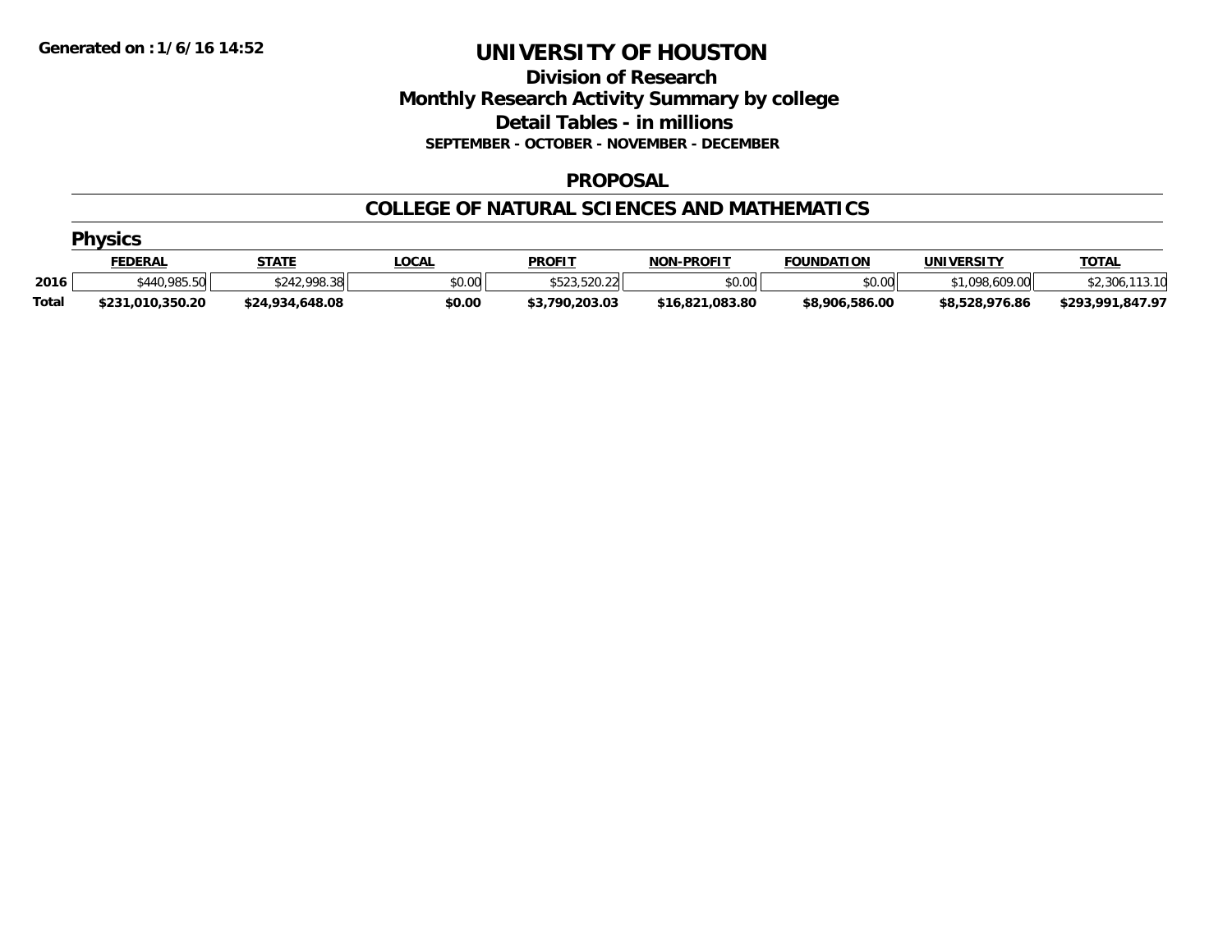# UNIVERSITY OF HOUSTON

## Division of Research

## Monthly Research Activity Summary by college

## Detail Tables - in millions

**SEPTEMBER - OCTOBER - NOVEMBER - DECEMBER**

### PROPOSAL

### COLLEGE OF NATURAL SCIENCES AND MATHEMATICS

#### Physics

| | FEDERAL | STATE | LOCAL | PROFIT | NON-PROFIT | FOUNDATION | UNIVERSITY | TOTAL |
|---|---|---|---|---|---|---|---|---|
| 2016 | $440,985.50 | $242,998.38 | $0.00 | $523,520.22 | $0.00 | $0.00 | $1,098,609.00 | $2,306,113.10 |
| **Total** | **$231,010,350.20** | **$24,934,648.08** | **$0.00** | **$3,790,203.03** | **$16,821,083.80** | **$8,906,586.00** | **$8,528,976.86** | **$293,991,847.97** |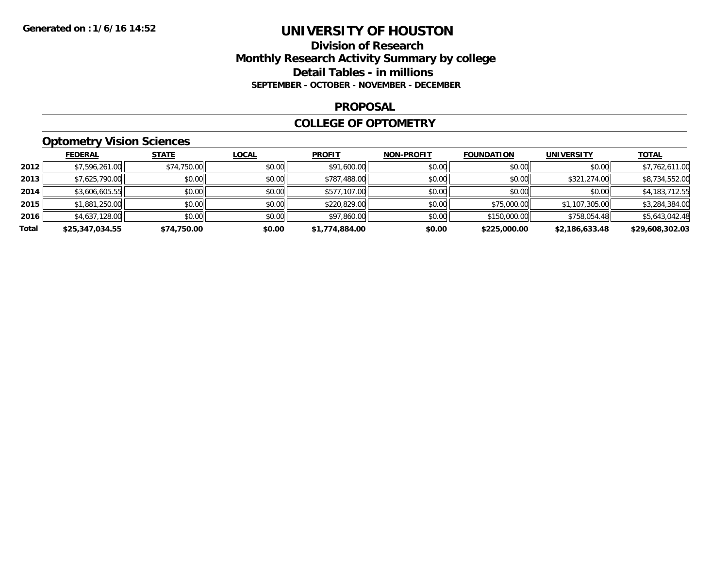Generated on :1/6/16 14:52

# UNIVERSITY OF HOUSTON

## Division of Research
## Monthly Research Activity Summary by college
## Detail Tables - in millions
### SEPTEMBER - OCTOBER - NOVEMBER - DECEMBER

## PROPOSAL

## COLLEGE OF OPTOMETRY

### Optometry Vision Sciences

| | FEDERAL | STATE | LOCAL | PROFIT | NON-PROFIT | FOUNDATION | UNIVERSITY | TOTAL |
|---|---|---|---|---|---|---|---|---|
| 2012 | $7,596,261.00 | $74,750.00 | $0.00 | $91,600.00 | $0.00 | $0.00 | $0.00 | $7,762,611.00 |
| 2013 | $7,625,790.00 | $0.00 | $0.00 | $787,488.00 | $0.00 | $0.00 | $321,274.00 | $8,734,552.00 |
| 2014 | $3,606,605.55 | $0.00 | $0.00 | $577,107.00 | $0.00 | $0.00 | $0.00 | $4,183,712.55 |
| 2015 | $1,881,250.00 | $0.00 | $0.00 | $220,829.00 | $0.00 | $75,000.00 | $1,107,305.00 | $3,284,384.00 |
| 2016 | $4,637,128.00 | $0.00 | $0.00 | $97,860.00 | $0.00 | $150,000.00 | $758,054.48 | $5,643,042.48 |
| **Total** | **$25,347,034.55** | **$74,750.00** | **$0.00** | **$1,774,884.00** | **$0.00** | **$225,000.00** | **$2,186,633.48** | **$29,608,302.03** |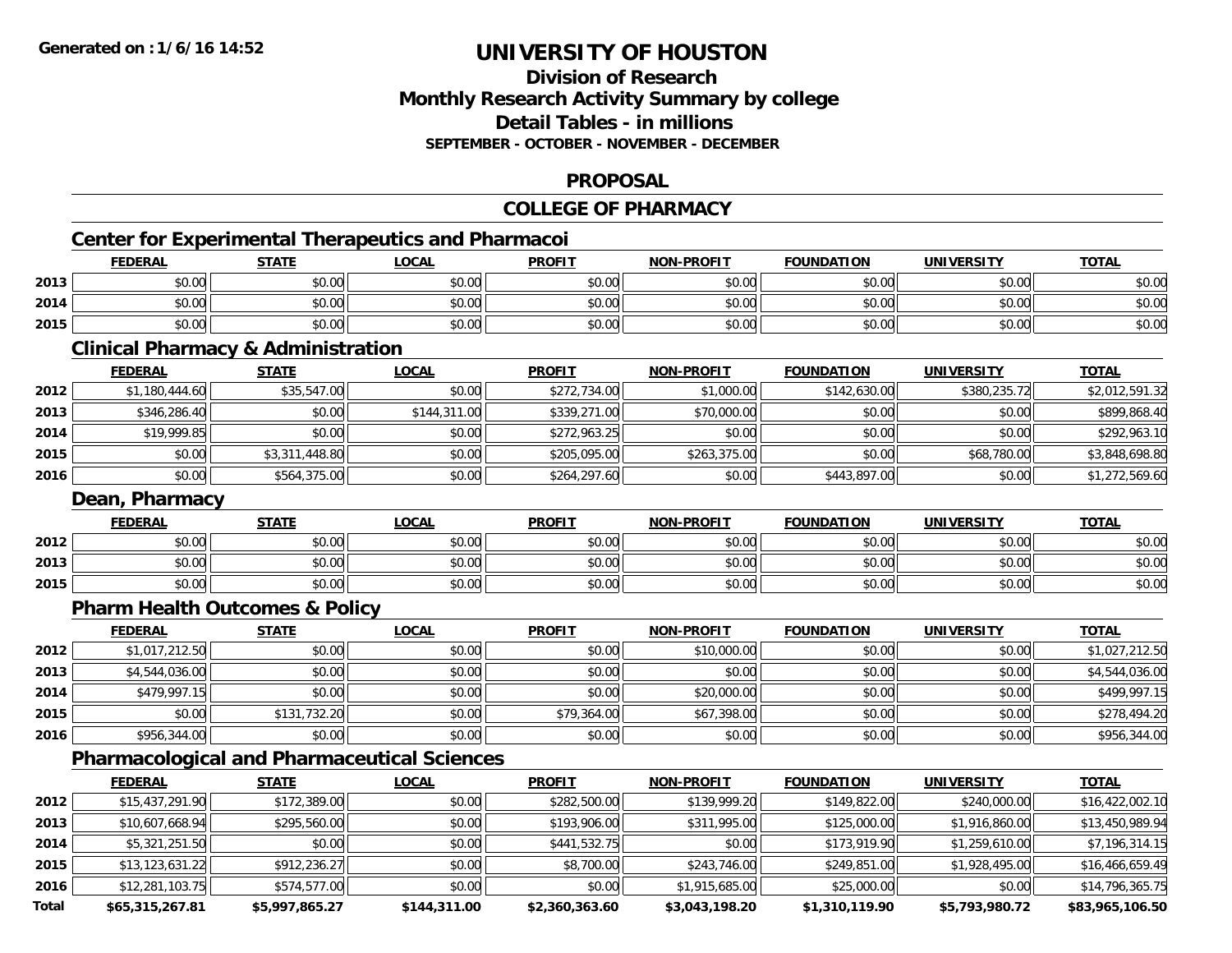# UNIVERSITY OF HOUSTON

## Division of Research
## Monthly Research Activity Summary by college
## Detail Tables - in millions
### SEPTEMBER - OCTOBER - NOVEMBER - DECEMBER

Generated on : 1/6/16 14:52

## PROPOSAL

## COLLEGE OF PHARMACY

### Center for Experimental Therapeutics and Pharmacoi

| | FEDERAL | STATE | LOCAL | PROFIT | NON-PROFIT | FOUNDATION | UNIVERSITY | TOTAL |
|---|---|---|---|---|---|---|---|---|
| 2013 | $0.00 | $0.00 | $0.00 | $0.00 | $0.00 | $0.00 | $0.00 | $0.00 |
| 2014 | $0.00 | $0.00 | $0.00 | $0.00 | $0.00 | $0.00 | $0.00 | $0.00 |
| 2015 | $0.00 | $0.00 | $0.00 | $0.00 | $0.00 | $0.00 | $0.00 | $0.00 |

### Clinical Pharmacy & Administration

| | FEDERAL | STATE | LOCAL | PROFIT | NON-PROFIT | FOUNDATION | UNIVERSITY | TOTAL |
|---|---|---|---|---|---|---|---|---|
| 2012 | $1,180,444.60 | $35,547.00 | $0.00 | $272,734.00 | $1,000.00 | $142,630.00 | $380,235.72 | $2,012,591.32 |
| 2013 | $346,286.40 | $0.00 | $144,311.00 | $339,271.00 | $70,000.00 | $0.00 | $0.00 | $899,868.40 |
| 2014 | $19,999.85 | $0.00 | $0.00 | $272,963.25 | $0.00 | $0.00 | $0.00 | $292,963.10 |
| 2015 | $0.00 | $3,311,448.80 | $0.00 | $205,095.00 | $263,375.00 | $0.00 | $68,780.00 | $3,848,698.80 |
| 2016 | $0.00 | $564,375.00 | $0.00 | $264,297.60 | $0.00 | $443,897.00 | $0.00 | $1,272,569.60 |

### Dean, Pharmacy

| | FEDERAL | STATE | LOCAL | PROFIT | NON-PROFIT | FOUNDATION | UNIVERSITY | TOTAL |
|---|---|---|---|---|---|---|---|---|
| 2012 | $0.00 | $0.00 | $0.00 | $0.00 | $0.00 | $0.00 | $0.00 | $0.00 |
| 2013 | $0.00 | $0.00 | $0.00 | $0.00 | $0.00 | $0.00 | $0.00 | $0.00 |
| 2015 | $0.00 | $0.00 | $0.00 | $0.00 | $0.00 | $0.00 | $0.00 | $0.00 |

### Pharm Health Outcomes & Policy

| | FEDERAL | STATE | LOCAL | PROFIT | NON-PROFIT | FOUNDATION | UNIVERSITY | TOTAL |
|---|---|---|---|---|---|---|---|---|
| 2012 | $1,017,212.50 | $0.00 | $0.00 | $0.00 | $10,000.00 | $0.00 | $0.00 | $1,027,212.50 |
| 2013 | $4,544,036.00 | $0.00 | $0.00 | $0.00 | $0.00 | $0.00 | $0.00 | $4,544,036.00 |
| 2014 | $479,997.15 | $0.00 | $0.00 | $0.00 | $20,000.00 | $0.00 | $0.00 | $499,997.15 |
| 2015 | $0.00 | $131,732.20 | $0.00 | $79,364.00 | $67,398.00 | $0.00 | $0.00 | $278,494.20 |
| 2016 | $956,344.00 | $0.00 | $0.00 | $0.00 | $0.00 | $0.00 | $0.00 | $956,344.00 |

### Pharmacological and Pharmaceutical Sciences

| | FEDERAL | STATE | LOCAL | PROFIT | NON-PROFIT | FOUNDATION | UNIVERSITY | TOTAL |
|---|---|---|---|---|---|---|---|---|
| 2012 | $15,437,291.90 | $172,389.00 | $0.00 | $282,500.00 | $139,999.20 | $149,822.00 | $240,000.00 | $16,422,002.10 |
| 2013 | $10,607,668.94 | $295,560.00 | $0.00 | $193,906.00 | $311,995.00 | $125,000.00 | $1,916,860.00 | $13,450,989.94 |
| 2014 | $5,321,251.50 | $0.00 | $0.00 | $441,532.75 | $0.00 | $173,919.90 | $1,259,610.00 | $7,196,314.15 |
| 2015 | $13,123,631.22 | $912,236.27 | $0.00 | $8,700.00 | $243,746.00 | $249,851.00 | $1,928,495.00 | $16,466,659.49 |
| 2016 | $12,281,103.75 | $574,577.00 | $0.00 | $0.00 | $1,915,685.00 | $25,000.00 | $0.00 | $14,796,365.75 |
| **Total** | **$65,315,267.81** | **$5,997,865.27** | **$144,311.00** | **$2,360,363.60** | **$3,043,198.20** | **$1,310,119.90** | **$5,793,980.72** | **$83,965,106.50** |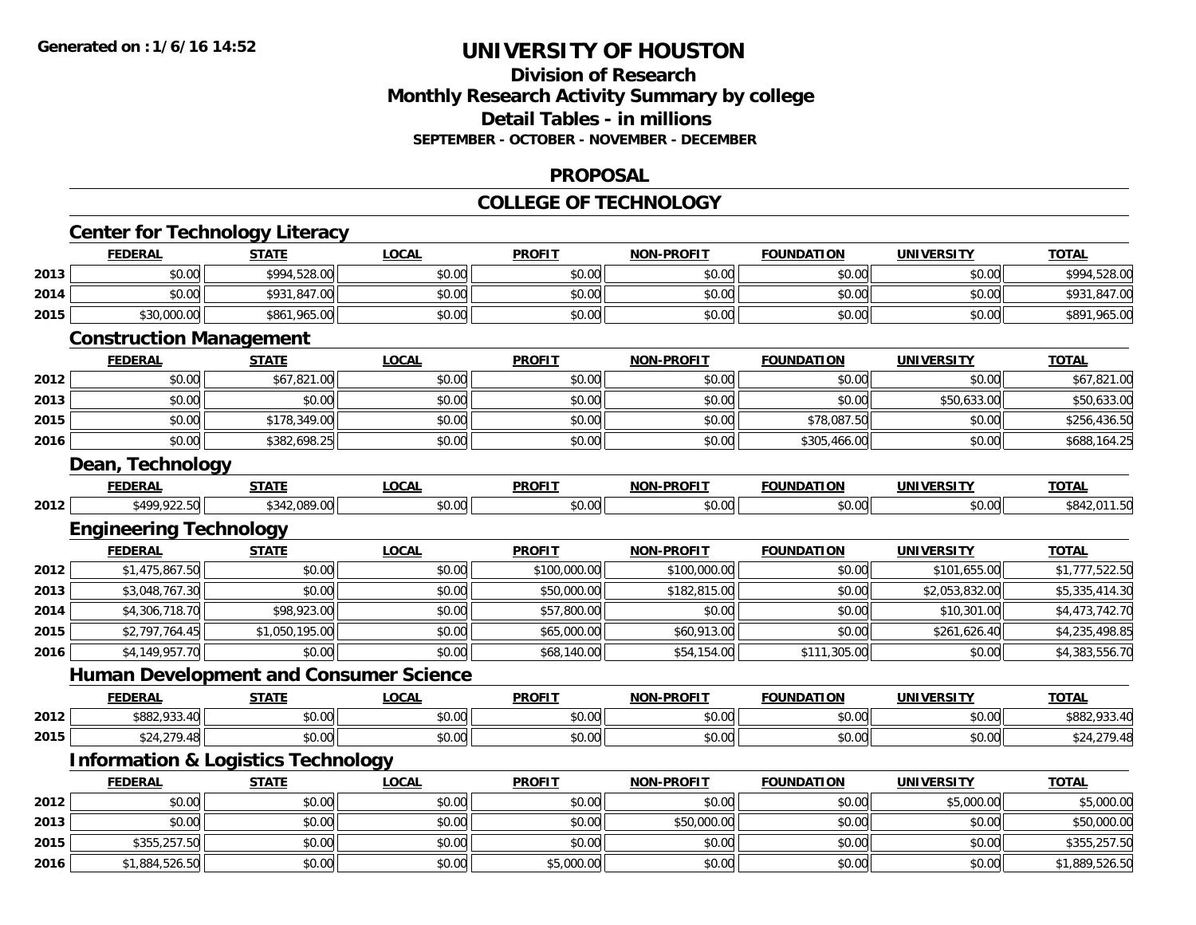# UNIVERSITY OF HOUSTON

## Division of Research
## Monthly Research Activity Summary by college
## Detail Tables - in millions
### SEPTEMBER - OCTOBER - NOVEMBER - DECEMBER

## PROPOSAL

## COLLEGE OF TECHNOLOGY

### Center for Technology Literacy

| | FEDERAL | STATE | LOCAL | PROFIT | NON-PROFIT | FOUNDATION | UNIVERSITY | TOTAL |
|---|---|---|---|---|---|---|---|---|
| 2013 | $0.00 | $994,528.00 | $0.00 | $0.00 | $0.00 | $0.00 | $0.00 | $994,528.00 |
| 2014 | $0.00 | $931,847.00 | $0.00 | $0.00 | $0.00 | $0.00 | $0.00 | $931,847.00 |
| 2015 | $30,000.00 | $861,965.00 | $0.00 | $0.00 | $0.00 | $0.00 | $0.00 | $891,965.00 |

### Construction Management

| | FEDERAL | STATE | LOCAL | PROFIT | NON-PROFIT | FOUNDATION | UNIVERSITY | TOTAL |
|---|---|---|---|---|---|---|---|---|
| 2012 | $0.00 | $67,821.00 | $0.00 | $0.00 | $0.00 | $0.00 | $0.00 | $67,821.00 |
| 2013 | $0.00 | $0.00 | $0.00 | $0.00 | $0.00 | $0.00 | $50,633.00 | $50,633.00 |
| 2015 | $0.00 | $178,349.00 | $0.00 | $0.00 | $0.00 | $78,087.50 | $0.00 | $256,436.50 |
| 2016 | $0.00 | $382,698.25 | $0.00 | $0.00 | $0.00 | $305,466.00 | $0.00 | $688,164.25 |

### Dean, Technology

| | FEDERAL | STATE | LOCAL | PROFIT | NON-PROFIT | FOUNDATION | UNIVERSITY | TOTAL |
|---|---|---|---|---|---|---|---|---|
| 2012 | $499,922.50 | $342,089.00 | $0.00 | $0.00 | $0.00 | $0.00 | $0.00 | $842,011.50 |

### Engineering Technology

| | FEDERAL | STATE | LOCAL | PROFIT | NON-PROFIT | FOUNDATION | UNIVERSITY | TOTAL |
|---|---|---|---|---|---|---|---|---|
| 2012 | $1,475,867.50 | $0.00 | $0.00 | $100,000.00 | $100,000.00 | $0.00 | $101,655.00 | $1,777,522.50 |
| 2013 | $3,048,767.30 | $0.00 | $0.00 | $50,000.00 | $182,815.00 | $0.00 | $2,053,832.00 | $5,335,414.30 |
| 2014 | $4,306,718.70 | $98,923.00 | $0.00 | $57,800.00 | $0.00 | $0.00 | $10,301.00 | $4,473,742.70 |
| 2015 | $2,797,764.45 | $1,050,195.00 | $0.00 | $65,000.00 | $60,913.00 | $0.00 | $261,626.40 | $4,235,498.85 |
| 2016 | $4,149,957.70 | $0.00 | $0.00 | $68,140.00 | $54,154.00 | $111,305.00 | $0.00 | $4,383,556.70 |

### Human Development and Consumer Science

| | FEDERAL | STATE | LOCAL | PROFIT | NON-PROFIT | FOUNDATION | UNIVERSITY | TOTAL |
|---|---|---|---|---|---|---|---|---|
| 2012 | $882,933.40 | $0.00 | $0.00 | $0.00 | $0.00 | $0.00 | $0.00 | $882,933.40 |
| 2015 | $24,279.48 | $0.00 | $0.00 | $0.00 | $0.00 | $0.00 | $0.00 | $24,279.48 |

### Information & Logistics Technology

| | FEDERAL | STATE | LOCAL | PROFIT | NON-PROFIT | FOUNDATION | UNIVERSITY | TOTAL |
|---|---|---|---|---|---|---|---|---|
| 2012 | $0.00 | $0.00 | $0.00 | $0.00 | $0.00 | $0.00 | $5,000.00 | $5,000.00 |
| 2013 | $0.00 | $0.00 | $0.00 | $0.00 | $50,000.00 | $0.00 | $0.00 | $50,000.00 |
| 2015 | $355,257.50 | $0.00 | $0.00 | $0.00 | $0.00 | $0.00 | $0.00 | $355,257.50 |
| 2016 | $1,884,526.50 | $0.00 | $0.00 | $5,000.00 | $0.00 | $0.00 | $0.00 | $1,889,526.50 |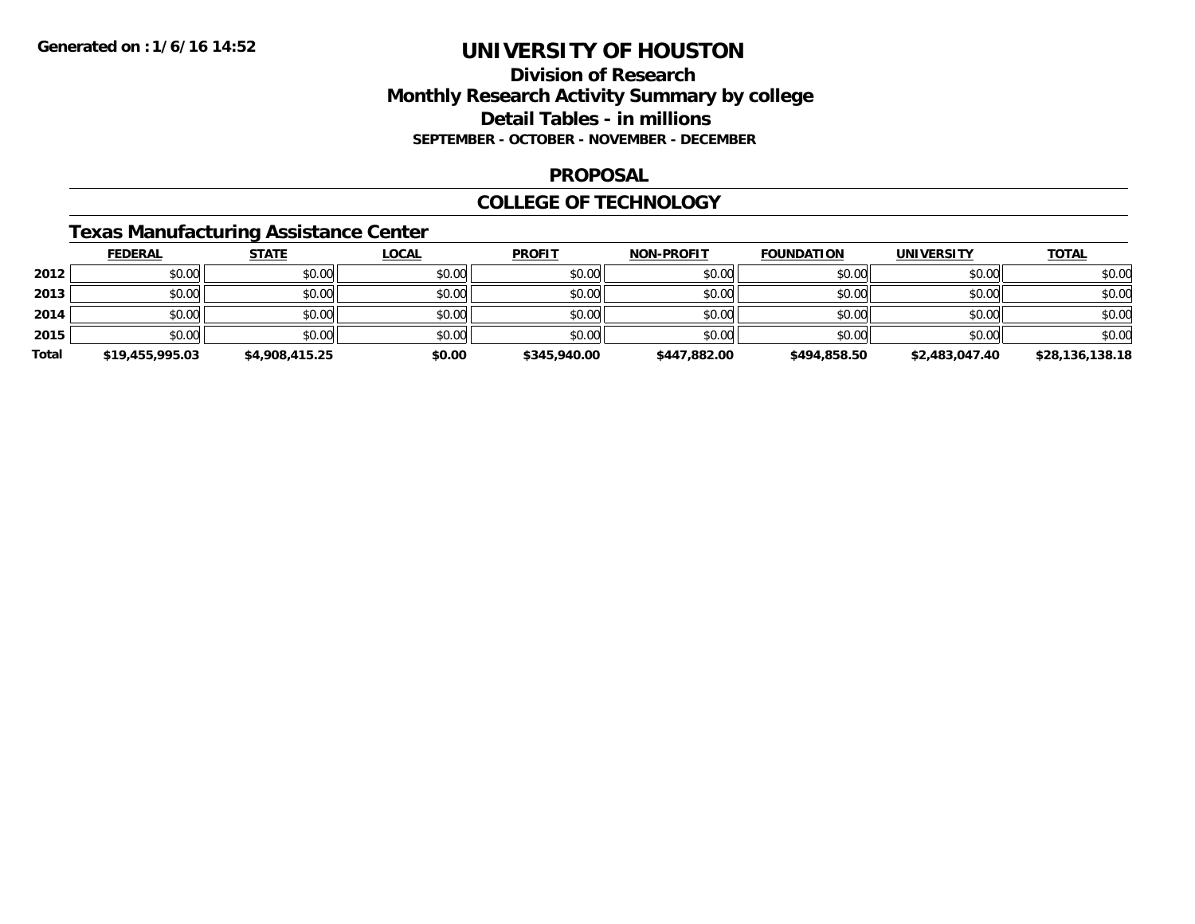# UNIVERSITY OF HOUSTON

## Division of Research
## Monthly Research Activity Summary by college
## Detail Tables - in millions
### SEPTEMBER - OCTOBER - NOVEMBER - DECEMBER

### PROPOSAL

### COLLEGE OF TECHNOLOGY

### Texas Manufacturing Assistance Center

| | FEDERAL | STATE | LOCAL | PROFIT | NON-PROFIT | FOUNDATION | UNIVERSITY | TOTAL |
|---|---|---|---|---|---|---|---|---|
| **2012** | $0.00 | $0.00 | $0.00 | $0.00 | $0.00 | $0.00 | $0.00 | $0.00 |
| **2013** | $0.00 | $0.00 | $0.00 | $0.00 | $0.00 | $0.00 | $0.00 | $0.00 |
| **2014** | $0.00 | $0.00 | $0.00 | $0.00 | $0.00 | $0.00 | $0.00 | $0.00 |
| **2015** | $0.00 | $0.00 | $0.00 | $0.00 | $0.00 | $0.00 | $0.00 | $0.00 |
| **Total** | **$19,455,995.03** | **$4,908,415.25** | **$0.00** | **$345,940.00** | **$447,882.00** | **$494,858.50** | **$2,483,047.40** | **$28,136,138.18** |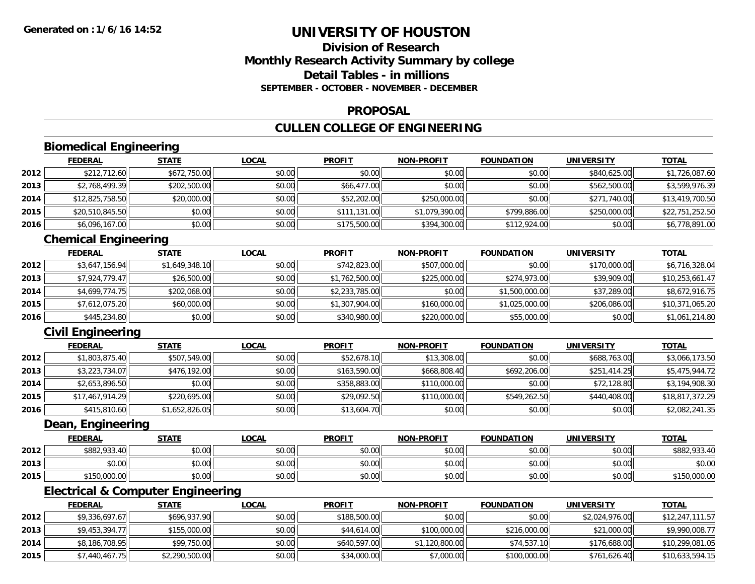**Generated on :1/6/16 14:52**

# UNIVERSITY OF HOUSTON

## Division of Research
## Monthly Research Activity Summary by college
## Detail Tables - in millions
**SEPTEMBER - OCTOBER - NOVEMBER - DECEMBER**

## PROPOSAL

## CULLEN COLLEGE OF ENGINEERING

### Biomedical Engineering

| | FEDERAL | STATE | LOCAL | PROFIT | NON-PROFIT | FOUNDATION | UNIVERSITY | TOTAL |
|---|---|---|---|---|---|---|---|---|
| 2012 | $212,712.60 | $672,750.00 | $0.00 | $0.00 | $0.00 | $0.00 | $840,625.00 | $1,726,087.60 |
| 2013 | $2,768,499.39 | $202,500.00 | $0.00 | $66,477.00 | $0.00 | $0.00 | $562,500.00 | $3,599,976.39 |
| 2014 | $12,825,758.50 | $20,000.00 | $0.00 | $52,202.00 | $250,000.00 | $0.00 | $271,740.00 | $13,419,700.50 |
| 2015 | $20,510,845.50 | $0.00 | $0.00 | $111,131.00 | $1,079,390.00 | $799,886.00 | $250,000.00 | $22,751,252.50 |
| 2016 | $6,096,167.00 | $0.00 | $0.00 | $175,500.00 | $394,300.00 | $112,924.00 | $0.00 | $6,778,891.00 |

### Chemical Engineering

| | FEDERAL | STATE | LOCAL | PROFIT | NON-PROFIT | FOUNDATION | UNIVERSITY | TOTAL |
|---|---|---|---|---|---|---|---|---|
| 2012 | $3,647,156.94 | $1,649,348.10 | $0.00 | $742,823.00 | $507,000.00 | $0.00 | $170,000.00 | $6,716,328.04 |
| 2013 | $7,924,779.47 | $26,500.00 | $0.00 | $1,762,500.00 | $225,000.00 | $274,973.00 | $39,909.00 | $10,253,661.47 |
| 2014 | $4,699,774.75 | $202,068.00 | $0.00 | $2,233,785.00 | $0.00 | $1,500,000.00 | $37,289.00 | $8,672,916.75 |
| 2015 | $7,612,075.20 | $60,000.00 | $0.00 | $1,307,904.00 | $160,000.00 | $1,025,000.00 | $206,086.00 | $10,371,065.20 |
| 2016 | $445,234.80 | $0.00 | $0.00 | $340,980.00 | $220,000.00 | $55,000.00 | $0.00 | $1,061,214.80 |

### Civil Engineering

| | FEDERAL | STATE | LOCAL | PROFIT | NON-PROFIT | FOUNDATION | UNIVERSITY | TOTAL |
|---|---|---|---|---|---|---|---|---|
| 2012 | $1,803,875.40 | $507,549.00 | $0.00 | $52,678.10 | $13,308.00 | $0.00 | $688,763.00 | $3,066,173.50 |
| 2013 | $3,223,734.07 | $476,192.00 | $0.00 | $163,590.00 | $668,808.40 | $692,206.00 | $251,414.25 | $5,475,944.72 |
| 2014 | $2,653,896.50 | $0.00 | $0.00 | $358,883.00 | $110,000.00 | $0.00 | $72,128.80 | $3,194,908.30 |
| 2015 | $17,467,914.29 | $220,695.00 | $0.00 | $29,092.50 | $110,000.00 | $549,262.50 | $440,408.00 | $18,817,372.29 |
| 2016 | $415,810.60 | $1,652,826.05 | $0.00 | $13,604.70 | $0.00 | $0.00 | $0.00 | $2,082,241.35 |

### Dean, Engineering

| | FEDERAL | STATE | LOCAL | PROFIT | NON-PROFIT | FOUNDATION | UNIVERSITY | TOTAL |
|---|---|---|---|---|---|---|---|---|
| 2012 | $882,933.40 | $0.00 | $0.00 | $0.00 | $0.00 | $0.00 | $0.00 | $882,933.40 |
| 2013 | $0.00 | $0.00 | $0.00 | $0.00 | $0.00 | $0.00 | $0.00 | $0.00 |
| 2015 | $150,000.00 | $0.00 | $0.00 | $0.00 | $0.00 | $0.00 | $0.00 | $150,000.00 |

### Electrical & Computer Engineering

| | FEDERAL | STATE | LOCAL | PROFIT | NON-PROFIT | FOUNDATION | UNIVERSITY | TOTAL |
|---|---|---|---|---|---|---|---|---|
| 2012 | $9,336,697.67 | $696,937.90 | $0.00 | $188,500.00 | $0.00 | $0.00 | $2,024,976.00 | $12,247,111.57 |
| 2013 | $9,453,394.77 | $155,000.00 | $0.00 | $44,614.00 | $100,000.00 | $216,000.00 | $21,000.00 | $9,990,008.77 |
| 2014 | $8,186,708.95 | $99,750.00 | $0.00 | $640,597.00 | $1,120,800.00 | $74,537.10 | $176,688.00 | $10,299,081.05 |
| 2015 | $7,440,467.75 | $2,290,500.00 | $0.00 | $34,000.00 | $7,000.00 | $100,000.00 | $761,626.40 | $10,633,594.15 |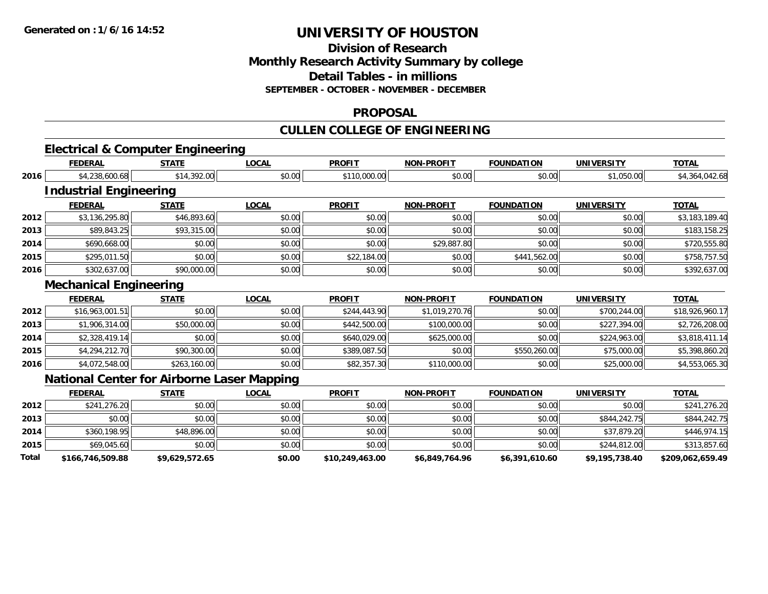# UNIVERSITY OF HOUSTON

## Division of Research
## Monthly Research Activity Summary by college
## Detail Tables - in millions
### SEPTEMBER - OCTOBER - NOVEMBER - DECEMBER

## PROPOSAL

## CULLEN COLLEGE OF ENGINEERING

### Electrical & Computer Engineering

| | FEDERAL | STATE | LOCAL | PROFIT | NON-PROFIT | FOUNDATION | UNIVERSITY | TOTAL |
|---|---|---|---|---|---|---|---|---|
| 2016 | $4,238,600.68 | $14,392.00 | $0.00 | $110,000.00 | $0.00 | $0.00 | $1,050.00 | $4,364,042.68 |

### Industrial Engineering

| | FEDERAL | STATE | LOCAL | PROFIT | NON-PROFIT | FOUNDATION | UNIVERSITY | TOTAL |
|---|---|---|---|---|---|---|---|---|
| 2012 | $3,136,295.80 | $46,893.60 | $0.00 | $0.00 | $0.00 | $0.00 | $0.00 | $3,183,189.40 |
| 2013 | $89,843.25 | $93,315.00 | $0.00 | $0.00 | $0.00 | $0.00 | $0.00 | $183,158.25 |
| 2014 | $690,668.00 | $0.00 | $0.00 | $0.00 | $29,887.80 | $0.00 | $0.00 | $720,555.80 |
| 2015 | $295,011.50 | $0.00 | $0.00 | $22,184.00 | $0.00 | $441,562.00 | $0.00 | $758,757.50 |
| 2016 | $302,637.00 | $90,000.00 | $0.00 | $0.00 | $0.00 | $0.00 | $0.00 | $392,637.00 |

### Mechanical Engineering

| | FEDERAL | STATE | LOCAL | PROFIT | NON-PROFIT | FOUNDATION | UNIVERSITY | TOTAL |
|---|---|---|---|---|---|---|---|---|
| 2012 | $16,963,001.51 | $0.00 | $0.00 | $244,443.90 | $1,019,270.76 | $0.00 | $700,244.00 | $18,926,960.17 |
| 2013 | $1,906,314.00 | $50,000.00 | $0.00 | $442,500.00 | $100,000.00 | $0.00 | $227,394.00 | $2,726,208.00 |
| 2014 | $2,328,419.14 | $0.00 | $0.00 | $640,029.00 | $625,000.00 | $0.00 | $224,963.00 | $3,818,411.14 |
| 2015 | $4,294,212.70 | $90,300.00 | $0.00 | $389,087.50 | $0.00 | $550,260.00 | $75,000.00 | $5,398,860.20 |
| 2016 | $4,072,548.00 | $263,160.00 | $0.00 | $82,357.30 | $110,000.00 | $0.00 | $25,000.00 | $4,553,065.30 |

### National Center for Airborne Laser Mapping

| | FEDERAL | STATE | LOCAL | PROFIT | NON-PROFIT | FOUNDATION | UNIVERSITY | TOTAL |
|---|---|---|---|---|---|---|---|---|
| 2012 | $241,276.20 | $0.00 | $0.00 | $0.00 | $0.00 | $0.00 | $0.00 | $241,276.20 |
| 2013 | $0.00 | $0.00 | $0.00 | $0.00 | $0.00 | $0.00 | $844,242.75 | $844,242.75 |
| 2014 | $360,198.95 | $48,896.00 | $0.00 | $0.00 | $0.00 | $0.00 | $37,879.20 | $446,974.15 |
| 2015 | $69,045.60 | $0.00 | $0.00 | $0.00 | $0.00 | $0.00 | $244,812.00 | $313,857.60 |
| **Total** | **$166,746,509.88** | **$9,629,572.65** | **$0.00** | **$10,249,463.00** | **$6,849,764.96** | **$6,391,610.60** | **$9,195,738.40** | **$209,062,659.49** |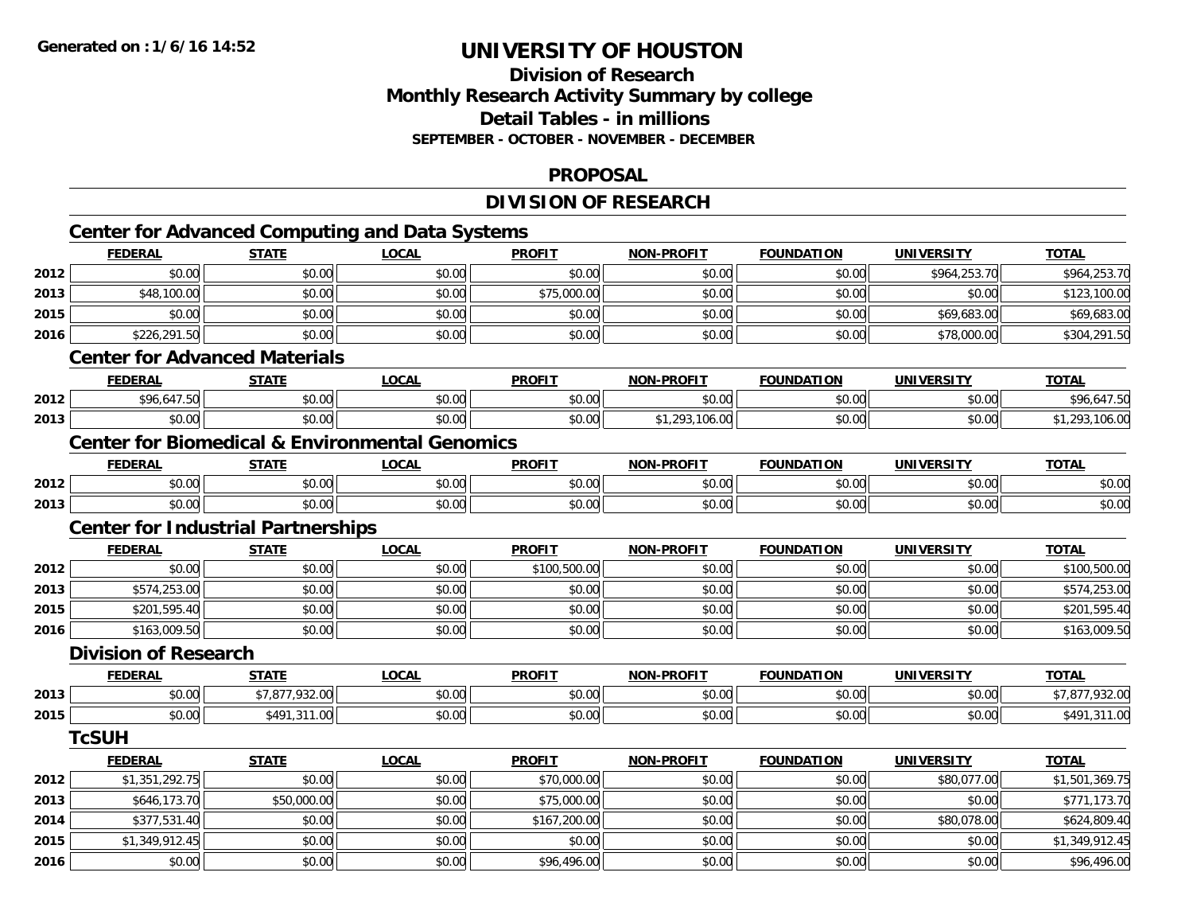# UNIVERSITY OF HOUSTON

## Division of Research
## Monthly Research Activity Summary by college
## Detail Tables - in millions
### SEPTEMBER - OCTOBER - NOVEMBER - DECEMBER

## PROPOSAL

## DIVISION OF RESEARCH

### Center for Advanced Computing and Data Systems

| | FEDERAL | STATE | LOCAL | PROFIT | NON-PROFIT | FOUNDATION | UNIVERSITY | TOTAL |
|---|---|---|---|---|---|---|---|---|
| 2012 | $0.00 | $0.00 | $0.00 | $0.00 | $0.00 | $0.00 | $964,253.70 | $964,253.70 |
| 2013 | $48,100.00 | $0.00 | $0.00 | $75,000.00 | $0.00 | $0.00 | $0.00 | $123,100.00 |
| 2015 | $0.00 | $0.00 | $0.00 | $0.00 | $0.00 | $0.00 | $69,683.00 | $69,683.00 |
| 2016 | $226,291.50 | $0.00 | $0.00 | $0.00 | $0.00 | $0.00 | $78,000.00 | $304,291.50 |

### Center for Advanced Materials

| | FEDERAL | STATE | LOCAL | PROFIT | NON-PROFIT | FOUNDATION | UNIVERSITY | TOTAL |
|---|---|---|---|---|---|---|---|---|
| 2012 | $96,647.50 | $0.00 | $0.00 | $0.00 | $0.00 | $0.00 | $0.00 | $96,647.50 |
| 2013 | $0.00 | $0.00 | $0.00 | $0.00 | $1,293,106.00 | $0.00 | $0.00 | $1,293,106.00 |

### Center for Biomedical & Environmental Genomics

| | FEDERAL | STATE | LOCAL | PROFIT | NON-PROFIT | FOUNDATION | UNIVERSITY | TOTAL |
|---|---|---|---|---|---|---|---|---|
| 2012 | $0.00 | $0.00 | $0.00 | $0.00 | $0.00 | $0.00 | $0.00 | $0.00 |
| 2013 | $0.00 | $0.00 | $0.00 | $0.00 | $0.00 | $0.00 | $0.00 | $0.00 |

### Center for Industrial Partnerships

| | FEDERAL | STATE | LOCAL | PROFIT | NON-PROFIT | FOUNDATION | UNIVERSITY | TOTAL |
|---|---|---|---|---|---|---|---|---|
| 2012 | $0.00 | $0.00 | $0.00 | $100,500.00 | $0.00 | $0.00 | $0.00 | $100,500.00 |
| 2013 | $574,253.00 | $0.00 | $0.00 | $0.00 | $0.00 | $0.00 | $0.00 | $574,253.00 |
| 2015 | $201,595.40 | $0.00 | $0.00 | $0.00 | $0.00 | $0.00 | $0.00 | $201,595.40 |
| 2016 | $163,009.50 | $0.00 | $0.00 | $0.00 | $0.00 | $0.00 | $0.00 | $163,009.50 |

### Division of Research

| | FEDERAL | STATE | LOCAL | PROFIT | NON-PROFIT | FOUNDATION | UNIVERSITY | TOTAL |
|---|---|---|---|---|---|---|---|---|
| 2013 | $0.00 | $7,877,932.00 | $0.00 | $0.00 | $0.00 | $0.00 | $0.00 | $7,877,932.00 |
| 2015 | $0.00 | $491,311.00 | $0.00 | $0.00 | $0.00 | $0.00 | $0.00 | $491,311.00 |

### TcSUH

| | FEDERAL | STATE | LOCAL | PROFIT | NON-PROFIT | FOUNDATION | UNIVERSITY | TOTAL |
|---|---|---|---|---|---|---|---|---|
| 2012 | $1,351,292.75 | $0.00 | $0.00 | $70,000.00 | $0.00 | $0.00 | $80,077.00 | $1,501,369.75 |
| 2013 | $646,173.70 | $50,000.00 | $0.00 | $75,000.00 | $0.00 | $0.00 | $0.00 | $771,173.70 |
| 2014 | $377,531.40 | $0.00 | $0.00 | $167,200.00 | $0.00 | $0.00 | $80,078.00 | $624,809.40 |
| 2015 | $1,349,912.45 | $0.00 | $0.00 | $0.00 | $0.00 | $0.00 | $0.00 | $1,349,912.45 |
| 2016 | $0.00 | $0.00 | $0.00 | $96,496.00 | $0.00 | $0.00 | $0.00 | $96,496.00 |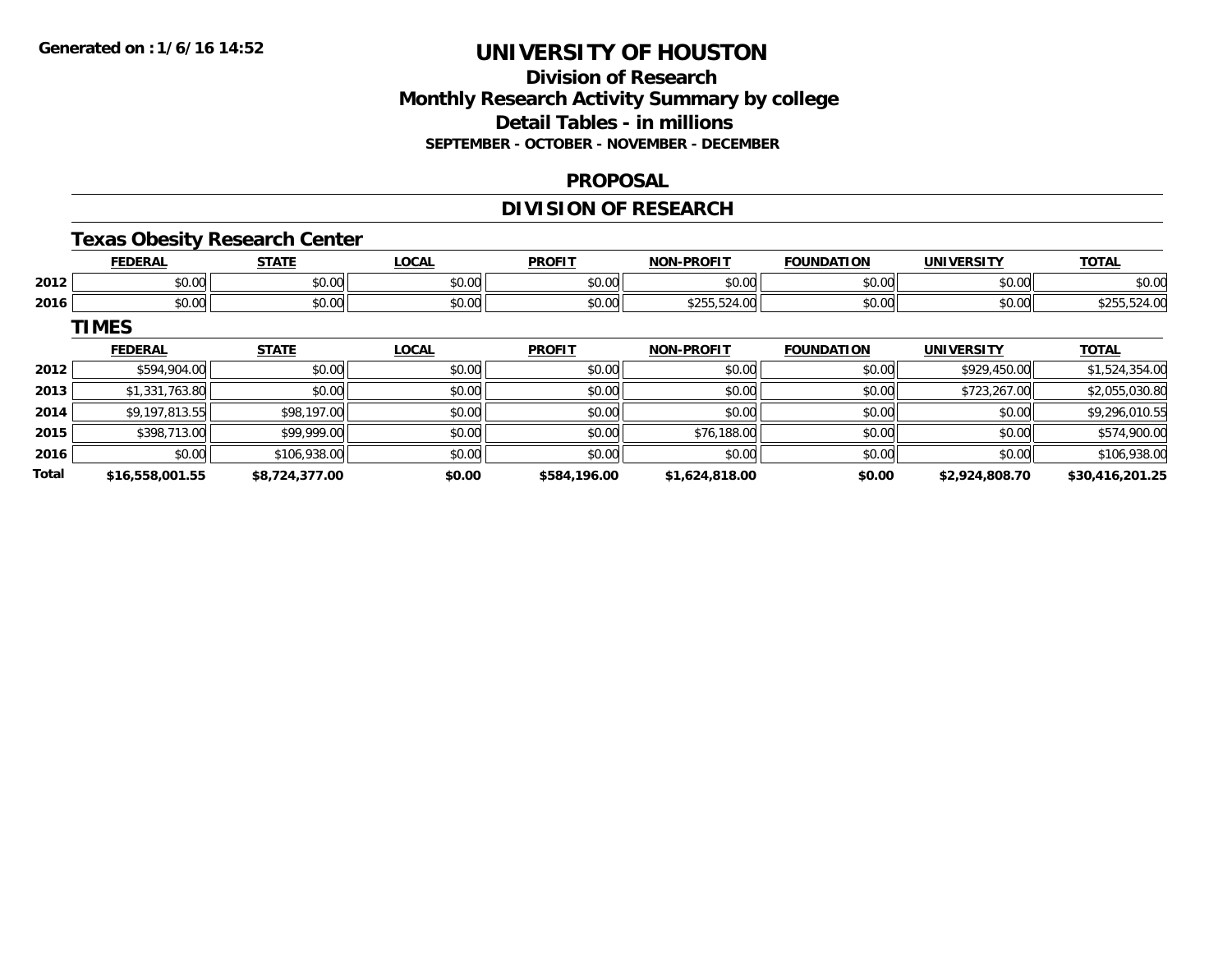# UNIVERSITY OF HOUSTON

## Division of Research

## Monthly Research Activity Summary by college

## Detail Tables - in millions

**SEPTEMBER - OCTOBER - NOVEMBER - DECEMBER**

## PROPOSAL

## DIVISION OF RESEARCH

### Texas Obesity Research Center

| | FEDERAL | STATE | LOCAL | PROFIT | NON-PROFIT | FOUNDATION | UNIVERSITY | TOTAL |
|---|---|---|---|---|---|---|---|---|
| 2012 | $0.00 | $0.00 | $0.00 | $0.00 | $0.00 | $0.00 | $0.00 | $0.00 |
| 2016 | $0.00 | $0.00 | $0.00 | $0.00 | $255,524.00 | $0.00 | $0.00 | $255,524.00 |

### TIMES

| | FEDERAL | STATE | LOCAL | PROFIT | NON-PROFIT | FOUNDATION | UNIVERSITY | TOTAL |
|---|---|---|---|---|---|---|---|---|
| 2012 | $594,904.00 | $0.00 | $0.00 | $0.00 | $0.00 | $0.00 | $929,450.00 | $1,524,354.00 |
| 2013 | $1,331,763.80 | $0.00 | $0.00 | $0.00 | $0.00 | $0.00 | $723,267.00 | $2,055,030.80 |
| 2014 | $9,197,813.55 | $98,197.00 | $0.00 | $0.00 | $0.00 | $0.00 | $0.00 | $9,296,010.55 |
| 2015 | $398,713.00 | $99,999.00 | $0.00 | $0.00 | $76,188.00 | $0.00 | $0.00 | $574,900.00 |
| 2016 | $0.00 | $106,938.00 | $0.00 | $0.00 | $0.00 | $0.00 | $0.00 | $106,938.00 |
| **Total** | **$16,558,001.55** | **$8,724,377.00** | **$0.00** | **$584,196.00** | **$1,624,818.00** | **$0.00** | **$2,924,808.70** | **$30,416,201.25** |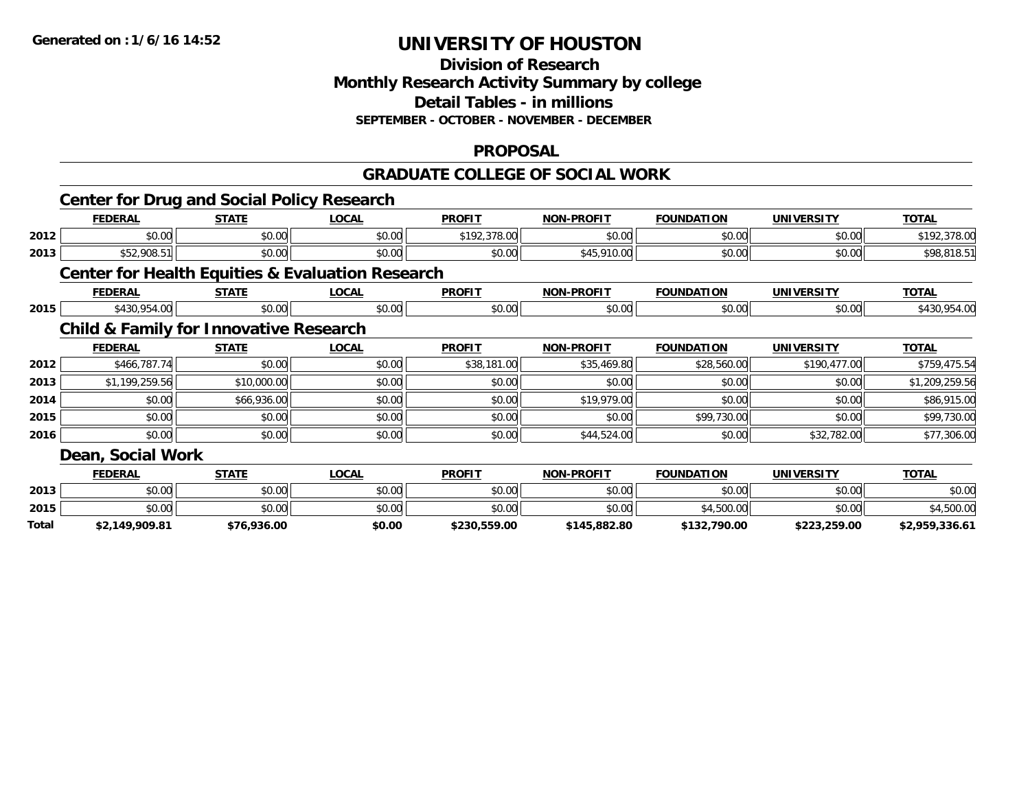# UNIVERSITY OF HOUSTON

## Division of Research
## Monthly Research Activity Summary by college
## Detail Tables - in millions
**SEPTEMBER - OCTOBER - NOVEMBER - DECEMBER**

## PROPOSAL

## GRADUATE COLLEGE OF SOCIAL WORK

### Center for Drug and Social Policy Research

| | FEDERAL | STATE | LOCAL | PROFIT | NON-PROFIT | FOUNDATION | UNIVERSITY | TOTAL |
|---|---|---|---|---|---|---|---|---|
| 2012 | $0.00 | $0.00 | $0.00 | $192,378.00 | $0.00 | $0.00 | $0.00 | $192,378.00 |
| 2013 | $52,908.51 | $0.00 | $0.00 | $0.00 | $45,910.00 | $0.00 | $0.00 | $98,818.51 |

### Center for Health Equities & Evaluation Research

| | FEDERAL | STATE | LOCAL | PROFIT | NON-PROFIT | FOUNDATION | UNIVERSITY | TOTAL |
|---|---|---|---|---|---|---|---|---|
| 2015 | $430,954.00 | $0.00 | $0.00 | $0.00 | $0.00 | $0.00 | $0.00 | $430,954.00 |

### Child & Family for Innovative Research

| | FEDERAL | STATE | LOCAL | PROFIT | NON-PROFIT | FOUNDATION | UNIVERSITY | TOTAL |
|---|---|---|---|---|---|---|---|---|
| 2012 | $466,787.74 | $0.00 | $0.00 | $38,181.00 | $35,469.80 | $28,560.00 | $190,477.00 | $759,475.54 |
| 2013 | $1,199,259.56 | $10,000.00 | $0.00 | $0.00 | $0.00 | $0.00 | $0.00 | $1,209,259.56 |
| 2014 | $0.00 | $66,936.00 | $0.00 | $0.00 | $19,979.00 | $0.00 | $0.00 | $86,915.00 |
| 2015 | $0.00 | $0.00 | $0.00 | $0.00 | $0.00 | $99,730.00 | $0.00 | $99,730.00 |
| 2016 | $0.00 | $0.00 | $0.00 | $0.00 | $44,524.00 | $0.00 | $32,782.00 | $77,306.00 |

### Dean, Social Work

| | FEDERAL | STATE | LOCAL | PROFIT | NON-PROFIT | FOUNDATION | UNIVERSITY | TOTAL |
|---|---|---|---|---|---|---|---|---|
| 2013 | $0.00 | $0.00 | $0.00 | $0.00 | $0.00 | $0.00 | $0.00 | $0.00 |
| 2015 | $0.00 | $0.00 | $0.00 | $0.00 | $0.00 | $4,500.00 | $0.00 | $4,500.00 |
| **Total** | **$2,149,909.81** | **$76,936.00** | **$0.00** | **$230,559.00** | **$145,882.80** | **$132,790.00** | **$223,259.00** | **$2,959,336.61** |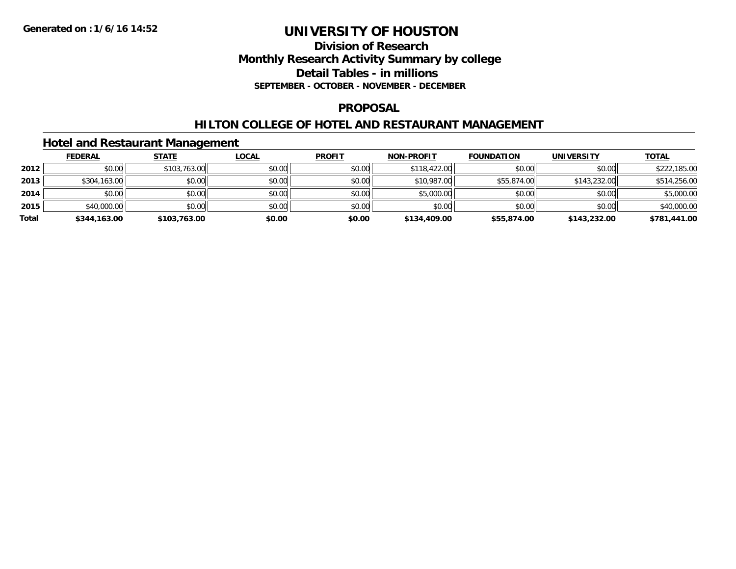# UNIVERSITY OF HOUSTON

## Division of Research
## Monthly Research Activity Summary by college
## Detail Tables - in millions

**SEPTEMBER - OCTOBER - NOVEMBER - DECEMBER**

**Generated on : 1/6/16 14:52**

## PROPOSAL

## HILTON COLLEGE OF HOTEL AND RESTAURANT MANAGEMENT

### Hotel and Restaurant Management

| | FEDERAL | STATE | LOCAL | PROFIT | NON-PROFIT | FOUNDATION | UNIVERSITY | TOTAL |
|---|---|---|---|---|---|---|---|---|
| 2012 | $0.00 | $103,763.00 | $0.00 | $0.00 | $118,422.00 | $0.00 | $0.00 | $222,185.00 |
| 2013 | $304,163.00 | $0.00 | $0.00 | $0.00 | $10,987.00 | $55,874.00 | $143,232.00 | $514,256.00 |
| 2014 | $0.00 | $0.00 | $0.00 | $0.00 | $5,000.00 | $0.00 | $0.00 | $5,000.00 |
| 2015 | $40,000.00 | $0.00 | $0.00 | $0.00 | $0.00 | $0.00 | $0.00 | $40,000.00 |
| **Total** | **$344,163.00** | **$103,763.00** | **$0.00** | **$0.00** | **$134,409.00** | **$55,874.00** | **$143,232.00** | **$781,441.00** |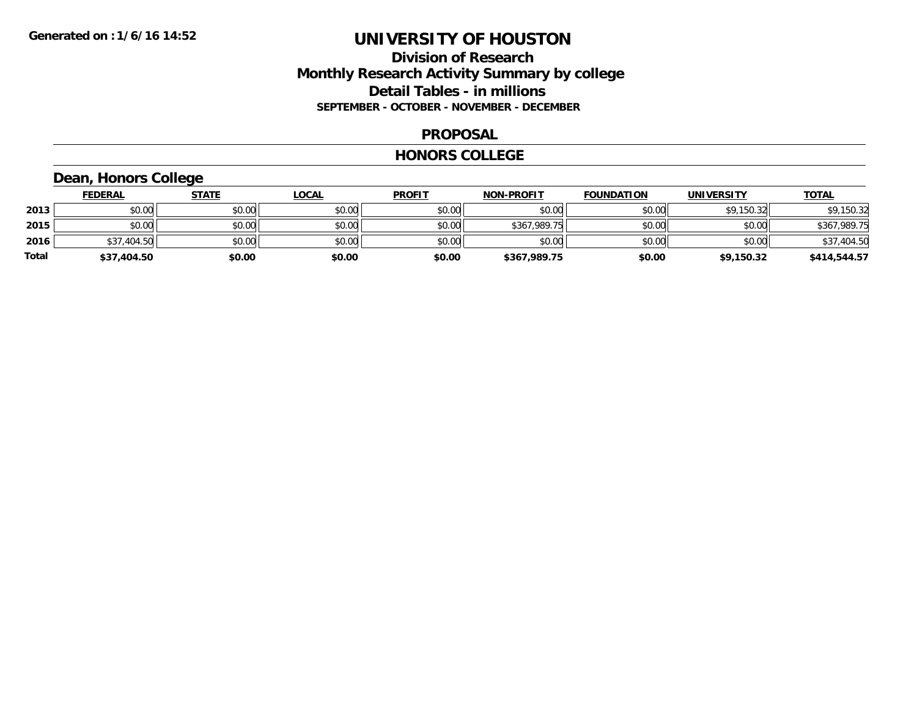# UNIVERSITY OF HOUSTON

## Division of Research
## Monthly Research Activity Summary by college
## Detail Tables - in millions
### SEPTEMBER - OCTOBER - NOVEMBER - DECEMBER

## PROPOSAL

## HONORS COLLEGE

### Dean, Honors College

| | FEDERAL | STATE | LOCAL | PROFIT | NON-PROFIT | FOUNDATION | UNIVERSITY | TOTAL |
|---|---|---|---|---|---|---|---|---|
| 2013 | $0.00 | $0.00 | $0.00 | $0.00 | $0.00 | $0.00 | $9,150.32 | $9,150.32 |
| 2015 | $0.00 | $0.00 | $0.00 | $0.00 | $367,989.75 | $0.00 | $0.00 | $367,989.75 |
| 2016 | $37,404.50 | $0.00 | $0.00 | $0.00 | $0.00 | $0.00 | $0.00 | $37,404.50 |
| **Total** | **$37,404.50** | **$0.00** | **$0.00** | **$0.00** | **$367,989.75** | **$0.00** | **$9,150.32** | **$414,544.57** |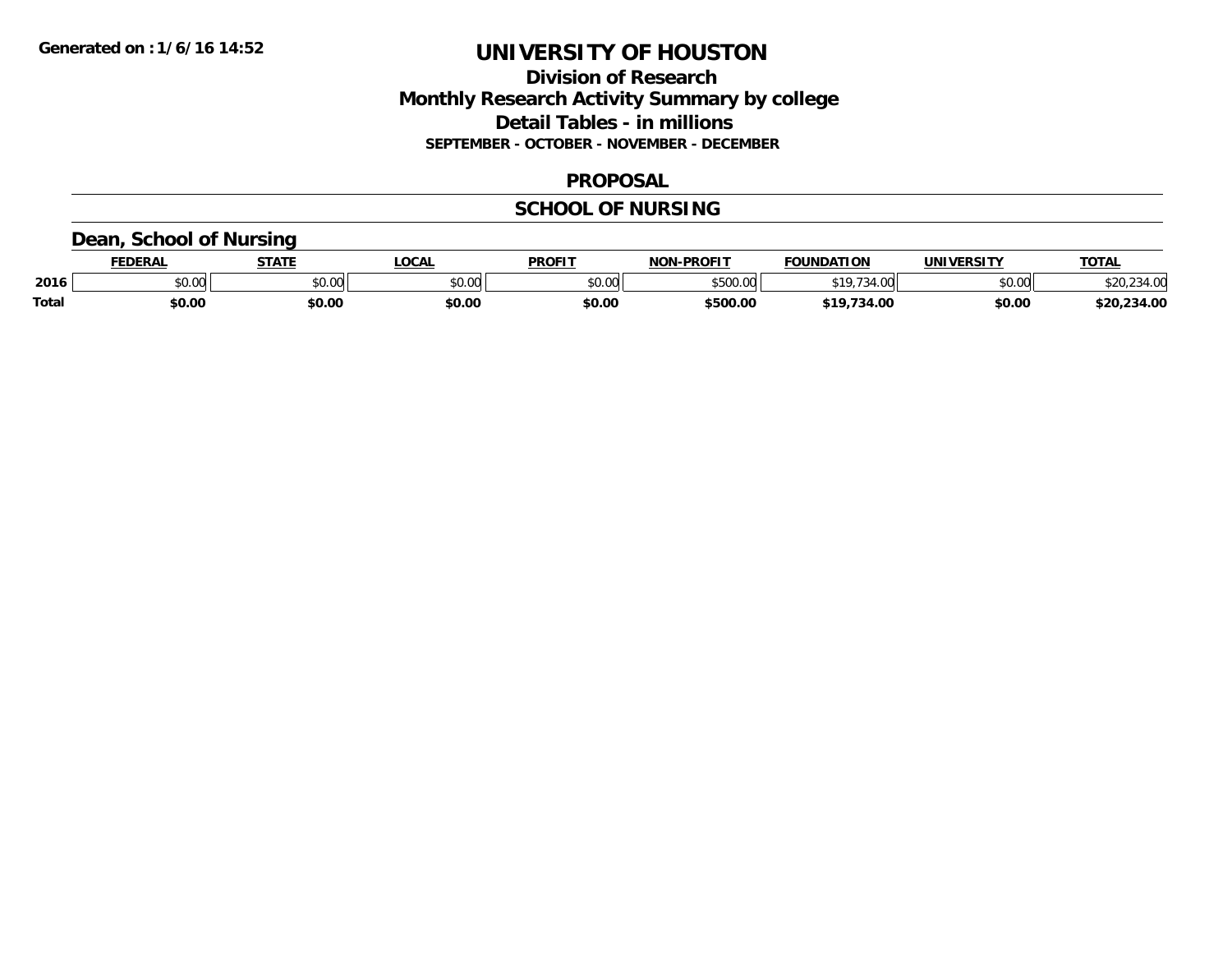Generated on :1/6/16 14:52

# UNIVERSITY OF HOUSTON

## Division of Research
## Monthly Research Activity Summary by college
## Detail Tables - in millions
### SEPTEMBER - OCTOBER - NOVEMBER - DECEMBER

## PROPOSAL

## SCHOOL OF NURSING

### Dean, School of Nursing

| | FEDERAL | STATE | LOCAL | PROFIT | NON-PROFIT | FOUNDATION | UNIVERSITY | TOTAL |
|---|---|---|---|---|---|---|---|---|
| 2016 | $0.00 | $0.00 | $0.00 | $0.00 | $500.00 | $19,734.00 | $0.00 | $20,234.00 |
| **Total** | **$0.00** | **$0.00** | **$0.00** | **$0.00** | **$500.00** | **$19,734.00** | **$0.00** | **$20,234.00** |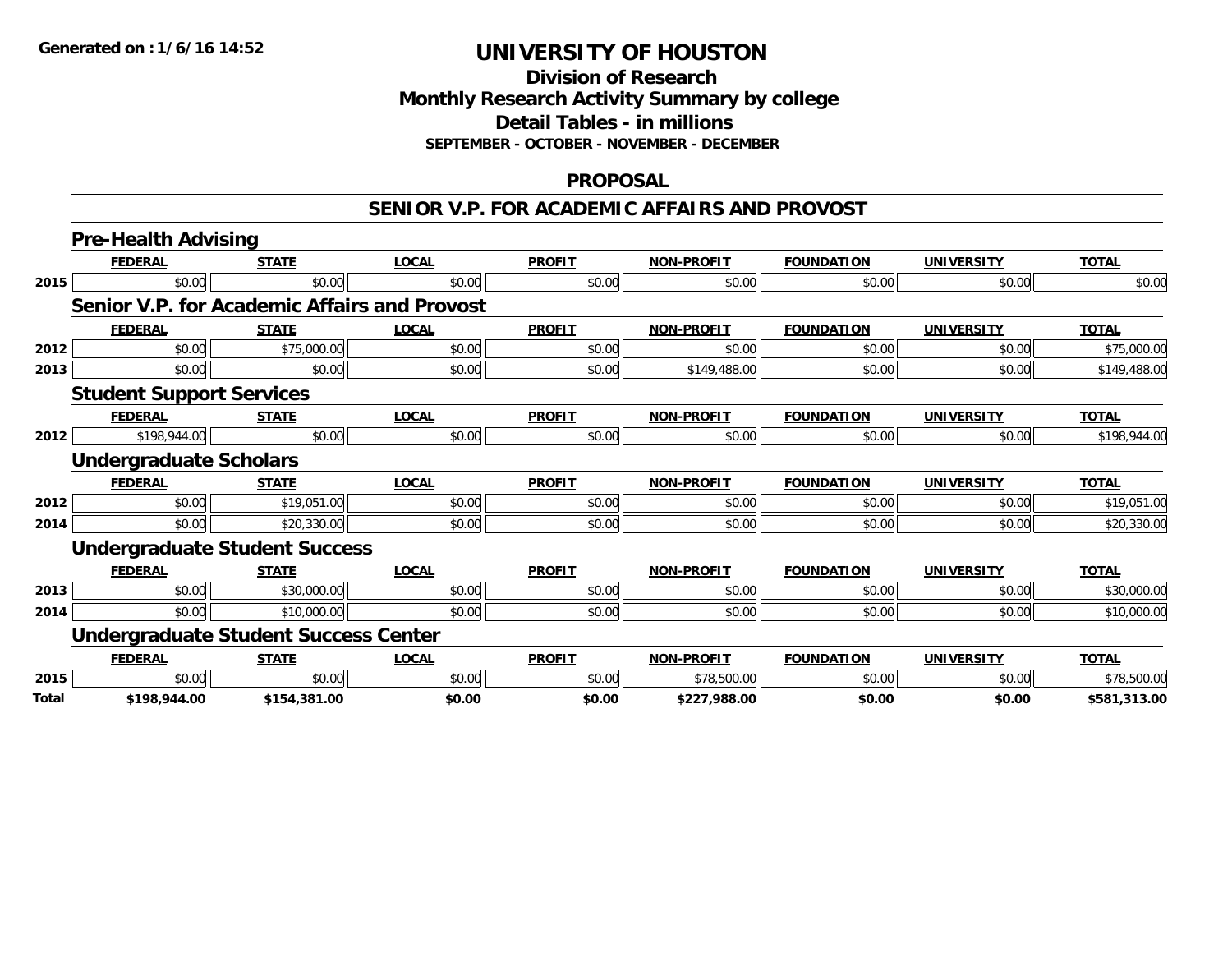**Generated on :1/6/16 14:52**

# UNIVERSITY OF HOUSTON

## Division of Research
## Monthly Research Activity Summary by college
## Detail Tables - in millions
### SEPTEMBER - OCTOBER - NOVEMBER - DECEMBER

## PROPOSAL

## SENIOR V.P. FOR ACADEMIC AFFAIRS AND PROVOST

### Pre-Health Advising

| | FEDERAL | STATE | LOCAL | PROFIT | NON-PROFIT | FOUNDATION | UNIVERSITY | TOTAL |
|---|---|---|---|---|---|---|---|---|
| 2015 | $0.00 | $0.00 | $0.00 | $0.00 | $0.00 | $0.00 | $0.00 | $0.00 |

### Senior V.P. for Academic Affairs and Provost

| | FEDERAL | STATE | LOCAL | PROFIT | NON-PROFIT | FOUNDATION | UNIVERSITY | TOTAL |
|---|---|---|---|---|---|---|---|---|
| 2012 | $0.00 | $75,000.00 | $0.00 | $0.00 | $0.00 | $0.00 | $0.00 | $75,000.00 |
| 2013 | $0.00 | $0.00 | $0.00 | $0.00 | $149,488.00 | $0.00 | $0.00 | $149,488.00 |

### Student Support Services

| | FEDERAL | STATE | LOCAL | PROFIT | NON-PROFIT | FOUNDATION | UNIVERSITY | TOTAL |
|---|---|---|---|---|---|---|---|---|
| 2012 | $198,944.00 | $0.00 | $0.00 | $0.00 | $0.00 | $0.00 | $0.00 | $198,944.00 |

### Undergraduate Scholars

| | FEDERAL | STATE | LOCAL | PROFIT | NON-PROFIT | FOUNDATION | UNIVERSITY | TOTAL |
|---|---|---|---|---|---|---|---|---|
| 2012 | $0.00 | $19,051.00 | $0.00 | $0.00 | $0.00 | $0.00 | $0.00 | $19,051.00 |
| 2014 | $0.00 | $20,330.00 | $0.00 | $0.00 | $0.00 | $0.00 | $0.00 | $20,330.00 |

### Undergraduate Student Success

| | FEDERAL | STATE | LOCAL | PROFIT | NON-PROFIT | FOUNDATION | UNIVERSITY | TOTAL |
|---|---|---|---|---|---|---|---|---|
| 2013 | $0.00 | $30,000.00 | $0.00 | $0.00 | $0.00 | $0.00 | $0.00 | $30,000.00 |
| 2014 | $0.00 | $10,000.00 | $0.00 | $0.00 | $0.00 | $0.00 | $0.00 | $10,000.00 |

### Undergraduate Student Success Center

| | FEDERAL | STATE | LOCAL | PROFIT | NON-PROFIT | FOUNDATION | UNIVERSITY | TOTAL |
|---|---|---|---|---|---|---|---|---|
| 2015 | $0.00 | $0.00 | $0.00 | $0.00 | $78,500.00 | $0.00 | $0.00 | $78,500.00 |
| **Total** | **$198,944.00** | **$154,381.00** | **$0.00** | **$0.00** | **$227,988.00** | **$0.00** | **$0.00** | **$581,313.00** |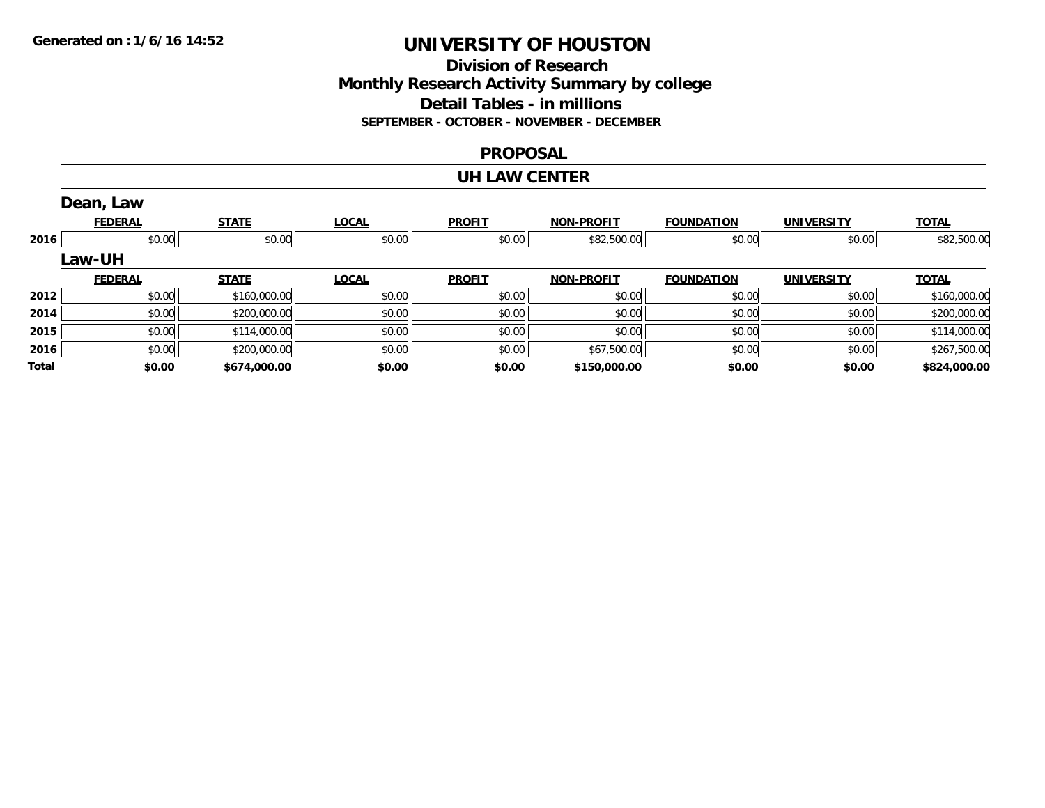# UNIVERSITY OF HOUSTON

## Division of Research
## Monthly Research Activity Summary by college
## Detail Tables - in millions

**SEPTEMBER - OCTOBER - NOVEMBER - DECEMBER**

## PROPOSAL

## UH LAW CENTER

### Dean, Law

| | FEDERAL | STATE | LOCAL | PROFIT | NON-PROFIT | FOUNDATION | UNIVERSITY | TOTAL |
|---|---|---|---|---|---|---|---|---|
| 2016 | $0.00 | $0.00 | $0.00 | $0.00 | $82,500.00 | $0.00 | $0.00 | $82,500.00 |

### Law-UH

| | FEDERAL | STATE | LOCAL | PROFIT | NON-PROFIT | FOUNDATION | UNIVERSITY | TOTAL |
|---|---|---|---|---|---|---|---|---|
| 2012 | $0.00 | $160,000.00 | $0.00 | $0.00 | $0.00 | $0.00 | $0.00 | $160,000.00 |
| 2014 | $0.00 | $200,000.00 | $0.00 | $0.00 | $0.00 | $0.00 | $0.00 | $200,000.00 |
| 2015 | $0.00 | $114,000.00 | $0.00 | $0.00 | $0.00 | $0.00 | $0.00 | $114,000.00 |
| 2016 | $0.00 | $200,000.00 | $0.00 | $0.00 | $67,500.00 | $0.00 | $0.00 | $267,500.00 |
| **Total** | **$0.00** | **$674,000.00** | **$0.00** | **$0.00** | **$150,000.00** | **$0.00** | **$0.00** | **$824,000.00** |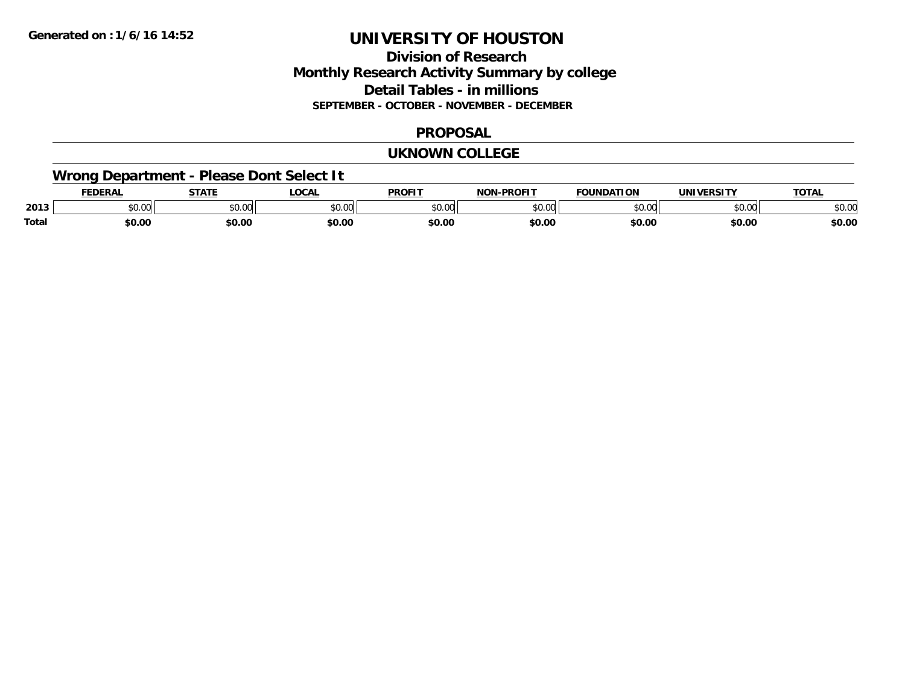Generated on :1/6/16 14:52

# UNIVERSITY OF HOUSTON

## Division of Research
## Monthly Research Activity Summary by college
## Detail Tables - in millions

**SEPTEMBER - OCTOBER - NOVEMBER - DECEMBER**

## PROPOSAL

## UKNOWN COLLEGE

### Wrong Department - Please Dont Select It

| | FEDERAL | STATE | LOCAL | PROFIT | NON-PROFIT | FOUNDATION | UNIVERSITY | TOTAL |
|---|---|---|---|---|---|---|---|---|
| 2013 | $0.00 | $0.00 | $0.00 | $0.00 | $0.00 | $0.00 | $0.00 | $0.00 |
| **Total** | **$0.00** | **$0.00** | **$0.00** | **$0.00** | **$0.00** | **$0.00** | **$0.00** | **$0.00** |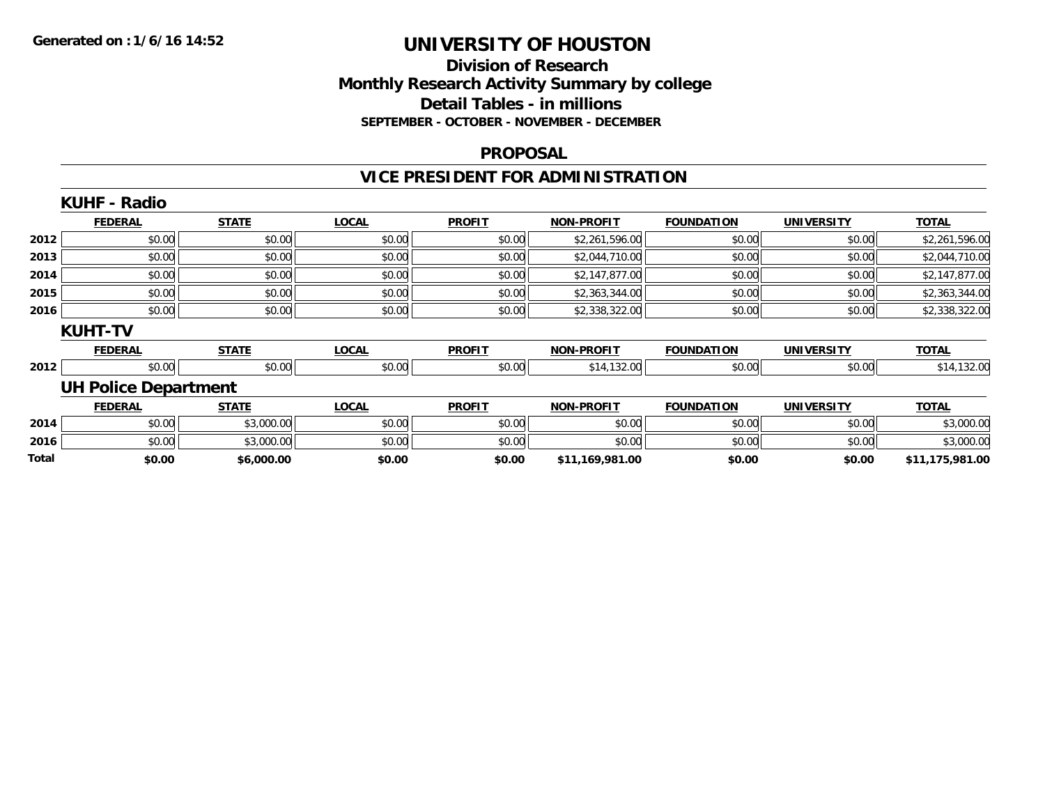Generated on :1/6/16 14:52

# UNIVERSITY OF HOUSTON

## Division of Research
## Monthly Research Activity Summary by college
## Detail Tables - in millions
### SEPTEMBER - OCTOBER - NOVEMBER - DECEMBER

## PROPOSAL

## VICE PRESIDENT FOR ADMINISTRATION

### KUHF - Radio

| | FEDERAL | STATE | LOCAL | PROFIT | NON-PROFIT | FOUNDATION | UNIVERSITY | TOTAL |
|---|---|---|---|---|---|---|---|---|
| 2012 | $0.00 | $0.00 | $0.00 | $0.00 | $2,261,596.00 | $0.00 | $0.00 | $2,261,596.00 |
| 2013 | $0.00 | $0.00 | $0.00 | $0.00 | $2,044,710.00 | $0.00 | $0.00 | $2,044,710.00 |
| 2014 | $0.00 | $0.00 | $0.00 | $0.00 | $2,147,877.00 | $0.00 | $0.00 | $2,147,877.00 |
| 2015 | $0.00 | $0.00 | $0.00 | $0.00 | $2,363,344.00 | $0.00 | $0.00 | $2,363,344.00 |
| 2016 | $0.00 | $0.00 | $0.00 | $0.00 | $2,338,322.00 | $0.00 | $0.00 | $2,338,322.00 |

### KUHT-TV

| | FEDERAL | STATE | LOCAL | PROFIT | NON-PROFIT | FOUNDATION | UNIVERSITY | TOTAL |
|---|---|---|---|---|---|---|---|---|
| 2012 | $0.00 | $0.00 | $0.00 | $0.00 | $14,132.00 | $0.00 | $0.00 | $14,132.00 |

### UH Police Department

| | FEDERAL | STATE | LOCAL | PROFIT | NON-PROFIT | FOUNDATION | UNIVERSITY | TOTAL |
|---|---|---|---|---|---|---|---|---|
| 2014 | $0.00 | $3,000.00 | $0.00 | $0.00 | $0.00 | $0.00 | $0.00 | $3,000.00 |
| 2016 | $0.00 | $3,000.00 | $0.00 | $0.00 | $0.00 | $0.00 | $0.00 | $3,000.00 |
| **Total** | **$0.00** | **$6,000.00** | **$0.00** | **$0.00** | **$11,169,981.00** | **$0.00** | **$0.00** | **$11,175,981.00** |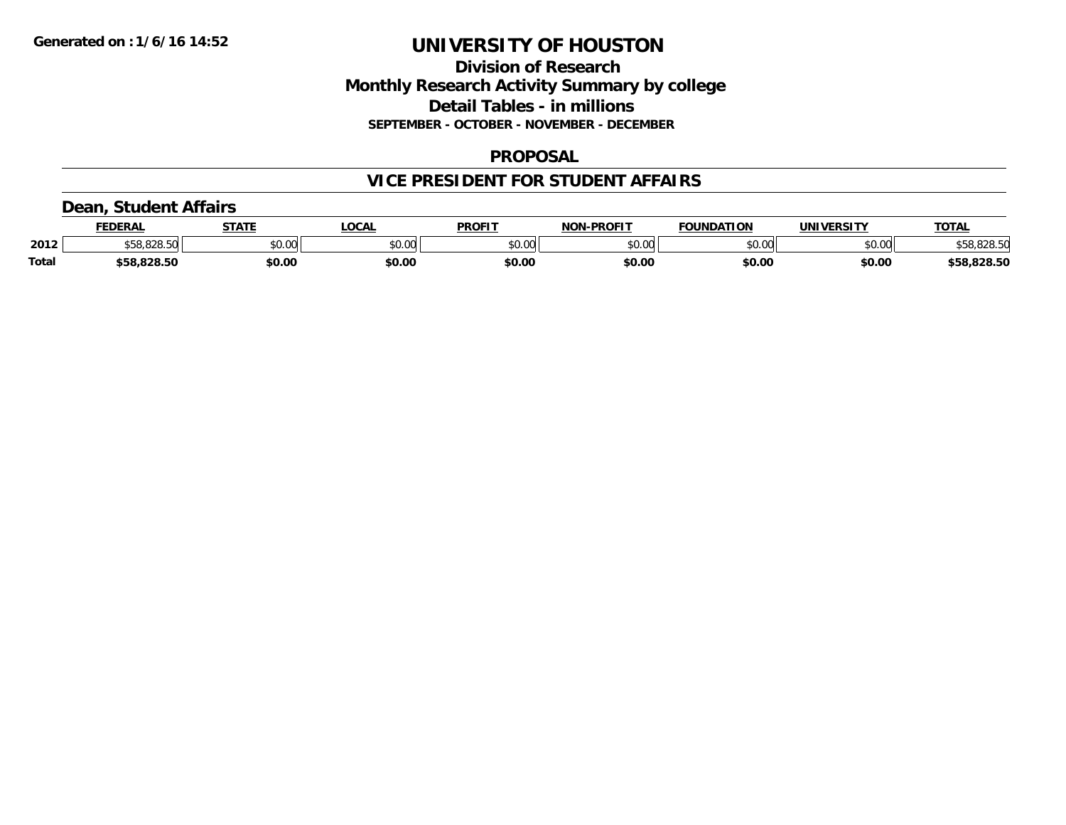# UNIVERSITY OF HOUSTON

## Division of Research

## Monthly Research Activity Summary by college

## Detail Tables - in millions

**SEPTEMBER - OCTOBER - NOVEMBER - DECEMBER**

**Generated on : 1/6/16 14:52**

### PROPOSAL

### VICE PRESIDENT FOR STUDENT AFFAIRS

#### Dean, Student Affairs

| | FEDERAL | STATE | LOCAL | PROFIT | NON-PROFIT | FOUNDATION | UNIVERSITY | TOTAL |
|---|---|---|---|---|---|---|---|---|
| 2012 | $58,828.50 | $0.00 | $0.00 | $0.00 | $0.00 | $0.00 | $0.00 | $58,828.50 |
| **Total** | **$58,828.50** | **$0.00** | **$0.00** | **$0.00** | **$0.00** | **$0.00** | **$0.00** | **$58,828.50** |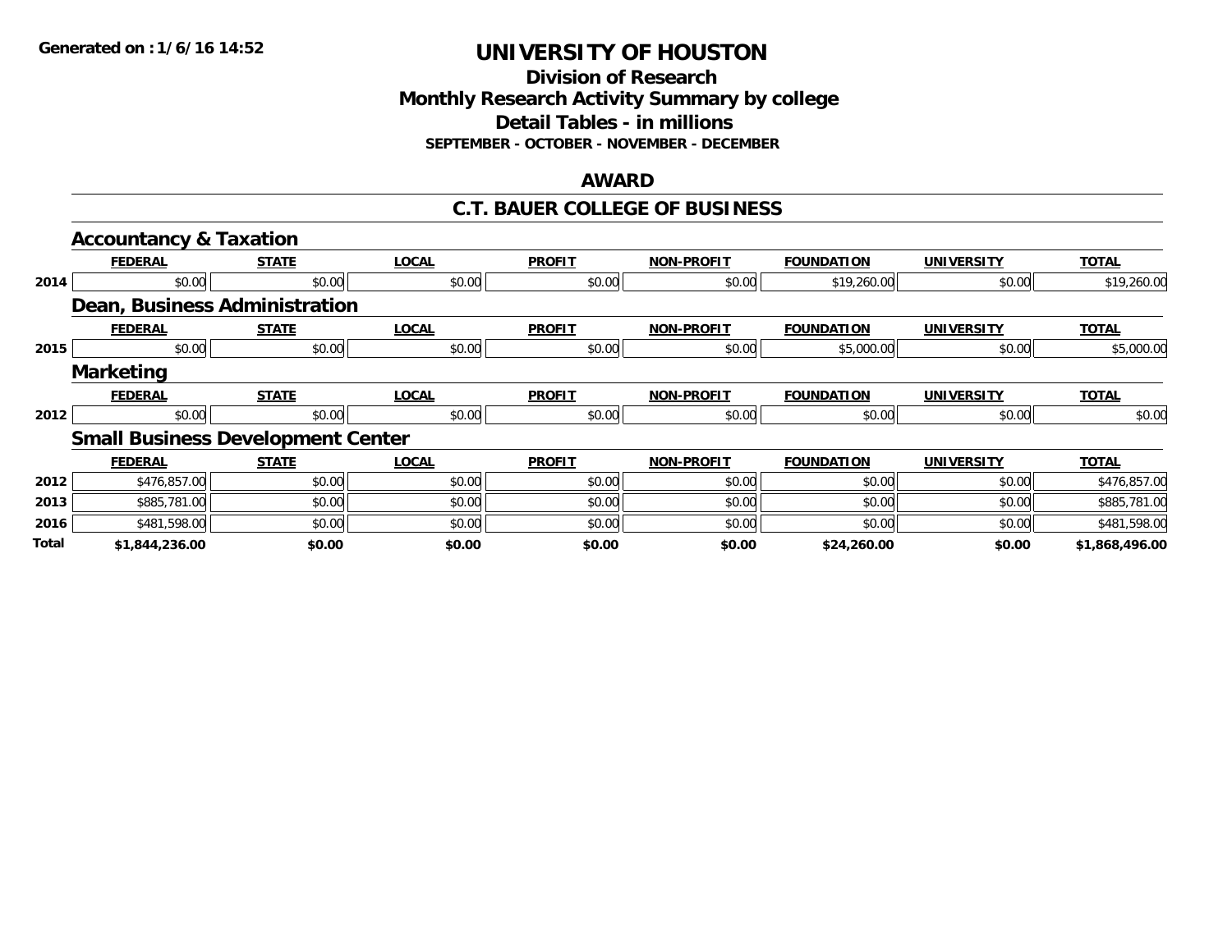**Generated on :1/6/16 14:52**

# UNIVERSITY OF HOUSTON

## Division of Research
## Monthly Research Activity Summary by college
## Detail Tables - in millions
### SEPTEMBER - OCTOBER - NOVEMBER - DECEMBER

## AWARD

## C.T. BAUER COLLEGE OF BUSINESS

### Accountancy & Taxation

| | FEDERAL | STATE | LOCAL | PROFIT | NON-PROFIT | FOUNDATION | UNIVERSITY | TOTAL |
|---|---|---|---|---|---|---|---|---|
| 2014 | $0.00 | $0.00 | $0.00 | $0.00 | $0.00 | $19,260.00 | $0.00 | $19,260.00 |

### Dean, Business Administration

| | FEDERAL | STATE | LOCAL | PROFIT | NON-PROFIT | FOUNDATION | UNIVERSITY | TOTAL |
|---|---|---|---|---|---|---|---|---|
| 2015 | $0.00 | $0.00 | $0.00 | $0.00 | $0.00 | $5,000.00 | $0.00 | $5,000.00 |

### Marketing

| | FEDERAL | STATE | LOCAL | PROFIT | NON-PROFIT | FOUNDATION | UNIVERSITY | TOTAL |
|---|---|---|---|---|---|---|---|---|
| 2012 | $0.00 | $0.00 | $0.00 | $0.00 | $0.00 | $0.00 | $0.00 | $0.00 |

### Small Business Development Center

| | FEDERAL | STATE | LOCAL | PROFIT | NON-PROFIT | FOUNDATION | UNIVERSITY | TOTAL |
|---|---|---|---|---|---|---|---|---|
| 2012 | $476,857.00 | $0.00 | $0.00 | $0.00 | $0.00 | $0.00 | $0.00 | $476,857.00 |
| 2013 | $885,781.00 | $0.00 | $0.00 | $0.00 | $0.00 | $0.00 | $0.00 | $885,781.00 |
| 2016 | $481,598.00 | $0.00 | $0.00 | $0.00 | $0.00 | $0.00 | $0.00 | $481,598.00 |
| **Total** | **$1,844,236.00** | **$0.00** | **$0.00** | **$0.00** | **$0.00** | **$24,260.00** | **$0.00** | **$1,868,496.00** |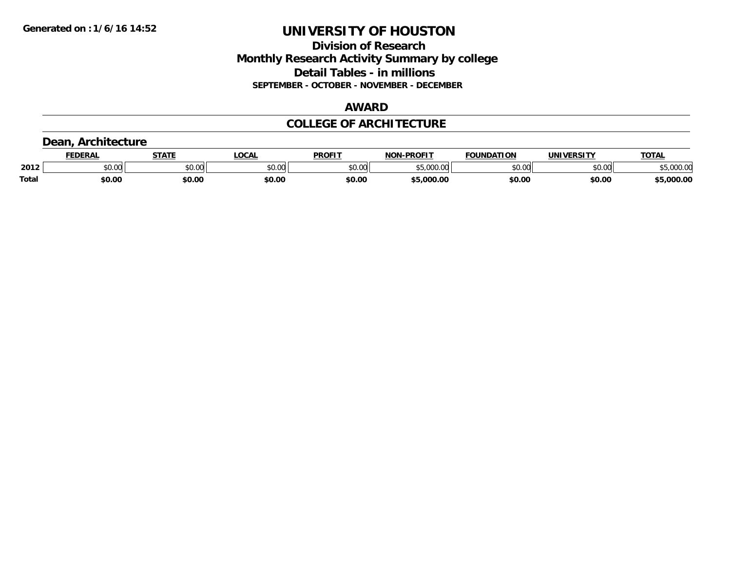Generated on :1/6/16 14:52

# UNIVERSITY OF HOUSTON

## Division of Research

## Monthly Research Activity Summary by college

## Detail Tables - in millions

**SEPTEMBER - OCTOBER - NOVEMBER - DECEMBER**

### AWARD

### COLLEGE OF ARCHITECTURE

### Dean, Architecture

| | FEDERAL | STATE | LOCAL | PROFIT | NON-PROFIT | FOUNDATION | UNIVERSITY | TOTAL |
|---|---|---|---|---|---|---|---|---|
| 2012 | $0.00 | $0.00 | $0.00 | $0.00 | $5,000.00 | $0.00 | $0.00 | $5,000.00 |
| **Total** | **$0.00** | **$0.00** | **$0.00** | **$0.00** | **$5,000.00** | **$0.00** | **$0.00** | **$5,000.00** |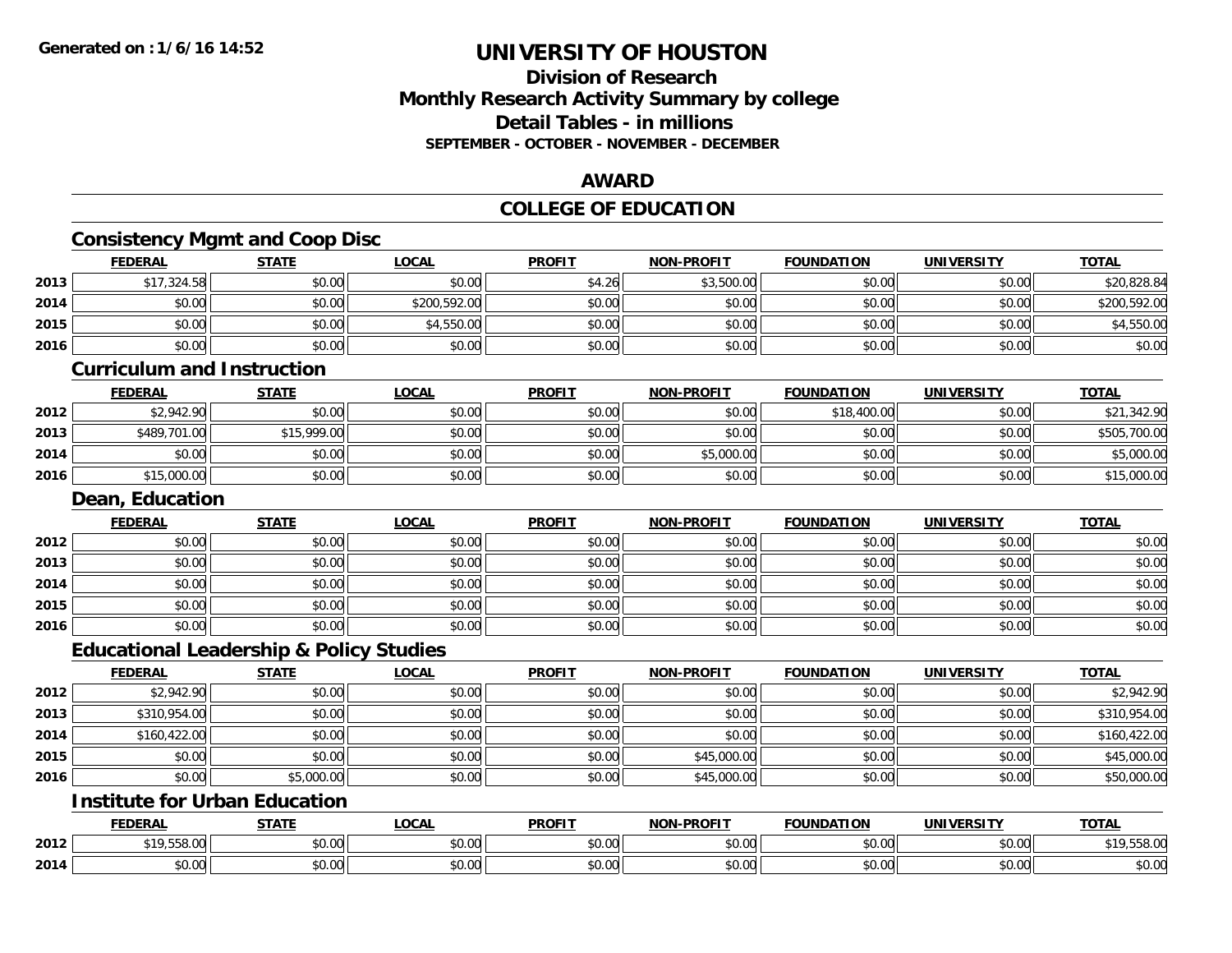# UNIVERSITY OF HOUSTON

## Division of Research
## Monthly Research Activity Summary by college
## Detail Tables - in millions
### SEPTEMBER - OCTOBER - NOVEMBER - DECEMBER

Generated on : 1/6/16 14:52

## AWARD

## COLLEGE OF EDUCATION

### Consistency Mgmt and Coop Disc

| | FEDERAL | STATE | LOCAL | PROFIT | NON-PROFIT | FOUNDATION | UNIVERSITY | TOTAL |
|---|---|---|---|---|---|---|---|---|
| 2013 | $17,324.58 | $0.00 | $0.00 | $4.26 | $3,500.00 | $0.00 | $0.00 | $20,828.84 |
| 2014 | $0.00 | $0.00 | $200,592.00 | $0.00 | $0.00 | $0.00 | $0.00 | $200,592.00 |
| 2015 | $0.00 | $0.00 | $4,550.00 | $0.00 | $0.00 | $0.00 | $0.00 | $4,550.00 |
| 2016 | $0.00 | $0.00 | $0.00 | $0.00 | $0.00 | $0.00 | $0.00 | $0.00 |

### Curriculum and Instruction

| | FEDERAL | STATE | LOCAL | PROFIT | NON-PROFIT | FOUNDATION | UNIVERSITY | TOTAL |
|---|---|---|---|---|---|---|---|---|
| 2012 | $2,942.90 | $0.00 | $0.00 | $0.00 | $0.00 | $18,400.00 | $0.00 | $21,342.90 |
| 2013 | $489,701.00 | $15,999.00 | $0.00 | $0.00 | $0.00 | $0.00 | $0.00 | $505,700.00 |
| 2014 | $0.00 | $0.00 | $0.00 | $0.00 | $5,000.00 | $0.00 | $0.00 | $5,000.00 |
| 2016 | $15,000.00 | $0.00 | $0.00 | $0.00 | $0.00 | $0.00 | $0.00 | $15,000.00 |

### Dean, Education

| | FEDERAL | STATE | LOCAL | PROFIT | NON-PROFIT | FOUNDATION | UNIVERSITY | TOTAL |
|---|---|---|---|---|---|---|---|---|
| 2012 | $0.00 | $0.00 | $0.00 | $0.00 | $0.00 | $0.00 | $0.00 | $0.00 |
| 2013 | $0.00 | $0.00 | $0.00 | $0.00 | $0.00 | $0.00 | $0.00 | $0.00 |
| 2014 | $0.00 | $0.00 | $0.00 | $0.00 | $0.00 | $0.00 | $0.00 | $0.00 |
| 2015 | $0.00 | $0.00 | $0.00 | $0.00 | $0.00 | $0.00 | $0.00 | $0.00 |
| 2016 | $0.00 | $0.00 | $0.00 | $0.00 | $0.00 | $0.00 | $0.00 | $0.00 |

### Educational Leadership & Policy Studies

| | FEDERAL | STATE | LOCAL | PROFIT | NON-PROFIT | FOUNDATION | UNIVERSITY | TOTAL |
|---|---|---|---|---|---|---|---|---|
| 2012 | $2,942.90 | $0.00 | $0.00 | $0.00 | $0.00 | $0.00 | $0.00 | $2,942.90 |
| 2013 | $310,954.00 | $0.00 | $0.00 | $0.00 | $0.00 | $0.00 | $0.00 | $310,954.00 |
| 2014 | $160,422.00 | $0.00 | $0.00 | $0.00 | $0.00 | $0.00 | $0.00 | $160,422.00 |
| 2015 | $0.00 | $0.00 | $0.00 | $0.00 | $45,000.00 | $0.00 | $0.00 | $45,000.00 |
| 2016 | $0.00 | $5,000.00 | $0.00 | $0.00 | $45,000.00 | $0.00 | $0.00 | $50,000.00 |

### Institute for Urban Education

| | FEDERAL | STATE | LOCAL | PROFIT | NON-PROFIT | FOUNDATION | UNIVERSITY | TOTAL |
|---|---|---|---|---|---|---|---|---|
| 2012 | $19,558.00 | $0.00 | $0.00 | $0.00 | $0.00 | $0.00 | $0.00 | $19,558.00 |
| 2014 | $0.00 | $0.00 | $0.00 | $0.00 | $0.00 | $0.00 | $0.00 | $0.00 |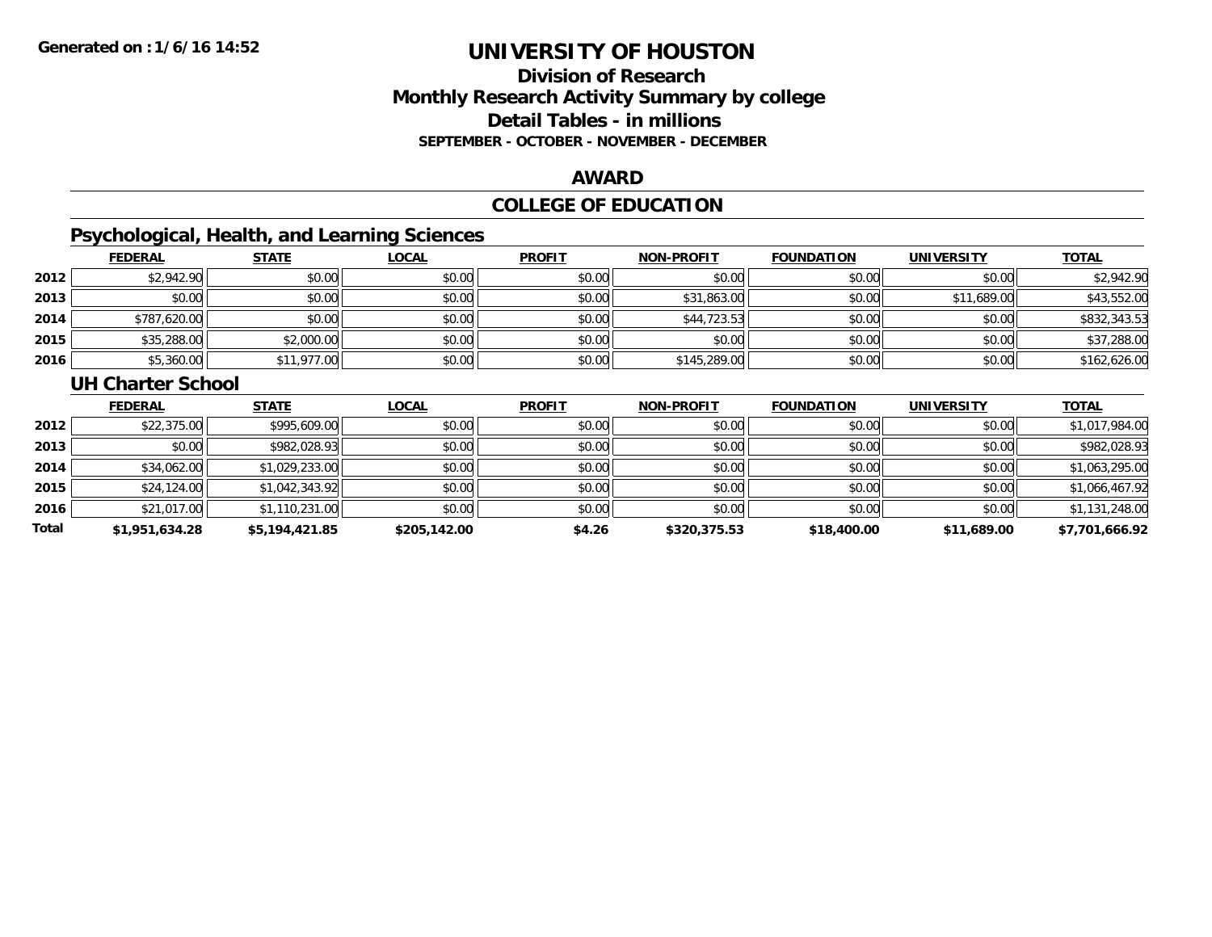# UNIVERSITY OF HOUSTON

## Division of Research
## Monthly Research Activity Summary by college
## Detail Tables - in millions
### SEPTEMBER - OCTOBER - NOVEMBER - DECEMBER

**Generated on : 1/6/16 14:52**

## AWARD

## COLLEGE OF EDUCATION

### Psychological, Health, and Learning Sciences

| | FEDERAL | STATE | LOCAL | PROFIT | NON-PROFIT | FOUNDATION | UNIVERSITY | TOTAL |
|---|---|---|---|---|---|---|---|---|
| 2012 | $2,942.90 | $0.00 | $0.00 | $0.00 | $0.00 | $0.00 | $0.00 | $2,942.90 |
| 2013 | $0.00 | $0.00 | $0.00 | $0.00 | $31,863.00 | $0.00 | $11,689.00 | $43,552.00 |
| 2014 | $787,620.00 | $0.00 | $0.00 | $0.00 | $44,723.53 | $0.00 | $0.00 | $832,343.53 |
| 2015 | $35,288.00 | $2,000.00 | $0.00 | $0.00 | $0.00 | $0.00 | $0.00 | $37,288.00 |
| 2016 | $5,360.00 | $11,977.00 | $0.00 | $0.00 | $145,289.00 | $0.00 | $0.00 | $162,626.00 |

### UH Charter School

| | FEDERAL | STATE | LOCAL | PROFIT | NON-PROFIT | FOUNDATION | UNIVERSITY | TOTAL |
|---|---|---|---|---|---|---|---|---|
| 2012 | $22,375.00 | $995,609.00 | $0.00 | $0.00 | $0.00 | $0.00 | $0.00 | $1,017,984.00 |
| 2013 | $0.00 | $982,028.93 | $0.00 | $0.00 | $0.00 | $0.00 | $0.00 | $982,028.93 |
| 2014 | $34,062.00 | $1,029,233.00 | $0.00 | $0.00 | $0.00 | $0.00 | $0.00 | $1,063,295.00 |
| 2015 | $24,124.00 | $1,042,343.92 | $0.00 | $0.00 | $0.00 | $0.00 | $0.00 | $1,066,467.92 |
| 2016 | $21,017.00 | $1,110,231.00 | $0.00 | $0.00 | $0.00 | $0.00 | $0.00 | $1,131,248.00 |
| **Total** | **$1,951,634.28** | **$5,194,421.85** | **$205,142.00** | **$4.26** | **$320,375.53** | **$18,400.00** | **$11,689.00** | **$7,701,666.92** |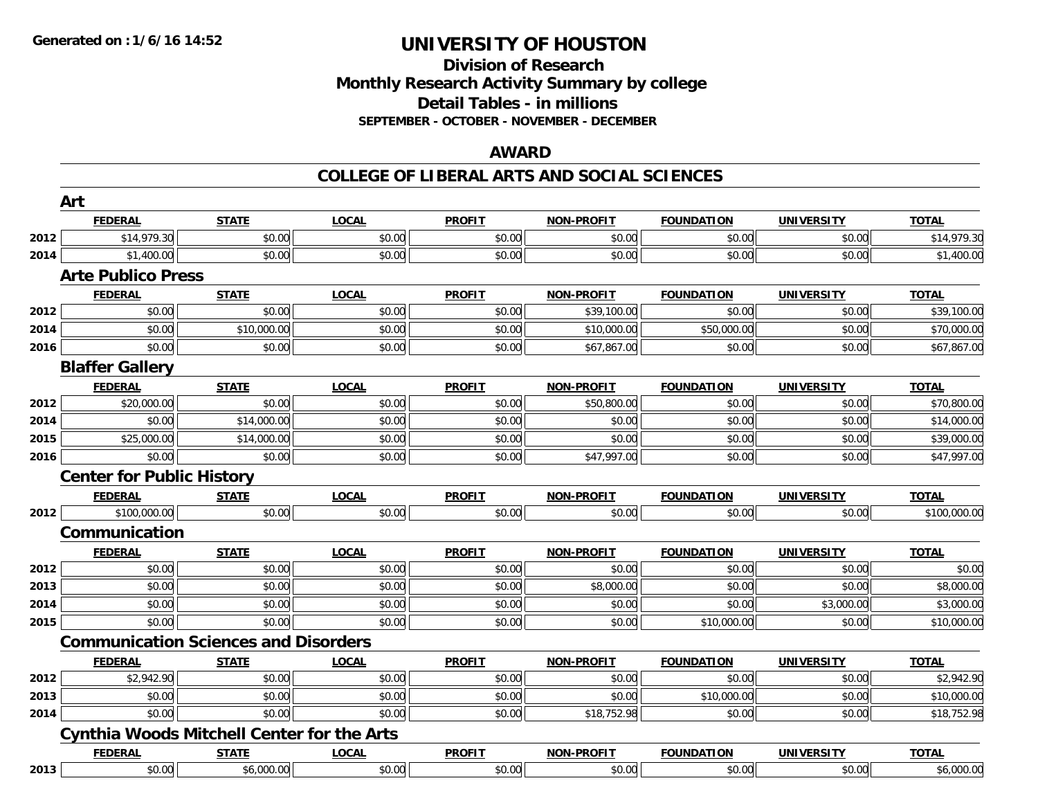# UNIVERSITY OF HOUSTON

## Division of Research
## Monthly Research Activity Summary by college
## Detail Tables - in millions
### SEPTEMBER - OCTOBER - NOVEMBER - DECEMBER

## AWARD

## COLLEGE OF LIBERAL ARTS AND SOCIAL SCIENCES

### Art

| | FEDERAL | STATE | LOCAL | PROFIT | NON-PROFIT | FOUNDATION | UNIVERSITY | TOTAL |
|---|---|---|---|---|---|---|---|---|
| 2012 | $14,979.30 | $0.00 | $0.00 | $0.00 | $0.00 | $0.00 | $0.00 | $14,979.30 |
| 2014 | $1,400.00 | $0.00 | $0.00 | $0.00 | $0.00 | $0.00 | $0.00 | $1,400.00 |

### Arte Publico Press

| | FEDERAL | STATE | LOCAL | PROFIT | NON-PROFIT | FOUNDATION | UNIVERSITY | TOTAL |
|---|---|---|---|---|---|---|---|---|
| 2012 | $0.00 | $0.00 | $0.00 | $0.00 | $39,100.00 | $0.00 | $0.00 | $39,100.00 |
| 2014 | $0.00 | $10,000.00 | $0.00 | $0.00 | $10,000.00 | $50,000.00 | $0.00 | $70,000.00 |
| 2016 | $0.00 | $0.00 | $0.00 | $0.00 | $67,867.00 | $0.00 | $0.00 | $67,867.00 |

### Blaffer Gallery

| | FEDERAL | STATE | LOCAL | PROFIT | NON-PROFIT | FOUNDATION | UNIVERSITY | TOTAL |
|---|---|---|---|---|---|---|---|---|
| 2012 | $20,000.00 | $0.00 | $0.00 | $0.00 | $50,800.00 | $0.00 | $0.00 | $70,800.00 |
| 2014 | $0.00 | $14,000.00 | $0.00 | $0.00 | $0.00 | $0.00 | $0.00 | $14,000.00 |
| 2015 | $25,000.00 | $14,000.00 | $0.00 | $0.00 | $0.00 | $0.00 | $0.00 | $39,000.00 |
| 2016 | $0.00 | $0.00 | $0.00 | $0.00 | $47,997.00 | $0.00 | $0.00 | $47,997.00 |

### Center for Public History

| | FEDERAL | STATE | LOCAL | PROFIT | NON-PROFIT | FOUNDATION | UNIVERSITY | TOTAL |
|---|---|---|---|---|---|---|---|---|
| 2012 | $100,000.00 | $0.00 | $0.00 | $0.00 | $0.00 | $0.00 | $0.00 | $100,000.00 |

### Communication

| | FEDERAL | STATE | LOCAL | PROFIT | NON-PROFIT | FOUNDATION | UNIVERSITY | TOTAL |
|---|---|---|---|---|---|---|---|---|
| 2012 | $0.00 | $0.00 | $0.00 | $0.00 | $0.00 | $0.00 | $0.00 | $0.00 |
| 2013 | $0.00 | $0.00 | $0.00 | $0.00 | $8,000.00 | $0.00 | $0.00 | $8,000.00 |
| 2014 | $0.00 | $0.00 | $0.00 | $0.00 | $0.00 | $0.00 | $3,000.00 | $3,000.00 |
| 2015 | $0.00 | $0.00 | $0.00 | $0.00 | $0.00 | $10,000.00 | $0.00 | $10,000.00 |

### Communication Sciences and Disorders

| | FEDERAL | STATE | LOCAL | PROFIT | NON-PROFIT | FOUNDATION | UNIVERSITY | TOTAL |
|---|---|---|---|---|---|---|---|---|
| 2012 | $2,942.90 | $0.00 | $0.00 | $0.00 | $0.00 | $0.00 | $0.00 | $2,942.90 |
| 2013 | $0.00 | $0.00 | $0.00 | $0.00 | $0.00 | $10,000.00 | $0.00 | $10,000.00 |
| 2014 | $0.00 | $0.00 | $0.00 | $0.00 | $18,752.98 | $0.00 | $0.00 | $18,752.98 |

### Cynthia Woods Mitchell Center for the Arts

| | FEDERAL | STATE | LOCAL | PROFIT | NON-PROFIT | FOUNDATION | UNIVERSITY | TOTAL |
|---|---|---|---|---|---|---|---|---|
| 2013 | $0.00 | $6,000.00 | $0.00 | $0.00 | $0.00 | $0.00 | $0.00 | $6,000.00 |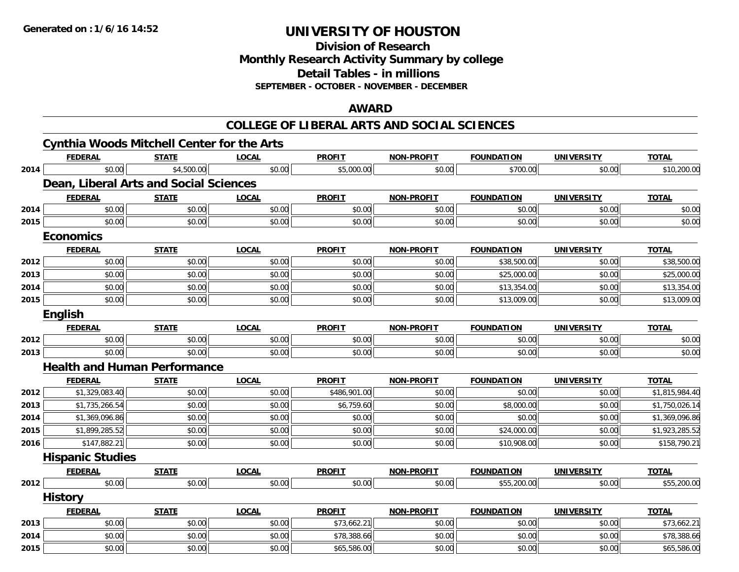# UNIVERSITY OF HOUSTON

## Division of Research
## Monthly Research Activity Summary by college
## Detail Tables - in millions
### SEPTEMBER - OCTOBER - NOVEMBER - DECEMBER

## AWARD

## COLLEGE OF LIBERAL ARTS AND SOCIAL SCIENCES

### Cynthia Woods Mitchell Center for the Arts

| | FEDERAL | STATE | LOCAL | PROFIT | NON-PROFIT | FOUNDATION | UNIVERSITY | TOTAL |
|---|---|---|---|---|---|---|---|---|
| 2014 | $0.00 | $4,500.00 | $0.00 | $5,000.00 | $0.00 | $700.00 | $0.00 | $10,200.00 |

### Dean, Liberal Arts and Social Sciences

| | FEDERAL | STATE | LOCAL | PROFIT | NON-PROFIT | FOUNDATION | UNIVERSITY | TOTAL |
|---|---|---|---|---|---|---|---|---|
| 2014 | $0.00 | $0.00 | $0.00 | $0.00 | $0.00 | $0.00 | $0.00 | $0.00 |
| 2015 | $0.00 | $0.00 | $0.00 | $0.00 | $0.00 | $0.00 | $0.00 | $0.00 |

### Economics

| | FEDERAL | STATE | LOCAL | PROFIT | NON-PROFIT | FOUNDATION | UNIVERSITY | TOTAL |
|---|---|---|---|---|---|---|---|---|
| 2012 | $0.00 | $0.00 | $0.00 | $0.00 | $0.00 | $38,500.00 | $0.00 | $38,500.00 |
| 2013 | $0.00 | $0.00 | $0.00 | $0.00 | $0.00 | $25,000.00 | $0.00 | $25,000.00 |
| 2014 | $0.00 | $0.00 | $0.00 | $0.00 | $0.00 | $13,354.00 | $0.00 | $13,354.00 |
| 2015 | $0.00 | $0.00 | $0.00 | $0.00 | $0.00 | $13,009.00 | $0.00 | $13,009.00 |

### English

| | FEDERAL | STATE | LOCAL | PROFIT | NON-PROFIT | FOUNDATION | UNIVERSITY | TOTAL |
|---|---|---|---|---|---|---|---|---|
| 2012 | $0.00 | $0.00 | $0.00 | $0.00 | $0.00 | $0.00 | $0.00 | $0.00 |
| 2013 | $0.00 | $0.00 | $0.00 | $0.00 | $0.00 | $0.00 | $0.00 | $0.00 |

### Health and Human Performance

| | FEDERAL | STATE | LOCAL | PROFIT | NON-PROFIT | FOUNDATION | UNIVERSITY | TOTAL |
|---|---|---|---|---|---|---|---|---|
| 2012 | $1,329,083.40 | $0.00 | $0.00 | $486,901.00 | $0.00 | $0.00 | $0.00 | $1,815,984.40 |
| 2013 | $1,735,266.54 | $0.00 | $0.00 | $6,759.60 | $0.00 | $8,000.00 | $0.00 | $1,750,026.14 |
| 2014 | $1,369,096.86 | $0.00 | $0.00 | $0.00 | $0.00 | $0.00 | $0.00 | $1,369,096.86 |
| 2015 | $1,899,285.52 | $0.00 | $0.00 | $0.00 | $0.00 | $24,000.00 | $0.00 | $1,923,285.52 |
| 2016 | $147,882.21 | $0.00 | $0.00 | $0.00 | $0.00 | $10,908.00 | $0.00 | $158,790.21 |

### Hispanic Studies

| | FEDERAL | STATE | LOCAL | PROFIT | NON-PROFIT | FOUNDATION | UNIVERSITY | TOTAL |
|---|---|---|---|---|---|---|---|---|
| 2012 | $0.00 | $0.00 | $0.00 | $0.00 | $0.00 | $55,200.00 | $0.00 | $55,200.00 |

### History

| | FEDERAL | STATE | LOCAL | PROFIT | NON-PROFIT | FOUNDATION | UNIVERSITY | TOTAL |
|---|---|---|---|---|---|---|---|---|
| 2013 | $0.00 | $0.00 | $0.00 | $73,662.21 | $0.00 | $0.00 | $0.00 | $73,662.21 |
| 2014 | $0.00 | $0.00 | $0.00 | $78,388.66 | $0.00 | $0.00 | $0.00 | $78,388.66 |
| 2015 | $0.00 | $0.00 | $0.00 | $65,586.00 | $0.00 | $0.00 | $0.00 | $65,586.00 |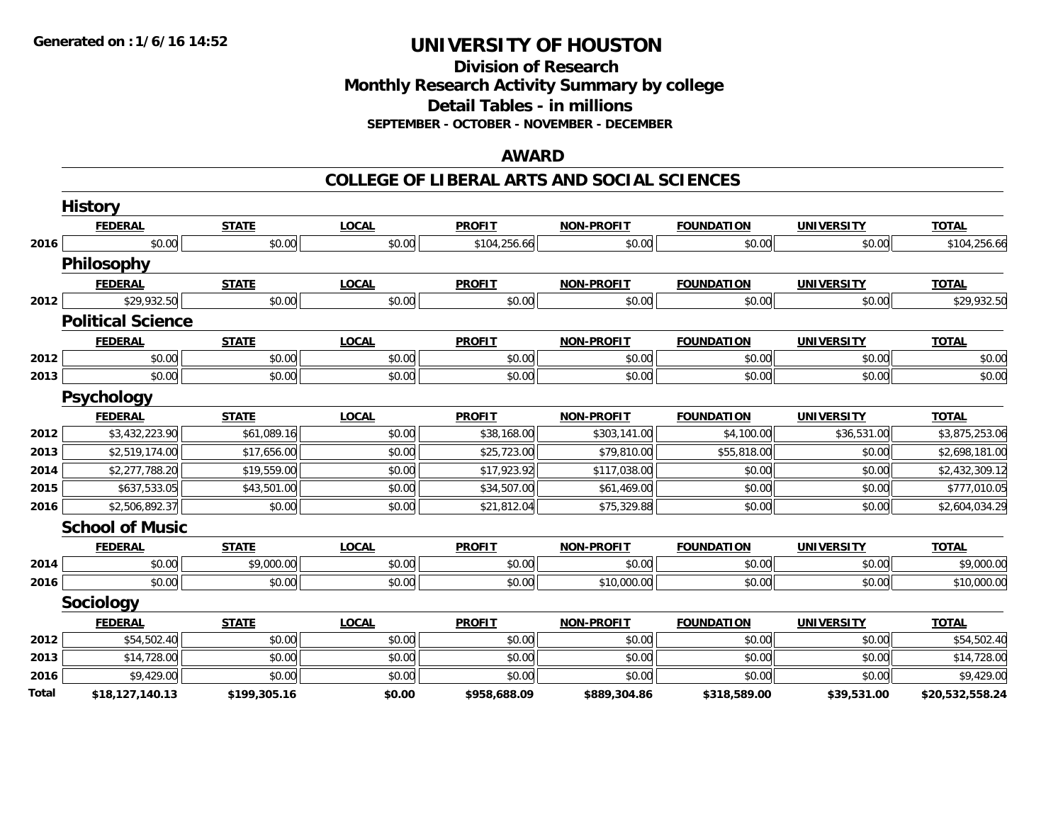# UNIVERSITY OF HOUSTON

## Division of Research
## Monthly Research Activity Summary by college
## Detail Tables - in millions
### SEPTEMBER - OCTOBER - NOVEMBER - DECEMBER

Generated on : 1/6/16 14:52

## AWARD

## COLLEGE OF LIBERAL ARTS AND SOCIAL SCIENCES

### History

| | FEDERAL | STATE | LOCAL | PROFIT | NON-PROFIT | FOUNDATION | UNIVERSITY | TOTAL |
|---|---|---|---|---|---|---|---|---|
| 2016 | $0.00 | $0.00 | $0.00 | $104,256.66 | $0.00 | $0.00 | $0.00 | $104,256.66 |

### Philosophy

| | FEDERAL | STATE | LOCAL | PROFIT | NON-PROFIT | FOUNDATION | UNIVERSITY | TOTAL |
|---|---|---|---|---|---|---|---|---|
| 2012 | $29,932.50 | $0.00 | $0.00 | $0.00 | $0.00 | $0.00 | $0.00 | $29,932.50 |

### Political Science

| | FEDERAL | STATE | LOCAL | PROFIT | NON-PROFIT | FOUNDATION | UNIVERSITY | TOTAL |
|---|---|---|---|---|---|---|---|---|
| 2012 | $0.00 | $0.00 | $0.00 | $0.00 | $0.00 | $0.00 | $0.00 | $0.00 |
| 2013 | $0.00 | $0.00 | $0.00 | $0.00 | $0.00 | $0.00 | $0.00 | $0.00 |

### Psychology

| | FEDERAL | STATE | LOCAL | PROFIT | NON-PROFIT | FOUNDATION | UNIVERSITY | TOTAL |
|---|---|---|---|---|---|---|---|---|
| 2012 | $3,432,223.90 | $61,089.16 | $0.00 | $38,168.00 | $303,141.00 | $4,100.00 | $36,531.00 | $3,875,253.06 |
| 2013 | $2,519,174.00 | $17,656.00 | $0.00 | $25,723.00 | $79,810.00 | $55,818.00 | $0.00 | $2,698,181.00 |
| 2014 | $2,277,788.20 | $19,559.00 | $0.00 | $17,923.92 | $117,038.00 | $0.00 | $0.00 | $2,432,309.12 |
| 2015 | $637,533.05 | $43,501.00 | $0.00 | $34,507.00 | $61,469.00 | $0.00 | $0.00 | $777,010.05 |
| 2016 | $2,506,892.37 | $0.00 | $0.00 | $21,812.04 | $75,329.88 | $0.00 | $0.00 | $2,604,034.29 |

### School of Music

| | FEDERAL | STATE | LOCAL | PROFIT | NON-PROFIT | FOUNDATION | UNIVERSITY | TOTAL |
|---|---|---|---|---|---|---|---|---|
| 2014 | $0.00 | $9,000.00 | $0.00 | $0.00 | $0.00 | $0.00 | $0.00 | $9,000.00 |
| 2016 | $0.00 | $0.00 | $0.00 | $0.00 | $10,000.00 | $0.00 | $0.00 | $10,000.00 |

### Sociology

| | FEDERAL | STATE | LOCAL | PROFIT | NON-PROFIT | FOUNDATION | UNIVERSITY | TOTAL |
|---|---|---|---|---|---|---|---|---|
| 2012 | $54,502.40 | $0.00 | $0.00 | $0.00 | $0.00 | $0.00 | $0.00 | $54,502.40 |
| 2013 | $14,728.00 | $0.00 | $0.00 | $0.00 | $0.00 | $0.00 | $0.00 | $14,728.00 |
| 2016 | $9,429.00 | $0.00 | $0.00 | $0.00 | $0.00 | $0.00 | $0.00 | $9,429.00 |
| **Total** | **$18,127,140.13** | **$199,305.16** | **$0.00** | **$958,688.09** | **$889,304.86** | **$318,589.00** | **$39,531.00** | **$20,532,558.24** |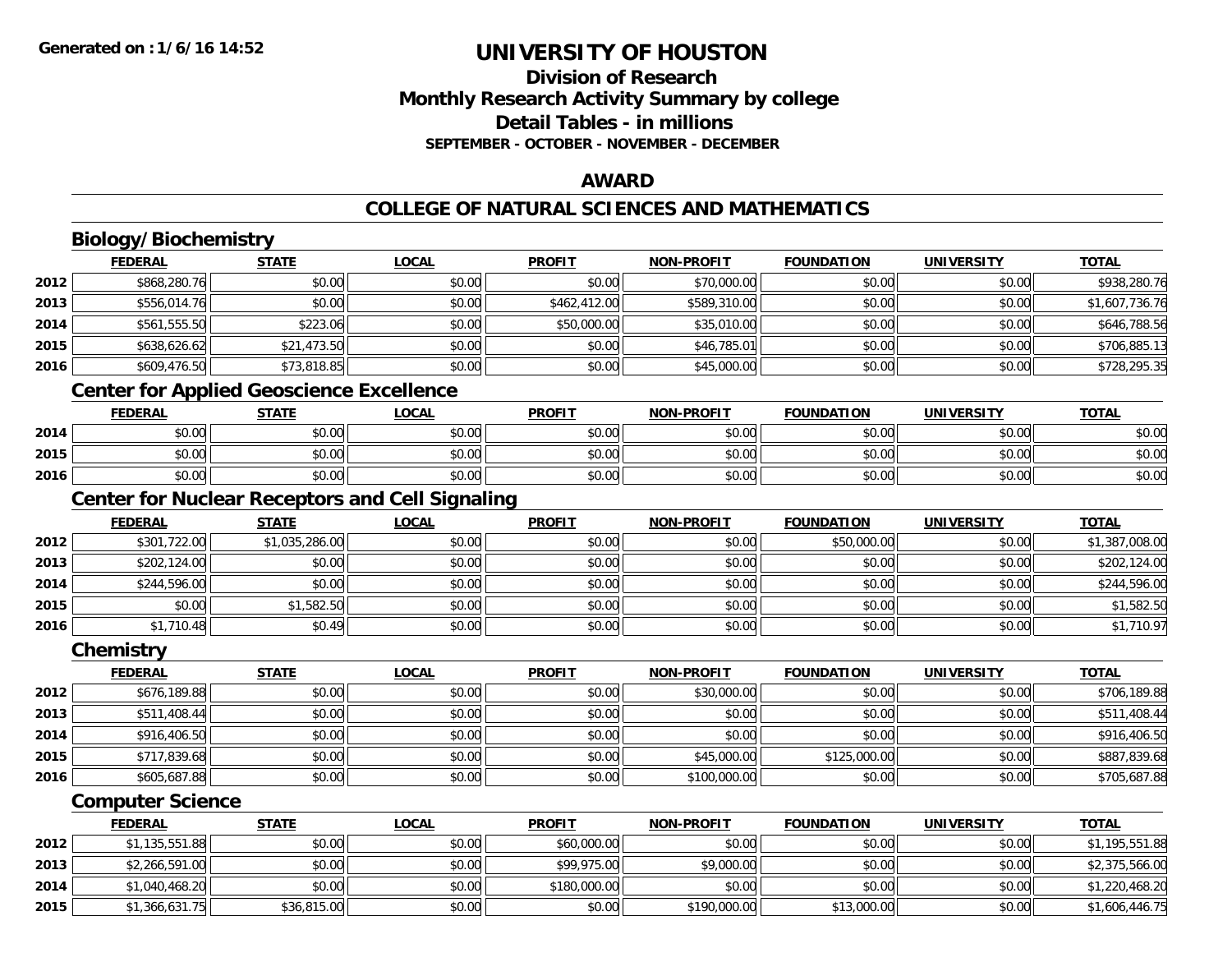# UNIVERSITY OF HOUSTON

## Division of Research
## Monthly Research Activity Summary by college
## Detail Tables - in millions
**SEPTEMBER - OCTOBER - NOVEMBER - DECEMBER**

### AWARD

### COLLEGE OF NATURAL SCIENCES AND MATHEMATICS

#### Biology/Biochemistry

| | FEDERAL | STATE | LOCAL | PROFIT | NON-PROFIT | FOUNDATION | UNIVERSITY | TOTAL |
|---|---|---|---|---|---|---|---|---|
| 2012 | $868,280.76 | $0.00 | $0.00 | $0.00 | $70,000.00 | $0.00 | $0.00 | $938,280.76 |
| 2013 | $556,014.76 | $0.00 | $0.00 | $462,412.00 | $589,310.00 | $0.00 | $0.00 | $1,607,736.76 |
| 2014 | $561,555.50 | $223.06 | $0.00 | $50,000.00 | $35,010.00 | $0.00 | $0.00 | $646,788.56 |
| 2015 | $638,626.62 | $21,473.50 | $0.00 | $0.00 | $46,785.01 | $0.00 | $0.00 | $706,885.13 |
| 2016 | $609,476.50 | $73,818.85 | $0.00 | $0.00 | $45,000.00 | $0.00 | $0.00 | $728,295.35 |

#### Center for Applied Geoscience Excellence

| | FEDERAL | STATE | LOCAL | PROFIT | NON-PROFIT | FOUNDATION | UNIVERSITY | TOTAL |
|---|---|---|---|---|---|---|---|---|
| 2014 | $0.00 | $0.00 | $0.00 | $0.00 | $0.00 | $0.00 | $0.00 | $0.00 |
| 2015 | $0.00 | $0.00 | $0.00 | $0.00 | $0.00 | $0.00 | $0.00 | $0.00 |
| 2016 | $0.00 | $0.00 | $0.00 | $0.00 | $0.00 | $0.00 | $0.00 | $0.00 |

#### Center for Nuclear Receptors and Cell Signaling

| | FEDERAL | STATE | LOCAL | PROFIT | NON-PROFIT | FOUNDATION | UNIVERSITY | TOTAL |
|---|---|---|---|---|---|---|---|---|
| 2012 | $301,722.00 | $1,035,286.00 | $0.00 | $0.00 | $0.00 | $50,000.00 | $0.00 | $1,387,008.00 |
| 2013 | $202,124.00 | $0.00 | $0.00 | $0.00 | $0.00 | $0.00 | $0.00 | $202,124.00 |
| 2014 | $244,596.00 | $0.00 | $0.00 | $0.00 | $0.00 | $0.00 | $0.00 | $244,596.00 |
| 2015 | $0.00 | $1,582.50 | $0.00 | $0.00 | $0.00 | $0.00 | $0.00 | $1,582.50 |
| 2016 | $1,710.48 | $0.49 | $0.00 | $0.00 | $0.00 | $0.00 | $0.00 | $1,710.97 |

#### Chemistry

| | FEDERAL | STATE | LOCAL | PROFIT | NON-PROFIT | FOUNDATION | UNIVERSITY | TOTAL |
|---|---|---|---|---|---|---|---|---|
| 2012 | $676,189.88 | $0.00 | $0.00 | $0.00 | $30,000.00 | $0.00 | $0.00 | $706,189.88 |
| 2013 | $511,408.44 | $0.00 | $0.00 | $0.00 | $0.00 | $0.00 | $0.00 | $511,408.44 |
| 2014 | $916,406.50 | $0.00 | $0.00 | $0.00 | $0.00 | $0.00 | $0.00 | $916,406.50 |
| 2015 | $717,839.68 | $0.00 | $0.00 | $0.00 | $45,000.00 | $125,000.00 | $0.00 | $887,839.68 |
| 2016 | $605,687.88 | $0.00 | $0.00 | $0.00 | $100,000.00 | $0.00 | $0.00 | $705,687.88 |

#### Computer Science

| | FEDERAL | STATE | LOCAL | PROFIT | NON-PROFIT | FOUNDATION | UNIVERSITY | TOTAL |
|---|---|---|---|---|---|---|---|---|
| 2012 | $1,135,551.88 | $0.00 | $0.00 | $60,000.00 | $0.00 | $0.00 | $0.00 | $1,195,551.88 |
| 2013 | $2,266,591.00 | $0.00 | $0.00 | $99,975.00 | $9,000.00 | $0.00 | $0.00 | $2,375,566.00 |
| 2014 | $1,040,468.20 | $0.00 | $0.00 | $180,000.00 | $0.00 | $0.00 | $0.00 | $1,220,468.20 |
| 2015 | $1,366,631.75 | $36,815.00 | $0.00 | $0.00 | $190,000.00 | $13,000.00 | $0.00 | $1,606,446.75 |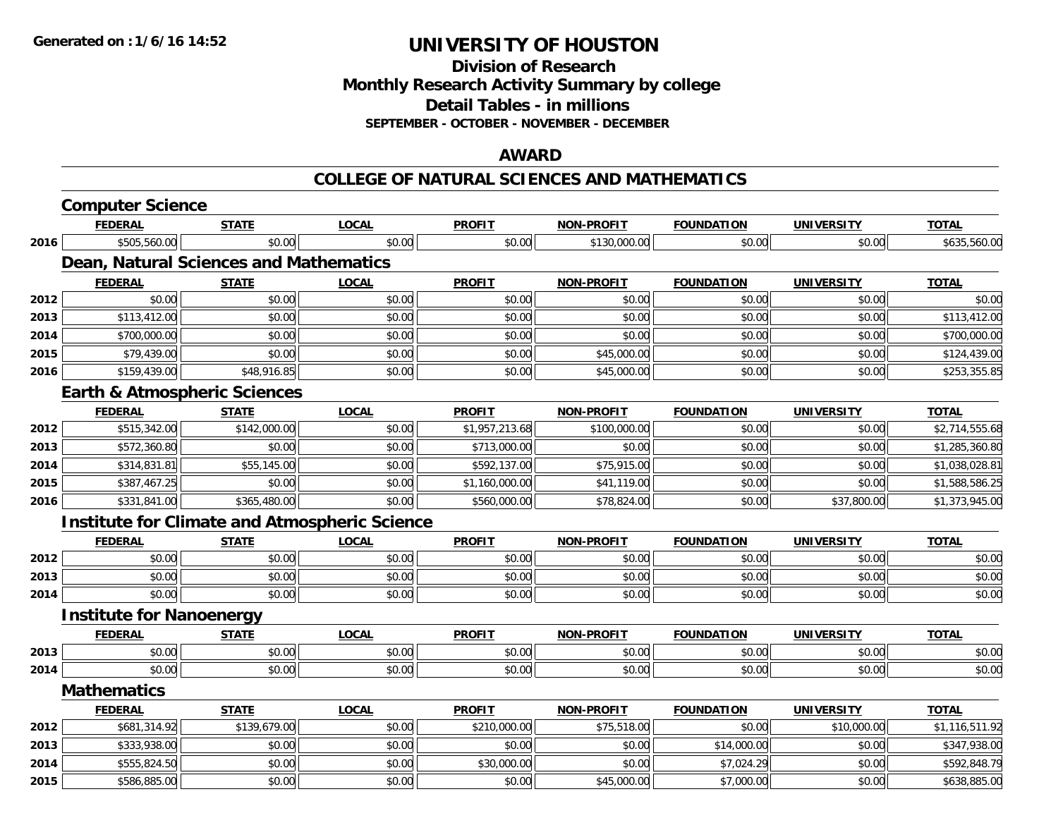# UNIVERSITY OF HOUSTON

## Division of Research
## Monthly Research Activity Summary by college
## Detail Tables - in millions
### SEPTEMBER - OCTOBER - NOVEMBER - DECEMBER

## AWARD

## COLLEGE OF NATURAL SCIENCES AND MATHEMATICS

### Computer Science

| | FEDERAL | STATE | LOCAL | PROFIT | NON-PROFIT | FOUNDATION | UNIVERSITY | TOTAL |
|---|---|---|---|---|---|---|---|---|
| 2016 | $505,560.00 | $0.00 | $0.00 | $0.00 | $130,000.00 | $0.00 | $0.00 | $635,560.00 |

### Dean, Natural Sciences and Mathematics

| | FEDERAL | STATE | LOCAL | PROFIT | NON-PROFIT | FOUNDATION | UNIVERSITY | TOTAL |
|---|---|---|---|---|---|---|---|---|
| 2012 | $0.00 | $0.00 | $0.00 | $0.00 | $0.00 | $0.00 | $0.00 | $0.00 |
| 2013 | $113,412.00 | $0.00 | $0.00 | $0.00 | $0.00 | $0.00 | $0.00 | $113,412.00 |
| 2014 | $700,000.00 | $0.00 | $0.00 | $0.00 | $0.00 | $0.00 | $0.00 | $700,000.00 |
| 2015 | $79,439.00 | $0.00 | $0.00 | $0.00 | $45,000.00 | $0.00 | $0.00 | $124,439.00 |
| 2016 | $159,439.00 | $48,916.85 | $0.00 | $0.00 | $45,000.00 | $0.00 | $0.00 | $253,355.85 |

### Earth & Atmospheric Sciences

| | FEDERAL | STATE | LOCAL | PROFIT | NON-PROFIT | FOUNDATION | UNIVERSITY | TOTAL |
|---|---|---|---|---|---|---|---|---|
| 2012 | $515,342.00 | $142,000.00 | $0.00 | $1,957,213.68 | $100,000.00 | $0.00 | $0.00 | $2,714,555.68 |
| 2013 | $572,360.80 | $0.00 | $0.00 | $713,000.00 | $0.00 | $0.00 | $0.00 | $1,285,360.80 |
| 2014 | $314,831.81 | $55,145.00 | $0.00 | $592,137.00 | $75,915.00 | $0.00 | $0.00 | $1,038,028.81 |
| 2015 | $387,467.25 | $0.00 | $0.00 | $1,160,000.00 | $41,119.00 | $0.00 | $0.00 | $1,588,586.25 |
| 2016 | $331,841.00 | $365,480.00 | $0.00 | $560,000.00 | $78,824.00 | $0.00 | $37,800.00 | $1,373,945.00 |

### Institute for Climate and Atmospheric Science

| | FEDERAL | STATE | LOCAL | PROFIT | NON-PROFIT | FOUNDATION | UNIVERSITY | TOTAL |
|---|---|---|---|---|---|---|---|---|
| 2012 | $0.00 | $0.00 | $0.00 | $0.00 | $0.00 | $0.00 | $0.00 | $0.00 |
| 2013 | $0.00 | $0.00 | $0.00 | $0.00 | $0.00 | $0.00 | $0.00 | $0.00 |
| 2014 | $0.00 | $0.00 | $0.00 | $0.00 | $0.00 | $0.00 | $0.00 | $0.00 |

### Institute for Nanoenergy

| | FEDERAL | STATE | LOCAL | PROFIT | NON-PROFIT | FOUNDATION | UNIVERSITY | TOTAL |
|---|---|---|---|---|---|---|---|---|
| 2013 | $0.00 | $0.00 | $0.00 | $0.00 | $0.00 | $0.00 | $0.00 | $0.00 |
| 2014 | $0.00 | $0.00 | $0.00 | $0.00 | $0.00 | $0.00 | $0.00 | $0.00 |

### Mathematics

| | FEDERAL | STATE | LOCAL | PROFIT | NON-PROFIT | FOUNDATION | UNIVERSITY | TOTAL |
|---|---|---|---|---|---|---|---|---|
| 2012 | $681,314.92 | $139,679.00 | $0.00 | $210,000.00 | $75,518.00 | $0.00 | $10,000.00 | $1,116,511.92 |
| 2013 | $333,938.00 | $0.00 | $0.00 | $0.00 | $0.00 | $14,000.00 | $0.00 | $347,938.00 |
| 2014 | $555,824.50 | $0.00 | $0.00 | $30,000.00 | $0.00 | $7,024.29 | $0.00 | $592,848.79 |
| 2015 | $586,885.00 | $0.00 | $0.00 | $0.00 | $45,000.00 | $7,000.00 | $0.00 | $638,885.00 |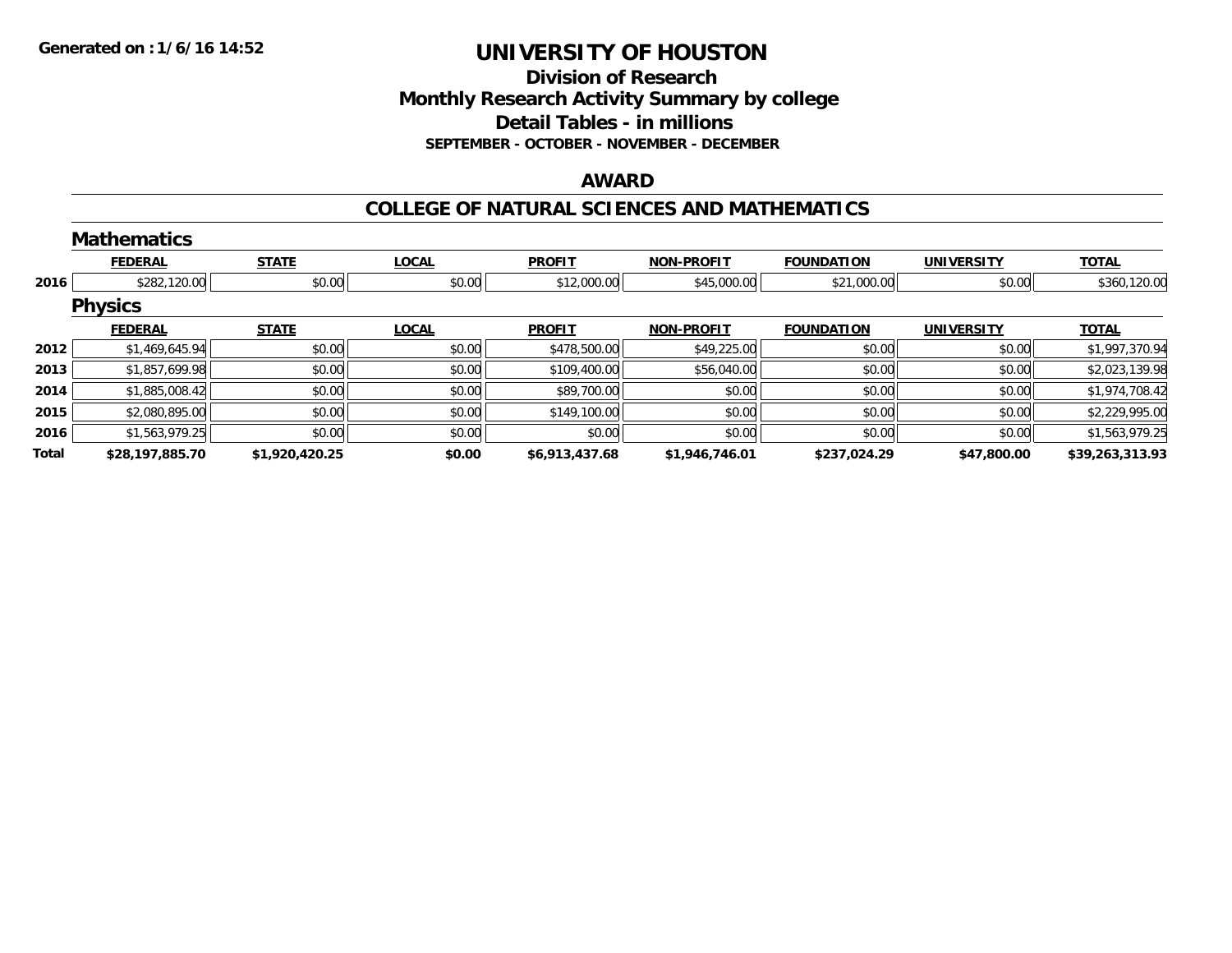# UNIVERSITY OF HOUSTON

## Division of Research
## Monthly Research Activity Summary by college
## Detail Tables - in millions
### SEPTEMBER - OCTOBER - NOVEMBER - DECEMBER

## AWARD

## COLLEGE OF NATURAL SCIENCES AND MATHEMATICS

### Mathematics

| | FEDERAL | STATE | LOCAL | PROFIT | NON-PROFIT | FOUNDATION | UNIVERSITY | TOTAL |
|---|---|---|---|---|---|---|---|---|
| 2016 | $282,120.00 | $0.00 | $0.00 | $12,000.00 | $45,000.00 | $21,000.00 | $0.00 | $360,120.00 |

### Physics

| | FEDERAL | STATE | LOCAL | PROFIT | NON-PROFIT | FOUNDATION | UNIVERSITY | TOTAL |
|---|---|---|---|---|---|---|---|---|
| 2012 | $1,469,645.94 | $0.00 | $0.00 | $478,500.00 | $49,225.00 | $0.00 | $0.00 | $1,997,370.94 |
| 2013 | $1,857,699.98 | $0.00 | $0.00 | $109,400.00 | $56,040.00 | $0.00 | $0.00 | $2,023,139.98 |
| 2014 | $1,885,008.42 | $0.00 | $0.00 | $89,700.00 | $0.00 | $0.00 | $0.00 | $1,974,708.42 |
| 2015 | $2,080,895.00 | $0.00 | $0.00 | $149,100.00 | $0.00 | $0.00 | $0.00 | $2,229,995.00 |
| 2016 | $1,563,979.25 | $0.00 | $0.00 | $0.00 | $0.00 | $0.00 | $0.00 | $1,563,979.25 |
| **Total** | **$28,197,885.70** | **$1,920,420.25** | **$0.00** | **$6,913,437.68** | **$1,946,746.01** | **$237,024.29** | **$47,800.00** | **$39,263,313.93** |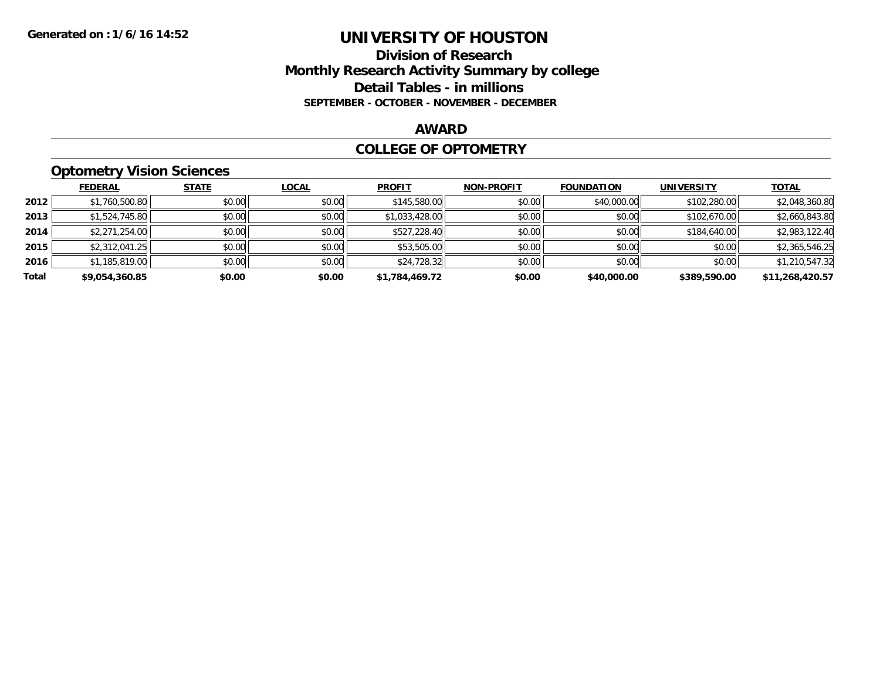Generated on :1/6/16 14:52

# UNIVERSITY OF HOUSTON

## Division of Research
## Monthly Research Activity Summary by college
## Detail Tables - in millions
### SEPTEMBER - OCTOBER - NOVEMBER - DECEMBER

## AWARD

## COLLEGE OF OPTOMETRY

### Optometry Vision Sciences

| | FEDERAL | STATE | LOCAL | PROFIT | NON-PROFIT | FOUNDATION | UNIVERSITY | TOTAL |
|---|---|---|---|---|---|---|---|---|
| 2012 | $1,760,500.80 | $0.00 | $0.00 | $145,580.00 | $0.00 | $40,000.00 | $102,280.00 | $2,048,360.80 |
| 2013 | $1,524,745.80 | $0.00 | $0.00 | $1,033,428.00 | $0.00 | $0.00 | $102,670.00 | $2,660,843.80 |
| 2014 | $2,271,254.00 | $0.00 | $0.00 | $527,228.40 | $0.00 | $0.00 | $184,640.00 | $2,983,122.40 |
| 2015 | $2,312,041.25 | $0.00 | $0.00 | $53,505.00 | $0.00 | $0.00 | $0.00 | $2,365,546.25 |
| 2016 | $1,185,819.00 | $0.00 | $0.00 | $24,728.32 | $0.00 | $0.00 | $0.00 | $1,210,547.32 |
| **Total** | **$9,054,360.85** | **$0.00** | **$0.00** | **$1,784,469.72** | **$0.00** | **$40,000.00** | **$389,590.00** | **$11,268,420.57** |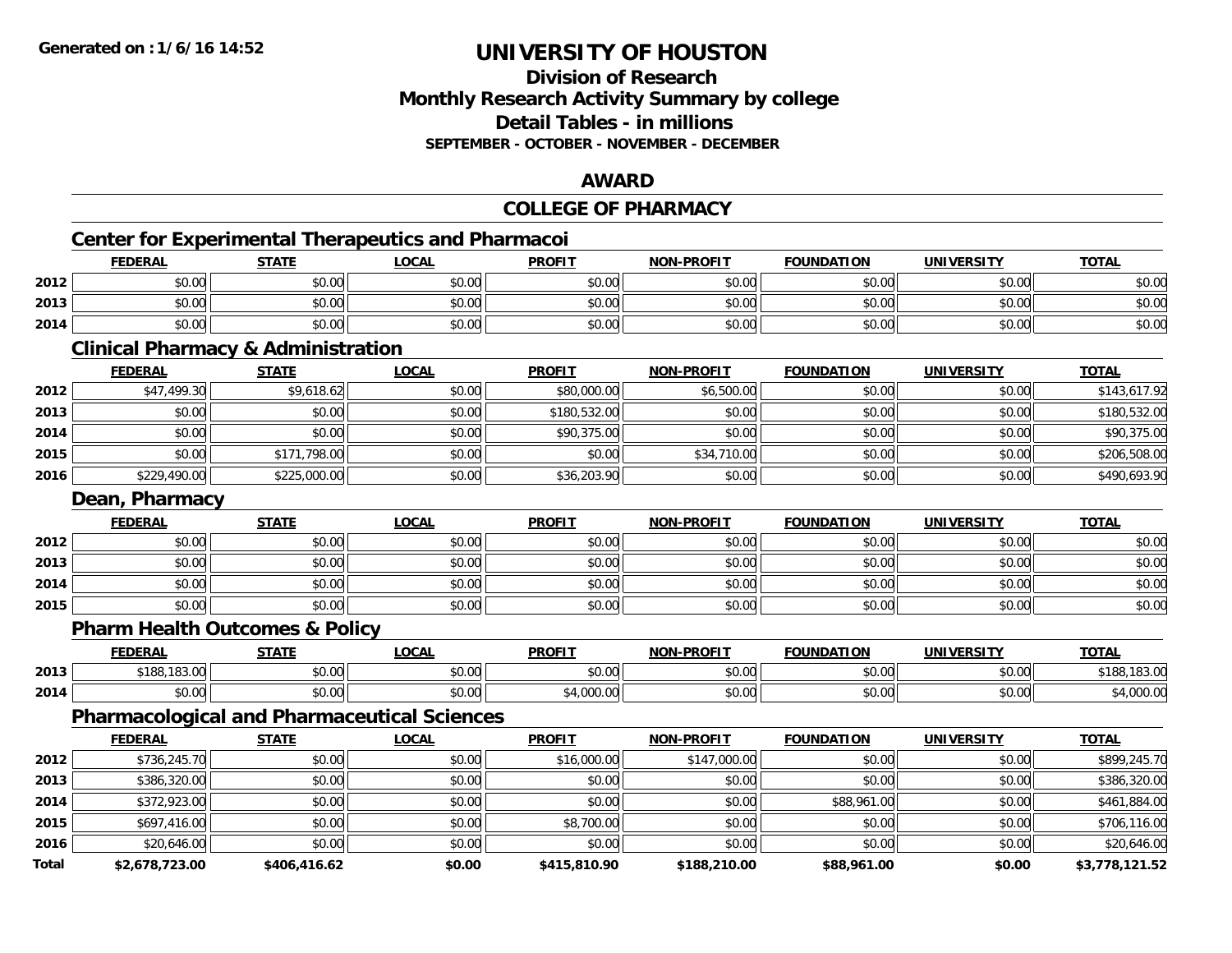# UNIVERSITY OF HOUSTON

## Division of Research
## Monthly Research Activity Summary by college
## Detail Tables - in millions
### SEPTEMBER - OCTOBER - NOVEMBER - DECEMBER

## AWARD

## COLLEGE OF PHARMACY

### Center for Experimental Therapeutics and Pharmacoi

| | FEDERAL | STATE | LOCAL | PROFIT | NON-PROFIT | FOUNDATION | UNIVERSITY | TOTAL |
|---|---|---|---|---|---|---|---|---|
| 2012 | $0.00 | $0.00 | $0.00 | $0.00 | $0.00 | $0.00 | $0.00 | $0.00 |
| 2013 | $0.00 | $0.00 | $0.00 | $0.00 | $0.00 | $0.00 | $0.00 | $0.00 |
| 2014 | $0.00 | $0.00 | $0.00 | $0.00 | $0.00 | $0.00 | $0.00 | $0.00 |

### Clinical Pharmacy & Administration

| | FEDERAL | STATE | LOCAL | PROFIT | NON-PROFIT | FOUNDATION | UNIVERSITY | TOTAL |
|---|---|---|---|---|---|---|---|---|
| 2012 | $47,499.30 | $9,618.62 | $0.00 | $80,000.00 | $6,500.00 | $0.00 | $0.00 | $143,617.92 |
| 2013 | $0.00 | $0.00 | $0.00 | $180,532.00 | $0.00 | $0.00 | $0.00 | $180,532.00 |
| 2014 | $0.00 | $0.00 | $0.00 | $90,375.00 | $0.00 | $0.00 | $0.00 | $90,375.00 |
| 2015 | $0.00 | $171,798.00 | $0.00 | $0.00 | $34,710.00 | $0.00 | $0.00 | $206,508.00 |
| 2016 | $229,490.00 | $225,000.00 | $0.00 | $36,203.90 | $0.00 | $0.00 | $0.00 | $490,693.90 |

### Dean, Pharmacy

| | FEDERAL | STATE | LOCAL | PROFIT | NON-PROFIT | FOUNDATION | UNIVERSITY | TOTAL |
|---|---|---|---|---|---|---|---|---|
| 2012 | $0.00 | $0.00 | $0.00 | $0.00 | $0.00 | $0.00 | $0.00 | $0.00 |
| 2013 | $0.00 | $0.00 | $0.00 | $0.00 | $0.00 | $0.00 | $0.00 | $0.00 |
| 2014 | $0.00 | $0.00 | $0.00 | $0.00 | $0.00 | $0.00 | $0.00 | $0.00 |
| 2015 | $0.00 | $0.00 | $0.00 | $0.00 | $0.00 | $0.00 | $0.00 | $0.00 |

### Pharm Health Outcomes & Policy

| | FEDERAL | STATE | LOCAL | PROFIT | NON-PROFIT | FOUNDATION | UNIVERSITY | TOTAL |
|---|---|---|---|---|---|---|---|---|
| 2013 | $188,183.00 | $0.00 | $0.00 | $0.00 | $0.00 | $0.00 | $0.00 | $188,183.00 |
| 2014 | $0.00 | $0.00 | $0.00 | $4,000.00 | $0.00 | $0.00 | $0.00 | $4,000.00 |

### Pharmacological and Pharmaceutical Sciences

| | FEDERAL | STATE | LOCAL | PROFIT | NON-PROFIT | FOUNDATION | UNIVERSITY | TOTAL |
|---|---|---|---|---|---|---|---|---|
| 2012 | $736,245.70 | $0.00 | $0.00 | $16,000.00 | $147,000.00 | $0.00 | $0.00 | $899,245.70 |
| 2013 | $386,320.00 | $0.00 | $0.00 | $0.00 | $0.00 | $0.00 | $0.00 | $386,320.00 |
| 2014 | $372,923.00 | $0.00 | $0.00 | $0.00 | $0.00 | $88,961.00 | $0.00 | $461,884.00 |
| 2015 | $697,416.00 | $0.00 | $0.00 | $8,700.00 | $0.00 | $0.00 | $0.00 | $706,116.00 |
| 2016 | $20,646.00 | $0.00 | $0.00 | $0.00 | $0.00 | $0.00 | $0.00 | $20,646.00 |
| **Total** | **$2,678,723.00** | **$406,416.62** | **$0.00** | **$415,810.90** | **$188,210.00** | **$88,961.00** | **$0.00** | **$3,778,121.52** |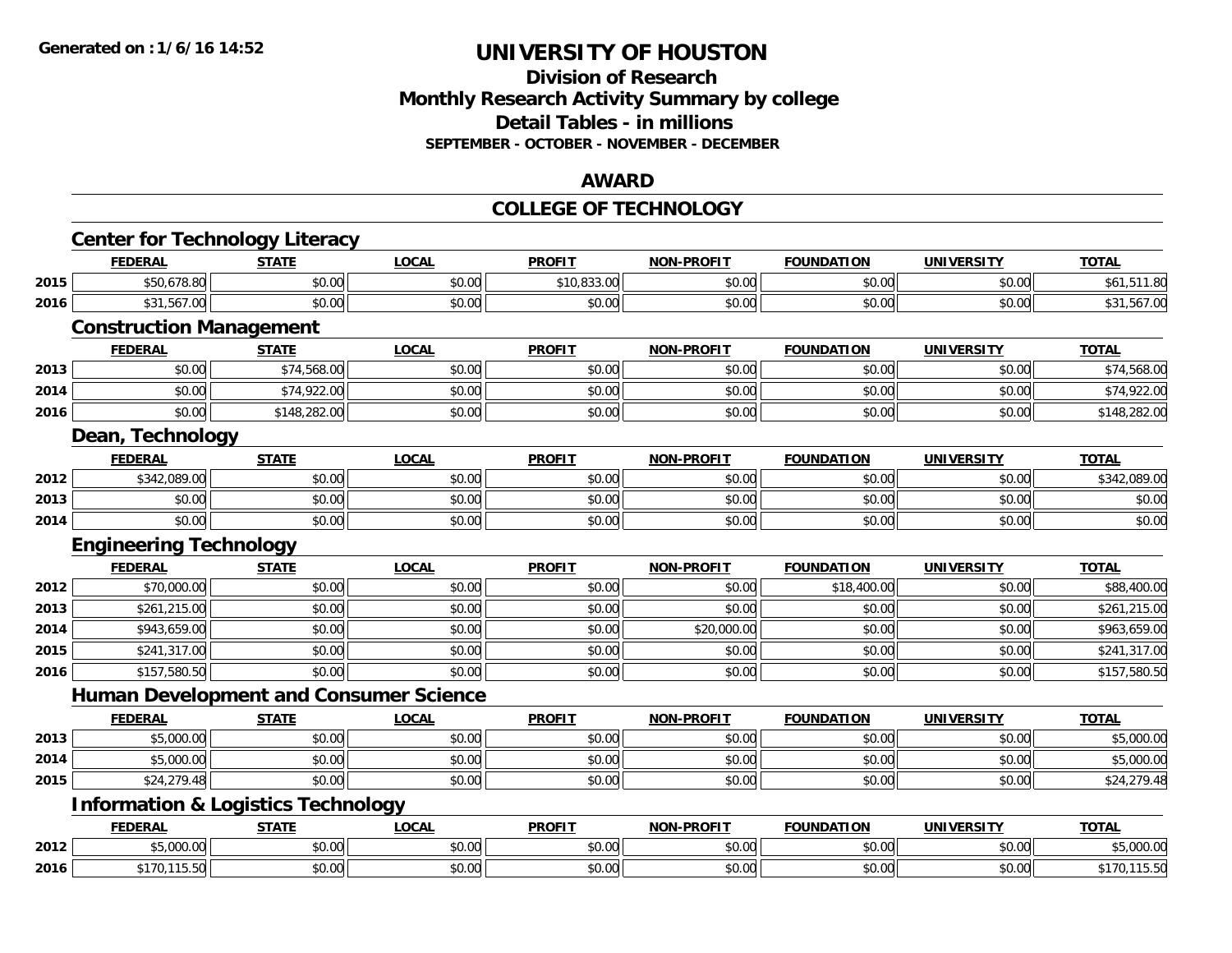# UNIVERSITY OF HOUSTON

## Division of Research
## Monthly Research Activity Summary by college
## Detail Tables - in millions
### SEPTEMBER - OCTOBER - NOVEMBER - DECEMBER

## AWARD

## COLLEGE OF TECHNOLOGY

### Center for Technology Literacy

| | FEDERAL | STATE | LOCAL | PROFIT | NON-PROFIT | FOUNDATION | UNIVERSITY | TOTAL |
|---|---|---|---|---|---|---|---|---|
| 2015 | $50,678.80 | $0.00 | $0.00 | $10,833.00 | $0.00 | $0.00 | $0.00 | $61,511.80 |
| 2016 | $31,567.00 | $0.00 | $0.00 | $0.00 | $0.00 | $0.00 | $0.00 | $31,567.00 |

### Construction Management

| | FEDERAL | STATE | LOCAL | PROFIT | NON-PROFIT | FOUNDATION | UNIVERSITY | TOTAL |
|---|---|---|---|---|---|---|---|---|
| 2013 | $0.00 | $74,568.00 | $0.00 | $0.00 | $0.00 | $0.00 | $0.00 | $74,568.00 |
| 2014 | $0.00 | $74,922.00 | $0.00 | $0.00 | $0.00 | $0.00 | $0.00 | $74,922.00 |
| 2016 | $0.00 | $148,282.00 | $0.00 | $0.00 | $0.00 | $0.00 | $0.00 | $148,282.00 |

### Dean, Technology

| | FEDERAL | STATE | LOCAL | PROFIT | NON-PROFIT | FOUNDATION | UNIVERSITY | TOTAL |
|---|---|---|---|---|---|---|---|---|
| 2012 | $342,089.00 | $0.00 | $0.00 | $0.00 | $0.00 | $0.00 | $0.00 | $342,089.00 |
| 2013 | $0.00 | $0.00 | $0.00 | $0.00 | $0.00 | $0.00 | $0.00 | $0.00 |
| 2014 | $0.00 | $0.00 | $0.00 | $0.00 | $0.00 | $0.00 | $0.00 | $0.00 |

### Engineering Technology

| | FEDERAL | STATE | LOCAL | PROFIT | NON-PROFIT | FOUNDATION | UNIVERSITY | TOTAL |
|---|---|---|---|---|---|---|---|---|
| 2012 | $70,000.00 | $0.00 | $0.00 | $0.00 | $0.00 | $18,400.00 | $0.00 | $88,400.00 |
| 2013 | $261,215.00 | $0.00 | $0.00 | $0.00 | $0.00 | $0.00 | $0.00 | $261,215.00 |
| 2014 | $943,659.00 | $0.00 | $0.00 | $0.00 | $20,000.00 | $0.00 | $0.00 | $963,659.00 |
| 2015 | $241,317.00 | $0.00 | $0.00 | $0.00 | $0.00 | $0.00 | $0.00 | $241,317.00 |
| 2016 | $157,580.50 | $0.00 | $0.00 | $0.00 | $0.00 | $0.00 | $0.00 | $157,580.50 |

### Human Development and Consumer Science

| | FEDERAL | STATE | LOCAL | PROFIT | NON-PROFIT | FOUNDATION | UNIVERSITY | TOTAL |
|---|---|---|---|---|---|---|---|---|
| 2013 | $5,000.00 | $0.00 | $0.00 | $0.00 | $0.00 | $0.00 | $0.00 | $5,000.00 |
| 2014 | $5,000.00 | $0.00 | $0.00 | $0.00 | $0.00 | $0.00 | $0.00 | $5,000.00 |
| 2015 | $24,279.48 | $0.00 | $0.00 | $0.00 | $0.00 | $0.00 | $0.00 | $24,279.48 |

### Information & Logistics Technology

| | FEDERAL | STATE | LOCAL | PROFIT | NON-PROFIT | FOUNDATION | UNIVERSITY | TOTAL |
|---|---|---|---|---|---|---|---|---|
| 2012 | $5,000.00 | $0.00 | $0.00 | $0.00 | $0.00 | $0.00 | $0.00 | $5,000.00 |
| 2016 | $170,115.50 | $0.00 | $0.00 | $0.00 | $0.00 | $0.00 | $0.00 | $170,115.50 |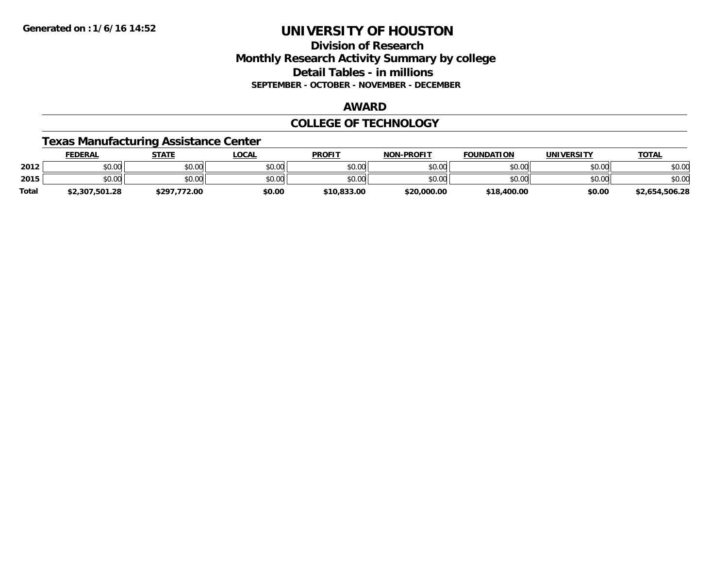# UNIVERSITY OF HOUSTON

## Division of Research
## Monthly Research Activity Summary by college
## Detail Tables - in millions
### SEPTEMBER - OCTOBER - NOVEMBER - DECEMBER

Generated on : 1/6/16 14:52

## AWARD

## COLLEGE OF TECHNOLOGY

### Texas Manufacturing Assistance Center

| | FEDERAL | STATE | LOCAL | PROFIT | NON-PROFIT | FOUNDATION | UNIVERSITY | TOTAL |
|---|---|---|---|---|---|---|---|---|
| 2012 | $0.00 | $0.00 | $0.00 | $0.00 | $0.00 | $0.00 | $0.00 | $0.00 |
| 2015 | $0.00 | $0.00 | $0.00 | $0.00 | $0.00 | $0.00 | $0.00 | $0.00 |
| Total | $2,307,501.28 | $297,772.00 | $0.00 | $10,833.00 | $20,000.00 | $18,400.00 | $0.00 | $2,654,506.28 |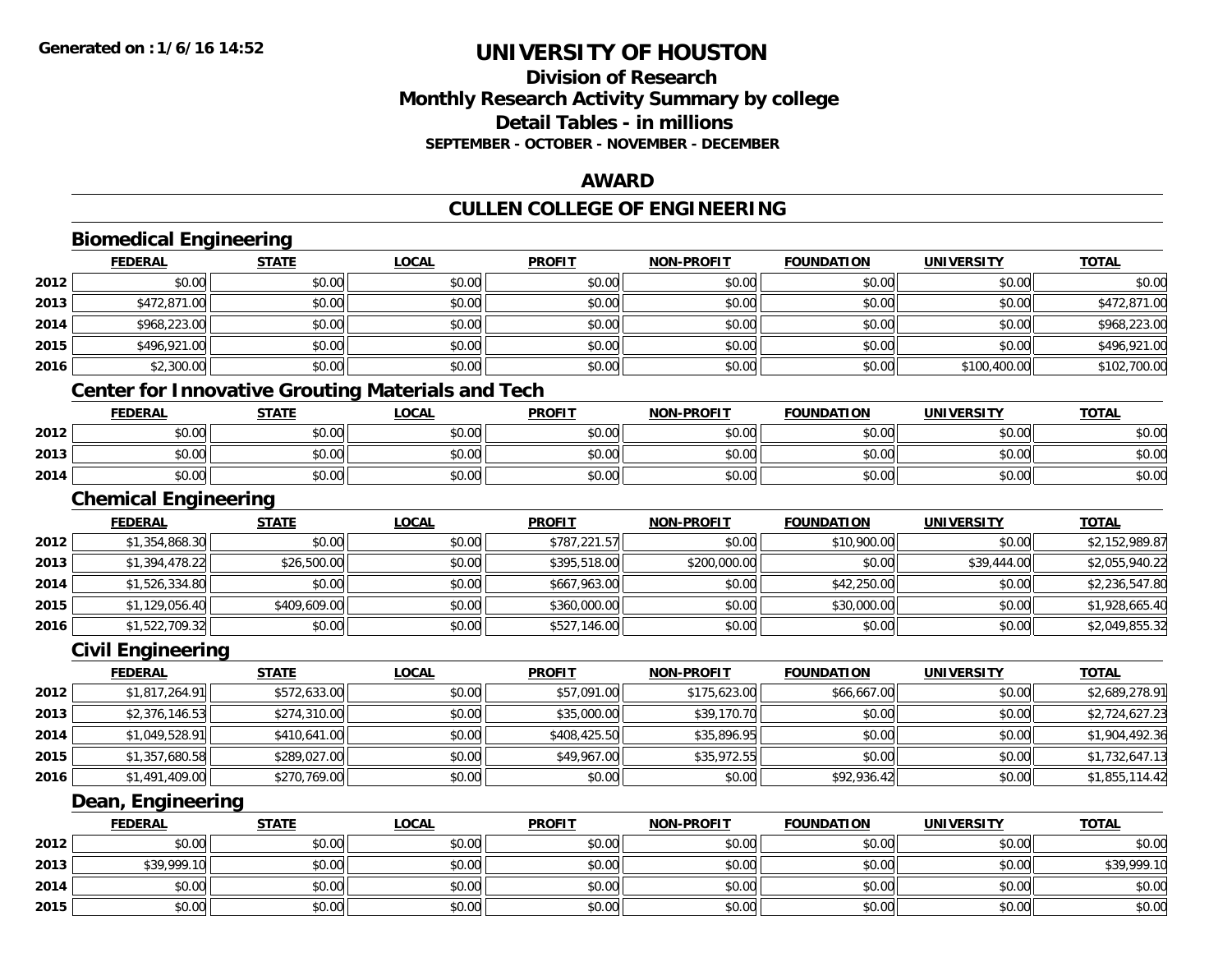# UNIVERSITY OF HOUSTON

## Division of Research
## Monthly Research Activity Summary by college
## Detail Tables - in millions
### SEPTEMBER - OCTOBER - NOVEMBER - DECEMBER

## AWARD

## CULLEN COLLEGE OF ENGINEERING

### Biomedical Engineering

| | FEDERAL | STATE | LOCAL | PROFIT | NON-PROFIT | FOUNDATION | UNIVERSITY | TOTAL |
|---|---|---|---|---|---|---|---|---|
| 2012 | $0.00 | $0.00 | $0.00 | $0.00 | $0.00 | $0.00 | $0.00 | $0.00 |
| 2013 | $472,871.00 | $0.00 | $0.00 | $0.00 | $0.00 | $0.00 | $0.00 | $472,871.00 |
| 2014 | $968,223.00 | $0.00 | $0.00 | $0.00 | $0.00 | $0.00 | $0.00 | $968,223.00 |
| 2015 | $496,921.00 | $0.00 | $0.00 | $0.00 | $0.00 | $0.00 | $0.00 | $496,921.00 |
| 2016 | $2,300.00 | $0.00 | $0.00 | $0.00 | $0.00 | $0.00 | $100,400.00 | $102,700.00 |

### Center for Innovative Grouting Materials and Tech

| | FEDERAL | STATE | LOCAL | PROFIT | NON-PROFIT | FOUNDATION | UNIVERSITY | TOTAL |
|---|---|---|---|---|---|---|---|---|
| 2012 | $0.00 | $0.00 | $0.00 | $0.00 | $0.00 | $0.00 | $0.00 | $0.00 |
| 2013 | $0.00 | $0.00 | $0.00 | $0.00 | $0.00 | $0.00 | $0.00 | $0.00 |
| 2014 | $0.00 | $0.00 | $0.00 | $0.00 | $0.00 | $0.00 | $0.00 | $0.00 |

### Chemical Engineering

| | FEDERAL | STATE | LOCAL | PROFIT | NON-PROFIT | FOUNDATION | UNIVERSITY | TOTAL |
|---|---|---|---|---|---|---|---|---|
| 2012 | $1,354,868.30 | $0.00 | $0.00 | $787,221.57 | $0.00 | $10,900.00 | $0.00 | $2,152,989.87 |
| 2013 | $1,394,478.22 | $26,500.00 | $0.00 | $395,518.00 | $200,000.00 | $0.00 | $39,444.00 | $2,055,940.22 |
| 2014 | $1,526,334.80 | $0.00 | $0.00 | $667,963.00 | $0.00 | $42,250.00 | $0.00 | $2,236,547.80 |
| 2015 | $1,129,056.40 | $409,609.00 | $0.00 | $360,000.00 | $0.00 | $30,000.00 | $0.00 | $1,928,665.40 |
| 2016 | $1,522,709.32 | $0.00 | $0.00 | $527,146.00 | $0.00 | $0.00 | $0.00 | $2,049,855.32 |

### Civil Engineering

| | FEDERAL | STATE | LOCAL | PROFIT | NON-PROFIT | FOUNDATION | UNIVERSITY | TOTAL |
|---|---|---|---|---|---|---|---|---|
| 2012 | $1,817,264.91 | $572,633.00 | $0.00 | $57,091.00 | $175,623.00 | $66,667.00 | $0.00 | $2,689,278.91 |
| 2013 | $2,376,146.53 | $274,310.00 | $0.00 | $35,000.00 | $39,170.70 | $0.00 | $0.00 | $2,724,627.23 |
| 2014 | $1,049,528.91 | $410,641.00 | $0.00 | $408,425.50 | $35,896.95 | $0.00 | $0.00 | $1,904,492.36 |
| 2015 | $1,357,680.58 | $289,027.00 | $0.00 | $49,967.00 | $35,972.55 | $0.00 | $0.00 | $1,732,647.13 |
| 2016 | $1,491,409.00 | $270,769.00 | $0.00 | $0.00 | $0.00 | $92,936.42 | $0.00 | $1,855,114.42 |

### Dean, Engineering

| | FEDERAL | STATE | LOCAL | PROFIT | NON-PROFIT | FOUNDATION | UNIVERSITY | TOTAL |
|---|---|---|---|---|---|---|---|---|
| 2012 | $0.00 | $0.00 | $0.00 | $0.00 | $0.00 | $0.00 | $0.00 | $0.00 |
| 2013 | $39,999.10 | $0.00 | $0.00 | $0.00 | $0.00 | $0.00 | $0.00 | $39,999.10 |
| 2014 | $0.00 | $0.00 | $0.00 | $0.00 | $0.00 | $0.00 | $0.00 | $0.00 |
| 2015 | $0.00 | $0.00 | $0.00 | $0.00 | $0.00 | $0.00 | $0.00 | $0.00 |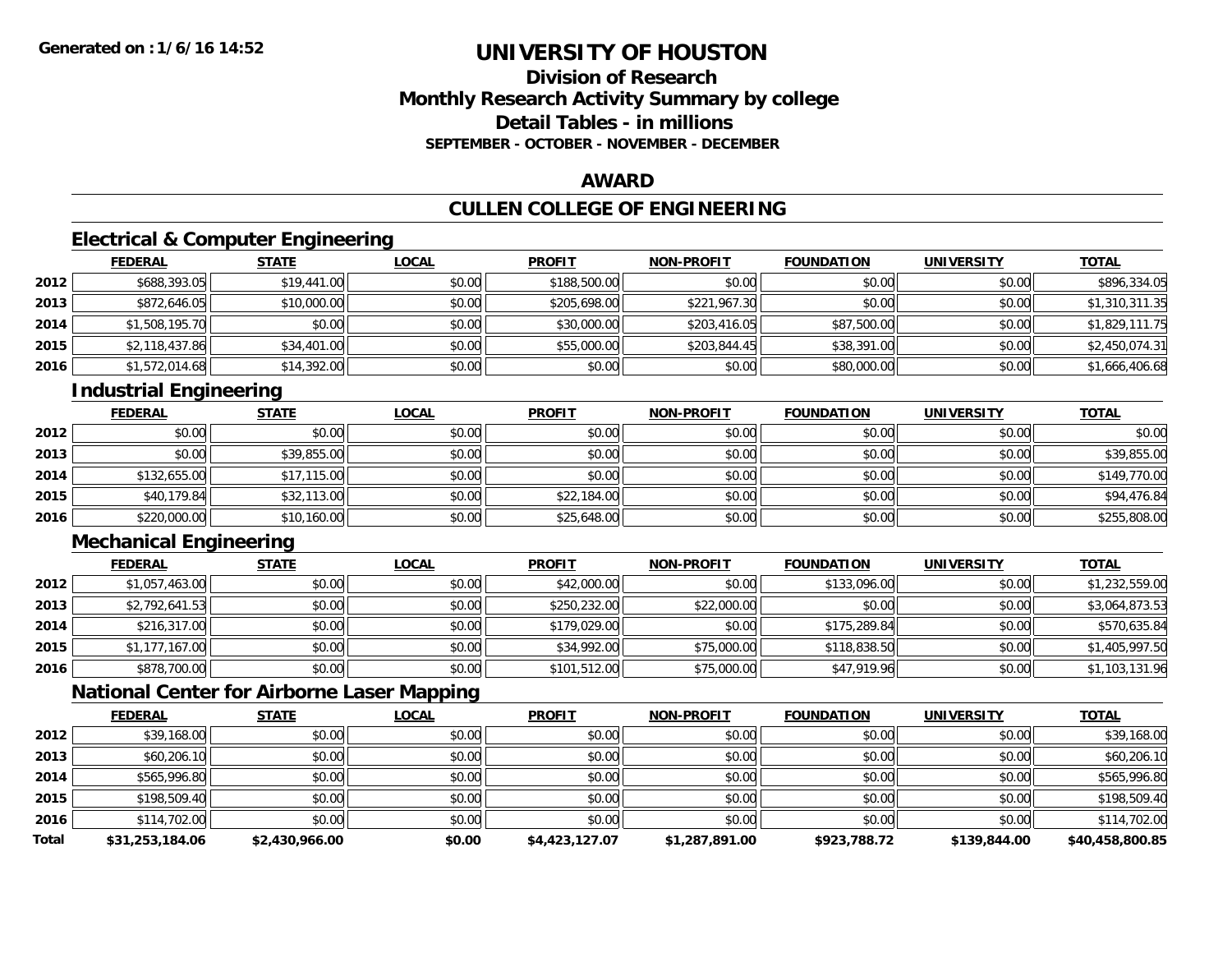**Generated on :1/6/16 14:52**

# UNIVERSITY OF HOUSTON

## Division of Research
## Monthly Research Activity Summary by college
## Detail Tables - in millions
### SEPTEMBER - OCTOBER - NOVEMBER - DECEMBER

## AWARD

## CULLEN COLLEGE OF ENGINEERING

### Electrical & Computer Engineering

| | FEDERAL | STATE | LOCAL | PROFIT | NON-PROFIT | FOUNDATION | UNIVERSITY | TOTAL |
|---|---|---|---|---|---|---|---|---|
| 2012 | $688,393.05 | $19,441.00 | $0.00 | $188,500.00 | $0.00 | $0.00 | $0.00 | $896,334.05 |
| 2013 | $872,646.05 | $10,000.00 | $0.00 | $205,698.00 | $221,967.30 | $0.00 | $0.00 | $1,310,311.35 |
| 2014 | $1,508,195.70 | $0.00 | $0.00 | $30,000.00 | $203,416.05 | $87,500.00 | $0.00 | $1,829,111.75 |
| 2015 | $2,118,437.86 | $34,401.00 | $0.00 | $55,000.00 | $203,844.45 | $38,391.00 | $0.00 | $2,450,074.31 |
| 2016 | $1,572,014.68 | $14,392.00 | $0.00 | $0.00 | $0.00 | $80,000.00 | $0.00 | $1,666,406.68 |

### Industrial Engineering

| | FEDERAL | STATE | LOCAL | PROFIT | NON-PROFIT | FOUNDATION | UNIVERSITY | TOTAL |
|---|---|---|---|---|---|---|---|---|
| 2012 | $0.00 | $0.00 | $0.00 | $0.00 | $0.00 | $0.00 | $0.00 | $0.00 |
| 2013 | $0.00 | $39,855.00 | $0.00 | $0.00 | $0.00 | $0.00 | $0.00 | $39,855.00 |
| 2014 | $132,655.00 | $17,115.00 | $0.00 | $0.00 | $0.00 | $0.00 | $0.00 | $149,770.00 |
| 2015 | $40,179.84 | $32,113.00 | $0.00 | $22,184.00 | $0.00 | $0.00 | $0.00 | $94,476.84 |
| 2016 | $220,000.00 | $10,160.00 | $0.00 | $25,648.00 | $0.00 | $0.00 | $0.00 | $255,808.00 |

### Mechanical Engineering

| | FEDERAL | STATE | LOCAL | PROFIT | NON-PROFIT | FOUNDATION | UNIVERSITY | TOTAL |
|---|---|---|---|---|---|---|---|---|
| 2012 | $1,057,463.00 | $0.00 | $0.00 | $42,000.00 | $0.00 | $133,096.00 | $0.00 | $1,232,559.00 |
| 2013 | $2,792,641.53 | $0.00 | $0.00 | $250,232.00 | $22,000.00 | $0.00 | $0.00 | $3,064,873.53 |
| 2014 | $216,317.00 | $0.00 | $0.00 | $179,029.00 | $0.00 | $175,289.84 | $0.00 | $570,635.84 |
| 2015 | $1,177,167.00 | $0.00 | $0.00 | $34,992.00 | $75,000.00 | $118,838.50 | $0.00 | $1,405,997.50 |
| 2016 | $878,700.00 | $0.00 | $0.00 | $101,512.00 | $75,000.00 | $47,919.96 | $0.00 | $1,103,131.96 |

### National Center for Airborne Laser Mapping

| | FEDERAL | STATE | LOCAL | PROFIT | NON-PROFIT | FOUNDATION | UNIVERSITY | TOTAL |
|---|---|---|---|---|---|---|---|---|
| 2012 | $39,168.00 | $0.00 | $0.00 | $0.00 | $0.00 | $0.00 | $0.00 | $39,168.00 |
| 2013 | $60,206.10 | $0.00 | $0.00 | $0.00 | $0.00 | $0.00 | $0.00 | $60,206.10 |
| 2014 | $565,996.80 | $0.00 | $0.00 | $0.00 | $0.00 | $0.00 | $0.00 | $565,996.80 |
| 2015 | $198,509.40 | $0.00 | $0.00 | $0.00 | $0.00 | $0.00 | $0.00 | $198,509.40 |
| 2016 | $114,702.00 | $0.00 | $0.00 | $0.00 | $0.00 | $0.00 | $0.00 | $114,702.00 |
| **Total** | **$31,253,184.06** | **$2,430,966.00** | **$0.00** | **$4,423,127.07** | **$1,287,891.00** | **$923,788.72** | **$139,844.00** | **$40,458,800.85** |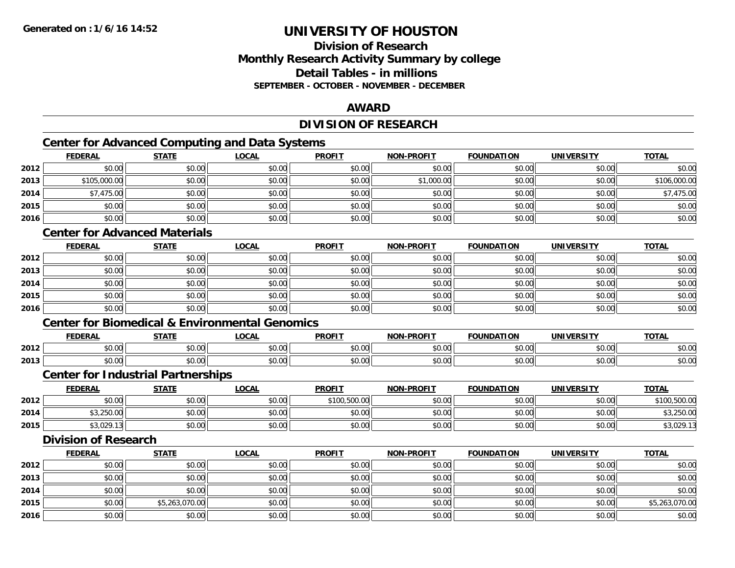# UNIVERSITY OF HOUSTON

## Division of Research
## Monthly Research Activity Summary by college
## Detail Tables - in millions
### SEPTEMBER - OCTOBER - NOVEMBER - DECEMBER

## AWARD

## DIVISION OF RESEARCH

### Center for Advanced Computing and Data Systems

| | FEDERAL | STATE | LOCAL | PROFIT | NON-PROFIT | FOUNDATION | UNIVERSITY | TOTAL |
|---|---|---|---|---|---|---|---|---|
| 2012 | $0.00 | $0.00 | $0.00 | $0.00 | $0.00 | $0.00 | $0.00 | $0.00 |
| 2013 | $105,000.00 | $0.00 | $0.00 | $0.00 | $1,000.00 | $0.00 | $0.00 | $106,000.00 |
| 2014 | $7,475.00 | $0.00 | $0.00 | $0.00 | $0.00 | $0.00 | $0.00 | $7,475.00 |
| 2015 | $0.00 | $0.00 | $0.00 | $0.00 | $0.00 | $0.00 | $0.00 | $0.00 |
| 2016 | $0.00 | $0.00 | $0.00 | $0.00 | $0.00 | $0.00 | $0.00 | $0.00 |

### Center for Advanced Materials

| | FEDERAL | STATE | LOCAL | PROFIT | NON-PROFIT | FOUNDATION | UNIVERSITY | TOTAL |
|---|---|---|---|---|---|---|---|---|
| 2012 | $0.00 | $0.00 | $0.00 | $0.00 | $0.00 | $0.00 | $0.00 | $0.00 |
| 2013 | $0.00 | $0.00 | $0.00 | $0.00 | $0.00 | $0.00 | $0.00 | $0.00 |
| 2014 | $0.00 | $0.00 | $0.00 | $0.00 | $0.00 | $0.00 | $0.00 | $0.00 |
| 2015 | $0.00 | $0.00 | $0.00 | $0.00 | $0.00 | $0.00 | $0.00 | $0.00 |
| 2016 | $0.00 | $0.00 | $0.00 | $0.00 | $0.00 | $0.00 | $0.00 | $0.00 |

### Center for Biomedical & Environmental Genomics

| | FEDERAL | STATE | LOCAL | PROFIT | NON-PROFIT | FOUNDATION | UNIVERSITY | TOTAL |
|---|---|---|---|---|---|---|---|---|
| 2012 | $0.00 | $0.00 | $0.00 | $0.00 | $0.00 | $0.00 | $0.00 | $0.00 |
| 2013 | $0.00 | $0.00 | $0.00 | $0.00 | $0.00 | $0.00 | $0.00 | $0.00 |

### Center for Industrial Partnerships

| | FEDERAL | STATE | LOCAL | PROFIT | NON-PROFIT | FOUNDATION | UNIVERSITY | TOTAL |
|---|---|---|---|---|---|---|---|---|
| 2012 | $0.00 | $0.00 | $0.00 | $100,500.00 | $0.00 | $0.00 | $0.00 | $100,500.00 |
| 2014 | $3,250.00 | $0.00 | $0.00 | $0.00 | $0.00 | $0.00 | $0.00 | $3,250.00 |
| 2015 | $3,029.13 | $0.00 | $0.00 | $0.00 | $0.00 | $0.00 | $0.00 | $3,029.13 |

### Division of Research

| | FEDERAL | STATE | LOCAL | PROFIT | NON-PROFIT | FOUNDATION | UNIVERSITY | TOTAL |
|---|---|---|---|---|---|---|---|---|
| 2012 | $0.00 | $0.00 | $0.00 | $0.00 | $0.00 | $0.00 | $0.00 | $0.00 |
| 2013 | $0.00 | $0.00 | $0.00 | $0.00 | $0.00 | $0.00 | $0.00 | $0.00 |
| 2014 | $0.00 | $0.00 | $0.00 | $0.00 | $0.00 | $0.00 | $0.00 | $0.00 |
| 2015 | $0.00 | $5,263,070.00 | $0.00 | $0.00 | $0.00 | $0.00 | $0.00 | $5,263,070.00 |
| 2016 | $0.00 | $0.00 | $0.00 | $0.00 | $0.00 | $0.00 | $0.00 | $0.00 |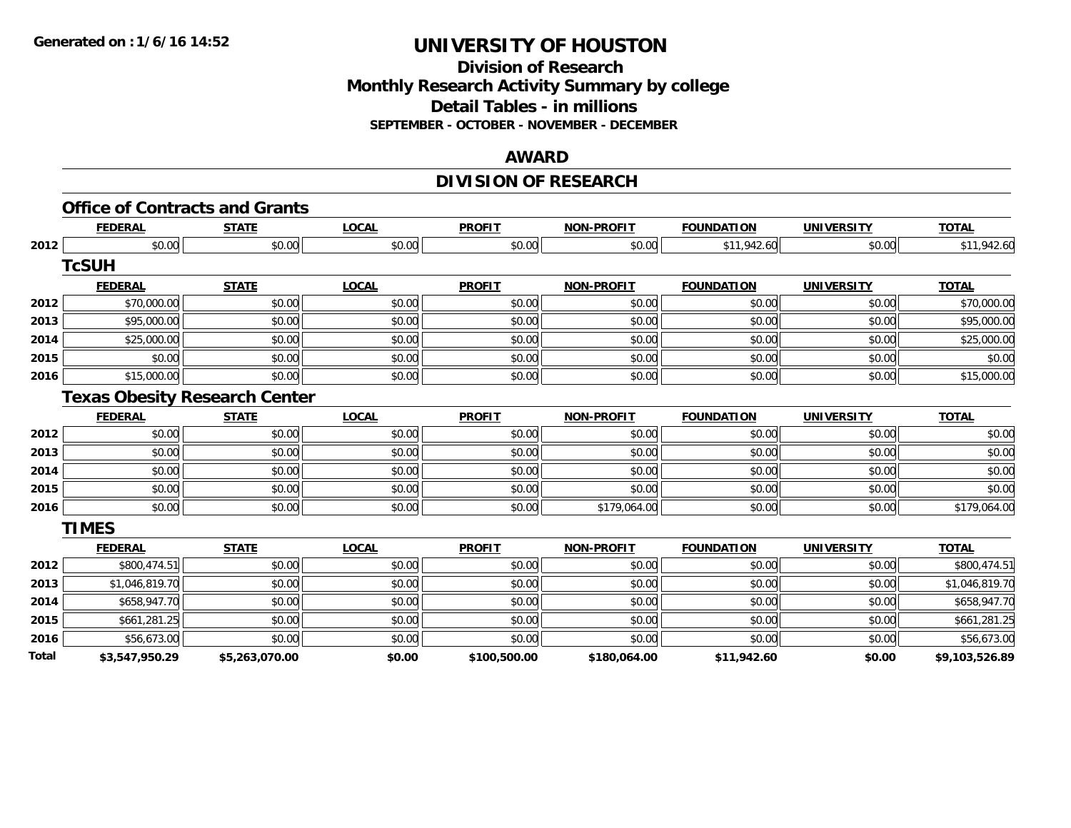**Generated on : 1/6/16 14:52**

# UNIVERSITY OF HOUSTON

## Division of Research
## Monthly Research Activity Summary by college
## Detail Tables - in millions
### SEPTEMBER - OCTOBER - NOVEMBER - DECEMBER

## AWARD

## DIVISION OF RESEARCH

### Office of Contracts and Grants

| | FEDERAL | STATE | LOCAL | PROFIT | NON-PROFIT | FOUNDATION | UNIVERSITY | TOTAL |
|---|---|---|---|---|---|---|---|---|
| 2012 | $0.00 | $0.00 | $0.00 | $0.00 | $0.00 | $11,942.60 | $0.00 | $11,942.60 |

### TcSUH

| | FEDERAL | STATE | LOCAL | PROFIT | NON-PROFIT | FOUNDATION | UNIVERSITY | TOTAL |
|---|---|---|---|---|---|---|---|---|
| 2012 | $70,000.00 | $0.00 | $0.00 | $0.00 | $0.00 | $0.00 | $0.00 | $70,000.00 |
| 2013 | $95,000.00 | $0.00 | $0.00 | $0.00 | $0.00 | $0.00 | $0.00 | $95,000.00 |
| 2014 | $25,000.00 | $0.00 | $0.00 | $0.00 | $0.00 | $0.00 | $0.00 | $25,000.00 |
| 2015 | $0.00 | $0.00 | $0.00 | $0.00 | $0.00 | $0.00 | $0.00 | $0.00 |
| 2016 | $15,000.00 | $0.00 | $0.00 | $0.00 | $0.00 | $0.00 | $0.00 | $15,000.00 |

### Texas Obesity Research Center

| | FEDERAL | STATE | LOCAL | PROFIT | NON-PROFIT | FOUNDATION | UNIVERSITY | TOTAL |
|---|---|---|---|---|---|---|---|---|
| 2012 | $0.00 | $0.00 | $0.00 | $0.00 | $0.00 | $0.00 | $0.00 | $0.00 |
| 2013 | $0.00 | $0.00 | $0.00 | $0.00 | $0.00 | $0.00 | $0.00 | $0.00 |
| 2014 | $0.00 | $0.00 | $0.00 | $0.00 | $0.00 | $0.00 | $0.00 | $0.00 |
| 2015 | $0.00 | $0.00 | $0.00 | $0.00 | $0.00 | $0.00 | $0.00 | $0.00 |
| 2016 | $0.00 | $0.00 | $0.00 | $0.00 | $179,064.00 | $0.00 | $0.00 | $179,064.00 |

### TIMES

| | FEDERAL | STATE | LOCAL | PROFIT | NON-PROFIT | FOUNDATION | UNIVERSITY | TOTAL |
|---|---|---|---|---|---|---|---|---|
| 2012 | $800,474.51 | $0.00 | $0.00 | $0.00 | $0.00 | $0.00 | $0.00 | $800,474.51 |
| 2013 | $1,046,819.70 | $0.00 | $0.00 | $0.00 | $0.00 | $0.00 | $0.00 | $1,046,819.70 |
| 2014 | $658,947.70 | $0.00 | $0.00 | $0.00 | $0.00 | $0.00 | $0.00 | $658,947.70 |
| 2015 | $661,281.25 | $0.00 | $0.00 | $0.00 | $0.00 | $0.00 | $0.00 | $661,281.25 |
| 2016 | $56,673.00 | $0.00 | $0.00 | $0.00 | $0.00 | $0.00 | $0.00 | $56,673.00 |
| **Total** | **$3,547,950.29** | **$5,263,070.00** | **$0.00** | **$100,500.00** | **$180,064.00** | **$11,942.60** | **$0.00** | **$9,103,526.89** |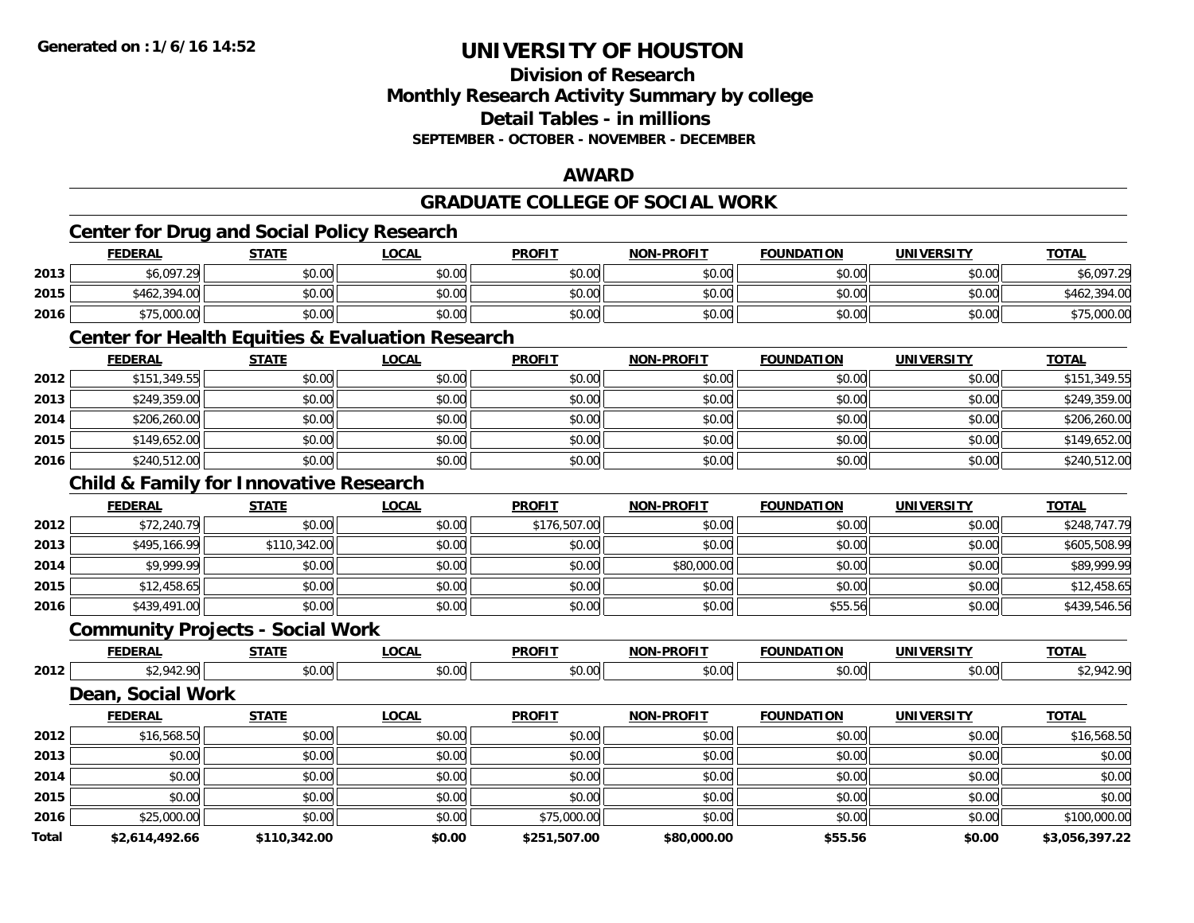**Generated on :1/6/16 14:52**

# UNIVERSITY OF HOUSTON

## Division of Research
## Monthly Research Activity Summary by college
## Detail Tables - in millions
### SEPTEMBER - OCTOBER - NOVEMBER - DECEMBER

## AWARD

## GRADUATE COLLEGE OF SOCIAL WORK

### Center for Drug and Social Policy Research

| | FEDERAL | STATE | LOCAL | PROFIT | NON-PROFIT | FOUNDATION | UNIVERSITY | TOTAL |
|---|---|---|---|---|---|---|---|---|
| 2013 | $6,097.29 | $0.00 | $0.00 | $0.00 | $0.00 | $0.00 | $0.00 | $6,097.29 |
| 2015 | $462,394.00 | $0.00 | $0.00 | $0.00 | $0.00 | $0.00 | $0.00 | $462,394.00 |
| 2016 | $75,000.00 | $0.00 | $0.00 | $0.00 | $0.00 | $0.00 | $0.00 | $75,000.00 |

### Center for Health Equities & Evaluation Research

| | FEDERAL | STATE | LOCAL | PROFIT | NON-PROFIT | FOUNDATION | UNIVERSITY | TOTAL |
|---|---|---|---|---|---|---|---|---|
| 2012 | $151,349.55 | $0.00 | $0.00 | $0.00 | $0.00 | $0.00 | $0.00 | $151,349.55 |
| 2013 | $249,359.00 | $0.00 | $0.00 | $0.00 | $0.00 | $0.00 | $0.00 | $249,359.00 |
| 2014 | $206,260.00 | $0.00 | $0.00 | $0.00 | $0.00 | $0.00 | $0.00 | $206,260.00 |
| 2015 | $149,652.00 | $0.00 | $0.00 | $0.00 | $0.00 | $0.00 | $0.00 | $149,652.00 |
| 2016 | $240,512.00 | $0.00 | $0.00 | $0.00 | $0.00 | $0.00 | $0.00 | $240,512.00 |

### Child & Family for Innovative Research

| | FEDERAL | STATE | LOCAL | PROFIT | NON-PROFIT | FOUNDATION | UNIVERSITY | TOTAL |
|---|---|---|---|---|---|---|---|---|
| 2012 | $72,240.79 | $0.00 | $0.00 | $176,507.00 | $0.00 | $0.00 | $0.00 | $248,747.79 |
| 2013 | $495,166.99 | $110,342.00 | $0.00 | $0.00 | $0.00 | $0.00 | $0.00 | $605,508.99 |
| 2014 | $9,999.99 | $0.00 | $0.00 | $0.00 | $80,000.00 | $0.00 | $0.00 | $89,999.99 |
| 2015 | $12,458.65 | $0.00 | $0.00 | $0.00 | $0.00 | $0.00 | $0.00 | $12,458.65 |
| 2016 | $439,491.00 | $0.00 | $0.00 | $0.00 | $0.00 | $55.56 | $0.00 | $439,546.56 |

### Community Projects - Social Work

| | FEDERAL | STATE | LOCAL | PROFIT | NON-PROFIT | FOUNDATION | UNIVERSITY | TOTAL |
|---|---|---|---|---|---|---|---|---|
| 2012 | $2,942.90 | $0.00 | $0.00 | $0.00 | $0.00 | $0.00 | $0.00 | $2,942.90 |

### Dean, Social Work

| | FEDERAL | STATE | LOCAL | PROFIT | NON-PROFIT | FOUNDATION | UNIVERSITY | TOTAL |
|---|---|---|---|---|---|---|---|---|
| 2012 | $16,568.50 | $0.00 | $0.00 | $0.00 | $0.00 | $0.00 | $0.00 | $16,568.50 |
| 2013 | $0.00 | $0.00 | $0.00 | $0.00 | $0.00 | $0.00 | $0.00 | $0.00 |
| 2014 | $0.00 | $0.00 | $0.00 | $0.00 | $0.00 | $0.00 | $0.00 | $0.00 |
| 2015 | $0.00 | $0.00 | $0.00 | $0.00 | $0.00 | $0.00 | $0.00 | $0.00 |
| 2016 | $25,000.00 | $0.00 | $0.00 | $75,000.00 | $0.00 | $0.00 | $0.00 | $100,000.00 |
| **Total** | **$2,614,492.66** | **$110,342.00** | **$0.00** | **$251,507.00** | **$80,000.00** | **$55.56** | **$0.00** | **$3,056,397.22** |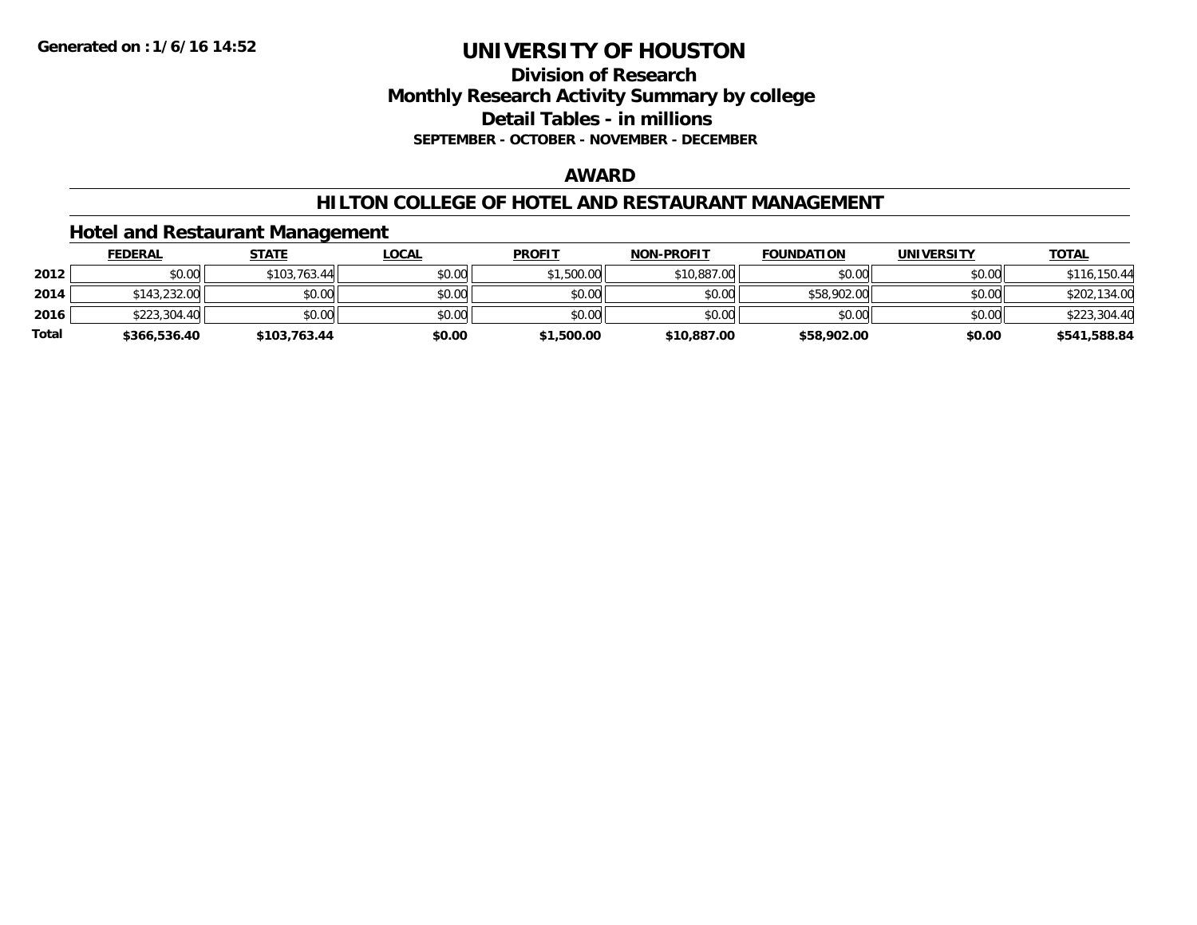# UNIVERSITY OF HOUSTON

## Division of Research
## Monthly Research Activity Summary by college
## Detail Tables - in millions
### SEPTEMBER - OCTOBER - NOVEMBER - DECEMBER

## AWARD

## HILTON COLLEGE OF HOTEL AND RESTAURANT MANAGEMENT

### Hotel and Restaurant Management

| | FEDERAL | STATE | LOCAL | PROFIT | NON-PROFIT | FOUNDATION | UNIVERSITY | TOTAL |
|---|---|---|---|---|---|---|---|---|
| **2012** | $0.00 | $103,763.44 | $0.00 | $1,500.00 | $10,887.00 | $0.00 | $0.00 | $116,150.44 |
| **2014** | $143,232.00 | $0.00 | $0.00 | $0.00 | $0.00 | $58,902.00 | $0.00 | $202,134.00 |
| **2016** | $223,304.40 | $0.00 | $0.00 | $0.00 | $0.00 | $0.00 | $0.00 | $223,304.40 |
| **Total** | **$366,536.40** | **$103,763.44** | **$0.00** | **$1,500.00** | **$10,887.00** | **$58,902.00** | **$0.00** | **$541,588.84** |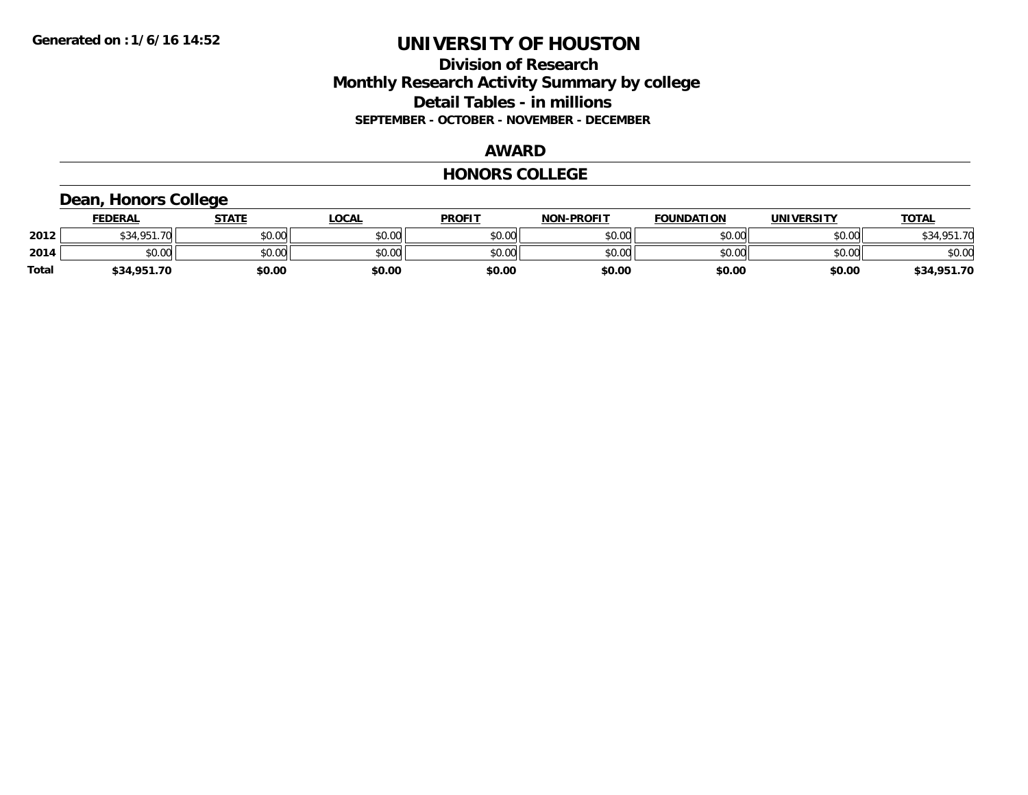Generated on :1/6/16 14:52

# UNIVERSITY OF HOUSTON

## Division of Research
## Monthly Research Activity Summary by college
## Detail Tables - in millions
### SEPTEMBER - OCTOBER - NOVEMBER - DECEMBER

## AWARD

## HONORS COLLEGE

### Dean, Honors College

| | FEDERAL | STATE | LOCAL | PROFIT | NON-PROFIT | FOUNDATION | UNIVERSITY | TOTAL |
|---|---|---|---|---|---|---|---|---|
| 2012 | $34,951.70 | $0.00 | $0.00 | $0.00 | $0.00 | $0.00 | $0.00 | $34,951.70 |
| 2014 | $0.00 | $0.00 | $0.00 | $0.00 | $0.00 | $0.00 | $0.00 | $0.00 |
| **Total** | **$34,951.70** | **$0.00** | **$0.00** | **$0.00** | **$0.00** | **$0.00** | **$0.00** | **$34,951.70** |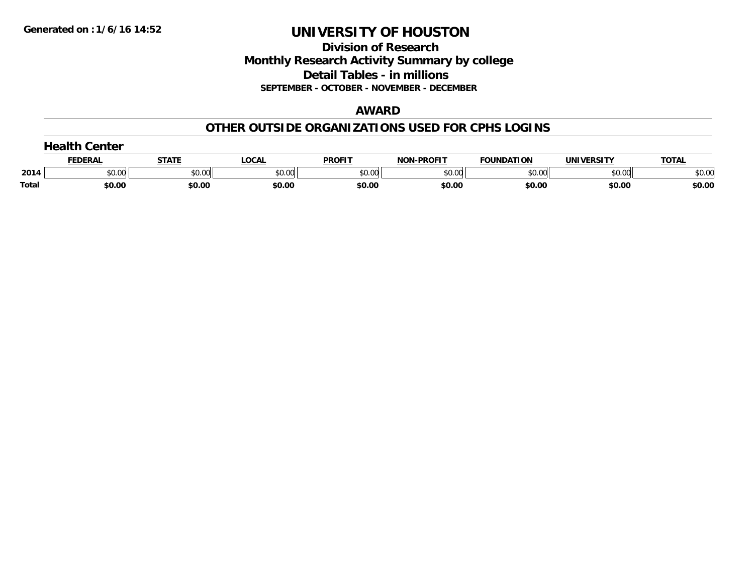**Generated on :1/6/16 14:52**

# UNIVERSITY OF HOUSTON

## Division of Research
## Monthly Research Activity Summary by college
## Detail Tables - in millions
### SEPTEMBER - OCTOBER - NOVEMBER - DECEMBER

## AWARD

## OTHER OUTSIDE ORGANIZATIONS USED FOR CPHS LOGINS

### Health Center

| | FEDERAL | STATE | LOCAL | PROFIT | NON-PROFIT | FOUNDATION | UNIVERSITY | TOTAL |
|---|---|---|---|---|---|---|---|---|
| 2014 | $0.00 | $0.00 | $0.00 | $0.00 | $0.00 | $0.00 | $0.00 | $0.00 |
| **Total** | **$0.00** | **$0.00** | **$0.00** | **$0.00** | **$0.00** | **$0.00** | **$0.00** | **$0.00** |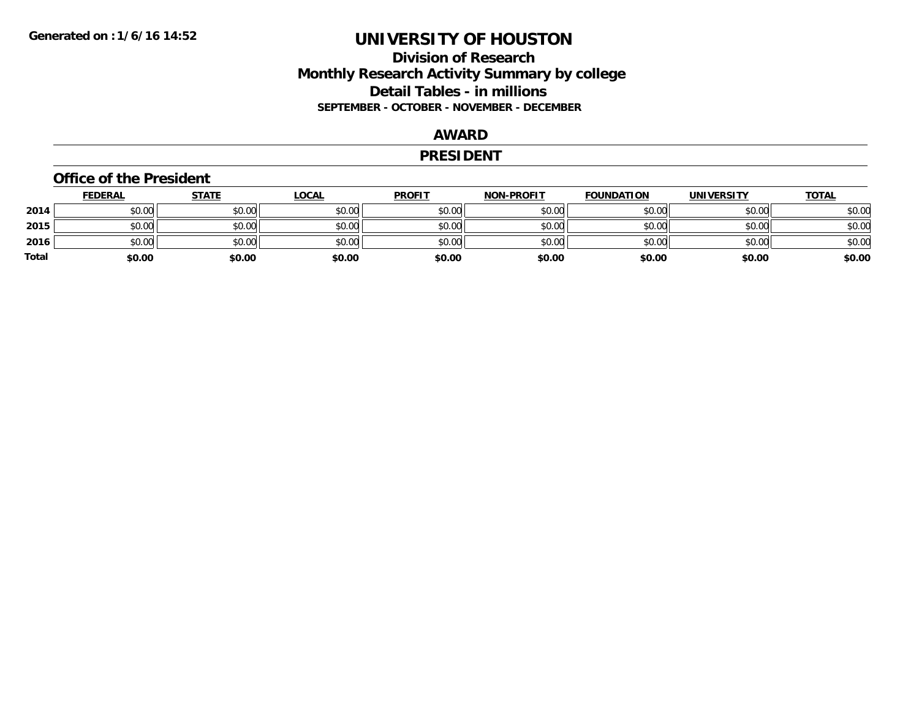Generated on :1/6/16 14:52

# UNIVERSITY OF HOUSTON

## Division of Research
## Monthly Research Activity Summary by college
## Detail Tables - in millions
### SEPTEMBER - OCTOBER - NOVEMBER - DECEMBER

## AWARD

## PRESIDENT

### Office of the President

| | FEDERAL | STATE | LOCAL | PROFIT | NON-PROFIT | FOUNDATION | UNIVERSITY | TOTAL |
|---|---|---|---|---|---|---|---|---|
| 2014 | $0.00 | $0.00 | $0.00 | $0.00 | $0.00 | $0.00 | $0.00 | $0.00 |
| 2015 | $0.00 | $0.00 | $0.00 | $0.00 | $0.00 | $0.00 | $0.00 | $0.00 |
| 2016 | $0.00 | $0.00 | $0.00 | $0.00 | $0.00 | $0.00 | $0.00 | $0.00 |
| **Total** | **$0.00** | **$0.00** | **$0.00** | **$0.00** | **$0.00** | **$0.00** | **$0.00** | **$0.00** |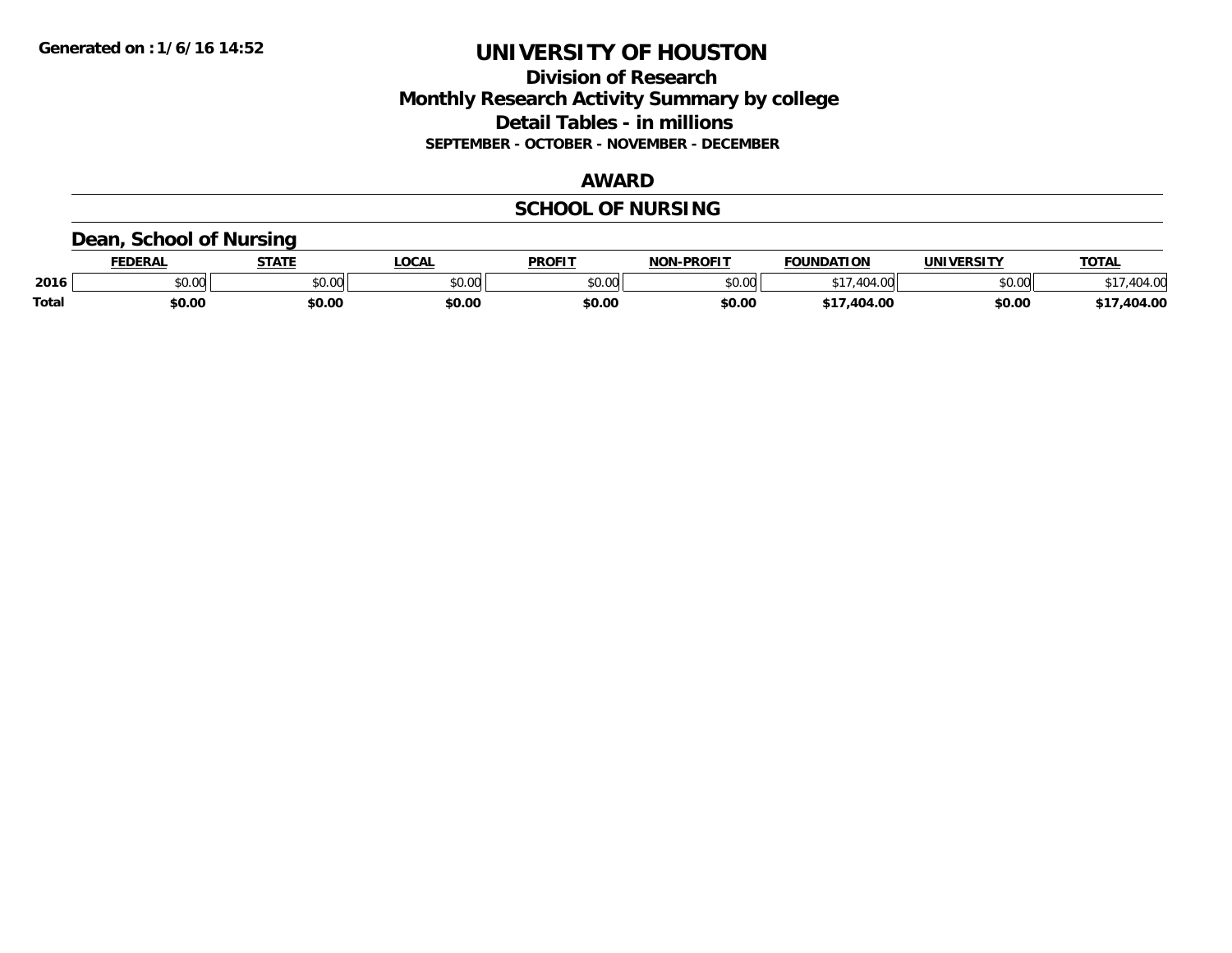# UNIVERSITY OF HOUSTON

## Division of Research
## Monthly Research Activity Summary by college
## Detail Tables - in millions
### SEPTEMBER - OCTOBER - NOVEMBER - DECEMBER

## AWARD

## SCHOOL OF NURSING

### Dean, School of Nursing

| | FEDERAL | STATE | LOCAL | PROFIT | NON-PROFIT | FOUNDATION | UNIVERSITY | TOTAL |
|---|---|---|---|---|---|---|---|---|
| 2016 | $0.00 | $0.00 | $0.00 | $0.00 | $0.00 | $17,404.00 | $0.00 | $17,404.00 |
| **Total** | **$0.00** | **$0.00** | **$0.00** | **$0.00** | **$0.00** | **$17,404.00** | **$0.00** | **$17,404.00** |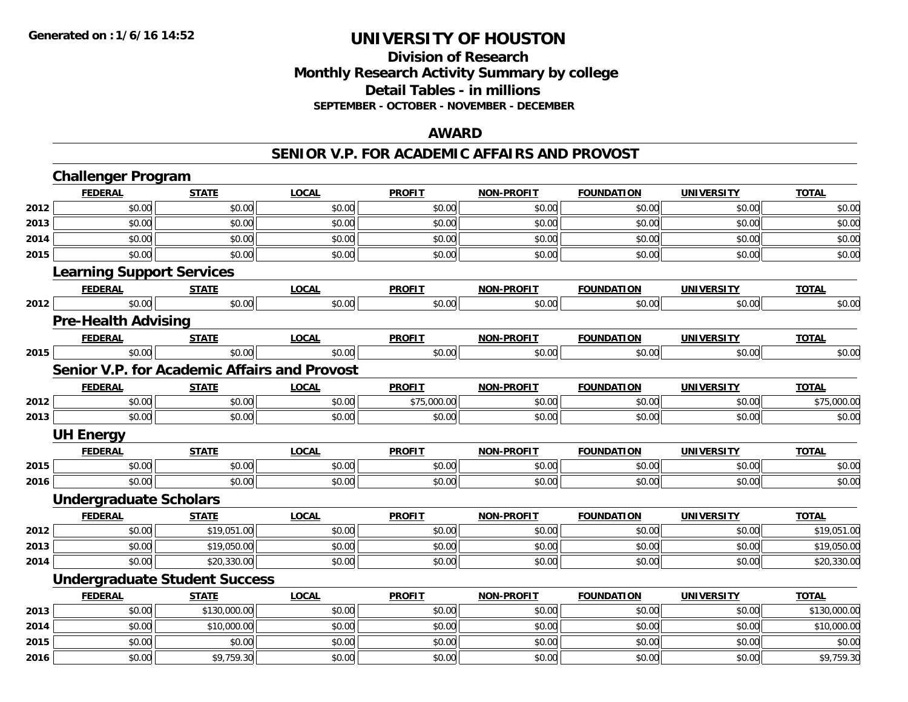# UNIVERSITY OF HOUSTON

## Division of Research
## Monthly Research Activity Summary by college
## Detail Tables - in millions
**SEPTEMBER - OCTOBER - NOVEMBER - DECEMBER**

## AWARD

## SENIOR V.P. FOR ACADEMIC AFFAIRS AND PROVOST

### Challenger Program

| | FEDERAL | STATE | LOCAL | PROFIT | NON-PROFIT | FOUNDATION | UNIVERSITY | TOTAL |
|---|---|---|---|---|---|---|---|---|
| 2012 | $0.00 | $0.00 | $0.00 | $0.00 | $0.00 | $0.00 | $0.00 | $0.00 |
| 2013 | $0.00 | $0.00 | $0.00 | $0.00 | $0.00 | $0.00 | $0.00 | $0.00 |
| 2014 | $0.00 | $0.00 | $0.00 | $0.00 | $0.00 | $0.00 | $0.00 | $0.00 |
| 2015 | $0.00 | $0.00 | $0.00 | $0.00 | $0.00 | $0.00 | $0.00 | $0.00 |

### Learning Support Services

| | FEDERAL | STATE | LOCAL | PROFIT | NON-PROFIT | FOUNDATION | UNIVERSITY | TOTAL |
|---|---|---|---|---|---|---|---|---|
| 2012 | $0.00 | $0.00 | $0.00 | $0.00 | $0.00 | $0.00 | $0.00 | $0.00 |

### Pre-Health Advising

| | FEDERAL | STATE | LOCAL | PROFIT | NON-PROFIT | FOUNDATION | UNIVERSITY | TOTAL |
|---|---|---|---|---|---|---|---|---|
| 2015 | $0.00 | $0.00 | $0.00 | $0.00 | $0.00 | $0.00 | $0.00 | $0.00 |

### Senior V.P. for Academic Affairs and Provost

| | FEDERAL | STATE | LOCAL | PROFIT | NON-PROFIT | FOUNDATION | UNIVERSITY | TOTAL |
|---|---|---|---|---|---|---|---|---|
| 2012 | $0.00 | $0.00 | $0.00 | $75,000.00 | $0.00 | $0.00 | $0.00 | $75,000.00 |
| 2013 | $0.00 | $0.00 | $0.00 | $0.00 | $0.00 | $0.00 | $0.00 | $0.00 |

### UH Energy

| | FEDERAL | STATE | LOCAL | PROFIT | NON-PROFIT | FOUNDATION | UNIVERSITY | TOTAL |
|---|---|---|---|---|---|---|---|---|
| 2015 | $0.00 | $0.00 | $0.00 | $0.00 | $0.00 | $0.00 | $0.00 | $0.00 |
| 2016 | $0.00 | $0.00 | $0.00 | $0.00 | $0.00 | $0.00 | $0.00 | $0.00 |

### Undergraduate Scholars

| | FEDERAL | STATE | LOCAL | PROFIT | NON-PROFIT | FOUNDATION | UNIVERSITY | TOTAL |
|---|---|---|---|---|---|---|---|---|
| 2012 | $0.00 | $19,051.00 | $0.00 | $0.00 | $0.00 | $0.00 | $0.00 | $19,051.00 |
| 2013 | $0.00 | $19,050.00 | $0.00 | $0.00 | $0.00 | $0.00 | $0.00 | $19,050.00 |
| 2014 | $0.00 | $20,330.00 | $0.00 | $0.00 | $0.00 | $0.00 | $0.00 | $20,330.00 |

### Undergraduate Student Success

| | FEDERAL | STATE | LOCAL | PROFIT | NON-PROFIT | FOUNDATION | UNIVERSITY | TOTAL |
|---|---|---|---|---|---|---|---|---|
| 2013 | $0.00 | $130,000.00 | $0.00 | $0.00 | $0.00 | $0.00 | $0.00 | $130,000.00 |
| 2014 | $0.00 | $10,000.00 | $0.00 | $0.00 | $0.00 | $0.00 | $0.00 | $10,000.00 |
| 2015 | $0.00 | $0.00 | $0.00 | $0.00 | $0.00 | $0.00 | $0.00 | $0.00 |
| 2016 | $0.00 | $9,759.30 | $0.00 | $0.00 | $0.00 | $0.00 | $0.00 | $9,759.30 |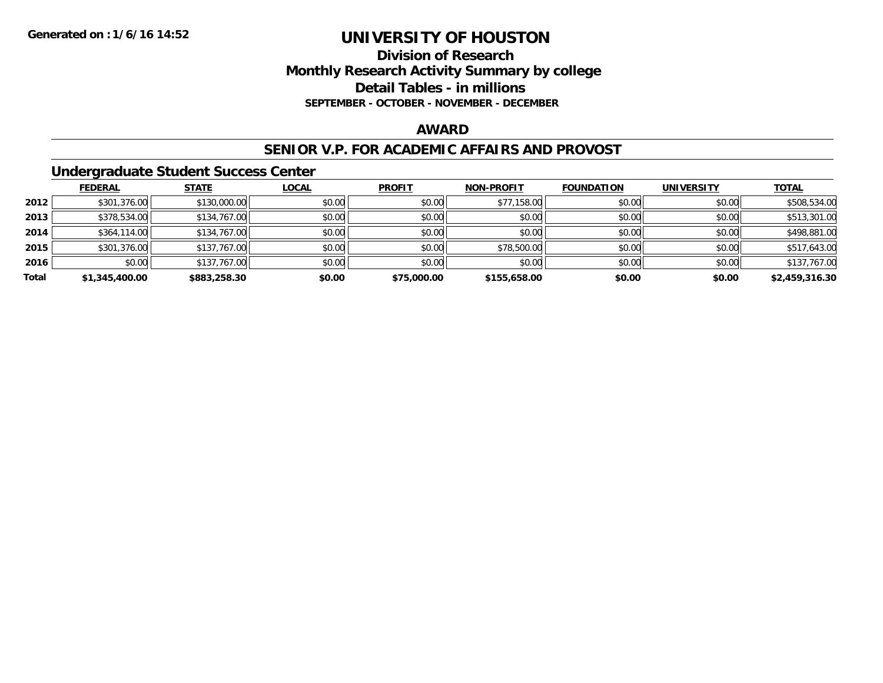**Generated on :1/6/16 14:52**

# UNIVERSITY OF HOUSTON

## Division of Research
## Monthly Research Activity Summary by college
## Detail Tables - in millions
### SEPTEMBER - OCTOBER - NOVEMBER - DECEMBER

## AWARD

## SENIOR V.P. FOR ACADEMIC AFFAIRS AND PROVOST

### Undergraduate Student Success Center

| | FEDERAL | STATE | LOCAL | PROFIT | NON-PROFIT | FOUNDATION | UNIVERSITY | TOTAL |
|---|---|---|---|---|---|---|---|---|
| **2012** | $301,376.00 | $130,000.00 | $0.00 | $0.00 | $77,158.00 | $0.00 | $0.00 | $508,534.00 |
| **2013** | $378,534.00 | $134,767.00 | $0.00 | $0.00 | $0.00 | $0.00 | $0.00 | $513,301.00 |
| **2014** | $364,114.00 | $134,767.00 | $0.00 | $0.00 | $0.00 | $0.00 | $0.00 | $498,881.00 |
| **2015** | $301,376.00 | $137,767.00 | $0.00 | $0.00 | $78,500.00 | $0.00 | $0.00 | $517,643.00 |
| **2016** | $0.00 | $137,767.00 | $0.00 | $0.00 | $0.00 | $0.00 | $0.00 | $137,767.00 |
| **Total** | **$1,345,400.00** | **$883,258.30** | **$0.00** | **$75,000.00** | **$155,658.00** | **$0.00** | **$0.00** | **$2,459,316.30** |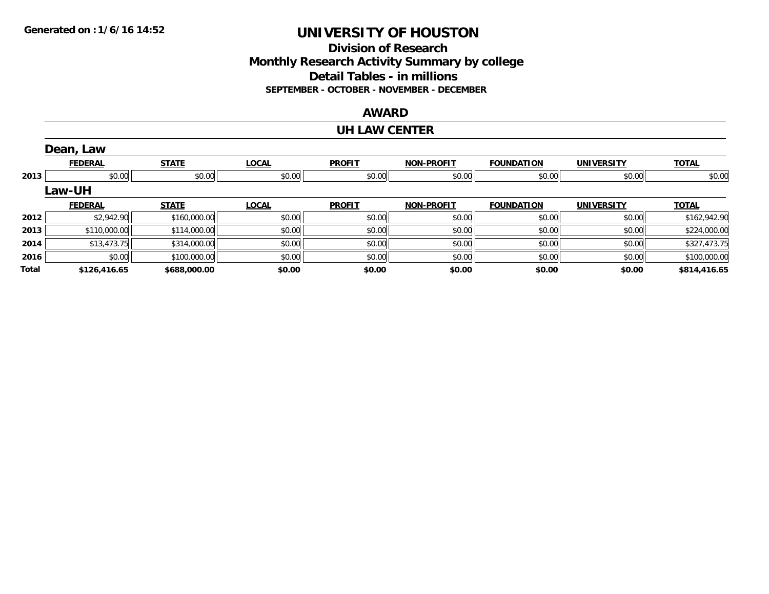Generated on :1/6/16 14:52

# UNIVERSITY OF HOUSTON

## Division of Research
## Monthly Research Activity Summary by college
## Detail Tables - in millions
### SEPTEMBER - OCTOBER - NOVEMBER - DECEMBER

## AWARD

## UH LAW CENTER

### Dean, Law

| | FEDERAL | STATE | LOCAL | PROFIT | NON-PROFIT | FOUNDATION | UNIVERSITY | TOTAL |
|---|---|---|---|---|---|---|---|---|
| 2013 | $0.00 | $0.00 | $0.00 | $0.00 | $0.00 | $0.00 | $0.00 | $0.00 |

### Law-UH

| | FEDERAL | STATE | LOCAL | PROFIT | NON-PROFIT | FOUNDATION | UNIVERSITY | TOTAL |
|---|---|---|---|---|---|---|---|---|
| 2012 | $2,942.90 | $160,000.00 | $0.00 | $0.00 | $0.00 | $0.00 | $0.00 | $162,942.90 |
| 2013 | $110,000.00 | $114,000.00 | $0.00 | $0.00 | $0.00 | $0.00 | $0.00 | $224,000.00 |
| 2014 | $13,473.75 | $314,000.00 | $0.00 | $0.00 | $0.00 | $0.00 | $0.00 | $327,473.75 |
| 2016 | $0.00 | $100,000.00 | $0.00 | $0.00 | $0.00 | $0.00 | $0.00 | $100,000.00 |
| **Total** | **$126,416.65** | **$688,000.00** | **$0.00** | **$0.00** | **$0.00** | **$0.00** | **$0.00** | **$814,416.65** |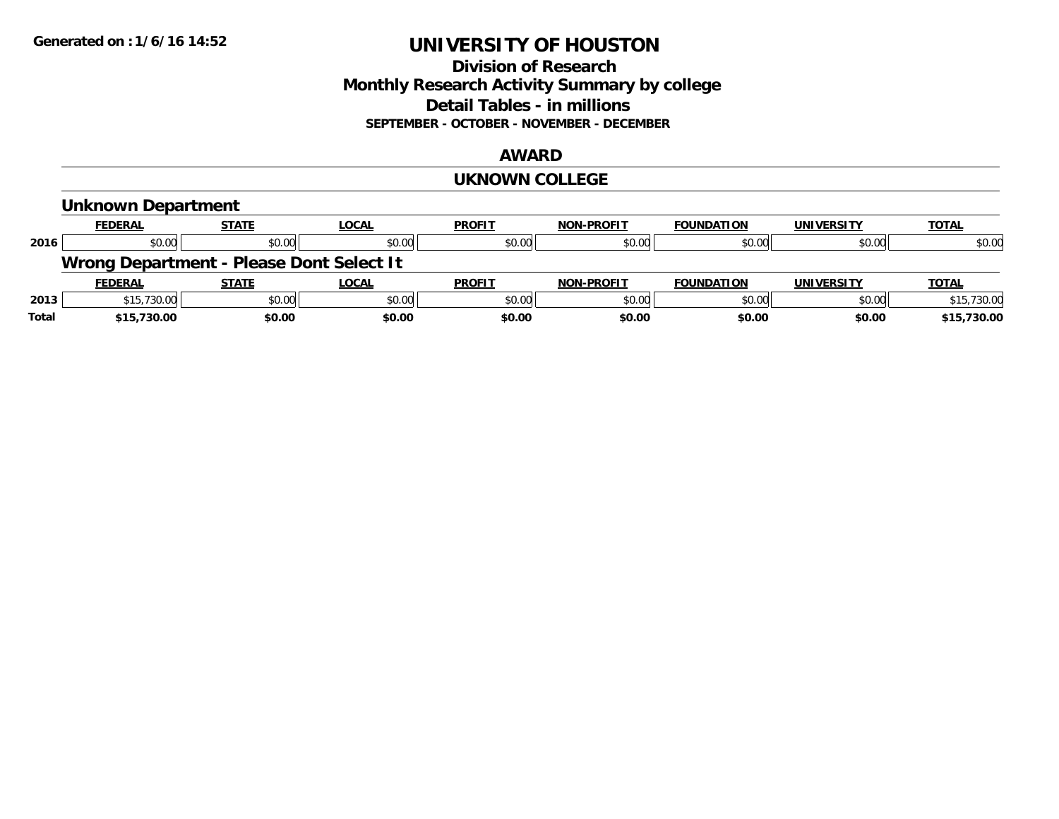Generated on :1/6/16 14:52

# UNIVERSITY OF HOUSTON

## Division of Research
## Monthly Research Activity Summary by college
## Detail Tables - in millions
### SEPTEMBER - OCTOBER - NOVEMBER - DECEMBER

## AWARD

## UKNOWN COLLEGE

### Unknown Department

| | FEDERAL | STATE | LOCAL | PROFIT | NON-PROFIT | FOUNDATION | UNIVERSITY | TOTAL |
|---|---|---|---|---|---|---|---|---|
| 2016 | $0.00 | $0.00 | $0.00 | $0.00 | $0.00 | $0.00 | $0.00 | $0.00 |

### Wrong Department - Please Dont Select It

| | FEDERAL | STATE | LOCAL | PROFIT | NON-PROFIT | FOUNDATION | UNIVERSITY | TOTAL |
|---|---|---|---|---|---|---|---|---|
| 2013 | $15,730.00 | $0.00 | $0.00 | $0.00 | $0.00 | $0.00 | $0.00 | $15,730.00 |
| **Total** | **$15,730.00** | **$0.00** | **$0.00** | **$0.00** | **$0.00** | **$0.00** | **$0.00** | **$15,730.00** |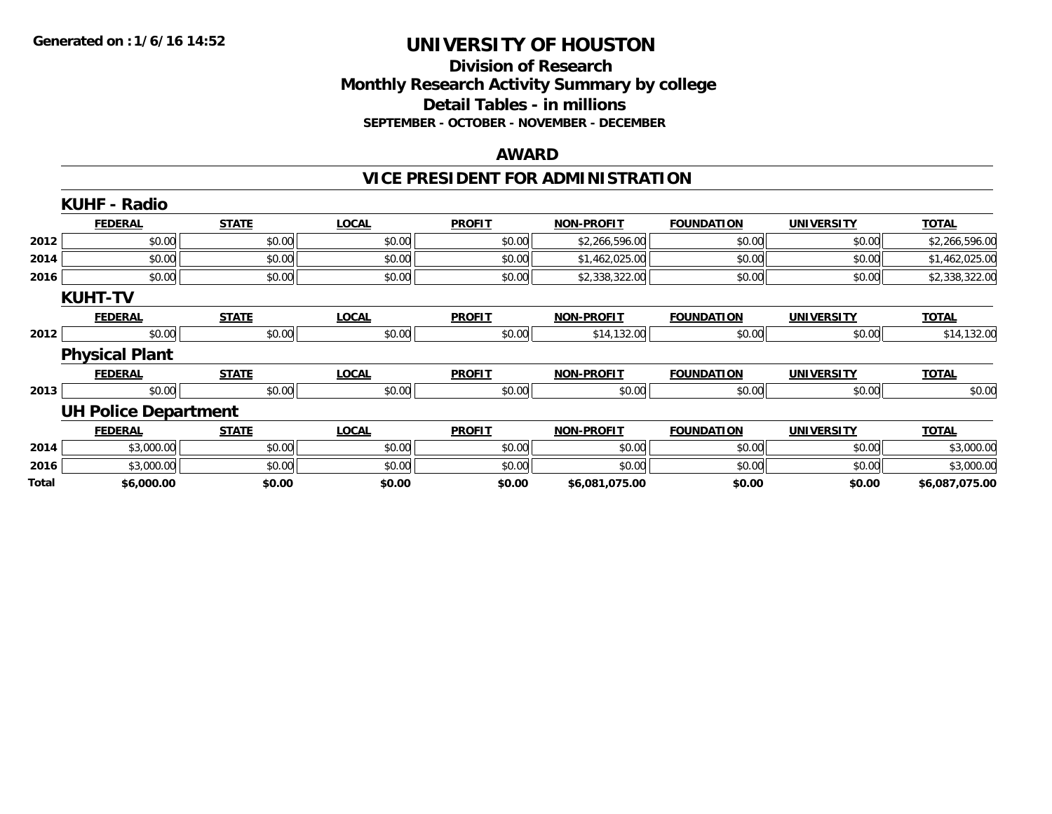# UNIVERSITY OF HOUSTON

## Division of Research
## Monthly Research Activity Summary by college
## Detail Tables - in millions

**SEPTEMBER - OCTOBER - NOVEMBER - DECEMBER**

**Generated on : 1/6/16 14:52**

### AWARD

### VICE PRESIDENT FOR ADMINISTRATION

#### KUHF - Radio

| | FEDERAL | STATE | LOCAL | PROFIT | NON-PROFIT | FOUNDATION | UNIVERSITY | TOTAL |
|---|---|---|---|---|---|---|---|---|
| 2012 | $0.00 | $0.00 | $0.00 | $0.00 | $2,266,596.00 | $0.00 | $0.00 | $2,266,596.00 |
| 2014 | $0.00 | $0.00 | $0.00 | $0.00 | $1,462,025.00 | $0.00 | $0.00 | $1,462,025.00 |
| 2016 | $0.00 | $0.00 | $0.00 | $0.00 | $2,338,322.00 | $0.00 | $0.00 | $2,338,322.00 |

#### KUHT-TV

| | FEDERAL | STATE | LOCAL | PROFIT | NON-PROFIT | FOUNDATION | UNIVERSITY | TOTAL |
|---|---|---|---|---|---|---|---|---|
| 2012 | $0.00 | $0.00 | $0.00 | $0.00 | $14,132.00 | $0.00 | $0.00 | $14,132.00 |

#### Physical Plant

| | FEDERAL | STATE | LOCAL | PROFIT | NON-PROFIT | FOUNDATION | UNIVERSITY | TOTAL |
|---|---|---|---|---|---|---|---|---|
| 2013 | $0.00 | $0.00 | $0.00 | $0.00 | $0.00 | $0.00 | $0.00 | $0.00 |

#### UH Police Department

| | FEDERAL | STATE | LOCAL | PROFIT | NON-PROFIT | FOUNDATION | UNIVERSITY | TOTAL |
|---|---|---|---|---|---|---|---|---|
| 2014 | $3,000.00 | $0.00 | $0.00 | $0.00 | $0.00 | $0.00 | $0.00 | $3,000.00 |
| 2016 | $3,000.00 | $0.00 | $0.00 | $0.00 | $0.00 | $0.00 | $0.00 | $3,000.00 |
| **Total** | **$6,000.00** | **$0.00** | **$0.00** | **$0.00** | **$6,081,075.00** | **$0.00** | **$0.00** | **$6,087,075.00** |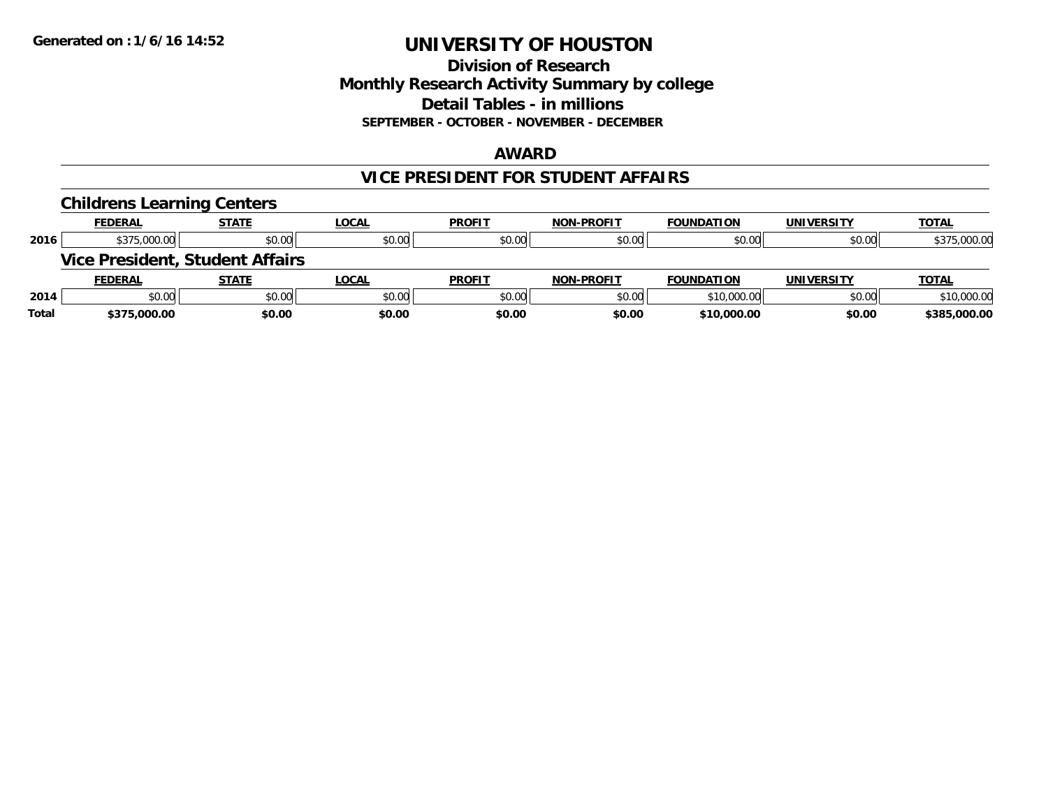**Generated on : 1/6/16 14:52**

# UNIVERSITY OF HOUSTON

## Division of Research
## Monthly Research Activity Summary by college
## Detail Tables - in millions
### SEPTEMBER - OCTOBER - NOVEMBER - DECEMBER

## AWARD

## VICE PRESIDENT FOR STUDENT AFFAIRS

### Childrens Learning Centers

| | FEDERAL | STATE | LOCAL | PROFIT | NON-PROFIT | FOUNDATION | UNIVERSITY | TOTAL |
|---|---|---|---|---|---|---|---|---|
| 2016 | $375,000.00 | $0.00 | $0.00 | $0.00 | $0.00 | $0.00 | $0.00 | $375,000.00 |

### Vice President, Student Affairs

| | FEDERAL | STATE | LOCAL | PROFIT | NON-PROFIT | FOUNDATION | UNIVERSITY | TOTAL |
|---|---|---|---|---|---|---|---|---|
| 2014 | $0.00 | $0.00 | $0.00 | $0.00 | $0.00 | $10,000.00 | $0.00 | $10,000.00 |
| **Total** | **$375,000.00** | **$0.00** | **$0.00** | **$0.00** | **$0.00** | **$10,000.00** | **$0.00** | **$385,000.00** |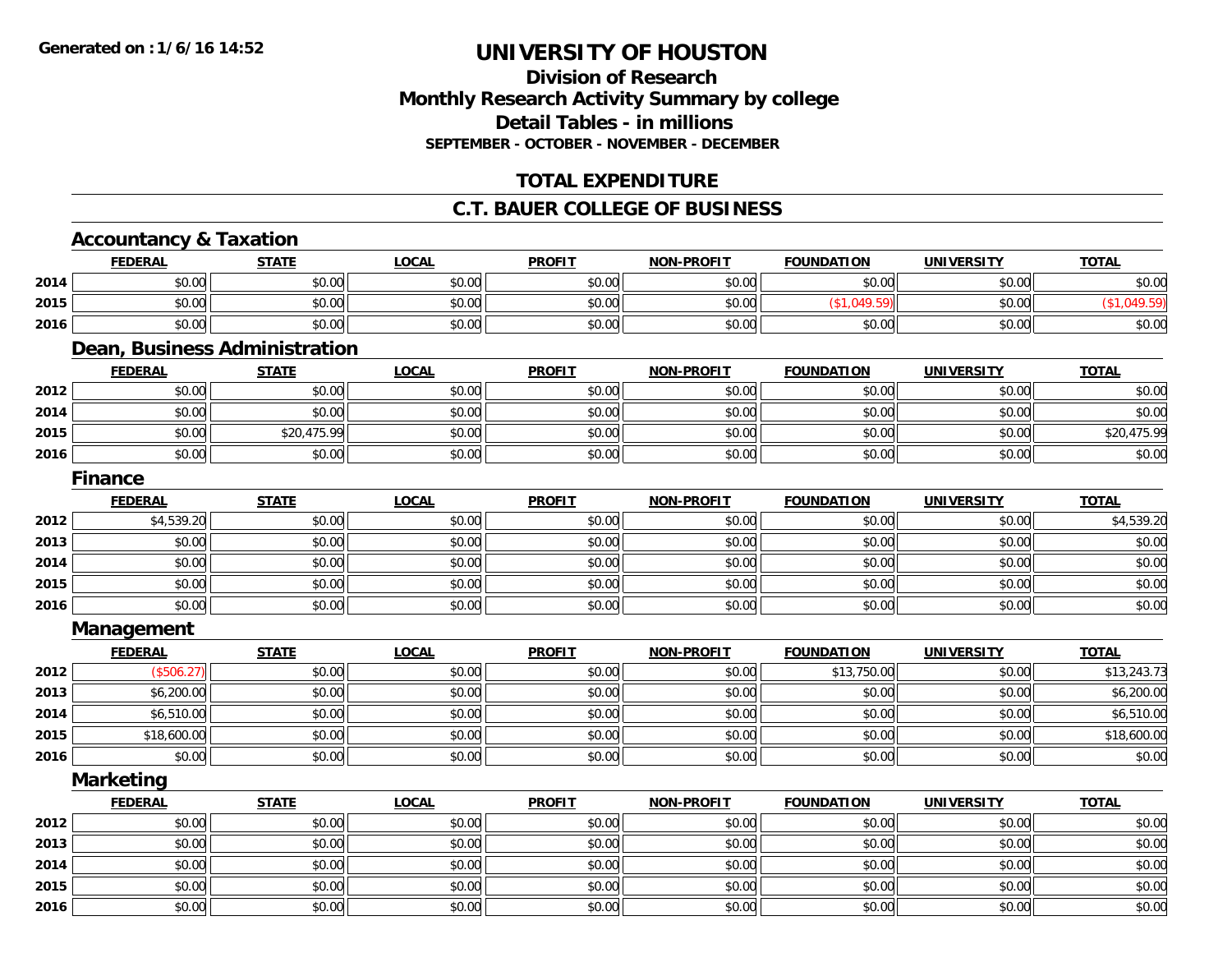**Generated on :1/6/16 14:52**

# UNIVERSITY OF HOUSTON

## Division of Research
## Monthly Research Activity Summary by college
## Detail Tables - in millions
### SEPTEMBER - OCTOBER - NOVEMBER - DECEMBER

## TOTAL EXPENDITURE

## C.T. BAUER COLLEGE OF BUSINESS

### Accountancy & Taxation

| | FEDERAL | STATE | LOCAL | PROFIT | NON-PROFIT | FOUNDATION | UNIVERSITY | TOTAL |
|---|---|---|---|---|---|---|---|---|
| 2014 | $0.00 | $0.00 | $0.00 | $0.00 | $0.00 | $0.00 | $0.00 | $0.00 |
| 2015 | $0.00 | $0.00 | $0.00 | $0.00 | $0.00 | ($1,049.59) | $0.00 | ($1,049.59) |
| 2016 | $0.00 | $0.00 | $0.00 | $0.00 | $0.00 | $0.00 | $0.00 | $0.00 |

### Dean, Business Administration

| | FEDERAL | STATE | LOCAL | PROFIT | NON-PROFIT | FOUNDATION | UNIVERSITY | TOTAL |
|---|---|---|---|---|---|---|---|---|
| 2012 | $0.00 | $0.00 | $0.00 | $0.00 | $0.00 | $0.00 | $0.00 | $0.00 |
| 2014 | $0.00 | $0.00 | $0.00 | $0.00 | $0.00 | $0.00 | $0.00 | $0.00 |
| 2015 | $0.00 | $20,475.99 | $0.00 | $0.00 | $0.00 | $0.00 | $0.00 | $20,475.99 |
| 2016 | $0.00 | $0.00 | $0.00 | $0.00 | $0.00 | $0.00 | $0.00 | $0.00 |

### Finance

| | FEDERAL | STATE | LOCAL | PROFIT | NON-PROFIT | FOUNDATION | UNIVERSITY | TOTAL |
|---|---|---|---|---|---|---|---|---|
| 2012 | $4,539.20 | $0.00 | $0.00 | $0.00 | $0.00 | $0.00 | $0.00 | $4,539.20 |
| 2013 | $0.00 | $0.00 | $0.00 | $0.00 | $0.00 | $0.00 | $0.00 | $0.00 |
| 2014 | $0.00 | $0.00 | $0.00 | $0.00 | $0.00 | $0.00 | $0.00 | $0.00 |
| 2015 | $0.00 | $0.00 | $0.00 | $0.00 | $0.00 | $0.00 | $0.00 | $0.00 |
| 2016 | $0.00 | $0.00 | $0.00 | $0.00 | $0.00 | $0.00 | $0.00 | $0.00 |

### Management

| | FEDERAL | STATE | LOCAL | PROFIT | NON-PROFIT | FOUNDATION | UNIVERSITY | TOTAL |
|---|---|---|---|---|---|---|---|---|
| 2012 | ($506.27) | $0.00 | $0.00 | $0.00 | $0.00 | $13,750.00 | $0.00 | $13,243.73 |
| 2013 | $6,200.00 | $0.00 | $0.00 | $0.00 | $0.00 | $0.00 | $0.00 | $6,200.00 |
| 2014 | $6,510.00 | $0.00 | $0.00 | $0.00 | $0.00 | $0.00 | $0.00 | $6,510.00 |
| 2015 | $18,600.00 | $0.00 | $0.00 | $0.00 | $0.00 | $0.00 | $0.00 | $18,600.00 |
| 2016 | $0.00 | $0.00 | $0.00 | $0.00 | $0.00 | $0.00 | $0.00 | $0.00 |

### Marketing

| | FEDERAL | STATE | LOCAL | PROFIT | NON-PROFIT | FOUNDATION | UNIVERSITY | TOTAL |
|---|---|---|---|---|---|---|---|---|
| 2012 | $0.00 | $0.00 | $0.00 | $0.00 | $0.00 | $0.00 | $0.00 | $0.00 |
| 2013 | $0.00 | $0.00 | $0.00 | $0.00 | $0.00 | $0.00 | $0.00 | $0.00 |
| 2014 | $0.00 | $0.00 | $0.00 | $0.00 | $0.00 | $0.00 | $0.00 | $0.00 |
| 2015 | $0.00 | $0.00 | $0.00 | $0.00 | $0.00 | $0.00 | $0.00 | $0.00 |
| 2016 | $0.00 | $0.00 | $0.00 | $0.00 | $0.00 | $0.00 | $0.00 | $0.00 |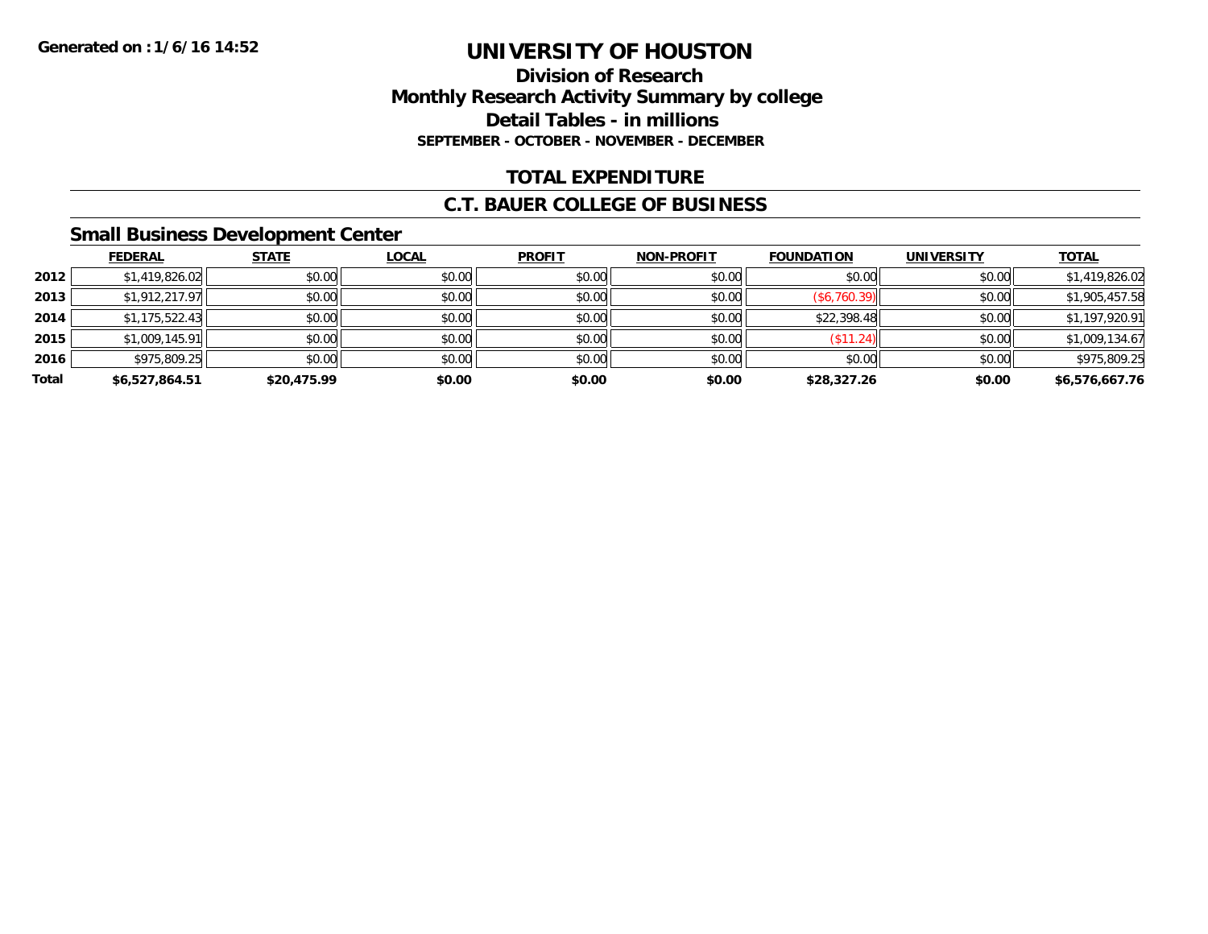**Generated on :1/6/16 14:52**

# UNIVERSITY OF HOUSTON

## Division of Research
## Monthly Research Activity Summary by college
## Detail Tables - in millions
### SEPTEMBER - OCTOBER - NOVEMBER - DECEMBER

## TOTAL EXPENDITURE

## C.T. BAUER COLLEGE OF BUSINESS

### Small Business Development Center

| | FEDERAL | STATE | LOCAL | PROFIT | NON-PROFIT | FOUNDATION | UNIVERSITY | TOTAL |
|---|---|---|---|---|---|---|---|---|
| 2012 | $1,419,826.02 | $0.00 | $0.00 | $0.00 | $0.00 | $0.00 | $0.00 | $1,419,826.02 |
| 2013 | $1,912,217.97 | $0.00 | $0.00 | $0.00 | $0.00 | ($6,760.39) | $0.00 | $1,905,457.58 |
| 2014 | $1,175,522.43 | $0.00 | $0.00 | $0.00 | $0.00 | $22,398.48 | $0.00 | $1,197,920.91 |
| 2015 | $1,009,145.91 | $0.00 | $0.00 | $0.00 | $0.00 | ($11.24) | $0.00 | $1,009,134.67 |
| 2016 | $975,809.25 | $0.00 | $0.00 | $0.00 | $0.00 | $0.00 | $0.00 | $975,809.25 |
| **Total** | **$6,527,864.51** | **$20,475.99** | **$0.00** | **$0.00** | **$0.00** | **$28,327.26** | **$0.00** | **$6,576,667.76** |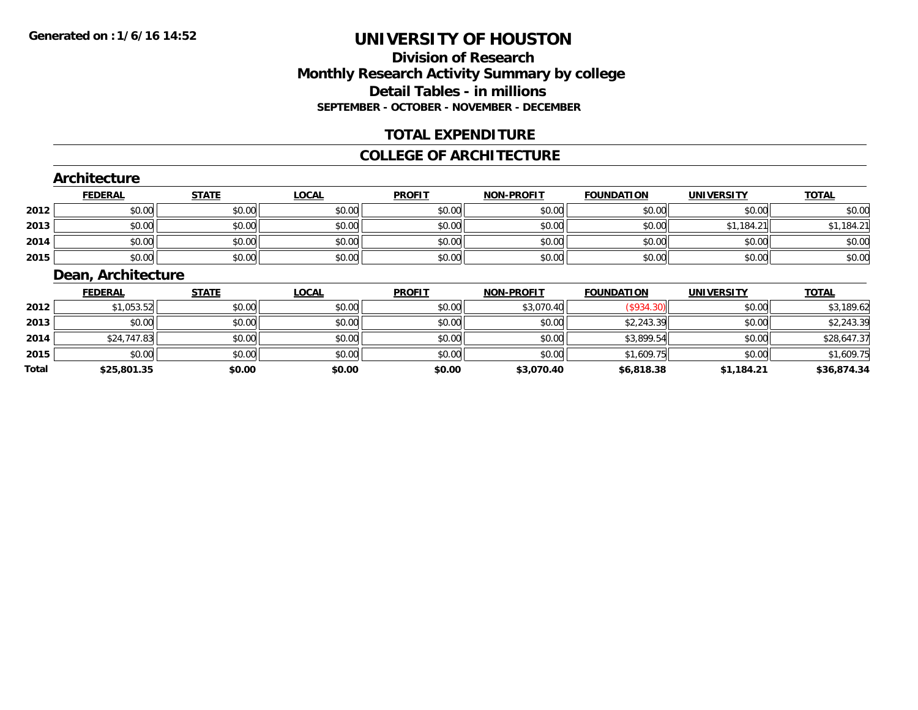**Generated on : 1/6/16 14:52**

# UNIVERSITY OF HOUSTON

## Division of Research
## Monthly Research Activity Summary by college
## Detail Tables - in millions
### SEPTEMBER - OCTOBER - NOVEMBER - DECEMBER

## TOTAL EXPENDITURE

## COLLEGE OF ARCHITECTURE

### Architecture

| | FEDERAL | STATE | LOCAL | PROFIT | NON-PROFIT | FOUNDATION | UNIVERSITY | TOTAL |
|---|---|---|---|---|---|---|---|---|
| 2012 | $0.00 | $0.00 | $0.00 | $0.00 | $0.00 | $0.00 | $0.00 | $0.00 |
| 2013 | $0.00 | $0.00 | $0.00 | $0.00 | $0.00 | $0.00 | $1,184.21 | $1,184.21 |
| 2014 | $0.00 | $0.00 | $0.00 | $0.00 | $0.00 | $0.00 | $0.00 | $0.00 |
| 2015 | $0.00 | $0.00 | $0.00 | $0.00 | $0.00 | $0.00 | $0.00 | $0.00 |

### Dean, Architecture

| | FEDERAL | STATE | LOCAL | PROFIT | NON-PROFIT | FOUNDATION | UNIVERSITY | TOTAL |
|---|---|---|---|---|---|---|---|---|
| 2012 | $1,053.52 | $0.00 | $0.00 | $0.00 | $3,070.40 | ($934.30) | $0.00 | $3,189.62 |
| 2013 | $0.00 | $0.00 | $0.00 | $0.00 | $0.00 | $2,243.39 | $0.00 | $2,243.39 |
| 2014 | $24,747.83 | $0.00 | $0.00 | $0.00 | $0.00 | $3,899.54 | $0.00 | $28,647.37 |
| 2015 | $0.00 | $0.00 | $0.00 | $0.00 | $0.00 | $1,609.75 | $0.00 | $1,609.75 |
| **Total** | **$25,801.35** | **$0.00** | **$0.00** | **$0.00** | **$3,070.40** | **$6,818.38** | **$1,184.21** | **$36,874.34** |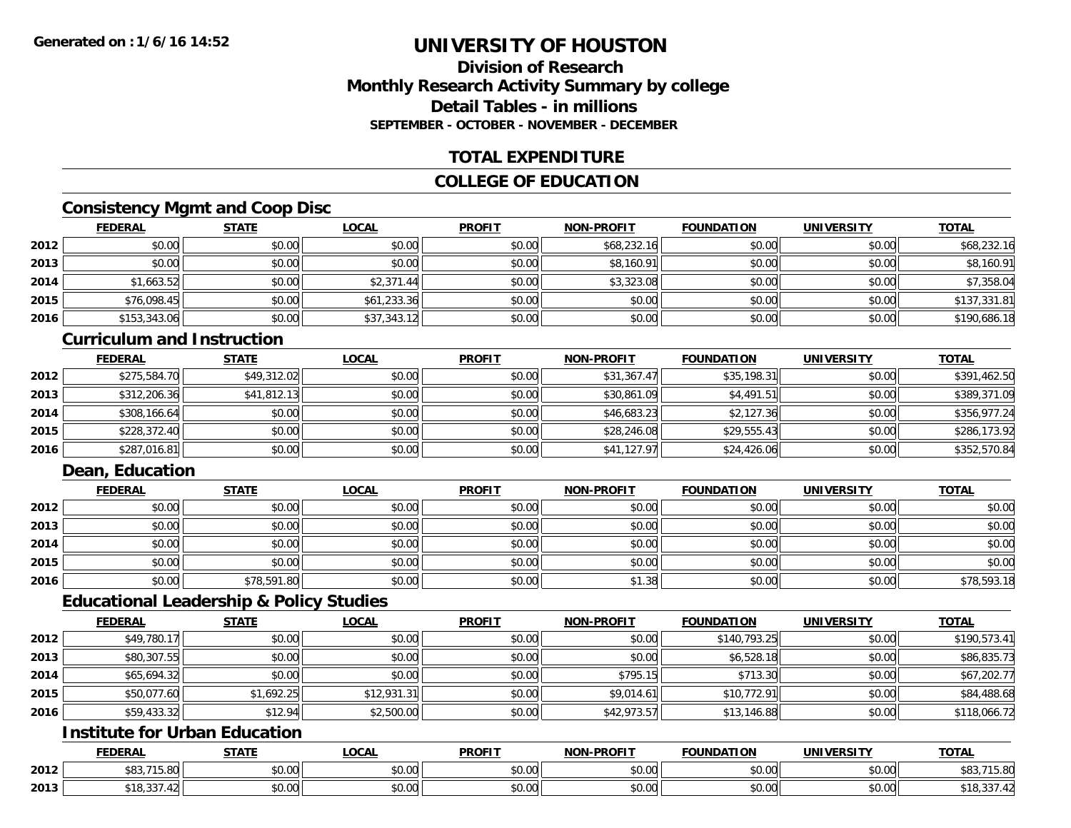**Generated on :1/6/16 14:52**

# UNIVERSITY OF HOUSTON

## Division of Research
## Monthly Research Activity Summary by college
## Detail Tables - in millions
### SEPTEMBER - OCTOBER - NOVEMBER - DECEMBER

## TOTAL EXPENDITURE

## COLLEGE OF EDUCATION

### Consistency Mgmt and Coop Disc

| | FEDERAL | STATE | LOCAL | PROFIT | NON-PROFIT | FOUNDATION | UNIVERSITY | TOTAL |
|---|---|---|---|---|---|---|---|---|
| 2012 | $0.00 | $0.00 | $0.00 | $0.00 | $68,232.16 | $0.00 | $0.00 | $68,232.16 |
| 2013 | $0.00 | $0.00 | $0.00 | $0.00 | $8,160.91 | $0.00 | $0.00 | $8,160.91 |
| 2014 | $1,663.52 | $0.00 | $2,371.44 | $0.00 | $3,323.08 | $0.00 | $0.00 | $7,358.04 |
| 2015 | $76,098.45 | $0.00 | $61,233.36 | $0.00 | $0.00 | $0.00 | $0.00 | $137,331.81 |
| 2016 | $153,343.06 | $0.00 | $37,343.12 | $0.00 | $0.00 | $0.00 | $0.00 | $190,686.18 |

### Curriculum and Instruction

| | FEDERAL | STATE | LOCAL | PROFIT | NON-PROFIT | FOUNDATION | UNIVERSITY | TOTAL |
|---|---|---|---|---|---|---|---|---|
| 2012 | $275,584.70 | $49,312.02 | $0.00 | $0.00 | $31,367.47 | $35,198.31 | $0.00 | $391,462.50 |
| 2013 | $312,206.36 | $41,812.13 | $0.00 | $0.00 | $30,861.09 | $4,491.51 | $0.00 | $389,371.09 |
| 2014 | $308,166.64 | $0.00 | $0.00 | $0.00 | $46,683.23 | $2,127.36 | $0.00 | $356,977.24 |
| 2015 | $228,372.40 | $0.00 | $0.00 | $0.00 | $28,246.08 | $29,555.43 | $0.00 | $286,173.92 |
| 2016 | $287,016.81 | $0.00 | $0.00 | $0.00 | $41,127.97 | $24,426.06 | $0.00 | $352,570.84 |

### Dean, Education

| | FEDERAL | STATE | LOCAL | PROFIT | NON-PROFIT | FOUNDATION | UNIVERSITY | TOTAL |
|---|---|---|---|---|---|---|---|---|
| 2012 | $0.00 | $0.00 | $0.00 | $0.00 | $0.00 | $0.00 | $0.00 | $0.00 |
| 2013 | $0.00 | $0.00 | $0.00 | $0.00 | $0.00 | $0.00 | $0.00 | $0.00 |
| 2014 | $0.00 | $0.00 | $0.00 | $0.00 | $0.00 | $0.00 | $0.00 | $0.00 |
| 2015 | $0.00 | $0.00 | $0.00 | $0.00 | $0.00 | $0.00 | $0.00 | $0.00 |
| 2016 | $0.00 | $78,591.80 | $0.00 | $0.00 | $1.38 | $0.00 | $0.00 | $78,593.18 |

### Educational Leadership & Policy Studies

| | FEDERAL | STATE | LOCAL | PROFIT | NON-PROFIT | FOUNDATION | UNIVERSITY | TOTAL |
|---|---|---|---|---|---|---|---|---|
| 2012 | $49,780.17 | $0.00 | $0.00 | $0.00 | $0.00 | $140,793.25 | $0.00 | $190,573.41 |
| 2013 | $80,307.55 | $0.00 | $0.00 | $0.00 | $0.00 | $6,528.18 | $0.00 | $86,835.73 |
| 2014 | $65,694.32 | $0.00 | $0.00 | $0.00 | $795.15 | $713.30 | $0.00 | $67,202.77 |
| 2015 | $50,077.60 | $1,692.25 | $12,931.31 | $0.00 | $9,014.61 | $10,772.91 | $0.00 | $84,488.68 |
| 2016 | $59,433.32 | $12.94 | $2,500.00 | $0.00 | $42,973.57 | $13,146.88 | $0.00 | $118,066.72 |

### Institute for Urban Education

| | FEDERAL | STATE | LOCAL | PROFIT | NON-PROFIT | FOUNDATION | UNIVERSITY | TOTAL |
|---|---|---|---|---|---|---|---|---|
| 2012 | $83,715.80 | $0.00 | $0.00 | $0.00 | $0.00 | $0.00 | $0.00 | $83,715.80 |
| 2013 | $18,337.42 | $0.00 | $0.00 | $0.00 | $0.00 | $0.00 | $0.00 | $18,337.42 |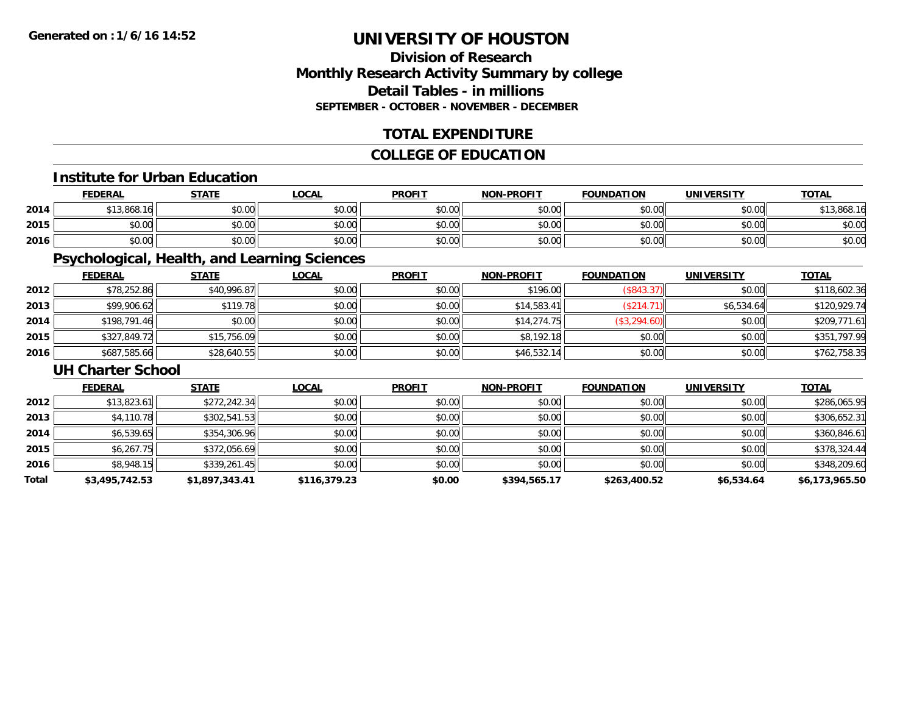**Generated on :1/6/16 14:52**

# UNIVERSITY OF HOUSTON

## Division of Research
## Monthly Research Activity Summary by college
## Detail Tables - in millions
### SEPTEMBER - OCTOBER - NOVEMBER - DECEMBER

## TOTAL EXPENDITURE

## COLLEGE OF EDUCATION

### Institute for Urban Education

| | FEDERAL | STATE | LOCAL | PROFIT | NON-PROFIT | FOUNDATION | UNIVERSITY | TOTAL |
|---|---|---|---|---|---|---|---|---|
| 2014 | $13,868.16 | $0.00 | $0.00 | $0.00 | $0.00 | $0.00 | $0.00 | $13,868.16 |
| 2015 | $0.00 | $0.00 | $0.00 | $0.00 | $0.00 | $0.00 | $0.00 | $0.00 |
| 2016 | $0.00 | $0.00 | $0.00 | $0.00 | $0.00 | $0.00 | $0.00 | $0.00 |

### Psychological, Health, and Learning Sciences

| | FEDERAL | STATE | LOCAL | PROFIT | NON-PROFIT | FOUNDATION | UNIVERSITY | TOTAL |
|---|---|---|---|---|---|---|---|---|
| 2012 | $78,252.86 | $40,996.87 | $0.00 | $0.00 | $196.00 | ($843.37) | $0.00 | $118,602.36 |
| 2013 | $99,906.62 | $119.78 | $0.00 | $0.00 | $14,583.41 | ($214.71) | $6,534.64 | $120,929.74 |
| 2014 | $198,791.46 | $0.00 | $0.00 | $0.00 | $14,274.75 | ($3,294.60) | $0.00 | $209,771.61 |
| 2015 | $327,849.72 | $15,756.09 | $0.00 | $0.00 | $8,192.18 | $0.00 | $0.00 | $351,797.99 |
| 2016 | $687,585.66 | $28,640.55 | $0.00 | $0.00 | $46,532.14 | $0.00 | $0.00 | $762,758.35 |

### UH Charter School

| | FEDERAL | STATE | LOCAL | PROFIT | NON-PROFIT | FOUNDATION | UNIVERSITY | TOTAL |
|---|---|---|---|---|---|---|---|---|
| 2012 | $13,823.61 | $272,242.34 | $0.00 | $0.00 | $0.00 | $0.00 | $0.00 | $286,065.95 |
| 2013 | $4,110.78 | $302,541.53 | $0.00 | $0.00 | $0.00 | $0.00 | $0.00 | $306,652.31 |
| 2014 | $6,539.65 | $354,306.96 | $0.00 | $0.00 | $0.00 | $0.00 | $0.00 | $360,846.61 |
| 2015 | $6,267.75 | $372,056.69 | $0.00 | $0.00 | $0.00 | $0.00 | $0.00 | $378,324.44 |
| 2016 | $8,948.15 | $339,261.45 | $0.00 | $0.00 | $0.00 | $0.00 | $0.00 | $348,209.60 |
| **Total** | **$3,495,742.53** | **$1,897,343.41** | **$116,379.23** | **$0.00** | **$394,565.17** | **$263,400.52** | **$6,534.64** | **$6,173,965.50** |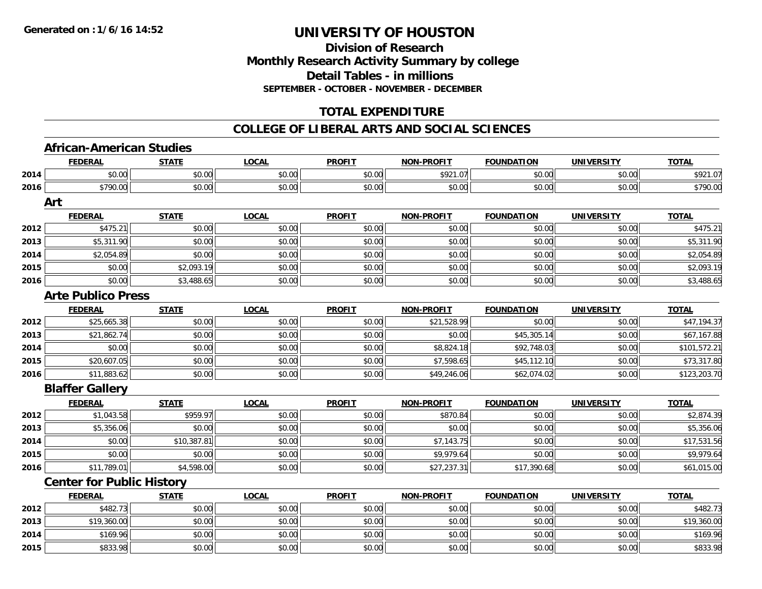# UNIVERSITY OF HOUSTON

## Division of Research
## Monthly Research Activity Summary by college
## Detail Tables - in millions
### SEPTEMBER - OCTOBER - NOVEMBER - DECEMBER

## TOTAL EXPENDITURE

## COLLEGE OF LIBERAL ARTS AND SOCIAL SCIENCES

### African-American Studies

| | FEDERAL | STATE | LOCAL | PROFIT | NON-PROFIT | FOUNDATION | UNIVERSITY | TOTAL |
|---|---|---|---|---|---|---|---|---|
| 2014 | $0.00 | $0.00 | $0.00 | $0.00 | $921.07 | $0.00 | $0.00 | $921.07 |
| 2016 | $790.00 | $0.00 | $0.00 | $0.00 | $0.00 | $0.00 | $0.00 | $790.00 |

### Art

| | FEDERAL | STATE | LOCAL | PROFIT | NON-PROFIT | FOUNDATION | UNIVERSITY | TOTAL |
|---|---|---|---|---|---|---|---|---|
| 2012 | $475.21 | $0.00 | $0.00 | $0.00 | $0.00 | $0.00 | $0.00 | $475.21 |
| 2013 | $5,311.90 | $0.00 | $0.00 | $0.00 | $0.00 | $0.00 | $0.00 | $5,311.90 |
| 2014 | $2,054.89 | $0.00 | $0.00 | $0.00 | $0.00 | $0.00 | $0.00 | $2,054.89 |
| 2015 | $0.00 | $2,093.19 | $0.00 | $0.00 | $0.00 | $0.00 | $0.00 | $2,093.19 |
| 2016 | $0.00 | $3,488.65 | $0.00 | $0.00 | $0.00 | $0.00 | $0.00 | $3,488.65 |

### Arte Publico Press

| | FEDERAL | STATE | LOCAL | PROFIT | NON-PROFIT | FOUNDATION | UNIVERSITY | TOTAL |
|---|---|---|---|---|---|---|---|---|
| 2012 | $25,665.38 | $0.00 | $0.00 | $0.00 | $21,528.99 | $0.00 | $0.00 | $47,194.37 |
| 2013 | $21,862.74 | $0.00 | $0.00 | $0.00 | $0.00 | $45,305.14 | $0.00 | $67,167.88 |
| 2014 | $0.00 | $0.00 | $0.00 | $0.00 | $8,824.18 | $92,748.03 | $0.00 | $101,572.21 |
| 2015 | $20,607.05 | $0.00 | $0.00 | $0.00 | $7,598.65 | $45,112.10 | $0.00 | $73,317.80 |
| 2016 | $11,883.62 | $0.00 | $0.00 | $0.00 | $49,246.06 | $62,074.02 | $0.00 | $123,203.70 |

### Blaffer Gallery

| | FEDERAL | STATE | LOCAL | PROFIT | NON-PROFIT | FOUNDATION | UNIVERSITY | TOTAL |
|---|---|---|---|---|---|---|---|---|
| 2012 | $1,043.58 | $959.97 | $0.00 | $0.00 | $870.84 | $0.00 | $0.00 | $2,874.39 |
| 2013 | $5,356.06 | $0.00 | $0.00 | $0.00 | $0.00 | $0.00 | $0.00 | $5,356.06 |
| 2014 | $0.00 | $10,387.81 | $0.00 | $0.00 | $7,143.75 | $0.00 | $0.00 | $17,531.56 |
| 2015 | $0.00 | $0.00 | $0.00 | $0.00 | $9,979.64 | $0.00 | $0.00 | $9,979.64 |
| 2016 | $11,789.01 | $4,598.00 | $0.00 | $0.00 | $27,237.31 | $17,390.68 | $0.00 | $61,015.00 |

### Center for Public History

| | FEDERAL | STATE | LOCAL | PROFIT | NON-PROFIT | FOUNDATION | UNIVERSITY | TOTAL |
|---|---|---|---|---|---|---|---|---|
| 2012 | $482.73 | $0.00 | $0.00 | $0.00 | $0.00 | $0.00 | $0.00 | $482.73 |
| 2013 | $19,360.00 | $0.00 | $0.00 | $0.00 | $0.00 | $0.00 | $0.00 | $19,360.00 |
| 2014 | $169.96 | $0.00 | $0.00 | $0.00 | $0.00 | $0.00 | $0.00 | $169.96 |
| 2015 | $833.98 | $0.00 | $0.00 | $0.00 | $0.00 | $0.00 | $0.00 | $833.98 |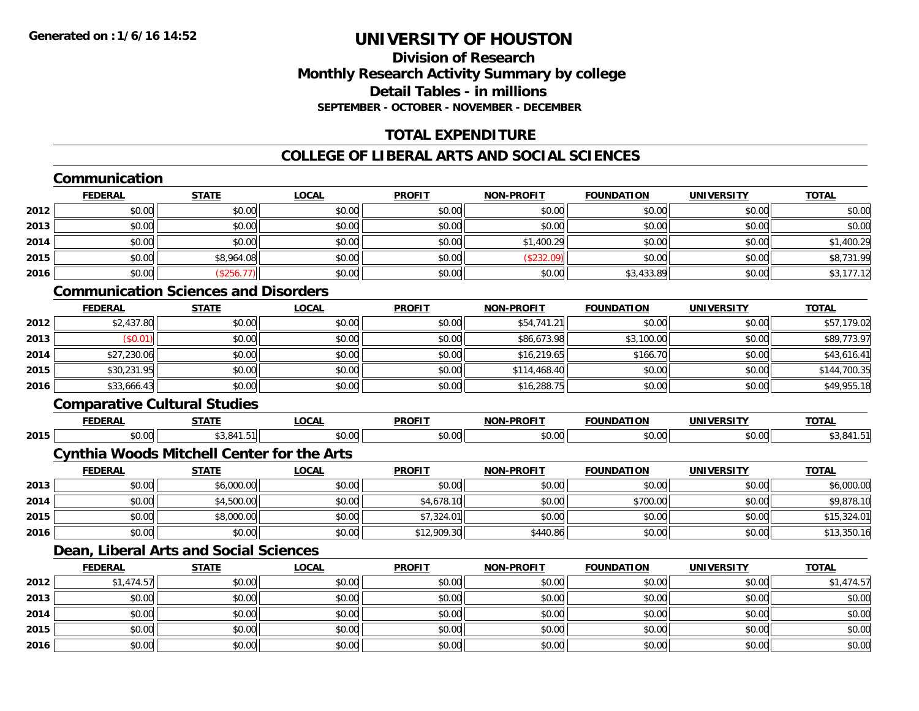**Generated on : 1/6/16 14:52**

# UNIVERSITY OF HOUSTON

## Division of Research
## Monthly Research Activity Summary by college
## Detail Tables - in millions
### SEPTEMBER - OCTOBER - NOVEMBER - DECEMBER

## TOTAL EXPENDITURE

## COLLEGE OF LIBERAL ARTS AND SOCIAL SCIENCES

### Communication

| | FEDERAL | STATE | LOCAL | PROFIT | NON-PROFIT | FOUNDATION | UNIVERSITY | TOTAL |
|---|---|---|---|---|---|---|---|---|
| 2012 | $0.00 | $0.00 | $0.00 | $0.00 | $0.00 | $0.00 | $0.00 | $0.00 |
| 2013 | $0.00 | $0.00 | $0.00 | $0.00 | $0.00 | $0.00 | $0.00 | $0.00 |
| 2014 | $0.00 | $0.00 | $0.00 | $0.00 | $1,400.29 | $0.00 | $0.00 | $1,400.29 |
| 2015 | $0.00 | $8,964.08 | $0.00 | $0.00 | ($232.09) | $0.00 | $0.00 | $8,731.99 |
| 2016 | $0.00 | ($256.77) | $0.00 | $0.00 | $0.00 | $3,433.89 | $0.00 | $3,177.12 |

### Communication Sciences and Disorders

| | FEDERAL | STATE | LOCAL | PROFIT | NON-PROFIT | FOUNDATION | UNIVERSITY | TOTAL |
|---|---|---|---|---|---|---|---|---|
| 2012 | $2,437.80 | $0.00 | $0.00 | $0.00 | $54,741.21 | $0.00 | $0.00 | $57,179.02 |
| 2013 | ($0.01) | $0.00 | $0.00 | $0.00 | $86,673.98 | $3,100.00 | $0.00 | $89,773.97 |
| 2014 | $27,230.06 | $0.00 | $0.00 | $0.00 | $16,219.65 | $166.70 | $0.00 | $43,616.41 |
| 2015 | $30,231.95 | $0.00 | $0.00 | $0.00 | $114,468.40 | $0.00 | $0.00 | $144,700.35 |
| 2016 | $33,666.43 | $0.00 | $0.00 | $0.00 | $16,288.75 | $0.00 | $0.00 | $49,955.18 |

### Comparative Cultural Studies

| | FEDERAL | STATE | LOCAL | PROFIT | NON-PROFIT | FOUNDATION | UNIVERSITY | TOTAL |
|---|---|---|---|---|---|---|---|---|
| 2015 | $0.00 | $3,841.51 | $0.00 | $0.00 | $0.00 | $0.00 | $0.00 | $3,841.51 |

### Cynthia Woods Mitchell Center for the Arts

| | FEDERAL | STATE | LOCAL | PROFIT | NON-PROFIT | FOUNDATION | UNIVERSITY | TOTAL |
|---|---|---|---|---|---|---|---|---|
| 2013 | $0.00 | $6,000.00 | $0.00 | $0.00 | $0.00 | $0.00 | $0.00 | $6,000.00 |
| 2014 | $0.00 | $4,500.00 | $0.00 | $4,678.10 | $0.00 | $700.00 | $0.00 | $9,878.10 |
| 2015 | $0.00 | $8,000.00 | $0.00 | $7,324.01 | $0.00 | $0.00 | $0.00 | $15,324.01 |
| 2016 | $0.00 | $0.00 | $0.00 | $12,909.30 | $440.86 | $0.00 | $0.00 | $13,350.16 |

### Dean, Liberal Arts and Social Sciences

| | FEDERAL | STATE | LOCAL | PROFIT | NON-PROFIT | FOUNDATION | UNIVERSITY | TOTAL |
|---|---|---|---|---|---|---|---|---|
| 2012 | $1,474.57 | $0.00 | $0.00 | $0.00 | $0.00 | $0.00 | $0.00 | $1,474.57 |
| 2013 | $0.00 | $0.00 | $0.00 | $0.00 | $0.00 | $0.00 | $0.00 | $0.00 |
| 2014 | $0.00 | $0.00 | $0.00 | $0.00 | $0.00 | $0.00 | $0.00 | $0.00 |
| 2015 | $0.00 | $0.00 | $0.00 | $0.00 | $0.00 | $0.00 | $0.00 | $0.00 |
| 2016 | $0.00 | $0.00 | $0.00 | $0.00 | $0.00 | $0.00 | $0.00 | $0.00 |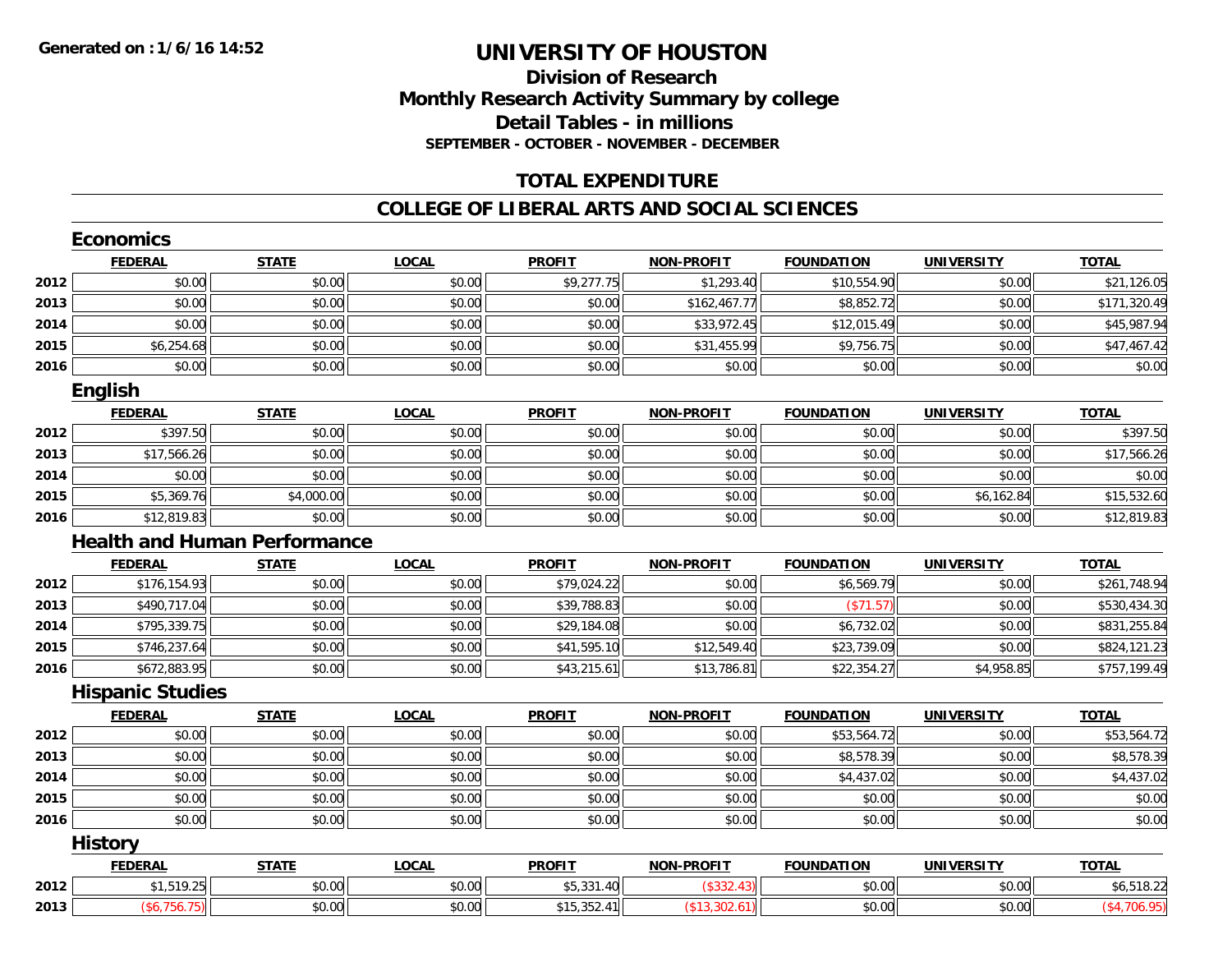# UNIVERSITY OF HOUSTON

## Division of Research
## Monthly Research Activity Summary by college
## Detail Tables - in millions
### SEPTEMBER - OCTOBER - NOVEMBER - DECEMBER

## TOTAL EXPENDITURE

## COLLEGE OF LIBERAL ARTS AND SOCIAL SCIENCES

### Economics

| | FEDERAL | STATE | LOCAL | PROFIT | NON-PROFIT | FOUNDATION | UNIVERSITY | TOTAL |
|---|---|---|---|---|---|---|---|---|
| 2012 | $0.00 | $0.00 | $0.00 | $9,277.75 | $1,293.40 | $10,554.90 | $0.00 | $21,126.05 |
| 2013 | $0.00 | $0.00 | $0.00 | $0.00 | $162,467.77 | $8,852.72 | $0.00 | $171,320.49 |
| 2014 | $0.00 | $0.00 | $0.00 | $0.00 | $33,972.45 | $12,015.49 | $0.00 | $45,987.94 |
| 2015 | $6,254.68 | $0.00 | $0.00 | $0.00 | $31,455.99 | $9,756.75 | $0.00 | $47,467.42 |
| 2016 | $0.00 | $0.00 | $0.00 | $0.00 | $0.00 | $0.00 | $0.00 | $0.00 |

### English

| | FEDERAL | STATE | LOCAL | PROFIT | NON-PROFIT | FOUNDATION | UNIVERSITY | TOTAL |
|---|---|---|---|---|---|---|---|---|
| 2012 | $397.50 | $0.00 | $0.00 | $0.00 | $0.00 | $0.00 | $0.00 | $397.50 |
| 2013 | $17,566.26 | $0.00 | $0.00 | $0.00 | $0.00 | $0.00 | $0.00 | $17,566.26 |
| 2014 | $0.00 | $0.00 | $0.00 | $0.00 | $0.00 | $0.00 | $0.00 | $0.00 |
| 2015 | $5,369.76 | $4,000.00 | $0.00 | $0.00 | $0.00 | $0.00 | $6,162.84 | $15,532.60 |
| 2016 | $12,819.83 | $0.00 | $0.00 | $0.00 | $0.00 | $0.00 | $0.00 | $12,819.83 |

### Health and Human Performance

| | FEDERAL | STATE | LOCAL | PROFIT | NON-PROFIT | FOUNDATION | UNIVERSITY | TOTAL |
|---|---|---|---|---|---|---|---|---|
| 2012 | $176,154.93 | $0.00 | $0.00 | $79,024.22 | $0.00 | $6,569.79 | $0.00 | $261,748.94 |
| 2013 | $490,717.04 | $0.00 | $0.00 | $39,788.83 | $0.00 | ($71.57) | $0.00 | $530,434.30 |
| 2014 | $795,339.75 | $0.00 | $0.00 | $29,184.08 | $0.00 | $6,732.02 | $0.00 | $831,255.84 |
| 2015 | $746,237.64 | $0.00 | $0.00 | $41,595.10 | $12,549.40 | $23,739.09 | $0.00 | $824,121.23 |
| 2016 | $672,883.95 | $0.00 | $0.00 | $43,215.61 | $13,786.81 | $22,354.27 | $4,958.85 | $757,199.49 |

### Hispanic Studies

| | FEDERAL | STATE | LOCAL | PROFIT | NON-PROFIT | FOUNDATION | UNIVERSITY | TOTAL |
|---|---|---|---|---|---|---|---|---|
| 2012 | $0.00 | $0.00 | $0.00 | $0.00 | $0.00 | $53,564.72 | $0.00 | $53,564.72 |
| 2013 | $0.00 | $0.00 | $0.00 | $0.00 | $0.00 | $8,578.39 | $0.00 | $8,578.39 |
| 2014 | $0.00 | $0.00 | $0.00 | $0.00 | $0.00 | $4,437.02 | $0.00 | $4,437.02 |
| 2015 | $0.00 | $0.00 | $0.00 | $0.00 | $0.00 | $0.00 | $0.00 | $0.00 |
| 2016 | $0.00 | $0.00 | $0.00 | $0.00 | $0.00 | $0.00 | $0.00 | $0.00 |

### History

| | FEDERAL | STATE | LOCAL | PROFIT | NON-PROFIT | FOUNDATION | UNIVERSITY | TOTAL |
|---|---|---|---|---|---|---|---|---|
| 2012 | $1,519.25 | $0.00 | $0.00 | $5,331.40 | ($332.43) | $0.00 | $0.00 | $6,518.22 |
| 2013 | ($6,756.75) | $0.00 | $0.00 | $15,352.41 | ($13,302.61) | $0.00 | $0.00 | ($4,706.95) |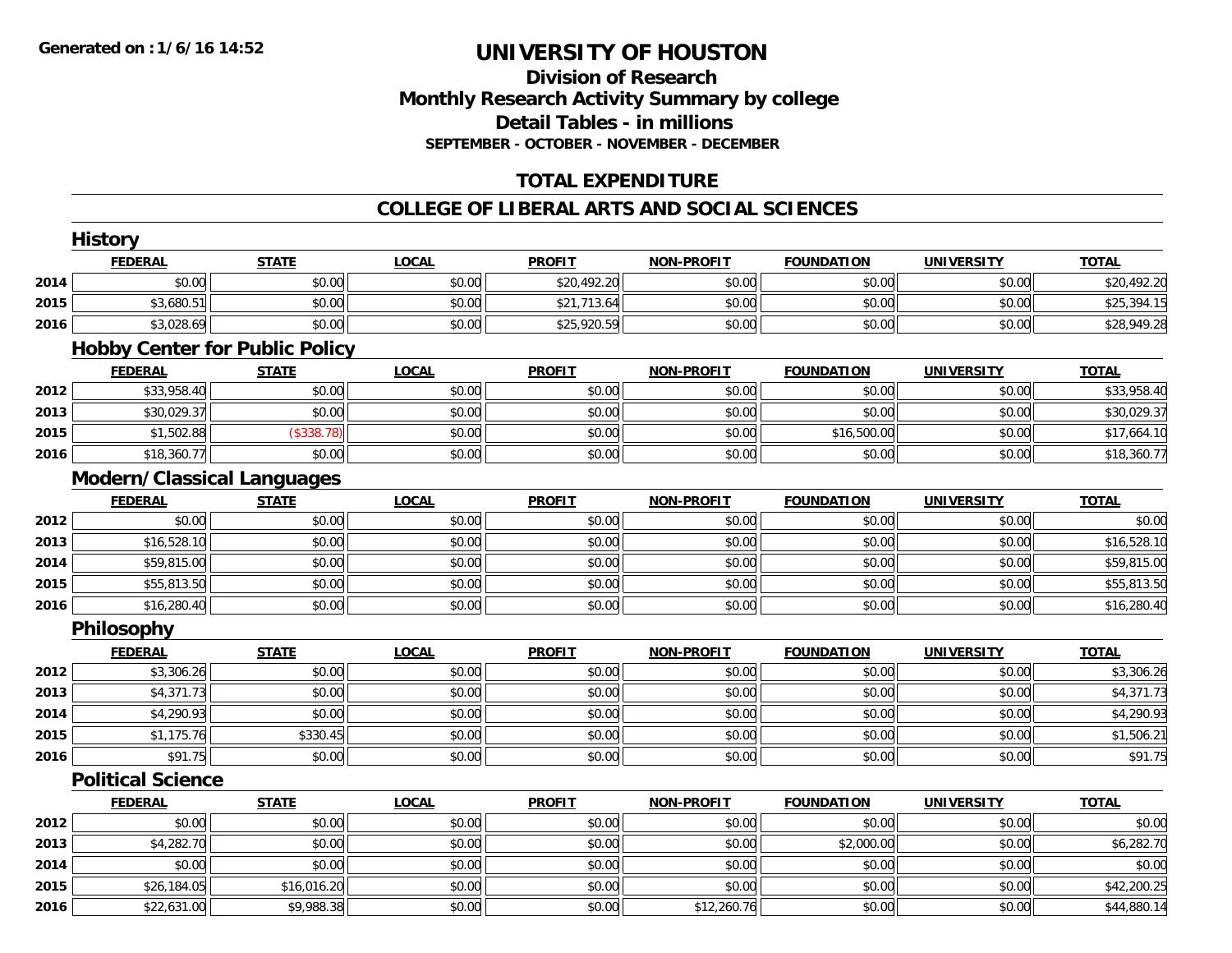# UNIVERSITY OF HOUSTON

## Division of Research
## Monthly Research Activity Summary by college
## Detail Tables - in millions
### SEPTEMBER - OCTOBER - NOVEMBER - DECEMBER

## TOTAL EXPENDITURE

## COLLEGE OF LIBERAL ARTS AND SOCIAL SCIENCES

### History

| | FEDERAL | STATE | LOCAL | PROFIT | NON-PROFIT | FOUNDATION | UNIVERSITY | TOTAL |
|---|---|---|---|---|---|---|---|---|
| 2014 | $0.00 | $0.00 | $0.00 | $20,492.20 | $0.00 | $0.00 | $0.00 | $20,492.20 |
| 2015 | $3,680.51 | $0.00 | $0.00 | $21,713.64 | $0.00 | $0.00 | $0.00 | $25,394.15 |
| 2016 | $3,028.69 | $0.00 | $0.00 | $25,920.59 | $0.00 | $0.00 | $0.00 | $28,949.28 |

### Hobby Center for Public Policy

| | FEDERAL | STATE | LOCAL | PROFIT | NON-PROFIT | FOUNDATION | UNIVERSITY | TOTAL |
|---|---|---|---|---|---|---|---|---|
| 2012 | $33,958.40 | $0.00 | $0.00 | $0.00 | $0.00 | $0.00 | $0.00 | $33,958.40 |
| 2013 | $30,029.37 | $0.00 | $0.00 | $0.00 | $0.00 | $0.00 | $0.00 | $30,029.37 |
| 2015 | $1,502.88 | ($338.78) | $0.00 | $0.00 | $0.00 | $16,500.00 | $0.00 | $17,664.10 |
| 2016 | $18,360.77 | $0.00 | $0.00 | $0.00 | $0.00 | $0.00 | $0.00 | $18,360.77 |

### Modern/Classical Languages

| | FEDERAL | STATE | LOCAL | PROFIT | NON-PROFIT | FOUNDATION | UNIVERSITY | TOTAL |
|---|---|---|---|---|---|---|---|---|
| 2012 | $0.00 | $0.00 | $0.00 | $0.00 | $0.00 | $0.00 | $0.00 | $0.00 |
| 2013 | $16,528.10 | $0.00 | $0.00 | $0.00 | $0.00 | $0.00 | $0.00 | $16,528.10 |
| 2014 | $59,815.00 | $0.00 | $0.00 | $0.00 | $0.00 | $0.00 | $0.00 | $59,815.00 |
| 2015 | $55,813.50 | $0.00 | $0.00 | $0.00 | $0.00 | $0.00 | $0.00 | $55,813.50 |
| 2016 | $16,280.40 | $0.00 | $0.00 | $0.00 | $0.00 | $0.00 | $0.00 | $16,280.40 |

### Philosophy

| | FEDERAL | STATE | LOCAL | PROFIT | NON-PROFIT | FOUNDATION | UNIVERSITY | TOTAL |
|---|---|---|---|---|---|---|---|---|
| 2012 | $3,306.26 | $0.00 | $0.00 | $0.00 | $0.00 | $0.00 | $0.00 | $3,306.26 |
| 2013 | $4,371.73 | $0.00 | $0.00 | $0.00 | $0.00 | $0.00 | $0.00 | $4,371.73 |
| 2014 | $4,290.93 | $0.00 | $0.00 | $0.00 | $0.00 | $0.00 | $0.00 | $4,290.93 |
| 2015 | $1,175.76 | $330.45 | $0.00 | $0.00 | $0.00 | $0.00 | $0.00 | $1,506.21 |
| 2016 | $91.75 | $0.00 | $0.00 | $0.00 | $0.00 | $0.00 | $0.00 | $91.75 |

### Political Science

| | FEDERAL | STATE | LOCAL | PROFIT | NON-PROFIT | FOUNDATION | UNIVERSITY | TOTAL |
|---|---|---|---|---|---|---|---|---|
| 2012 | $0.00 | $0.00 | $0.00 | $0.00 | $0.00 | $0.00 | $0.00 | $0.00 |
| 2013 | $4,282.70 | $0.00 | $0.00 | $0.00 | $0.00 | $2,000.00 | $0.00 | $6,282.70 |
| 2014 | $0.00 | $0.00 | $0.00 | $0.00 | $0.00 | $0.00 | $0.00 | $0.00 |
| 2015 | $26,184.05 | $16,016.20 | $0.00 | $0.00 | $0.00 | $0.00 | $0.00 | $42,200.25 |
| 2016 | $22,631.00 | $9,988.38 | $0.00 | $0.00 | $12,260.76 | $0.00 | $0.00 | $44,880.14 |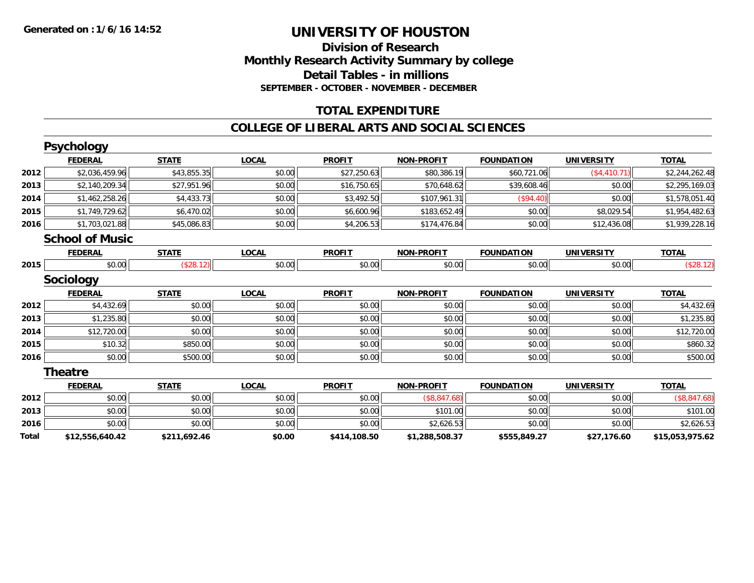**Generated on :1/6/16 14:52**

# UNIVERSITY OF HOUSTON

## Division of Research
## Monthly Research Activity Summary by college
## Detail Tables - in millions
### SEPTEMBER - OCTOBER - NOVEMBER - DECEMBER

## TOTAL EXPENDITURE

## COLLEGE OF LIBERAL ARTS AND SOCIAL SCIENCES

### Psychology

| | FEDERAL | STATE | LOCAL | PROFIT | NON-PROFIT | FOUNDATION | UNIVERSITY | TOTAL |
|---|---|---|---|---|---|---|---|---|
| 2012 | $2,036,459.96 | $43,855.35 | $0.00 | $27,250.63 | $80,386.19 | $60,721.06 | ($4,410.71) | $2,244,262.48 |
| 2013 | $2,140,209.34 | $27,951.96 | $0.00 | $16,750.65 | $70,648.62 | $39,608.46 | $0.00 | $2,295,169.03 |
| 2014 | $1,462,258.26 | $4,433.73 | $0.00 | $3,492.50 | $107,961.31 | ($94.40) | $0.00 | $1,578,051.40 |
| 2015 | $1,749,729.62 | $6,470.02 | $0.00 | $6,600.96 | $183,652.49 | $0.00 | $8,029.54 | $1,954,482.63 |
| 2016 | $1,703,021.88 | $45,086.83 | $0.00 | $4,206.53 | $174,476.84 | $0.00 | $12,436.08 | $1,939,228.16 |

### School of Music

| | FEDERAL | STATE | LOCAL | PROFIT | NON-PROFIT | FOUNDATION | UNIVERSITY | TOTAL |
|---|---|---|---|---|---|---|---|---|
| 2015 | $0.00 | ($28.12) | $0.00 | $0.00 | $0.00 | $0.00 | $0.00 | ($28.12) |

### Sociology

| | FEDERAL | STATE | LOCAL | PROFIT | NON-PROFIT | FOUNDATION | UNIVERSITY | TOTAL |
|---|---|---|---|---|---|---|---|---|
| 2012 | $4,432.69 | $0.00 | $0.00 | $0.00 | $0.00 | $0.00 | $0.00 | $4,432.69 |
| 2013 | $1,235.80 | $0.00 | $0.00 | $0.00 | $0.00 | $0.00 | $0.00 | $1,235.80 |
| 2014 | $12,720.00 | $0.00 | $0.00 | $0.00 | $0.00 | $0.00 | $0.00 | $12,720.00 |
| 2015 | $10.32 | $850.00 | $0.00 | $0.00 | $0.00 | $0.00 | $0.00 | $860.32 |
| 2016 | $0.00 | $500.00 | $0.00 | $0.00 | $0.00 | $0.00 | $0.00 | $500.00 |

### Theatre

| | FEDERAL | STATE | LOCAL | PROFIT | NON-PROFIT | FOUNDATION | UNIVERSITY | TOTAL |
|---|---|---|---|---|---|---|---|---|
| 2012 | $0.00 | $0.00 | $0.00 | $0.00 | ($8,847.68) | $0.00 | $0.00 | ($8,847.68) |
| 2013 | $0.00 | $0.00 | $0.00 | $0.00 | $101.00 | $0.00 | $0.00 | $101.00 |
| 2016 | $0.00 | $0.00 | $0.00 | $0.00 | $2,626.53 | $0.00 | $0.00 | $2,626.53 |
| **Total** | **$12,556,640.42** | **$211,692.46** | **$0.00** | **$414,108.50** | **$1,288,508.37** | **$555,849.27** | **$27,176.60** | **$15,053,975.62** |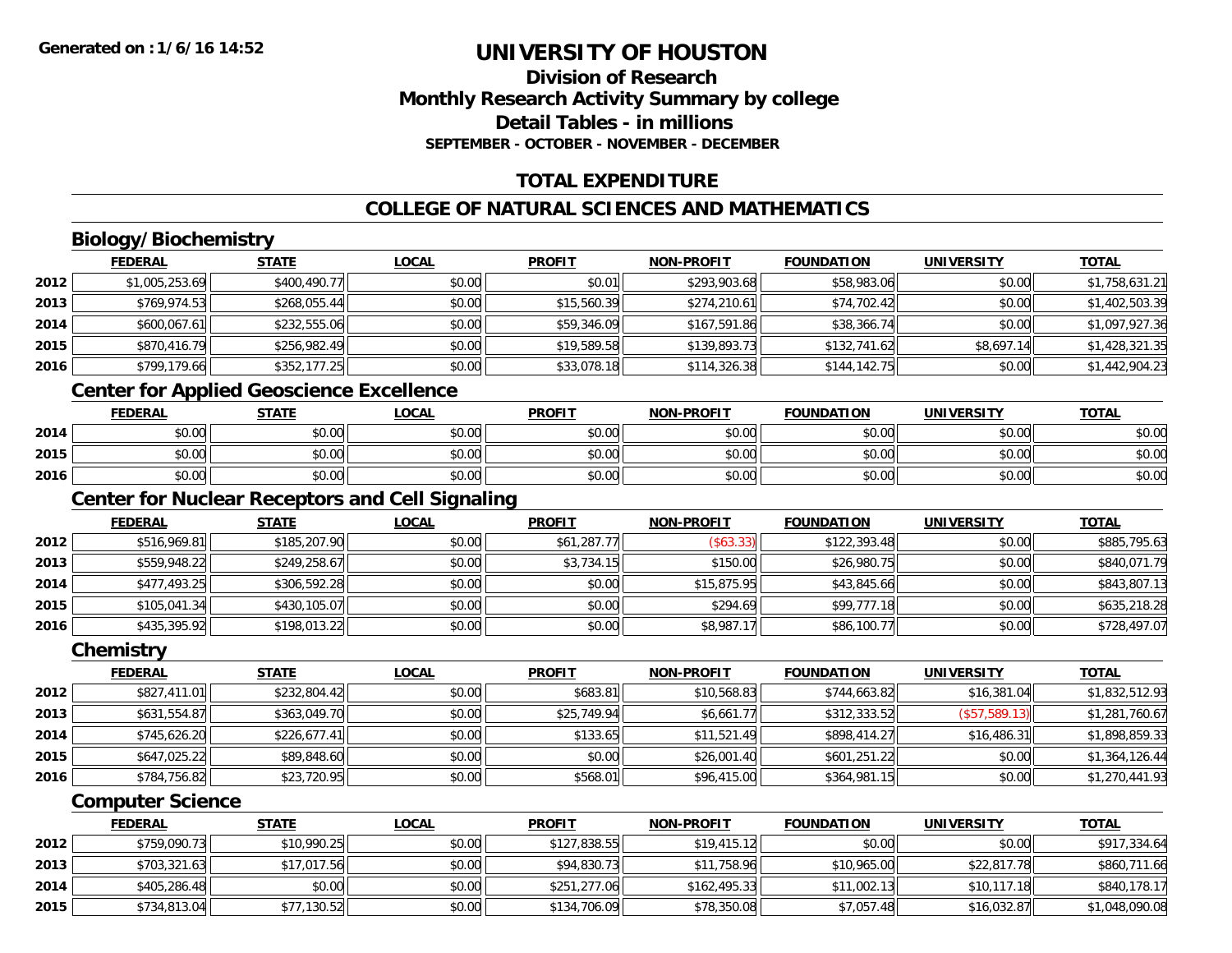# UNIVERSITY OF HOUSTON

## Division of Research
## Monthly Research Activity Summary by college
## Detail Tables - in millions
### SEPTEMBER - OCTOBER - NOVEMBER - DECEMBER

## TOTAL EXPENDITURE

## COLLEGE OF NATURAL SCIENCES AND MATHEMATICS

### Biology/Biochemistry

| | FEDERAL | STATE | LOCAL | PROFIT | NON-PROFIT | FOUNDATION | UNIVERSITY | TOTAL |
|---|---|---|---|---|---|---|---|---|
| 2012 | $1,005,253.69 | $400,490.77 | $0.00 | $0.01 | $293,903.68 | $58,983.06 | $0.00 | $1,758,631.21 |
| 2013 | $769,974.53 | $268,055.44 | $0.00 | $15,560.39 | $274,210.61 | $74,702.42 | $0.00 | $1,402,503.39 |
| 2014 | $600,067.61 | $232,555.06 | $0.00 | $59,346.09 | $167,591.86 | $38,366.74 | $0.00 | $1,097,927.36 |
| 2015 | $870,416.79 | $256,982.49 | $0.00 | $19,589.58 | $139,893.73 | $132,741.62 | $8,697.14 | $1,428,321.35 |
| 2016 | $799,179.66 | $352,177.25 | $0.00 | $33,078.18 | $114,326.38 | $144,142.75 | $0.00 | $1,442,904.23 |

### Center for Applied Geoscience Excellence

| | FEDERAL | STATE | LOCAL | PROFIT | NON-PROFIT | FOUNDATION | UNIVERSITY | TOTAL |
|---|---|---|---|---|---|---|---|---|
| 2014 | $0.00 | $0.00 | $0.00 | $0.00 | $0.00 | $0.00 | $0.00 | $0.00 |
| 2015 | $0.00 | $0.00 | $0.00 | $0.00 | $0.00 | $0.00 | $0.00 | $0.00 |
| 2016 | $0.00 | $0.00 | $0.00 | $0.00 | $0.00 | $0.00 | $0.00 | $0.00 |

### Center for Nuclear Receptors and Cell Signaling

| | FEDERAL | STATE | LOCAL | PROFIT | NON-PROFIT | FOUNDATION | UNIVERSITY | TOTAL |
|---|---|---|---|---|---|---|---|---|
| 2012 | $516,969.81 | $185,207.90 | $0.00 | $61,287.77 | ($63.33) | $122,393.48 | $0.00 | $885,795.63 |
| 2013 | $559,948.22 | $249,258.67 | $0.00 | $3,734.15 | $150.00 | $26,980.75 | $0.00 | $840,071.79 |
| 2014 | $477,493.25 | $306,592.28 | $0.00 | $0.00 | $15,875.95 | $43,845.66 | $0.00 | $843,807.13 |
| 2015 | $105,041.34 | $430,105.07 | $0.00 | $0.00 | $294.69 | $99,777.18 | $0.00 | $635,218.28 |
| 2016 | $435,395.92 | $198,013.22 | $0.00 | $0.00 | $8,987.17 | $86,100.77 | $0.00 | $728,497.07 |

### Chemistry

| | FEDERAL | STATE | LOCAL | PROFIT | NON-PROFIT | FOUNDATION | UNIVERSITY | TOTAL |
|---|---|---|---|---|---|---|---|---|
| 2012 | $827,411.01 | $232,804.42 | $0.00 | $683.81 | $10,568.83 | $744,663.82 | $16,381.04 | $1,832,512.93 |
| 2013 | $631,554.87 | $363,049.70 | $0.00 | $25,749.94 | $6,661.77 | $312,333.52 | ($57,589.13) | $1,281,760.67 |
| 2014 | $745,626.20 | $226,677.41 | $0.00 | $133.65 | $11,521.49 | $898,414.27 | $16,486.31 | $1,898,859.33 |
| 2015 | $647,025.22 | $89,848.60 | $0.00 | $0.00 | $26,001.40 | $601,251.22 | $0.00 | $1,364,126.44 |
| 2016 | $784,756.82 | $23,720.95 | $0.00 | $568.01 | $96,415.00 | $364,981.15 | $0.00 | $1,270,441.93 |

### Computer Science

| | FEDERAL | STATE | LOCAL | PROFIT | NON-PROFIT | FOUNDATION | UNIVERSITY | TOTAL |
|---|---|---|---|---|---|---|---|---|
| 2012 | $759,090.73 | $10,990.25 | $0.00 | $127,838.55 | $19,415.12 | $0.00 | $0.00 | $917,334.64 |
| 2013 | $703,321.63 | $17,017.56 | $0.00 | $94,830.73 | $11,758.96 | $10,965.00 | $22,817.78 | $860,711.66 |
| 2014 | $405,286.48 | $0.00 | $0.00 | $251,277.06 | $162,495.33 | $11,002.13 | $10,117.18 | $840,178.17 |
| 2015 | $734,813.04 | $77,130.52 | $0.00 | $134,706.09 | $78,350.08 | $7,057.48 | $16,032.87 | $1,048,090.08 |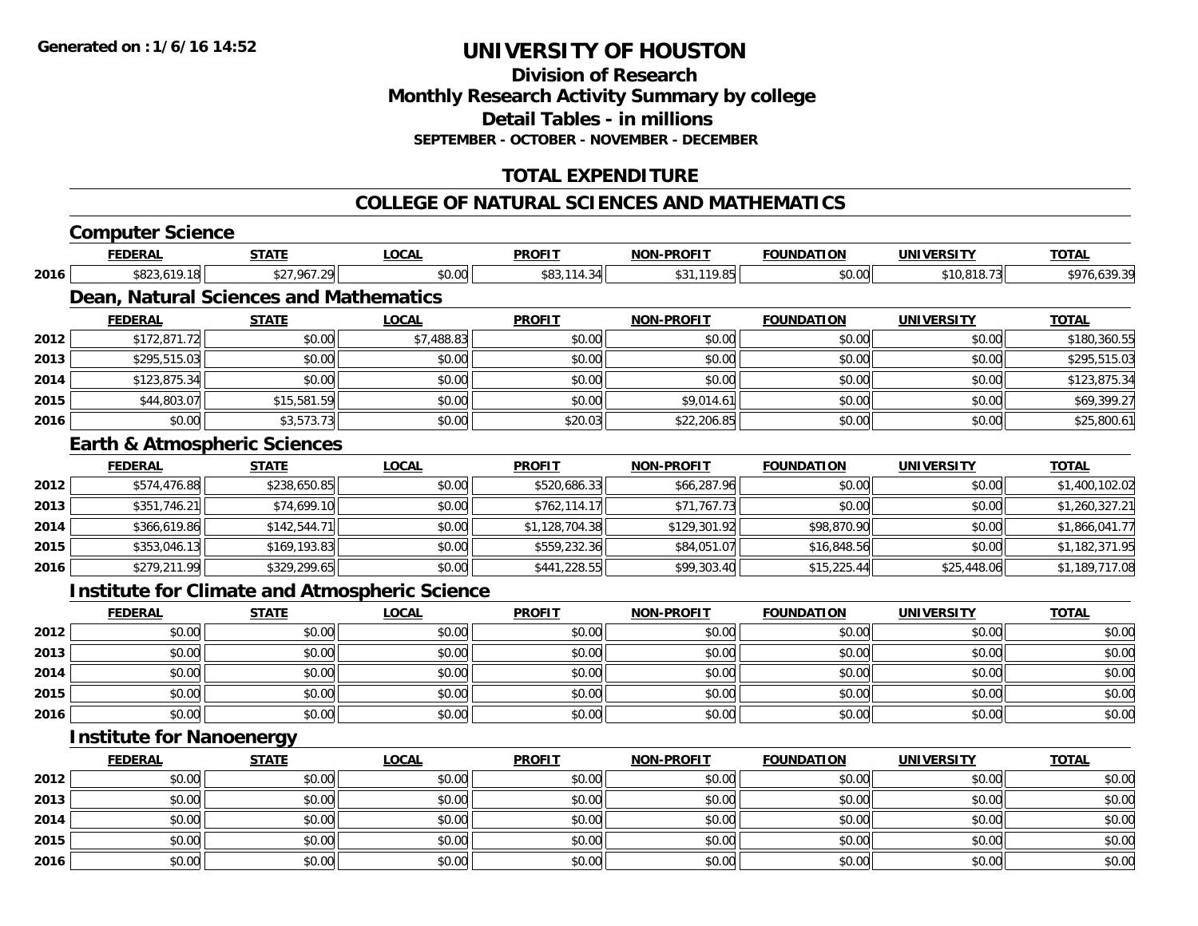# UNIVERSITY OF HOUSTON

## Division of Research
## Monthly Research Activity Summary by college
## Detail Tables - in millions
### SEPTEMBER - OCTOBER - NOVEMBER - DECEMBER

## TOTAL EXPENDITURE

## COLLEGE OF NATURAL SCIENCES AND MATHEMATICS

### Computer Science

| | FEDERAL | STATE | LOCAL | PROFIT | NON-PROFIT | FOUNDATION | UNIVERSITY | TOTAL |
|---|---|---|---|---|---|---|---|---|
| 2016 | $823,619.18 | $27,967.29 | $0.00 | $83,114.34 | $31,119.85 | $0.00 | $10,818.73 | $976,639.39 |

### Dean, Natural Sciences and Mathematics

| | FEDERAL | STATE | LOCAL | PROFIT | NON-PROFIT | FOUNDATION | UNIVERSITY | TOTAL |
|---|---|---|---|---|---|---|---|---|
| 2012 | $172,871.72 | $0.00 | $7,488.83 | $0.00 | $0.00 | $0.00 | $0.00 | $180,360.55 |
| 2013 | $295,515.03 | $0.00 | $0.00 | $0.00 | $0.00 | $0.00 | $0.00 | $295,515.03 |
| 2014 | $123,875.34 | $0.00 | $0.00 | $0.00 | $0.00 | $0.00 | $0.00 | $123,875.34 |
| 2015 | $44,803.07 | $15,581.59 | $0.00 | $0.00 | $9,014.61 | $0.00 | $0.00 | $69,399.27 |
| 2016 | $0.00 | $3,573.73 | $0.00 | $20.03 | $22,206.85 | $0.00 | $0.00 | $25,800.61 |

### Earth & Atmospheric Sciences

| | FEDERAL | STATE | LOCAL | PROFIT | NON-PROFIT | FOUNDATION | UNIVERSITY | TOTAL |
|---|---|---|---|---|---|---|---|---|
| 2012 | $574,476.88 | $238,650.85 | $0.00 | $520,686.33 | $66,287.96 | $0.00 | $0.00 | $1,400,102.02 |
| 2013 | $351,746.21 | $74,699.10 | $0.00 | $762,114.17 | $71,767.73 | $0.00 | $0.00 | $1,260,327.21 |
| 2014 | $366,619.86 | $142,544.71 | $0.00 | $1,128,704.38 | $129,301.92 | $98,870.90 | $0.00 | $1,866,041.77 |
| 2015 | $353,046.13 | $169,193.83 | $0.00 | $559,232.36 | $84,051.07 | $16,848.56 | $0.00 | $1,182,371.95 |
| 2016 | $279,211.99 | $329,299.65 | $0.00 | $441,228.55 | $99,303.40 | $15,225.44 | $25,448.06 | $1,189,717.08 |

### Institute for Climate and Atmospheric Science

| | FEDERAL | STATE | LOCAL | PROFIT | NON-PROFIT | FOUNDATION | UNIVERSITY | TOTAL |
|---|---|---|---|---|---|---|---|---|
| 2012 | $0.00 | $0.00 | $0.00 | $0.00 | $0.00 | $0.00 | $0.00 | $0.00 |
| 2013 | $0.00 | $0.00 | $0.00 | $0.00 | $0.00 | $0.00 | $0.00 | $0.00 |
| 2014 | $0.00 | $0.00 | $0.00 | $0.00 | $0.00 | $0.00 | $0.00 | $0.00 |
| 2015 | $0.00 | $0.00 | $0.00 | $0.00 | $0.00 | $0.00 | $0.00 | $0.00 |
| 2016 | $0.00 | $0.00 | $0.00 | $0.00 | $0.00 | $0.00 | $0.00 | $0.00 |

### Institute for Nanoenergy

| | FEDERAL | STATE | LOCAL | PROFIT | NON-PROFIT | FOUNDATION | UNIVERSITY | TOTAL |
|---|---|---|---|---|---|---|---|---|
| 2012 | $0.00 | $0.00 | $0.00 | $0.00 | $0.00 | $0.00 | $0.00 | $0.00 |
| 2013 | $0.00 | $0.00 | $0.00 | $0.00 | $0.00 | $0.00 | $0.00 | $0.00 |
| 2014 | $0.00 | $0.00 | $0.00 | $0.00 | $0.00 | $0.00 | $0.00 | $0.00 |
| 2015 | $0.00 | $0.00 | $0.00 | $0.00 | $0.00 | $0.00 | $0.00 | $0.00 |
| 2016 | $0.00 | $0.00 | $0.00 | $0.00 | $0.00 | $0.00 | $0.00 | $0.00 |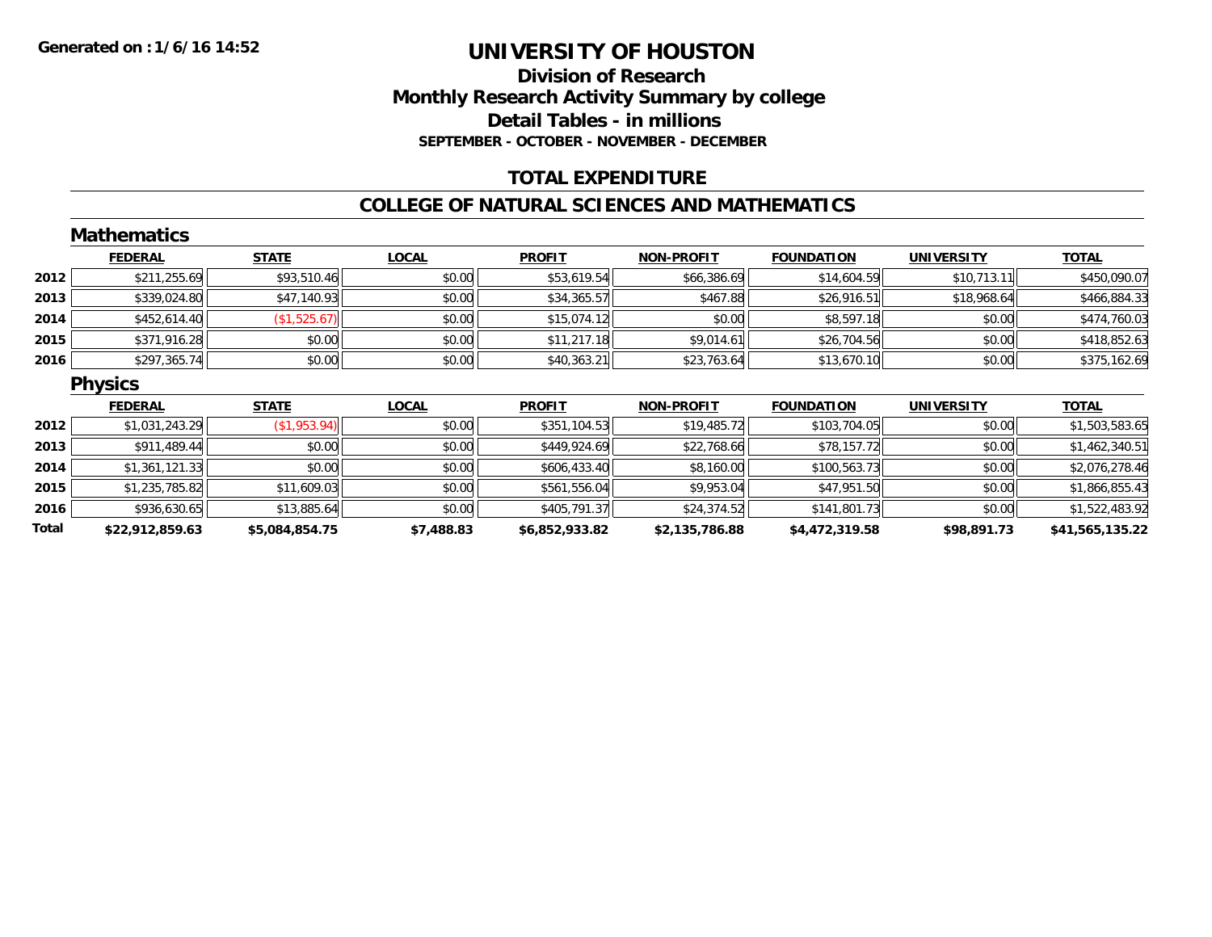**Generated on : 1/6/16 14:52**

# UNIVERSITY OF HOUSTON

## Division of Research
## Monthly Research Activity Summary by college
## Detail Tables - in millions
### SEPTEMBER - OCTOBER - NOVEMBER - DECEMBER

## TOTAL EXPENDITURE

## COLLEGE OF NATURAL SCIENCES AND MATHEMATICS

### Mathematics

| | FEDERAL | STATE | LOCAL | PROFIT | NON-PROFIT | FOUNDATION | UNIVERSITY | TOTAL |
|---|---|---|---|---|---|---|---|---|
| 2012 | $211,255.69 | $93,510.46 | $0.00 | $53,619.54 | $66,386.69 | $14,604.59 | $10,713.11 | $450,090.07 |
| 2013 | $339,024.80 | $47,140.93 | $0.00 | $34,365.57 | $467.88 | $26,916.51 | $18,968.64 | $466,884.33 |
| 2014 | $452,614.40 | ($1,525.67) | $0.00 | $15,074.12 | $0.00 | $8,597.18 | $0.00 | $474,760.03 |
| 2015 | $371,916.28 | $0.00 | $0.00 | $11,217.18 | $9,014.61 | $26,704.56 | $0.00 | $418,852.63 |
| 2016 | $297,365.74 | $0.00 | $0.00 | $40,363.21 | $23,763.64 | $13,670.10 | $0.00 | $375,162.69 |

### Physics

| | FEDERAL | STATE | LOCAL | PROFIT | NON-PROFIT | FOUNDATION | UNIVERSITY | TOTAL |
|---|---|---|---|---|---|---|---|---|
| 2012 | $1,031,243.29 | ($1,953.94) | $0.00 | $351,104.53 | $19,485.72 | $103,704.05 | $0.00 | $1,503,583.65 |
| 2013 | $911,489.44 | $0.00 | $0.00 | $449,924.69 | $22,768.66 | $78,157.72 | $0.00 | $1,462,340.51 |
| 2014 | $1,361,121.33 | $0.00 | $0.00 | $606,433.40 | $8,160.00 | $100,563.73 | $0.00 | $2,076,278.46 |
| 2015 | $1,235,785.82 | $11,609.03 | $0.00 | $561,556.04 | $9,953.04 | $47,951.50 | $0.00 | $1,866,855.43 |
| 2016 | $936,630.65 | $13,885.64 | $0.00 | $405,791.37 | $24,374.52 | $141,801.73 | $0.00 | $1,522,483.92 |
| **Total** | **$22,912,859.63** | **$5,084,854.75** | **$7,488.83** | **$6,852,933.82** | **$2,135,786.88** | **$4,472,319.58** | **$98,891.73** | **$41,565,135.22** |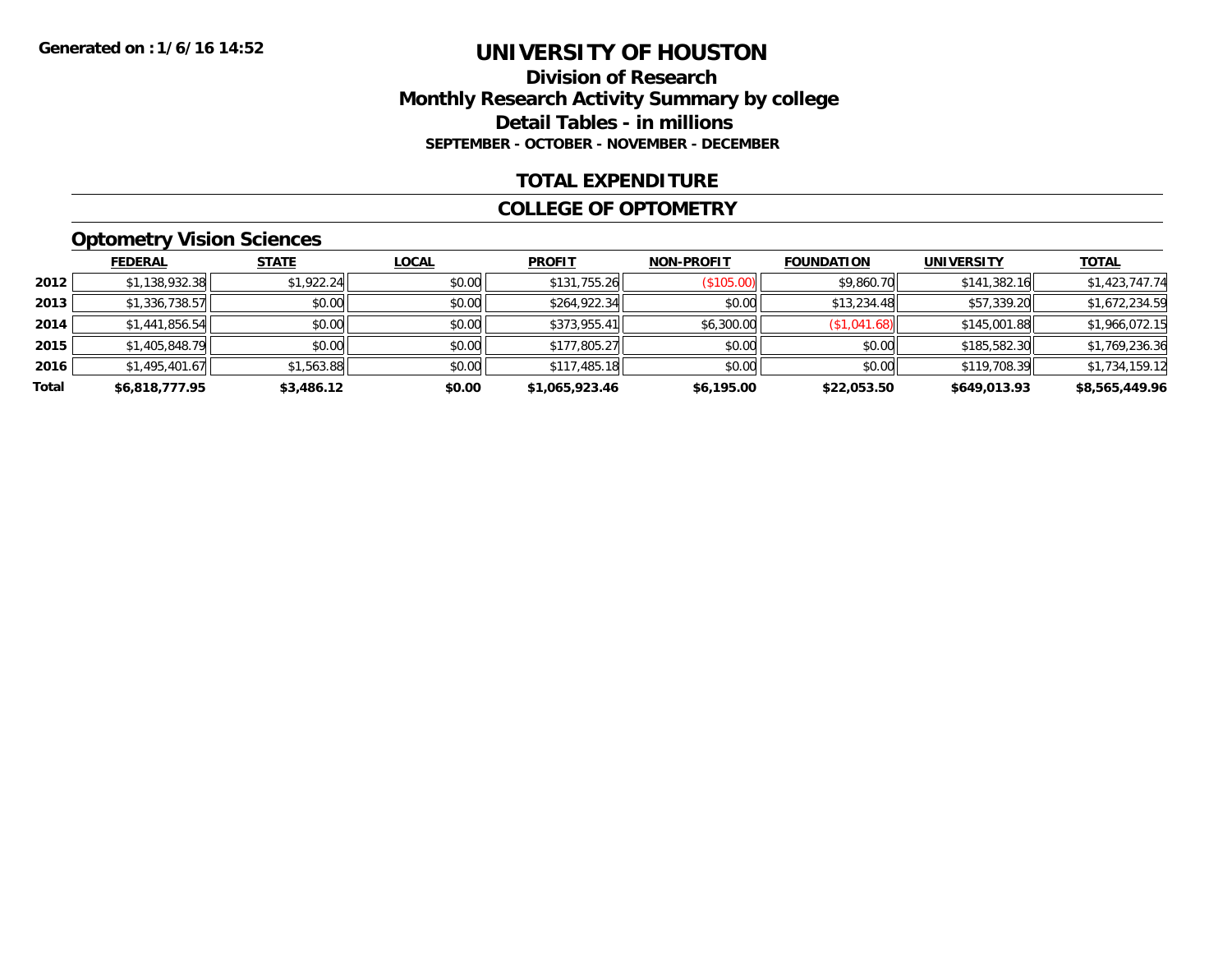Generated on :1/6/16 14:52

# UNIVERSITY OF HOUSTON

## Division of Research

## Monthly Research Activity Summary by college

## Detail Tables - in millions

**SEPTEMBER - OCTOBER - NOVEMBER - DECEMBER**

## TOTAL EXPENDITURE

## COLLEGE OF OPTOMETRY

### Optometry Vision Sciences

| | FEDERAL | STATE | LOCAL | PROFIT | NON-PROFIT | FOUNDATION | UNIVERSITY | TOTAL |
|---|---|---|---|---|---|---|---|---|
| 2012 | $1,138,932.38 | $1,922.24 | $0.00 | $131,755.26 | ($105.00) | $9,860.70 | $141,382.16 | $1,423,747.74 |
| 2013 | $1,336,738.57 | $0.00 | $0.00 | $264,922.34 | $0.00 | $13,234.48 | $57,339.20 | $1,672,234.59 |
| 2014 | $1,441,856.54 | $0.00 | $0.00 | $373,955.41 | $6,300.00 | ($1,041.68) | $145,001.88 | $1,966,072.15 |
| 2015 | $1,405,848.79 | $0.00 | $0.00 | $177,805.27 | $0.00 | $0.00 | $185,582.30 | $1,769,236.36 |
| 2016 | $1,495,401.67 | $1,563.88 | $0.00 | $117,485.18 | $0.00 | $0.00 | $119,708.39 | $1,734,159.12 |
| **Total** | **$6,818,777.95** | **$3,486.12** | **$0.00** | **$1,065,923.46** | **$6,195.00** | **$22,053.50** | **$649,013.93** | **$8,565,449.96** |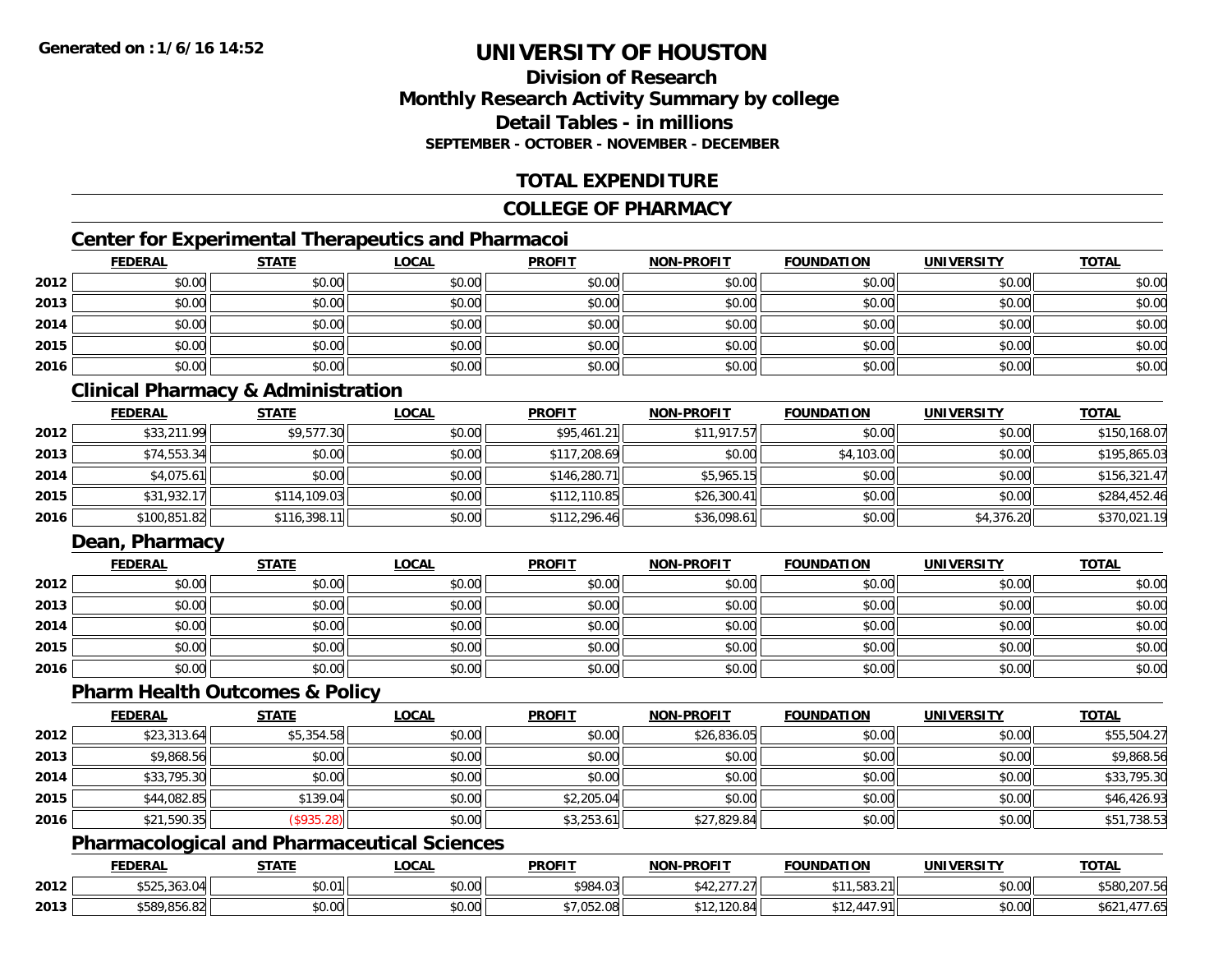# UNIVERSITY OF HOUSTON

## Division of Research
## Monthly Research Activity Summary by college
## Detail Tables - in millions
### SEPTEMBER - OCTOBER - NOVEMBER - DECEMBER

## TOTAL EXPENDITURE

## COLLEGE OF PHARMACY

### Center for Experimental Therapeutics and Pharmacoi

| | FEDERAL | STATE | LOCAL | PROFIT | NON-PROFIT | FOUNDATION | UNIVERSITY | TOTAL |
|---|---|---|---|---|---|---|---|---|
| 2012 | $0.00 | $0.00 | $0.00 | $0.00 | $0.00 | $0.00 | $0.00 | $0.00 |
| 2013 | $0.00 | $0.00 | $0.00 | $0.00 | $0.00 | $0.00 | $0.00 | $0.00 |
| 2014 | $0.00 | $0.00 | $0.00 | $0.00 | $0.00 | $0.00 | $0.00 | $0.00 |
| 2015 | $0.00 | $0.00 | $0.00 | $0.00 | $0.00 | $0.00 | $0.00 | $0.00 |
| 2016 | $0.00 | $0.00 | $0.00 | $0.00 | $0.00 | $0.00 | $0.00 | $0.00 |

### Clinical Pharmacy & Administration

| | FEDERAL | STATE | LOCAL | PROFIT | NON-PROFIT | FOUNDATION | UNIVERSITY | TOTAL |
|---|---|---|---|---|---|---|---|---|
| 2012 | $33,211.99 | $9,577.30 | $0.00 | $95,461.21 | $11,917.57 | $0.00 | $0.00 | $150,168.07 |
| 2013 | $74,553.34 | $0.00 | $0.00 | $117,208.69 | $0.00 | $4,103.00 | $0.00 | $195,865.03 |
| 2014 | $4,075.61 | $0.00 | $0.00 | $146,280.71 | $5,965.15 | $0.00 | $0.00 | $156,321.47 |
| 2015 | $31,932.17 | $114,109.03 | $0.00 | $112,110.85 | $26,300.41 | $0.00 | $0.00 | $284,452.46 |
| 2016 | $100,851.82 | $116,398.11 | $0.00 | $112,296.46 | $36,098.61 | $0.00 | $4,376.20 | $370,021.19 |

### Dean, Pharmacy

| | FEDERAL | STATE | LOCAL | PROFIT | NON-PROFIT | FOUNDATION | UNIVERSITY | TOTAL |
|---|---|---|---|---|---|---|---|---|
| 2012 | $0.00 | $0.00 | $0.00 | $0.00 | $0.00 | $0.00 | $0.00 | $0.00 |
| 2013 | $0.00 | $0.00 | $0.00 | $0.00 | $0.00 | $0.00 | $0.00 | $0.00 |
| 2014 | $0.00 | $0.00 | $0.00 | $0.00 | $0.00 | $0.00 | $0.00 | $0.00 |
| 2015 | $0.00 | $0.00 | $0.00 | $0.00 | $0.00 | $0.00 | $0.00 | $0.00 |
| 2016 | $0.00 | $0.00 | $0.00 | $0.00 | $0.00 | $0.00 | $0.00 | $0.00 |

### Pharm Health Outcomes & Policy

| | FEDERAL | STATE | LOCAL | PROFIT | NON-PROFIT | FOUNDATION | UNIVERSITY | TOTAL |
|---|---|---|---|---|---|---|---|---|
| 2012 | $23,313.64 | $5,354.58 | $0.00 | $0.00 | $26,836.05 | $0.00 | $0.00 | $55,504.27 |
| 2013 | $9,868.56 | $0.00 | $0.00 | $0.00 | $0.00 | $0.00 | $0.00 | $9,868.56 |
| 2014 | $33,795.30 | $0.00 | $0.00 | $0.00 | $0.00 | $0.00 | $0.00 | $33,795.30 |
| 2015 | $44,082.85 | $139.04 | $0.00 | $2,205.04 | $0.00 | $0.00 | $0.00 | $46,426.93 |
| 2016 | $21,590.35 | ($935.28) | $0.00 | $3,253.61 | $27,829.84 | $0.00 | $0.00 | $51,738.53 |

### Pharmacological and Pharmaceutical Sciences

| | FEDERAL | STATE | LOCAL | PROFIT | NON-PROFIT | FOUNDATION | UNIVERSITY | TOTAL |
|---|---|---|---|---|---|---|---|---|
| 2012 | $525,363.04 | $0.01 | $0.00 | $984.03 | $42,277.27 | $11,583.21 | $0.00 | $580,207.56 |
| 2013 | $589,856.82 | $0.00 | $0.00 | $7,052.08 | $12,120.84 | $12,447.91 | $0.00 | $621,477.65 |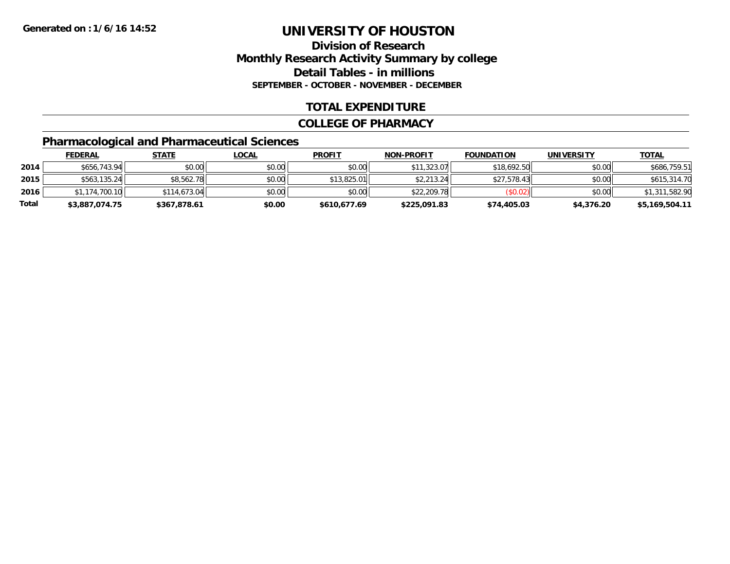**Generated on :1/6/16 14:52**

# UNIVERSITY OF HOUSTON

## Division of Research
## Monthly Research Activity Summary by college
## Detail Tables - in millions
### SEPTEMBER - OCTOBER - NOVEMBER - DECEMBER

## TOTAL EXPENDITURE

## COLLEGE OF PHARMACY

### Pharmacological and Pharmaceutical Sciences

| | FEDERAL | STATE | LOCAL | PROFIT | NON-PROFIT | FOUNDATION | UNIVERSITY | TOTAL |
|---|---|---|---|---|---|---|---|---|
| **2014** | $656,743.94 | $0.00 | $0.00 | $0.00 | $11,323.07 | $18,692.50 | $0.00 | $686,759.51 |
| **2015** | $563,135.24 | $8,562.78 | $0.00 | $13,825.01 | $2,213.24 | $27,578.43 | $0.00 | $615,314.70 |
| **2016** | $1,174,700.10 | $114,673.04 | $0.00 | $0.00 | $22,209.78 | ($0.02) | $0.00 | $1,311,582.90 |
| **Total** | **$3,887,074.75** | **$367,878.61** | **$0.00** | **$610,677.69** | **$225,091.83** | **$74,405.03** | **$4,376.20** | **$5,169,504.11** |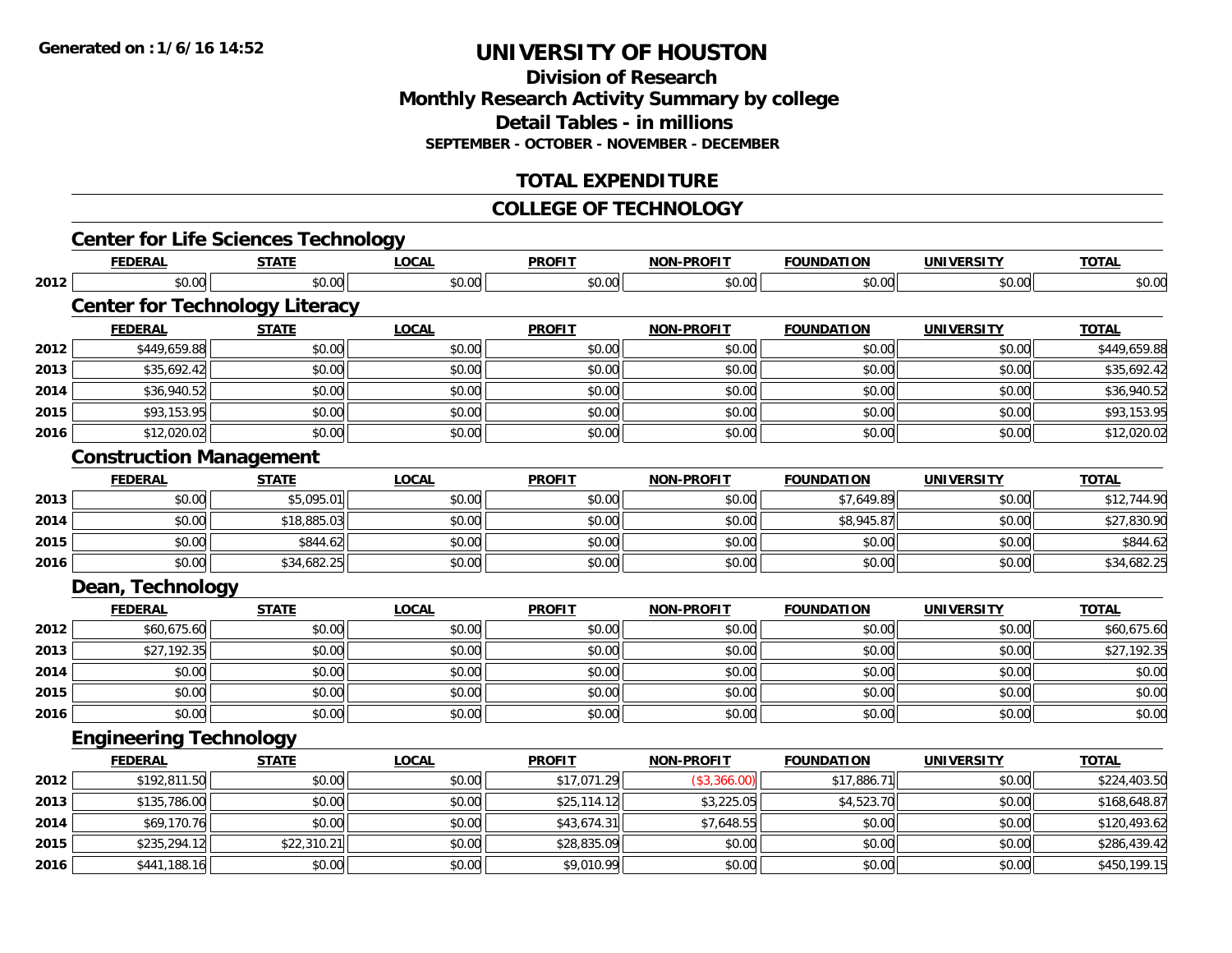# UNIVERSITY OF HOUSTON

## Division of Research
## Monthly Research Activity Summary by college
## Detail Tables - in millions
### SEPTEMBER - OCTOBER - NOVEMBER - DECEMBER

## TOTAL EXPENDITURE

## COLLEGE OF TECHNOLOGY

### Center for Life Sciences Technology

| | FEDERAL | STATE | LOCAL | PROFIT | NON-PROFIT | FOUNDATION | UNIVERSITY | TOTAL |
|---|---|---|---|---|---|---|---|---|
| 2012 | $0.00 | $0.00 | $0.00 | $0.00 | $0.00 | $0.00 | $0.00 | $0.00 |

### Center for Technology Literacy

| | FEDERAL | STATE | LOCAL | PROFIT | NON-PROFIT | FOUNDATION | UNIVERSITY | TOTAL |
|---|---|---|---|---|---|---|---|---|
| 2012 | $449,659.88 | $0.00 | $0.00 | $0.00 | $0.00 | $0.00 | $0.00 | $449,659.88 |
| 2013 | $35,692.42 | $0.00 | $0.00 | $0.00 | $0.00 | $0.00 | $0.00 | $35,692.42 |
| 2014 | $36,940.52 | $0.00 | $0.00 | $0.00 | $0.00 | $0.00 | $0.00 | $36,940.52 |
| 2015 | $93,153.95 | $0.00 | $0.00 | $0.00 | $0.00 | $0.00 | $0.00 | $93,153.95 |
| 2016 | $12,020.02 | $0.00 | $0.00 | $0.00 | $0.00 | $0.00 | $0.00 | $12,020.02 |

### Construction Management

| | FEDERAL | STATE | LOCAL | PROFIT | NON-PROFIT | FOUNDATION | UNIVERSITY | TOTAL |
|---|---|---|---|---|---|---|---|---|
| 2013 | $0.00 | $5,095.01 | $0.00 | $0.00 | $0.00 | $7,649.89 | $0.00 | $12,744.90 |
| 2014 | $0.00 | $18,885.03 | $0.00 | $0.00 | $0.00 | $8,945.87 | $0.00 | $27,830.90 |
| 2015 | $0.00 | $844.62 | $0.00 | $0.00 | $0.00 | $0.00 | $0.00 | $844.62 |
| 2016 | $0.00 | $34,682.25 | $0.00 | $0.00 | $0.00 | $0.00 | $0.00 | $34,682.25 |

### Dean, Technology

| | FEDERAL | STATE | LOCAL | PROFIT | NON-PROFIT | FOUNDATION | UNIVERSITY | TOTAL |
|---|---|---|---|---|---|---|---|---|
| 2012 | $60,675.60 | $0.00 | $0.00 | $0.00 | $0.00 | $0.00 | $0.00 | $60,675.60 |
| 2013 | $27,192.35 | $0.00 | $0.00 | $0.00 | $0.00 | $0.00 | $0.00 | $27,192.35 |
| 2014 | $0.00 | $0.00 | $0.00 | $0.00 | $0.00 | $0.00 | $0.00 | $0.00 |
| 2015 | $0.00 | $0.00 | $0.00 | $0.00 | $0.00 | $0.00 | $0.00 | $0.00 |
| 2016 | $0.00 | $0.00 | $0.00 | $0.00 | $0.00 | $0.00 | $0.00 | $0.00 |

### Engineering Technology

| | FEDERAL | STATE | LOCAL | PROFIT | NON-PROFIT | FOUNDATION | UNIVERSITY | TOTAL |
|---|---|---|---|---|---|---|---|---|
| 2012 | $192,811.50 | $0.00 | $0.00 | $17,071.29 | ($3,366.00) | $17,886.71 | $0.00 | $224,403.50 |
| 2013 | $135,786.00 | $0.00 | $0.00 | $25,114.12 | $3,225.05 | $4,523.70 | $0.00 | $168,648.87 |
| 2014 | $69,170.76 | $0.00 | $0.00 | $43,674.31 | $7,648.55 | $0.00 | $0.00 | $120,493.62 |
| 2015 | $235,294.12 | $22,310.21 | $0.00 | $28,835.09 | $0.00 | $0.00 | $0.00 | $286,439.42 |
| 2016 | $441,188.16 | $0.00 | $0.00 | $9,010.99 | $0.00 | $0.00 | $0.00 | $450,199.15 |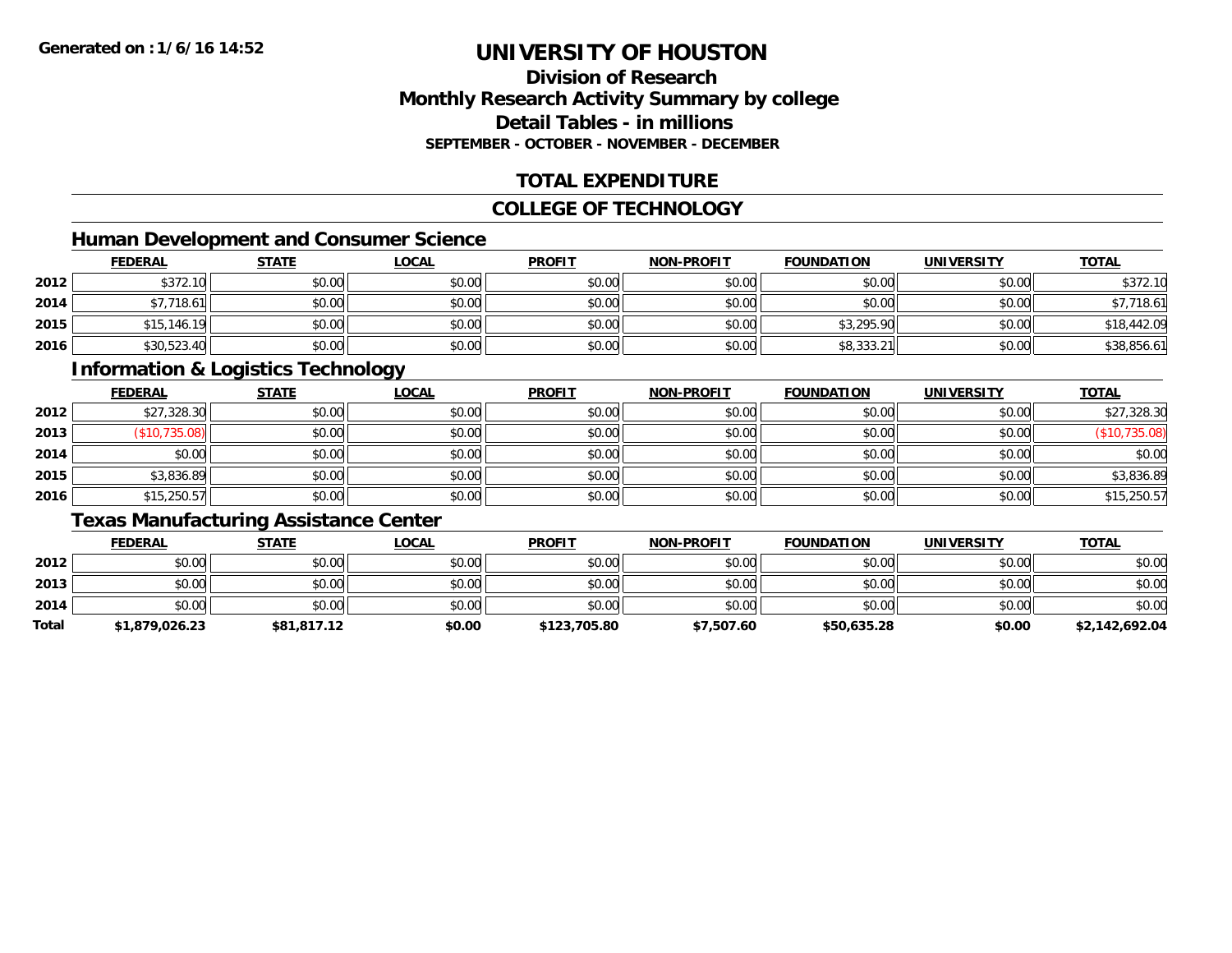Generated on : 1/6/16 14:52

# UNIVERSITY OF HOUSTON

## Division of Research
## Monthly Research Activity Summary by college
## Detail Tables - in millions
### SEPTEMBER - OCTOBER - NOVEMBER - DECEMBER

## TOTAL EXPENDITURE

## COLLEGE OF TECHNOLOGY

### Human Development and Consumer Science

| | FEDERAL | STATE | LOCAL | PROFIT | NON-PROFIT | FOUNDATION | UNIVERSITY | TOTAL |
|---|---|---|---|---|---|---|---|---|
| 2012 | $372.10 | $0.00 | $0.00 | $0.00 | $0.00 | $0.00 | $0.00 | $372.10 |
| 2014 | $7,718.61 | $0.00 | $0.00 | $0.00 | $0.00 | $0.00 | $0.00 | $7,718.61 |
| 2015 | $15,146.19 | $0.00 | $0.00 | $0.00 | $0.00 | $3,295.90 | $0.00 | $18,442.09 |
| 2016 | $30,523.40 | $0.00 | $0.00 | $0.00 | $0.00 | $8,333.21 | $0.00 | $38,856.61 |

### Information & Logistics Technology

| | FEDERAL | STATE | LOCAL | PROFIT | NON-PROFIT | FOUNDATION | UNIVERSITY | TOTAL |
|---|---|---|---|---|---|---|---|---|
| 2012 | $27,328.30 | $0.00 | $0.00 | $0.00 | $0.00 | $0.00 | $0.00 | $27,328.30 |
| 2013 | ($10,735.08) | $0.00 | $0.00 | $0.00 | $0.00 | $0.00 | $0.00 | ($10,735.08) |
| 2014 | $0.00 | $0.00 | $0.00 | $0.00 | $0.00 | $0.00 | $0.00 | $0.00 |
| 2015 | $3,836.89 | $0.00 | $0.00 | $0.00 | $0.00 | $0.00 | $0.00 | $3,836.89 |
| 2016 | $15,250.57 | $0.00 | $0.00 | $0.00 | $0.00 | $0.00 | $0.00 | $15,250.57 |

### Texas Manufacturing Assistance Center

| | FEDERAL | STATE | LOCAL | PROFIT | NON-PROFIT | FOUNDATION | UNIVERSITY | TOTAL |
|---|---|---|---|---|---|---|---|---|
| 2012 | $0.00 | $0.00 | $0.00 | $0.00 | $0.00 | $0.00 | $0.00 | $0.00 |
| 2013 | $0.00 | $0.00 | $0.00 | $0.00 | $0.00 | $0.00 | $0.00 | $0.00 |
| 2014 | $0.00 | $0.00 | $0.00 | $0.00 | $0.00 | $0.00 | $0.00 | $0.00 |
| **Total** | **$1,879,026.23** | **$81,817.12** | **$0.00** | **$123,705.80** | **$7,507.60** | **$50,635.28** | **$0.00** | **$2,142,692.04** |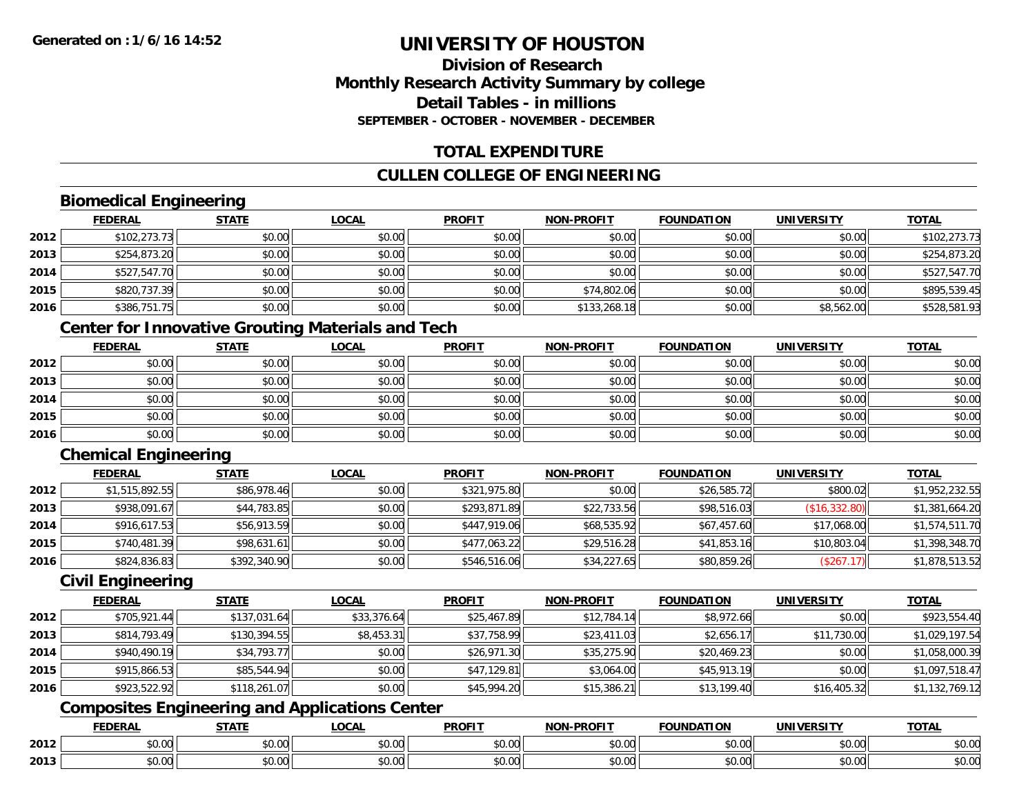**Generated on :1/6/16 14:52**

# UNIVERSITY OF HOUSTON

## Division of Research
## Monthly Research Activity Summary by college
## Detail Tables - in millions
### SEPTEMBER - OCTOBER - NOVEMBER - DECEMBER

## TOTAL EXPENDITURE

## CULLEN COLLEGE OF ENGINEERING

### Biomedical Engineering

| | FEDERAL | STATE | LOCAL | PROFIT | NON-PROFIT | FOUNDATION | UNIVERSITY | TOTAL |
|---|---|---|---|---|---|---|---|---|
| 2012 | $102,273.73 | $0.00 | $0.00 | $0.00 | $0.00 | $0.00 | $0.00 | $102,273.73 |
| 2013 | $254,873.20 | $0.00 | $0.00 | $0.00 | $0.00 | $0.00 | $0.00 | $254,873.20 |
| 2014 | $527,547.70 | $0.00 | $0.00 | $0.00 | $0.00 | $0.00 | $0.00 | $527,547.70 |
| 2015 | $820,737.39 | $0.00 | $0.00 | $0.00 | $74,802.06 | $0.00 | $0.00 | $895,539.45 |
| 2016 | $386,751.75 | $0.00 | $0.00 | $0.00 | $133,268.18 | $0.00 | $8,562.00 | $528,581.93 |

### Center for Innovative Grouting Materials and Tech

| | FEDERAL | STATE | LOCAL | PROFIT | NON-PROFIT | FOUNDATION | UNIVERSITY | TOTAL |
|---|---|---|---|---|---|---|---|---|
| 2012 | $0.00 | $0.00 | $0.00 | $0.00 | $0.00 | $0.00 | $0.00 | $0.00 |
| 2013 | $0.00 | $0.00 | $0.00 | $0.00 | $0.00 | $0.00 | $0.00 | $0.00 |
| 2014 | $0.00 | $0.00 | $0.00 | $0.00 | $0.00 | $0.00 | $0.00 | $0.00 |
| 2015 | $0.00 | $0.00 | $0.00 | $0.00 | $0.00 | $0.00 | $0.00 | $0.00 |
| 2016 | $0.00 | $0.00 | $0.00 | $0.00 | $0.00 | $0.00 | $0.00 | $0.00 |

### Chemical Engineering

| | FEDERAL | STATE | LOCAL | PROFIT | NON-PROFIT | FOUNDATION | UNIVERSITY | TOTAL |
|---|---|---|---|---|---|---|---|---|
| 2012 | $1,515,892.55 | $86,978.46 | $0.00 | $321,975.80 | $0.00 | $26,585.72 | $800.02 | $1,952,232.55 |
| 2013 | $938,091.67 | $44,783.85 | $0.00 | $293,871.89 | $22,733.56 | $98,516.03 | ($16,332.80) | $1,381,664.20 |
| 2014 | $916,617.53 | $56,913.59 | $0.00 | $447,919.06 | $68,535.92 | $67,457.60 | $17,068.00 | $1,574,511.70 |
| 2015 | $740,481.39 | $98,631.61 | $0.00 | $477,063.22 | $29,516.28 | $41,853.16 | $10,803.04 | $1,398,348.70 |
| 2016 | $824,836.83 | $392,340.90 | $0.00 | $546,516.06 | $34,227.65 | $80,859.26 | ($267.17) | $1,878,513.52 |

### Civil Engineering

| | FEDERAL | STATE | LOCAL | PROFIT | NON-PROFIT | FOUNDATION | UNIVERSITY | TOTAL |
|---|---|---|---|---|---|---|---|---|
| 2012 | $705,921.44 | $137,031.64 | $33,376.64 | $25,467.89 | $12,784.14 | $8,972.66 | $0.00 | $923,554.40 |
| 2013 | $814,793.49 | $130,394.55 | $8,453.31 | $37,758.99 | $23,411.03 | $2,656.17 | $11,730.00 | $1,029,197.54 |
| 2014 | $940,490.19 | $34,793.77 | $0.00 | $26,971.30 | $35,275.90 | $20,469.23 | $0.00 | $1,058,000.39 |
| 2015 | $915,866.53 | $85,544.94 | $0.00 | $47,129.81 | $3,064.00 | $45,913.19 | $0.00 | $1,097,518.47 |
| 2016 | $923,522.92 | $118,261.07 | $0.00 | $45,994.20 | $15,386.21 | $13,199.40 | $16,405.32 | $1,132,769.12 |

### Composites Engineering and Applications Center

| | FEDERAL | STATE | LOCAL | PROFIT | NON-PROFIT | FOUNDATION | UNIVERSITY | TOTAL |
|---|---|---|---|---|---|---|---|---|
| 2012 | $0.00 | $0.00 | $0.00 | $0.00 | $0.00 | $0.00 | $0.00 | $0.00 |
| 2013 | $0.00 | $0.00 | $0.00 | $0.00 | $0.00 | $0.00 | $0.00 | $0.00 |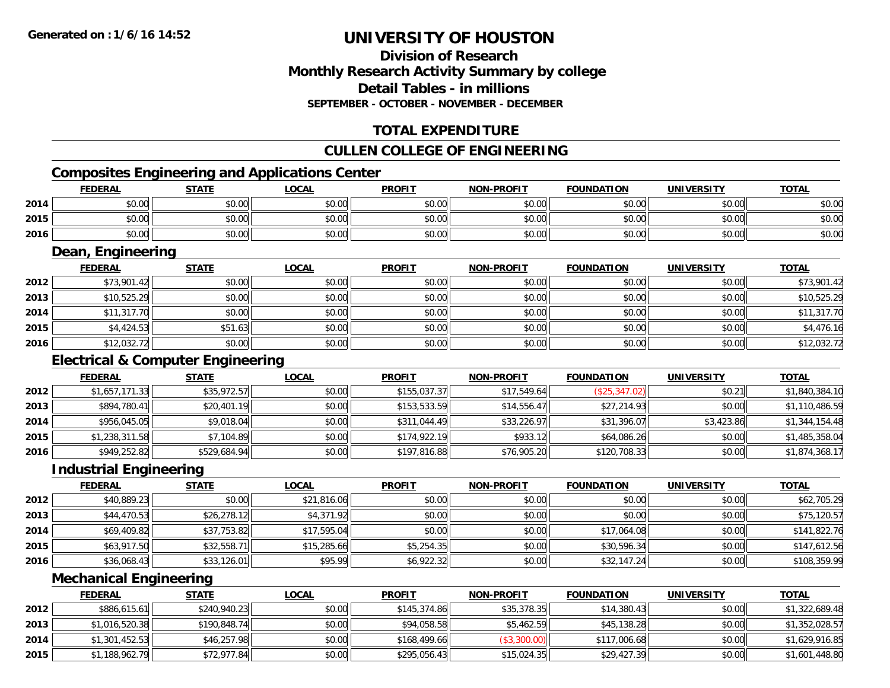Generated on :1/6/16 14:52

# UNIVERSITY OF HOUSTON

## Division of Research
## Monthly Research Activity Summary by college
## Detail Tables - in millions
### SEPTEMBER - OCTOBER - NOVEMBER - DECEMBER

## TOTAL EXPENDITURE

## CULLEN COLLEGE OF ENGINEERING

### Composites Engineering and Applications Center

| | FEDERAL | STATE | LOCAL | PROFIT | NON-PROFIT | FOUNDATION | UNIVERSITY | TOTAL |
|---|---|---|---|---|---|---|---|---|
| 2014 | $0.00 | $0.00 | $0.00 | $0.00 | $0.00 | $0.00 | $0.00 | $0.00 |
| 2015 | $0.00 | $0.00 | $0.00 | $0.00 | $0.00 | $0.00 | $0.00 | $0.00 |
| 2016 | $0.00 | $0.00 | $0.00 | $0.00 | $0.00 | $0.00 | $0.00 | $0.00 |

### Dean, Engineering

| | FEDERAL | STATE | LOCAL | PROFIT | NON-PROFIT | FOUNDATION | UNIVERSITY | TOTAL |
|---|---|---|---|---|---|---|---|---|
| 2012 | $73,901.42 | $0.00 | $0.00 | $0.00 | $0.00 | $0.00 | $0.00 | $73,901.42 |
| 2013 | $10,525.29 | $0.00 | $0.00 | $0.00 | $0.00 | $0.00 | $0.00 | $10,525.29 |
| 2014 | $11,317.70 | $0.00 | $0.00 | $0.00 | $0.00 | $0.00 | $0.00 | $11,317.70 |
| 2015 | $4,424.53 | $51.63 | $0.00 | $0.00 | $0.00 | $0.00 | $0.00 | $4,476.16 |
| 2016 | $12,032.72 | $0.00 | $0.00 | $0.00 | $0.00 | $0.00 | $0.00 | $12,032.72 |

### Electrical & Computer Engineering

| | FEDERAL | STATE | LOCAL | PROFIT | NON-PROFIT | FOUNDATION | UNIVERSITY | TOTAL |
|---|---|---|---|---|---|---|---|---|
| 2012 | $1,657,171.33 | $35,972.57 | $0.00 | $155,037.37 | $17,549.64 | ($25,347.02) | $0.21 | $1,840,384.10 |
| 2013 | $894,780.41 | $20,401.19 | $0.00 | $153,533.59 | $14,556.47 | $27,214.93 | $0.00 | $1,110,486.59 |
| 2014 | $956,045.05 | $9,018.04 | $0.00 | $311,044.49 | $33,226.97 | $31,396.07 | $3,423.86 | $1,344,154.48 |
| 2015 | $1,238,311.58 | $7,104.89 | $0.00 | $174,922.19 | $933.12 | $64,086.26 | $0.00 | $1,485,358.04 |
| 2016 | $949,252.82 | $529,684.94 | $0.00 | $197,816.88 | $76,905.20 | $120,708.33 | $0.00 | $1,874,368.17 |

### Industrial Engineering

| | FEDERAL | STATE | LOCAL | PROFIT | NON-PROFIT | FOUNDATION | UNIVERSITY | TOTAL |
|---|---|---|---|---|---|---|---|---|
| 2012 | $40,889.23 | $0.00 | $21,816.06 | $0.00 | $0.00 | $0.00 | $0.00 | $62,705.29 |
| 2013 | $44,470.53 | $26,278.12 | $4,371.92 | $0.00 | $0.00 | $0.00 | $0.00 | $75,120.57 |
| 2014 | $69,409.82 | $37,753.82 | $17,595.04 | $0.00 | $0.00 | $17,064.08 | $0.00 | $141,822.76 |
| 2015 | $63,917.50 | $32,558.71 | $15,285.66 | $5,254.35 | $0.00 | $30,596.34 | $0.00 | $147,612.56 |
| 2016 | $36,068.43 | $33,126.01 | $95.99 | $6,922.32 | $0.00 | $32,147.24 | $0.00 | $108,359.99 |

### Mechanical Engineering

| | FEDERAL | STATE | LOCAL | PROFIT | NON-PROFIT | FOUNDATION | UNIVERSITY | TOTAL |
|---|---|---|---|---|---|---|---|---|
| 2012 | $886,615.61 | $240,940.23 | $0.00 | $145,374.86 | $35,378.35 | $14,380.43 | $0.00 | $1,322,689.48 |
| 2013 | $1,016,520.38 | $190,848.74 | $0.00 | $94,058.58 | $5,462.59 | $45,138.28 | $0.00 | $1,352,028.57 |
| 2014 | $1,301,452.53 | $46,257.98 | $0.00 | $168,499.66 | ($3,300.00) | $117,006.68 | $0.00 | $1,629,916.85 |
| 2015 | $1,188,962.79 | $72,977.84 | $0.00 | $295,056.43 | $15,024.35 | $29,427.39 | $0.00 | $1,601,448.80 |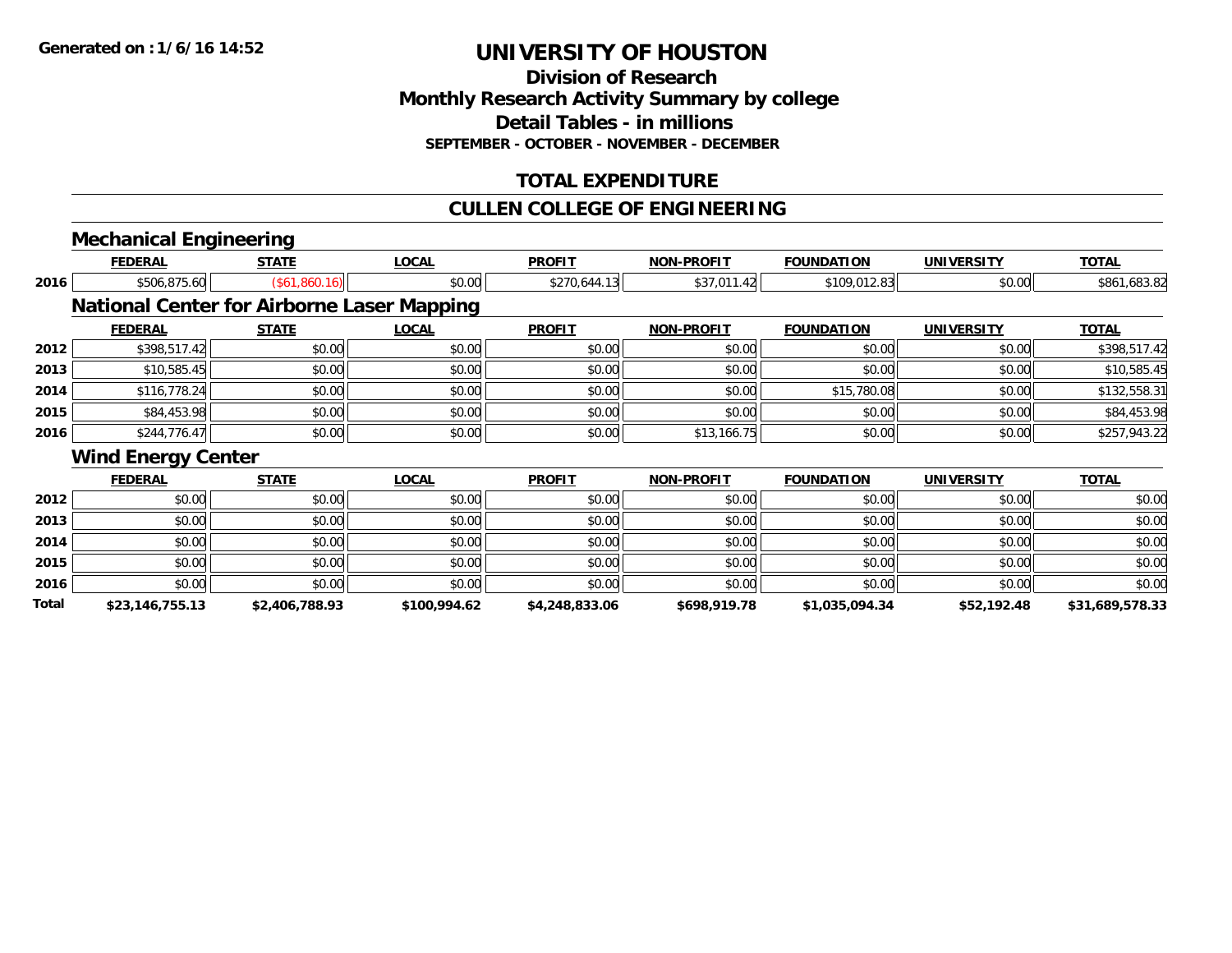**Generated on :1/6/16 14:52**

# UNIVERSITY OF HOUSTON

## Division of Research
## Monthly Research Activity Summary by college
## Detail Tables - in millions
### SEPTEMBER - OCTOBER - NOVEMBER - DECEMBER

## TOTAL EXPENDITURE

## CULLEN COLLEGE OF ENGINEERING

### Mechanical Engineering

| | FEDERAL | STATE | LOCAL | PROFIT | NON-PROFIT | FOUNDATION | UNIVERSITY | TOTAL |
|---|---|---|---|---|---|---|---|---|
| 2016 | $506,875.60 | ($61,860.16) | $0.00 | $270,644.13 | $37,011.42 | $109,012.83 | $0.00 | $861,683.82 |

### National Center for Airborne Laser Mapping

| | FEDERAL | STATE | LOCAL | PROFIT | NON-PROFIT | FOUNDATION | UNIVERSITY | TOTAL |
|---|---|---|---|---|---|---|---|---|
| 2012 | $398,517.42 | $0.00 | $0.00 | $0.00 | $0.00 | $0.00 | $0.00 | $398,517.42 |
| 2013 | $10,585.45 | $0.00 | $0.00 | $0.00 | $0.00 | $0.00 | $0.00 | $10,585.45 |
| 2014 | $116,778.24 | $0.00 | $0.00 | $0.00 | $0.00 | $15,780.08 | $0.00 | $132,558.31 |
| 2015 | $84,453.98 | $0.00 | $0.00 | $0.00 | $0.00 | $0.00 | $0.00 | $84,453.98 |
| 2016 | $244,776.47 | $0.00 | $0.00 | $0.00 | $13,166.75 | $0.00 | $0.00 | $257,943.22 |

### Wind Energy Center

| | FEDERAL | STATE | LOCAL | PROFIT | NON-PROFIT | FOUNDATION | UNIVERSITY | TOTAL |
|---|---|---|---|---|---|---|---|---|
| 2012 | $0.00 | $0.00 | $0.00 | $0.00 | $0.00 | $0.00 | $0.00 | $0.00 |
| 2013 | $0.00 | $0.00 | $0.00 | $0.00 | $0.00 | $0.00 | $0.00 | $0.00 |
| 2014 | $0.00 | $0.00 | $0.00 | $0.00 | $0.00 | $0.00 | $0.00 | $0.00 |
| 2015 | $0.00 | $0.00 | $0.00 | $0.00 | $0.00 | $0.00 | $0.00 | $0.00 |
| 2016 | $0.00 | $0.00 | $0.00 | $0.00 | $0.00 | $0.00 | $0.00 | $0.00 |
| **Total** | **$23,146,755.13** | **$2,406,788.93** | **$100,994.62** | **$4,248,833.06** | **$698,919.78** | **$1,035,094.34** | **$52,192.48** | **$31,689,578.33** |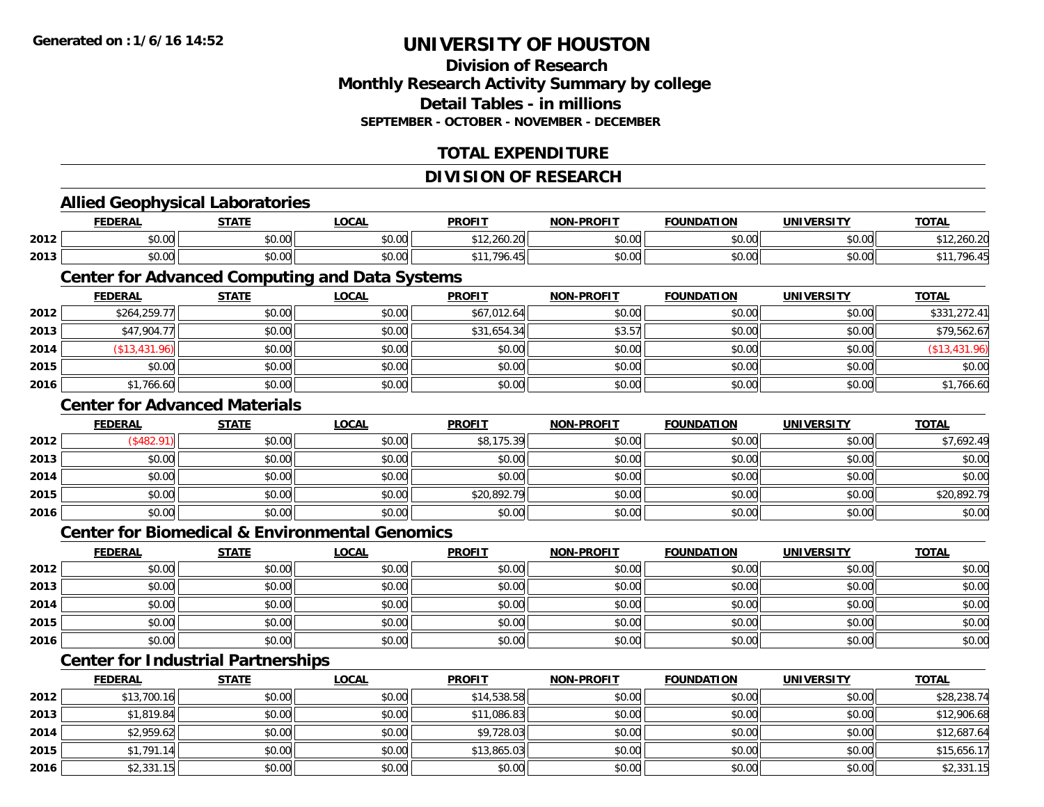**Generated on :1/6/16 14:52**

# UNIVERSITY OF HOUSTON

## Division of Research
## Monthly Research Activity Summary by college
## Detail Tables - in millions
**SEPTEMBER - OCTOBER - NOVEMBER - DECEMBER**

## TOTAL EXPENDITURE

## DIVISION OF RESEARCH

### Allied Geophysical Laboratories

| | FEDERAL | STATE | LOCAL | PROFIT | NON-PROFIT | FOUNDATION | UNIVERSITY | TOTAL |
|---|---|---|---|---|---|---|---|---|
| 2012 | $0.00 | $0.00 | $0.00 | $12,260.20 | $0.00 | $0.00 | $0.00 | $12,260.20 |
| 2013 | $0.00 | $0.00 | $0.00 | $11,796.45 | $0.00 | $0.00 | $0.00 | $11,796.45 |

### Center for Advanced Computing and Data Systems

| | FEDERAL | STATE | LOCAL | PROFIT | NON-PROFIT | FOUNDATION | UNIVERSITY | TOTAL |
|---|---|---|---|---|---|---|---|---|
| 2012 | $264,259.77 | $0.00 | $0.00 | $67,012.64 | $0.00 | $0.00 | $0.00 | $331,272.41 |
| 2013 | $47,904.77 | $0.00 | $0.00 | $31,654.34 | $3.57 | $0.00 | $0.00 | $79,562.67 |
| 2014 | ($13,431.96) | $0.00 | $0.00 | $0.00 | $0.00 | $0.00 | $0.00 | ($13,431.96) |
| 2015 | $0.00 | $0.00 | $0.00 | $0.00 | $0.00 | $0.00 | $0.00 | $0.00 |
| 2016 | $1,766.60 | $0.00 | $0.00 | $0.00 | $0.00 | $0.00 | $0.00 | $1,766.60 |

### Center for Advanced Materials

| | FEDERAL | STATE | LOCAL | PROFIT | NON-PROFIT | FOUNDATION | UNIVERSITY | TOTAL |
|---|---|---|---|---|---|---|---|---|
| 2012 | ($482.91) | $0.00 | $0.00 | $8,175.39 | $0.00 | $0.00 | $0.00 | $7,692.49 |
| 2013 | $0.00 | $0.00 | $0.00 | $0.00 | $0.00 | $0.00 | $0.00 | $0.00 |
| 2014 | $0.00 | $0.00 | $0.00 | $0.00 | $0.00 | $0.00 | $0.00 | $0.00 |
| 2015 | $0.00 | $0.00 | $0.00 | $20,892.79 | $0.00 | $0.00 | $0.00 | $20,892.79 |
| 2016 | $0.00 | $0.00 | $0.00 | $0.00 | $0.00 | $0.00 | $0.00 | $0.00 |

### Center for Biomedical & Environmental Genomics

| | FEDERAL | STATE | LOCAL | PROFIT | NON-PROFIT | FOUNDATION | UNIVERSITY | TOTAL |
|---|---|---|---|---|---|---|---|---|
| 2012 | $0.00 | $0.00 | $0.00 | $0.00 | $0.00 | $0.00 | $0.00 | $0.00 |
| 2013 | $0.00 | $0.00 | $0.00 | $0.00 | $0.00 | $0.00 | $0.00 | $0.00 |
| 2014 | $0.00 | $0.00 | $0.00 | $0.00 | $0.00 | $0.00 | $0.00 | $0.00 |
| 2015 | $0.00 | $0.00 | $0.00 | $0.00 | $0.00 | $0.00 | $0.00 | $0.00 |
| 2016 | $0.00 | $0.00 | $0.00 | $0.00 | $0.00 | $0.00 | $0.00 | $0.00 |

### Center for Industrial Partnerships

| | FEDERAL | STATE | LOCAL | PROFIT | NON-PROFIT | FOUNDATION | UNIVERSITY | TOTAL |
|---|---|---|---|---|---|---|---|---|
| 2012 | $13,700.16 | $0.00 | $0.00 | $14,538.58 | $0.00 | $0.00 | $0.00 | $28,238.74 |
| 2013 | $1,819.84 | $0.00 | $0.00 | $11,086.83 | $0.00 | $0.00 | $0.00 | $12,906.68 |
| 2014 | $2,959.62 | $0.00 | $0.00 | $9,728.03 | $0.00 | $0.00 | $0.00 | $12,687.64 |
| 2015 | $1,791.14 | $0.00 | $0.00 | $13,865.03 | $0.00 | $0.00 | $0.00 | $15,656.17 |
| 2016 | $2,331.15 | $0.00 | $0.00 | $0.00 | $0.00 | $0.00 | $0.00 | $2,331.15 |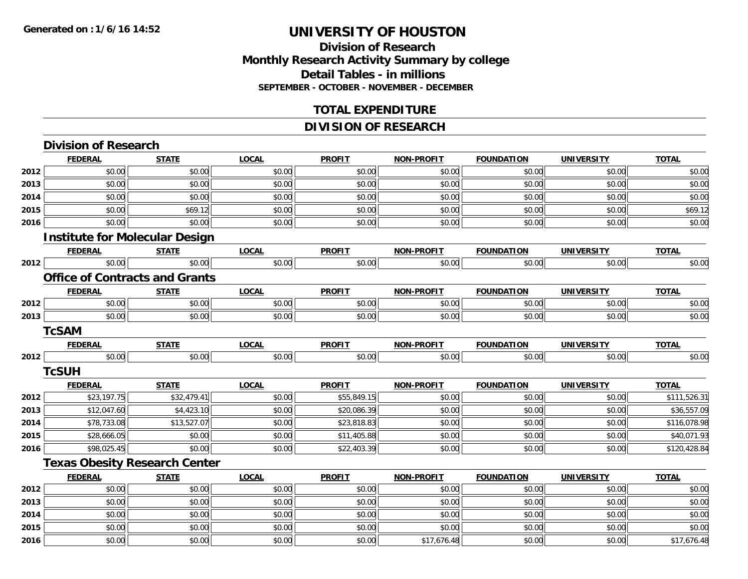**Generated on : 1/6/16 14:52**

# UNIVERSITY OF HOUSTON

## Division of Research
## Monthly Research Activity Summary by college
## Detail Tables - in millions
### SEPTEMBER - OCTOBER - NOVEMBER - DECEMBER

## TOTAL EXPENDITURE

## DIVISION OF RESEARCH

### Division of Research

| | FEDERAL | STATE | LOCAL | PROFIT | NON-PROFIT | FOUNDATION | UNIVERSITY | TOTAL |
|---|---|---|---|---|---|---|---|---|
| 2012 | $0.00 | $0.00 | $0.00 | $0.00 | $0.00 | $0.00 | $0.00 | $0.00 |
| 2013 | $0.00 | $0.00 | $0.00 | $0.00 | $0.00 | $0.00 | $0.00 | $0.00 |
| 2014 | $0.00 | $0.00 | $0.00 | $0.00 | $0.00 | $0.00 | $0.00 | $0.00 |
| 2015 | $0.00 | $69.12 | $0.00 | $0.00 | $0.00 | $0.00 | $0.00 | $69.12 |
| 2016 | $0.00 | $0.00 | $0.00 | $0.00 | $0.00 | $0.00 | $0.00 | $0.00 |

### Institute for Molecular Design

| | FEDERAL | STATE | LOCAL | PROFIT | NON-PROFIT | FOUNDATION | UNIVERSITY | TOTAL |
|---|---|---|---|---|---|---|---|---|
| 2012 | $0.00 | $0.00 | $0.00 | $0.00 | $0.00 | $0.00 | $0.00 | $0.00 |

### Office of Contracts and Grants

| | FEDERAL | STATE | LOCAL | PROFIT | NON-PROFIT | FOUNDATION | UNIVERSITY | TOTAL |
|---|---|---|---|---|---|---|---|---|
| 2012 | $0.00 | $0.00 | $0.00 | $0.00 | $0.00 | $0.00 | $0.00 | $0.00 |
| 2013 | $0.00 | $0.00 | $0.00 | $0.00 | $0.00 | $0.00 | $0.00 | $0.00 |

### TcSAM

| | FEDERAL | STATE | LOCAL | PROFIT | NON-PROFIT | FOUNDATION | UNIVERSITY | TOTAL |
|---|---|---|---|---|---|---|---|---|
| 2012 | $0.00 | $0.00 | $0.00 | $0.00 | $0.00 | $0.00 | $0.00 | $0.00 |

### TcSUH

| | FEDERAL | STATE | LOCAL | PROFIT | NON-PROFIT | FOUNDATION | UNIVERSITY | TOTAL |
|---|---|---|---|---|---|---|---|---|
| 2012 | $23,197.75 | $32,479.41 | $0.00 | $55,849.15 | $0.00 | $0.00 | $0.00 | $111,526.31 |
| 2013 | $12,047.60 | $4,423.10 | $0.00 | $20,086.39 | $0.00 | $0.00 | $0.00 | $36,557.09 |
| 2014 | $78,733.08 | $13,527.07 | $0.00 | $23,818.83 | $0.00 | $0.00 | $0.00 | $116,078.98 |
| 2015 | $28,666.05 | $0.00 | $0.00 | $11,405.88 | $0.00 | $0.00 | $0.00 | $40,071.93 |
| 2016 | $98,025.45 | $0.00 | $0.00 | $22,403.39 | $0.00 | $0.00 | $0.00 | $120,428.84 |

### Texas Obesity Research Center

| | FEDERAL | STATE | LOCAL | PROFIT | NON-PROFIT | FOUNDATION | UNIVERSITY | TOTAL |
|---|---|---|---|---|---|---|---|---|
| 2012 | $0.00 | $0.00 | $0.00 | $0.00 | $0.00 | $0.00 | $0.00 | $0.00 |
| 2013 | $0.00 | $0.00 | $0.00 | $0.00 | $0.00 | $0.00 | $0.00 | $0.00 |
| 2014 | $0.00 | $0.00 | $0.00 | $0.00 | $0.00 | $0.00 | $0.00 | $0.00 |
| 2015 | $0.00 | $0.00 | $0.00 | $0.00 | $0.00 | $0.00 | $0.00 | $0.00 |
| 2016 | $0.00 | $0.00 | $0.00 | $0.00 | $17,676.48 | $0.00 | $0.00 | $17,676.48 |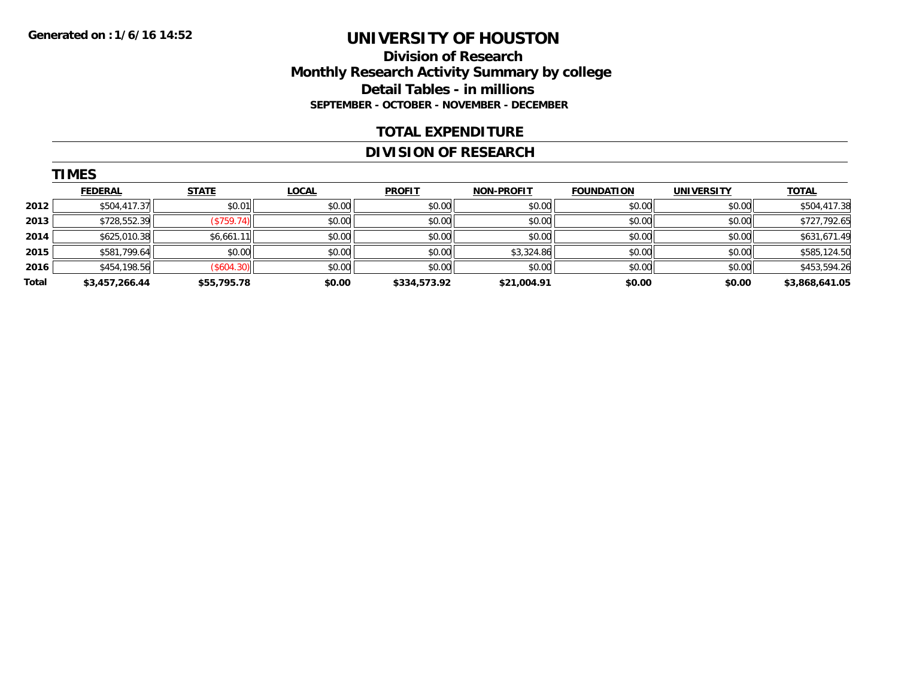Generated on :1/6/16 14:52

# UNIVERSITY OF HOUSTON

## Division of Research
## Monthly Research Activity Summary by college
## Detail Tables - in millions
### SEPTEMBER - OCTOBER - NOVEMBER - DECEMBER

## TOTAL EXPENDITURE

## DIVISION OF RESEARCH

### TIMES

| | FEDERAL | STATE | LOCAL | PROFIT | NON-PROFIT | FOUNDATION | UNIVERSITY | TOTAL |
|---|---|---|---|---|---|---|---|---|
| 2012 | $504,417.37 | $0.01 | $0.00 | $0.00 | $0.00 | $0.00 | $0.00 | $504,417.38 |
| 2013 | $728,552.39 | ($759.74) | $0.00 | $0.00 | $0.00 | $0.00 | $0.00 | $727,792.65 |
| 2014 | $625,010.38 | $6,661.11 | $0.00 | $0.00 | $0.00 | $0.00 | $0.00 | $631,671.49 |
| 2015 | $581,799.64 | $0.00 | $0.00 | $0.00 | $3,324.86 | $0.00 | $0.00 | $585,124.50 |
| 2016 | $454,198.56 | ($604.30) | $0.00 | $0.00 | $0.00 | $0.00 | $0.00 | $453,594.26 |
| **Total** | **$3,457,266.44** | **$55,795.78** | **$0.00** | **$334,573.92** | **$21,004.91** | **$0.00** | **$0.00** | **$3,868,641.05** |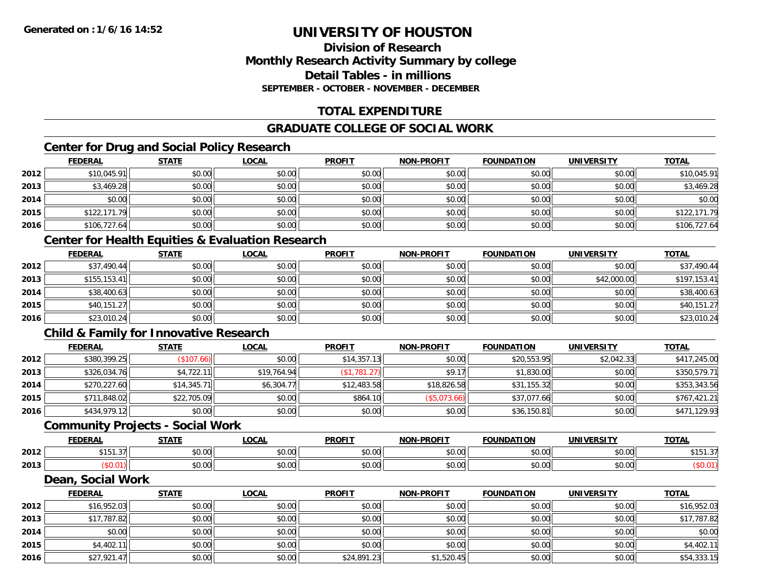# UNIVERSITY OF HOUSTON

## Division of Research
## Monthly Research Activity Summary by college
## Detail Tables - in millions
### SEPTEMBER - OCTOBER - NOVEMBER - DECEMBER

## TOTAL EXPENDITURE

## GRADUATE COLLEGE OF SOCIAL WORK

### Center for Drug and Social Policy Research

| | FEDERAL | STATE | LOCAL | PROFIT | NON-PROFIT | FOUNDATION | UNIVERSITY | TOTAL |
|---|---|---|---|---|---|---|---|---|
| 2012 | $10,045.91 | $0.00 | $0.00 | $0.00 | $0.00 | $0.00 | $0.00 | $10,045.91 |
| 2013 | $3,469.28 | $0.00 | $0.00 | $0.00 | $0.00 | $0.00 | $0.00 | $3,469.28 |
| 2014 | $0.00 | $0.00 | $0.00 | $0.00 | $0.00 | $0.00 | $0.00 | $0.00 |
| 2015 | $122,171.79 | $0.00 | $0.00 | $0.00 | $0.00 | $0.00 | $0.00 | $122,171.79 |
| 2016 | $106,727.64 | $0.00 | $0.00 | $0.00 | $0.00 | $0.00 | $0.00 | $106,727.64 |

### Center for Health Equities & Evaluation Research

| | FEDERAL | STATE | LOCAL | PROFIT | NON-PROFIT | FOUNDATION | UNIVERSITY | TOTAL |
|---|---|---|---|---|---|---|---|---|
| 2012 | $37,490.44 | $0.00 | $0.00 | $0.00 | $0.00 | $0.00 | $0.00 | $37,490.44 |
| 2013 | $155,153.41 | $0.00 | $0.00 | $0.00 | $0.00 | $0.00 | $42,000.00 | $197,153.41 |
| 2014 | $38,400.63 | $0.00 | $0.00 | $0.00 | $0.00 | $0.00 | $0.00 | $38,400.63 |
| 2015 | $40,151.27 | $0.00 | $0.00 | $0.00 | $0.00 | $0.00 | $0.00 | $40,151.27 |
| 2016 | $23,010.24 | $0.00 | $0.00 | $0.00 | $0.00 | $0.00 | $0.00 | $23,010.24 |

### Child & Family for Innovative Research

| | FEDERAL | STATE | LOCAL | PROFIT | NON-PROFIT | FOUNDATION | UNIVERSITY | TOTAL |
|---|---|---|---|---|---|---|---|---|
| 2012 | $380,399.25 | ($107.66) | $0.00 | $14,357.13 | $0.00 | $20,553.95 | $2,042.33 | $417,245.00 |
| 2013 | $326,034.76 | $4,722.11 | $19,764.94 | ($1,781.27) | $9.17 | $1,830.00 | $0.00 | $350,579.71 |
| 2014 | $270,227.60 | $14,345.71 | $6,304.77 | $12,483.58 | $18,826.58 | $31,155.32 | $0.00 | $353,343.56 |
| 2015 | $711,848.02 | $22,705.09 | $0.00 | $864.10 | ($5,073.66) | $37,077.66 | $0.00 | $767,421.21 |
| 2016 | $434,979.12 | $0.00 | $0.00 | $0.00 | $0.00 | $36,150.81 | $0.00 | $471,129.93 |

### Community Projects - Social Work

| | FEDERAL | STATE | LOCAL | PROFIT | NON-PROFIT | FOUNDATION | UNIVERSITY | TOTAL |
|---|---|---|---|---|---|---|---|---|
| 2012 | $151.37 | $0.00 | $0.00 | $0.00 | $0.00 | $0.00 | $0.00 | $151.37 |
| 2013 | ($0.01) | $0.00 | $0.00 | $0.00 | $0.00 | $0.00 | $0.00 | ($0.01) |

### Dean, Social Work

| | FEDERAL | STATE | LOCAL | PROFIT | NON-PROFIT | FOUNDATION | UNIVERSITY | TOTAL |
|---|---|---|---|---|---|---|---|---|
| 2012 | $16,952.03 | $0.00 | $0.00 | $0.00 | $0.00 | $0.00 | $0.00 | $16,952.03 |
| 2013 | $17,787.82 | $0.00 | $0.00 | $0.00 | $0.00 | $0.00 | $0.00 | $17,787.82 |
| 2014 | $0.00 | $0.00 | $0.00 | $0.00 | $0.00 | $0.00 | $0.00 | $0.00 |
| 2015 | $4,402.11 | $0.00 | $0.00 | $0.00 | $0.00 | $0.00 | $0.00 | $4,402.11 |
| 2016 | $27,921.47 | $0.00 | $0.00 | $24,891.23 | $1,520.45 | $0.00 | $0.00 | $54,333.15 |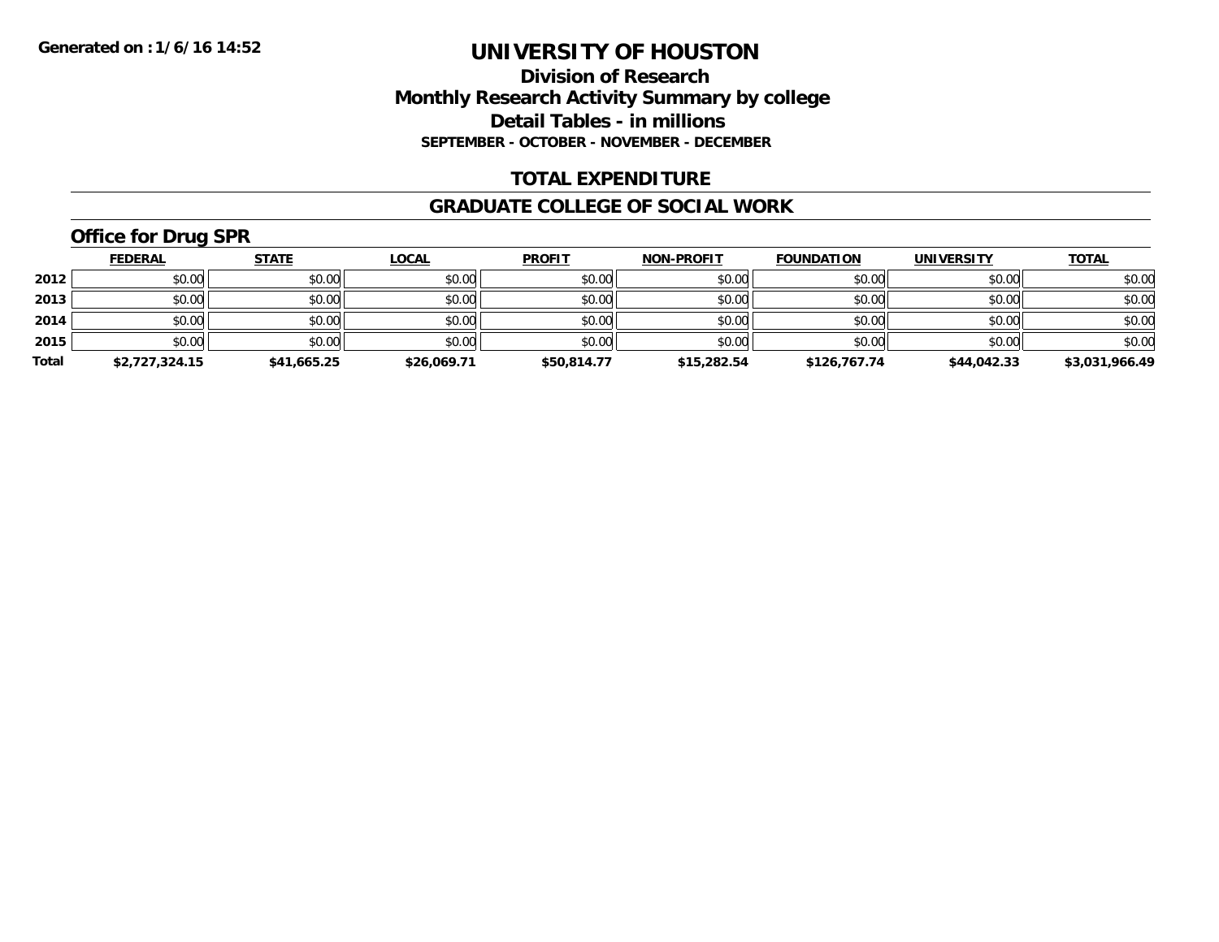**Generated on :1/6/16 14:52**

# UNIVERSITY OF HOUSTON

## Division of Research
## Monthly Research Activity Summary by college
## Detail Tables - in millions
### SEPTEMBER - OCTOBER - NOVEMBER - DECEMBER

## TOTAL EXPENDITURE

## GRADUATE COLLEGE OF SOCIAL WORK

### Office for Drug SPR

| | FEDERAL | STATE | LOCAL | PROFIT | NON-PROFIT | FOUNDATION | UNIVERSITY | TOTAL |
|---|---|---|---|---|---|---|---|---|
| 2012 | $0.00 | $0.00 | $0.00 | $0.00 | $0.00 | $0.00 | $0.00 | $0.00 |
| 2013 | $0.00 | $0.00 | $0.00 | $0.00 | $0.00 | $0.00 | $0.00 | $0.00 |
| 2014 | $0.00 | $0.00 | $0.00 | $0.00 | $0.00 | $0.00 | $0.00 | $0.00 |
| 2015 | $0.00 | $0.00 | $0.00 | $0.00 | $0.00 | $0.00 | $0.00 | $0.00 |
| **Total** | **$2,727,324.15** | **$41,665.25** | **$26,069.71** | **$50,814.77** | **$15,282.54** | **$126,767.74** | **$44,042.33** | **$3,031,966.49** |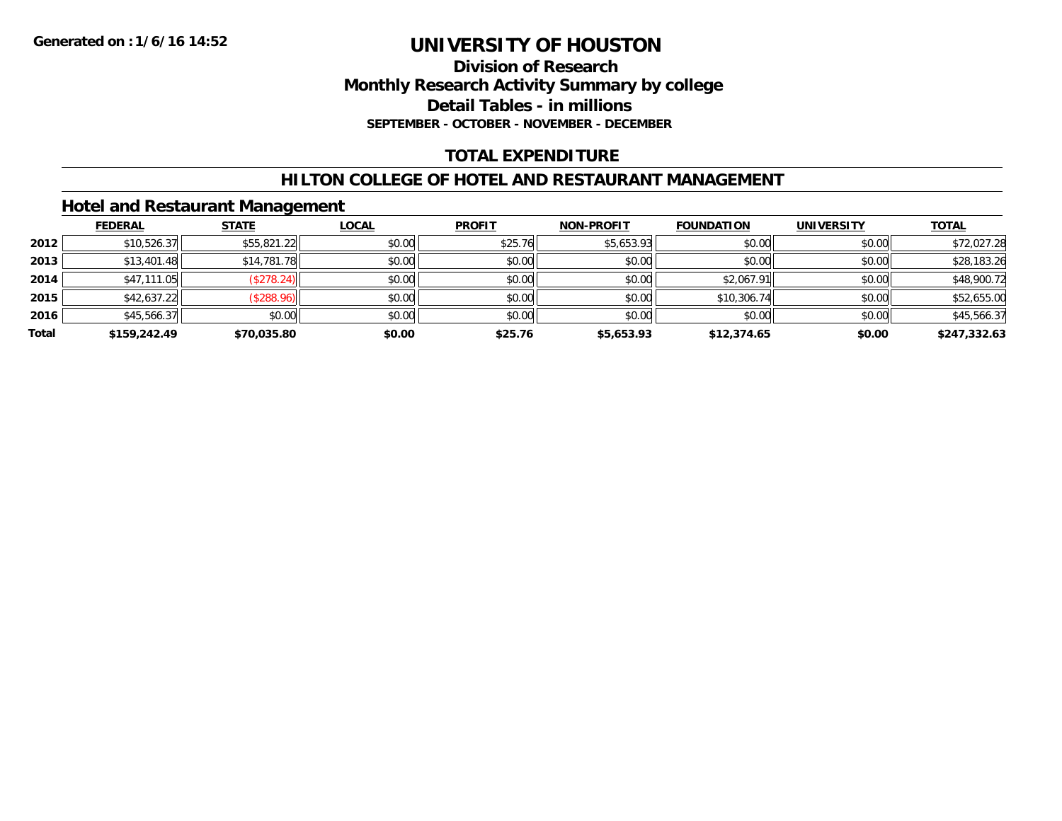Generated on :1/6/16 14:52

# UNIVERSITY OF HOUSTON

## Division of Research
## Monthly Research Activity Summary by college
## Detail Tables - in millions
### SEPTEMBER - OCTOBER - NOVEMBER - DECEMBER

## TOTAL EXPENDITURE

## HILTON COLLEGE OF HOTEL AND RESTAURANT MANAGEMENT

### Hotel and Restaurant Management

| | FEDERAL | STATE | LOCAL | PROFIT | NON-PROFIT | FOUNDATION | UNIVERSITY | TOTAL |
|---|---|---|---|---|---|---|---|---|
| 2012 | $10,526.37 | $55,821.22 | $0.00 | $25.76 | $5,653.93 | $0.00 | $0.00 | $72,027.28 |
| 2013 | $13,401.48 | $14,781.78 | $0.00 | $0.00 | $0.00 | $0.00 | $0.00 | $28,183.26 |
| 2014 | $47,111.05 | ($278.24) | $0.00 | $0.00 | $0.00 | $2,067.91 | $0.00 | $48,900.72 |
| 2015 | $42,637.22 | ($288.96) | $0.00 | $0.00 | $0.00 | $10,306.74 | $0.00 | $52,655.00 |
| 2016 | $45,566.37 | $0.00 | $0.00 | $0.00 | $0.00 | $0.00 | $0.00 | $45,566.37 |
| **Total** | **$159,242.49** | **$70,035.80** | **$0.00** | **$25.76** | **$5,653.93** | **$12,374.65** | **$0.00** | **$247,332.63** |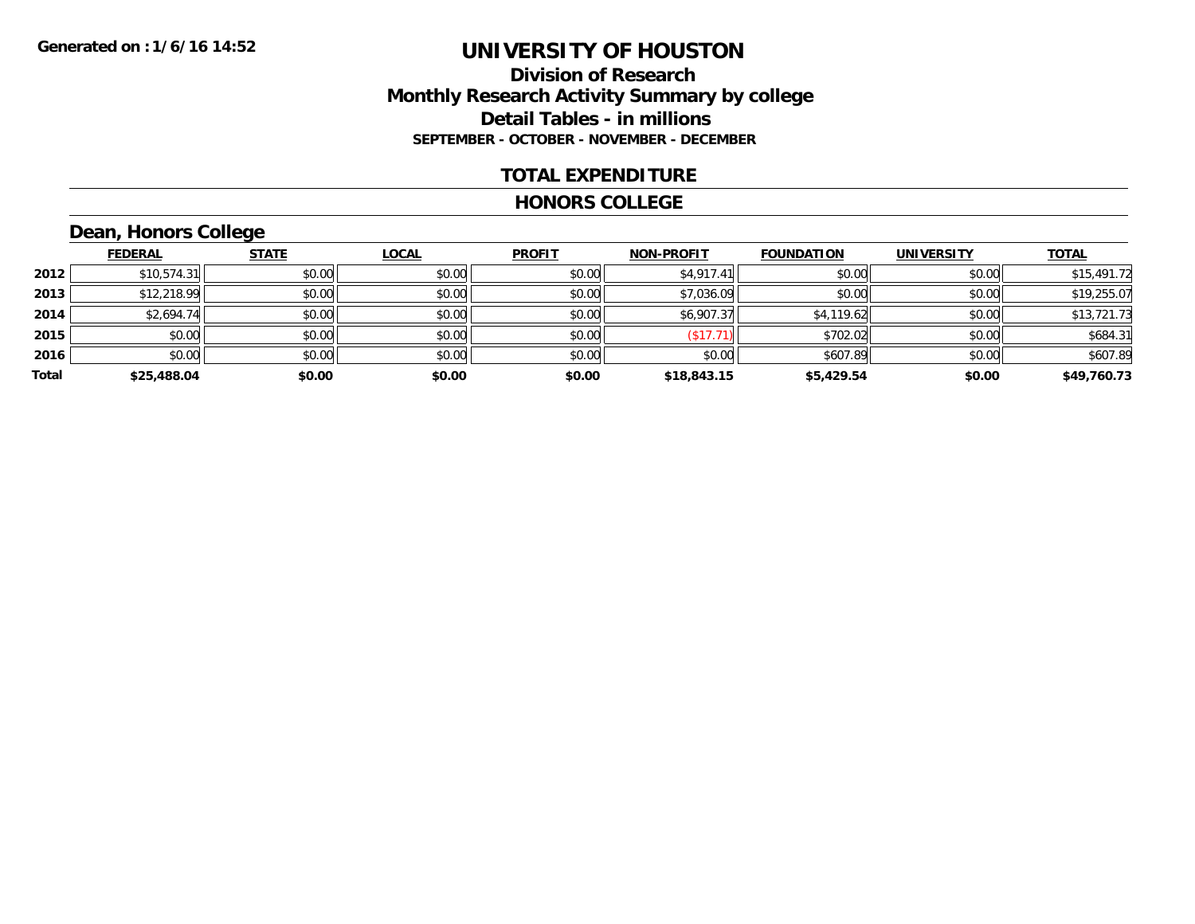Generated on :1/6/16 14:52

# UNIVERSITY OF HOUSTON

## Division of Research
## Monthly Research Activity Summary by college
## Detail Tables - in millions
### SEPTEMBER - OCTOBER - NOVEMBER - DECEMBER

## TOTAL EXPENDITURE

## HONORS COLLEGE

### Dean, Honors College

| | FEDERAL | STATE | LOCAL | PROFIT | NON-PROFIT | FOUNDATION | UNIVERSITY | TOTAL |
|---|---|---|---|---|---|---|---|---|
| 2012 | $10,574.31 | $0.00 | $0.00 | $0.00 | $4,917.41 | $0.00 | $0.00 | $15,491.72 |
| 2013 | $12,218.99 | $0.00 | $0.00 | $0.00 | $7,036.09 | $0.00 | $0.00 | $19,255.07 |
| 2014 | $2,694.74 | $0.00 | $0.00 | $0.00 | $6,907.37 | $4,119.62 | $0.00 | $13,721.73 |
| 2015 | $0.00 | $0.00 | $0.00 | $0.00 | ($17.71) | $702.02 | $0.00 | $684.31 |
| 2016 | $0.00 | $0.00 | $0.00 | $0.00 | $0.00 | $607.89 | $0.00 | $607.89 |
| **Total** | **$25,488.04** | **$0.00** | **$0.00** | **$0.00** | **$18,843.15** | **$5,429.54** | **$0.00** | **$49,760.73** |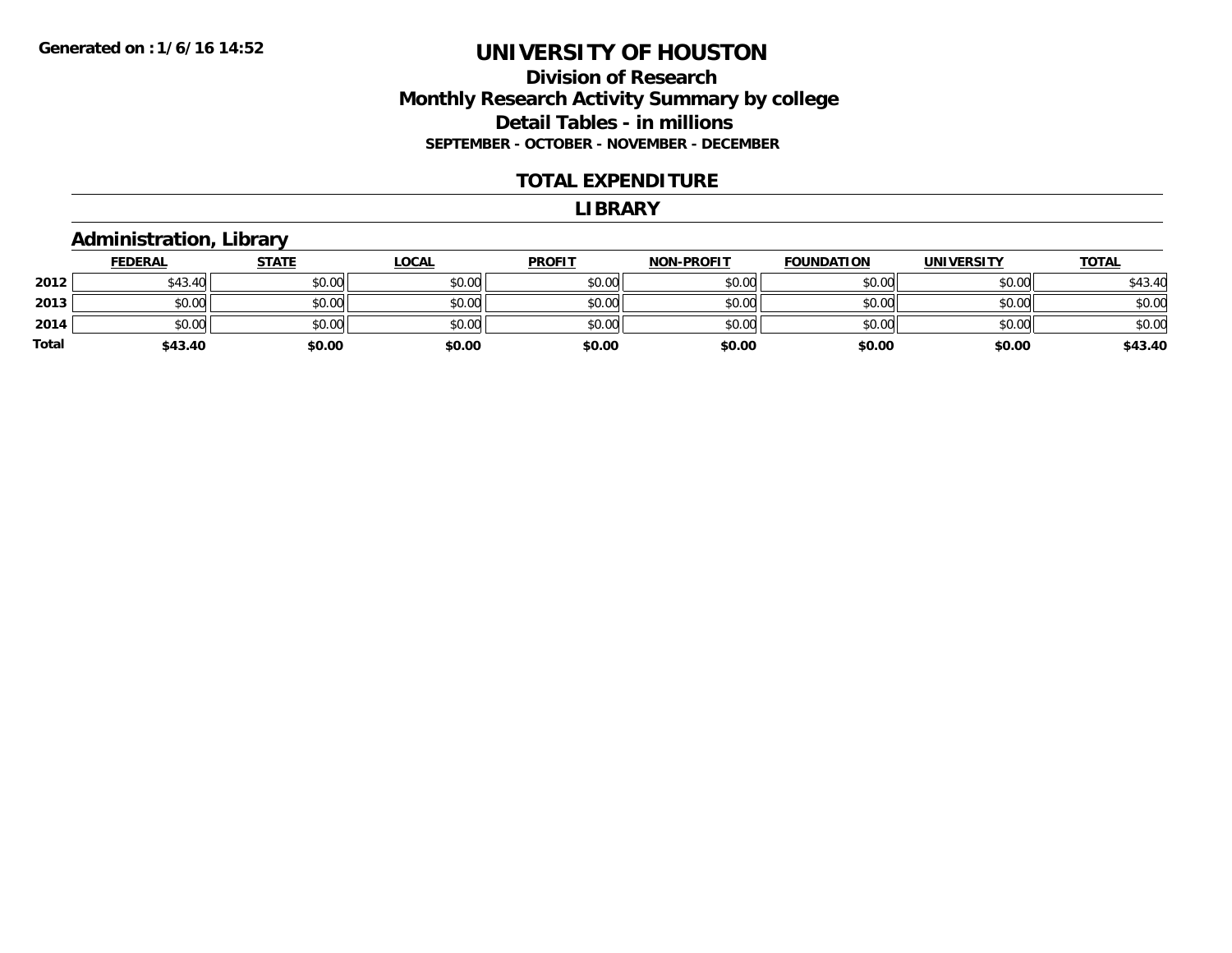# UNIVERSITY OF HOUSTON

## Division of Research
## Monthly Research Activity Summary by college
## Detail Tables - in millions
### SEPTEMBER - OCTOBER - NOVEMBER - DECEMBER

## TOTAL EXPENDITURE

## LIBRARY

### Administration, Library

| | FEDERAL | STATE | LOCAL | PROFIT | NON-PROFIT | FOUNDATION | UNIVERSITY | TOTAL |
|---|---|---|---|---|---|---|---|---|
| 2012 | $43.40 | $0.00 | $0.00 | $0.00 | $0.00 | $0.00 | $0.00 | $43.40 |
| 2013 | $0.00 | $0.00 | $0.00 | $0.00 | $0.00 | $0.00 | $0.00 | $0.00 |
| 2014 | $0.00 | $0.00 | $0.00 | $0.00 | $0.00 | $0.00 | $0.00 | $0.00 |
| **Total** | **$43.40** | **$0.00** | **$0.00** | **$0.00** | **$0.00** | **$0.00** | **$0.00** | **$43.40** |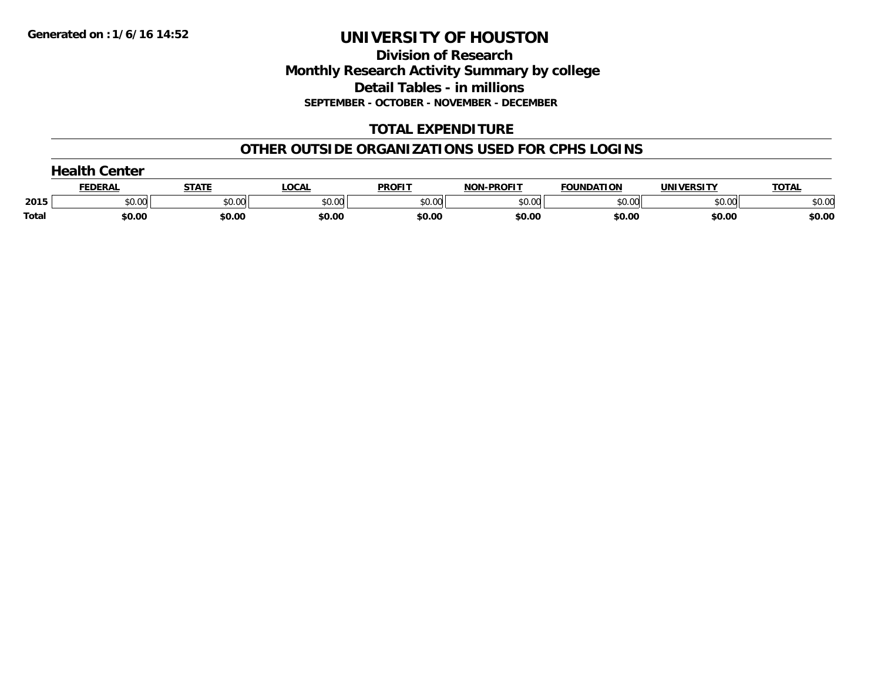Generated on :1/6/16 14:52

# UNIVERSITY OF HOUSTON

## Division of Research

## Monthly Research Activity Summary by college

## Detail Tables - in millions

**SEPTEMBER - OCTOBER - NOVEMBER - DECEMBER**

## TOTAL EXPENDITURE

## OTHER OUTSIDE ORGANIZATIONS USED FOR CPHS LOGINS

### Health Center

| | FEDERAL | STATE | LOCAL | PROFIT | NON-PROFIT | FOUNDATION | UNIVERSITY | TOTAL |
|---|---|---|---|---|---|---|---|---|
| 2015 | $0.00 | $0.00 | $0.00 | $0.00 | $0.00 | $0.00 | $0.00 | $0.00 |
| **Total** | **$0.00** | **$0.00** | **$0.00** | **$0.00** | **$0.00** | **$0.00** | **$0.00** | **$0.00** |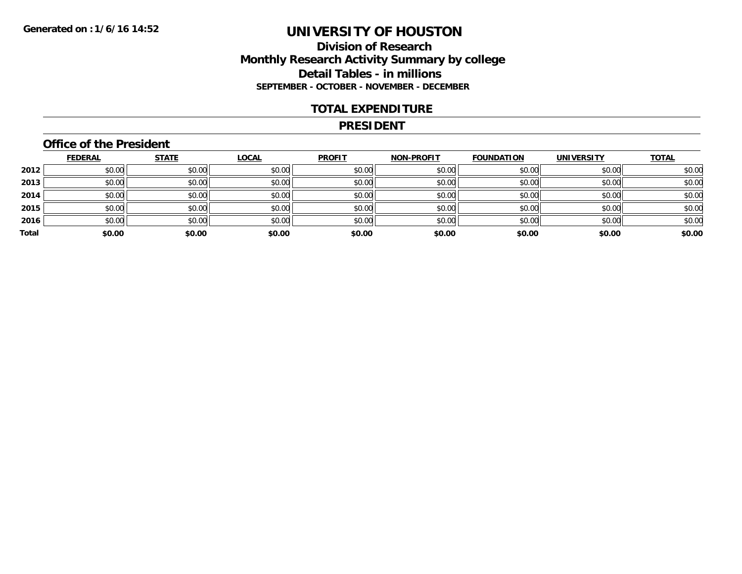**Generated on : 1/6/16 14:52**

# UNIVERSITY OF HOUSTON

## Division of Research
## Monthly Research Activity Summary by college
## Detail Tables - in millions
### SEPTEMBER - OCTOBER - NOVEMBER - DECEMBER

## TOTAL EXPENDITURE

## PRESIDENT

### Office of the President

| | FEDERAL | STATE | LOCAL | PROFIT | NON-PROFIT | FOUNDATION | UNIVERSITY | TOTAL |
|---|---|---|---|---|---|---|---|---|
| **2012** | $0.00 | $0.00 | $0.00 | $0.00 | $0.00 | $0.00 | $0.00 | $0.00 |
| **2013** | $0.00 | $0.00 | $0.00 | $0.00 | $0.00 | $0.00 | $0.00 | $0.00 |
| **2014** | $0.00 | $0.00 | $0.00 | $0.00 | $0.00 | $0.00 | $0.00 | $0.00 |
| **2015** | $0.00 | $0.00 | $0.00 | $0.00 | $0.00 | $0.00 | $0.00 | $0.00 |
| **2016** | $0.00 | $0.00 | $0.00 | $0.00 | $0.00 | $0.00 | $0.00 | $0.00 |
| **Total** | **$0.00** | **$0.00** | **$0.00** | **$0.00** | **$0.00** | **$0.00** | **$0.00** | **$0.00** |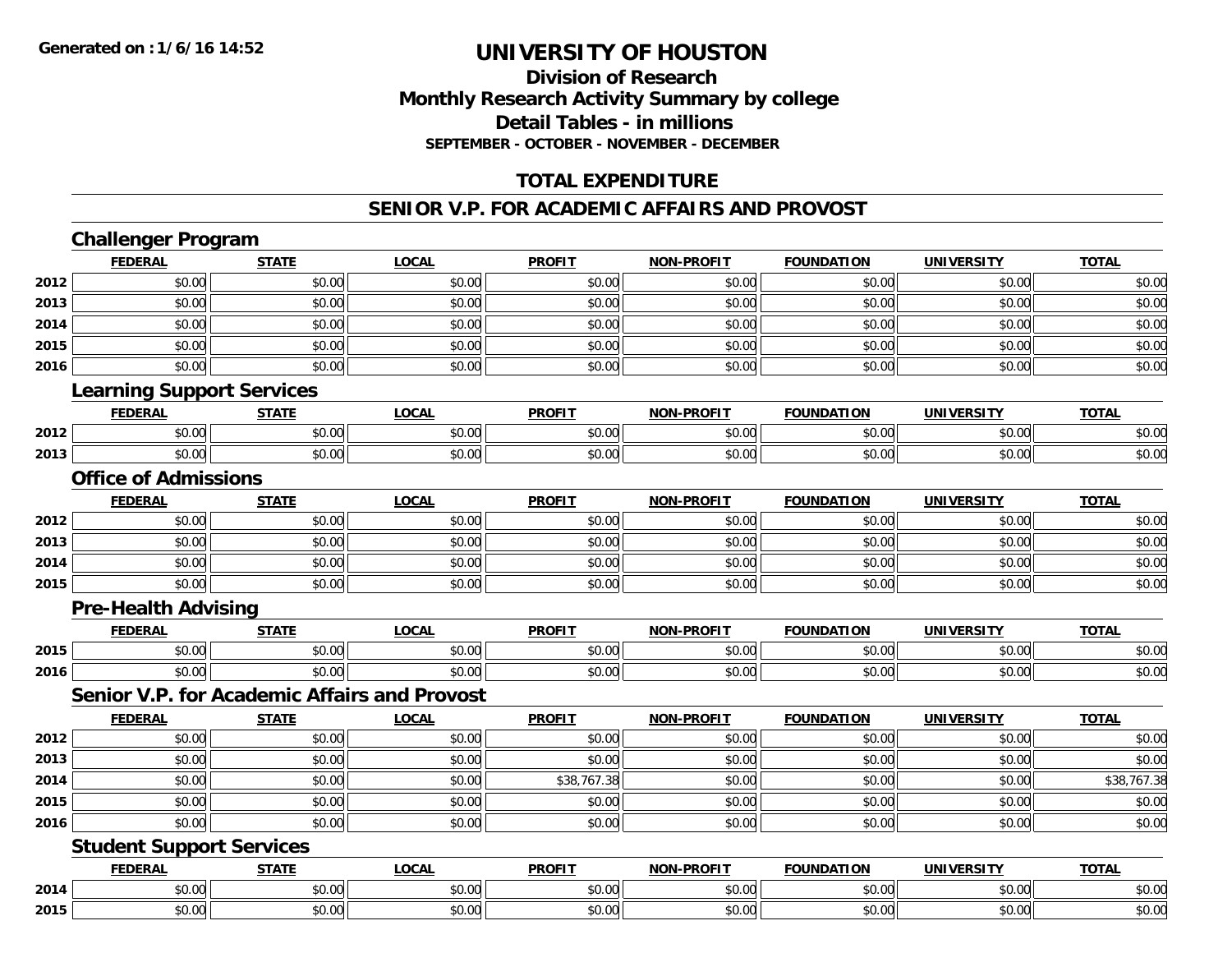**Generated on :1/6/16 14:52**

# UNIVERSITY OF HOUSTON

## Division of Research
## Monthly Research Activity Summary by college
## Detail Tables - in millions
### SEPTEMBER - OCTOBER - NOVEMBER - DECEMBER

## TOTAL EXPENDITURE

## SENIOR V.P. FOR ACADEMIC AFFAIRS AND PROVOST

### Challenger Program

| | FEDERAL | STATE | LOCAL | PROFIT | NON-PROFIT | FOUNDATION | UNIVERSITY | TOTAL |
|---|---|---|---|---|---|---|---|---|
| 2012 | $0.00 | $0.00 | $0.00 | $0.00 | $0.00 | $0.00 | $0.00 | $0.00 |
| 2013 | $0.00 | $0.00 | $0.00 | $0.00 | $0.00 | $0.00 | $0.00 | $0.00 |
| 2014 | $0.00 | $0.00 | $0.00 | $0.00 | $0.00 | $0.00 | $0.00 | $0.00 |
| 2015 | $0.00 | $0.00 | $0.00 | $0.00 | $0.00 | $0.00 | $0.00 | $0.00 |
| 2016 | $0.00 | $0.00 | $0.00 | $0.00 | $0.00 | $0.00 | $0.00 | $0.00 |

### Learning Support Services

| | FEDERAL | STATE | LOCAL | PROFIT | NON-PROFIT | FOUNDATION | UNIVERSITY | TOTAL |
|---|---|---|---|---|---|---|---|---|
| 2012 | $0.00 | $0.00 | $0.00 | $0.00 | $0.00 | $0.00 | $0.00 | $0.00 |
| 2013 | $0.00 | $0.00 | $0.00 | $0.00 | $0.00 | $0.00 | $0.00 | $0.00 |

### Office of Admissions

| | FEDERAL | STATE | LOCAL | PROFIT | NON-PROFIT | FOUNDATION | UNIVERSITY | TOTAL |
|---|---|---|---|---|---|---|---|---|
| 2012 | $0.00 | $0.00 | $0.00 | $0.00 | $0.00 | $0.00 | $0.00 | $0.00 |
| 2013 | $0.00 | $0.00 | $0.00 | $0.00 | $0.00 | $0.00 | $0.00 | $0.00 |
| 2014 | $0.00 | $0.00 | $0.00 | $0.00 | $0.00 | $0.00 | $0.00 | $0.00 |
| 2015 | $0.00 | $0.00 | $0.00 | $0.00 | $0.00 | $0.00 | $0.00 | $0.00 |

### Pre-Health Advising

| | FEDERAL | STATE | LOCAL | PROFIT | NON-PROFIT | FOUNDATION | UNIVERSITY | TOTAL |
|---|---|---|---|---|---|---|---|---|
| 2015 | $0.00 | $0.00 | $0.00 | $0.00 | $0.00 | $0.00 | $0.00 | $0.00 |
| 2016 | $0.00 | $0.00 | $0.00 | $0.00 | $0.00 | $0.00 | $0.00 | $0.00 |

### Senior V.P. for Academic Affairs and Provost

| | FEDERAL | STATE | LOCAL | PROFIT | NON-PROFIT | FOUNDATION | UNIVERSITY | TOTAL |
|---|---|---|---|---|---|---|---|---|
| 2012 | $0.00 | $0.00 | $0.00 | $0.00 | $0.00 | $0.00 | $0.00 | $0.00 |
| 2013 | $0.00 | $0.00 | $0.00 | $0.00 | $0.00 | $0.00 | $0.00 | $0.00 |
| 2014 | $0.00 | $0.00 | $0.00 | $38,767.38 | $0.00 | $0.00 | $0.00 | $38,767.38 |
| 2015 | $0.00 | $0.00 | $0.00 | $0.00 | $0.00 | $0.00 | $0.00 | $0.00 |
| 2016 | $0.00 | $0.00 | $0.00 | $0.00 | $0.00 | $0.00 | $0.00 | $0.00 |

### Student Support Services

| | FEDERAL | STATE | LOCAL | PROFIT | NON-PROFIT | FOUNDATION | UNIVERSITY | TOTAL |
|---|---|---|---|---|---|---|---|---|
| 2014 | $0.00 | $0.00 | $0.00 | $0.00 | $0.00 | $0.00 | $0.00 | $0.00 |
| 2015 | $0.00 | $0.00 | $0.00 | $0.00 | $0.00 | $0.00 | $0.00 | $0.00 |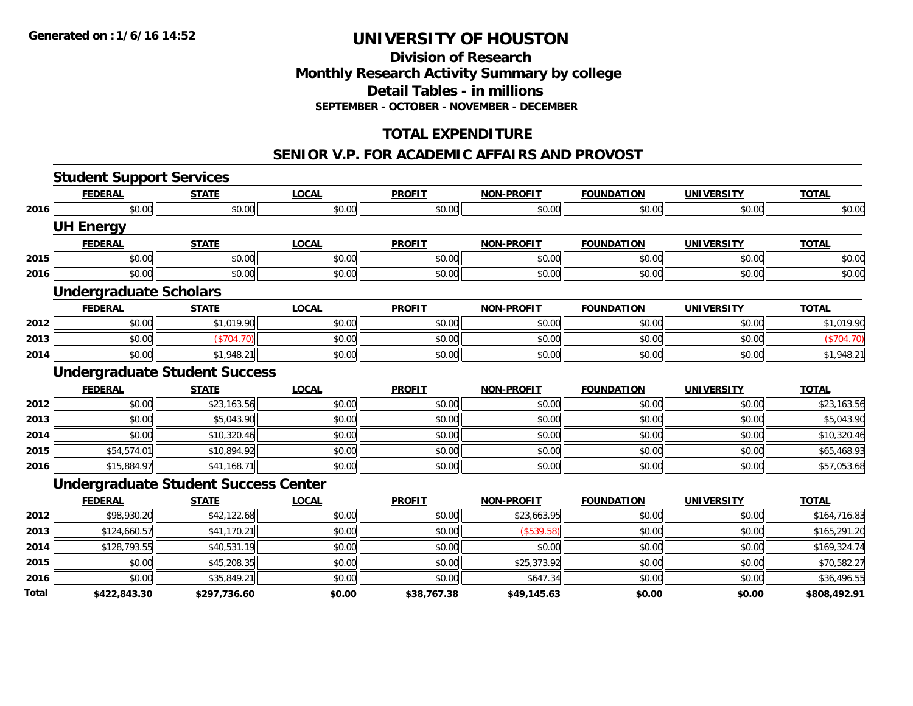# UNIVERSITY OF HOUSTON

## Division of Research
## Monthly Research Activity Summary by college
## Detail Tables - in millions
### SEPTEMBER - OCTOBER - NOVEMBER - DECEMBER

## TOTAL EXPENDITURE

## SENIOR V.P. FOR ACADEMIC AFFAIRS AND PROVOST

### Student Support Services

| | FEDERAL | STATE | LOCAL | PROFIT | NON-PROFIT | FOUNDATION | UNIVERSITY | TOTAL |
|---|---|---|---|---|---|---|---|---|
| 2016 | $0.00 | $0.00 | $0.00 | $0.00 | $0.00 | $0.00 | $0.00 | $0.00 |

### UH Energy

| | FEDERAL | STATE | LOCAL | PROFIT | NON-PROFIT | FOUNDATION | UNIVERSITY | TOTAL |
|---|---|---|---|---|---|---|---|---|
| 2015 | $0.00 | $0.00 | $0.00 | $0.00 | $0.00 | $0.00 | $0.00 | $0.00 |
| 2016 | $0.00 | $0.00 | $0.00 | $0.00 | $0.00 | $0.00 | $0.00 | $0.00 |

### Undergraduate Scholars

| | FEDERAL | STATE | LOCAL | PROFIT | NON-PROFIT | FOUNDATION | UNIVERSITY | TOTAL |
|---|---|---|---|---|---|---|---|---|
| 2012 | $0.00 | $1,019.90 | $0.00 | $0.00 | $0.00 | $0.00 | $0.00 | $1,019.90 |
| 2013 | $0.00 | ($704.70) | $0.00 | $0.00 | $0.00 | $0.00 | $0.00 | ($704.70) |
| 2014 | $0.00 | $1,948.21 | $0.00 | $0.00 | $0.00 | $0.00 | $0.00 | $1,948.21 |

### Undergraduate Student Success

| | FEDERAL | STATE | LOCAL | PROFIT | NON-PROFIT | FOUNDATION | UNIVERSITY | TOTAL |
|---|---|---|---|---|---|---|---|---|
| 2012 | $0.00 | $23,163.56 | $0.00 | $0.00 | $0.00 | $0.00 | $0.00 | $23,163.56 |
| 2013 | $0.00 | $5,043.90 | $0.00 | $0.00 | $0.00 | $0.00 | $0.00 | $5,043.90 |
| 2014 | $0.00 | $10,320.46 | $0.00 | $0.00 | $0.00 | $0.00 | $0.00 | $10,320.46 |
| 2015 | $54,574.01 | $10,894.92 | $0.00 | $0.00 | $0.00 | $0.00 | $0.00 | $65,468.93 |
| 2016 | $15,884.97 | $41,168.71 | $0.00 | $0.00 | $0.00 | $0.00 | $0.00 | $57,053.68 |

### Undergraduate Student Success Center

| | FEDERAL | STATE | LOCAL | PROFIT | NON-PROFIT | FOUNDATION | UNIVERSITY | TOTAL |
|---|---|---|---|---|---|---|---|---|
| 2012 | $98,930.20 | $42,122.68 | $0.00 | $0.00 | $23,663.95 | $0.00 | $0.00 | $164,716.83 |
| 2013 | $124,660.57 | $41,170.21 | $0.00 | $0.00 | ($539.58) | $0.00 | $0.00 | $165,291.20 |
| 2014 | $128,793.55 | $40,531.19 | $0.00 | $0.00 | $0.00 | $0.00 | $0.00 | $169,324.74 |
| 2015 | $0.00 | $45,208.35 | $0.00 | $0.00 | $25,373.92 | $0.00 | $0.00 | $70,582.27 |
| 2016 | $0.00 | $35,849.21 | $0.00 | $0.00 | $647.34 | $0.00 | $0.00 | $36,496.55 |
| **Total** | **$422,843.30** | **$297,736.60** | **$0.00** | **$38,767.38** | **$49,145.63** | **$0.00** | **$0.00** | **$808,492.91** |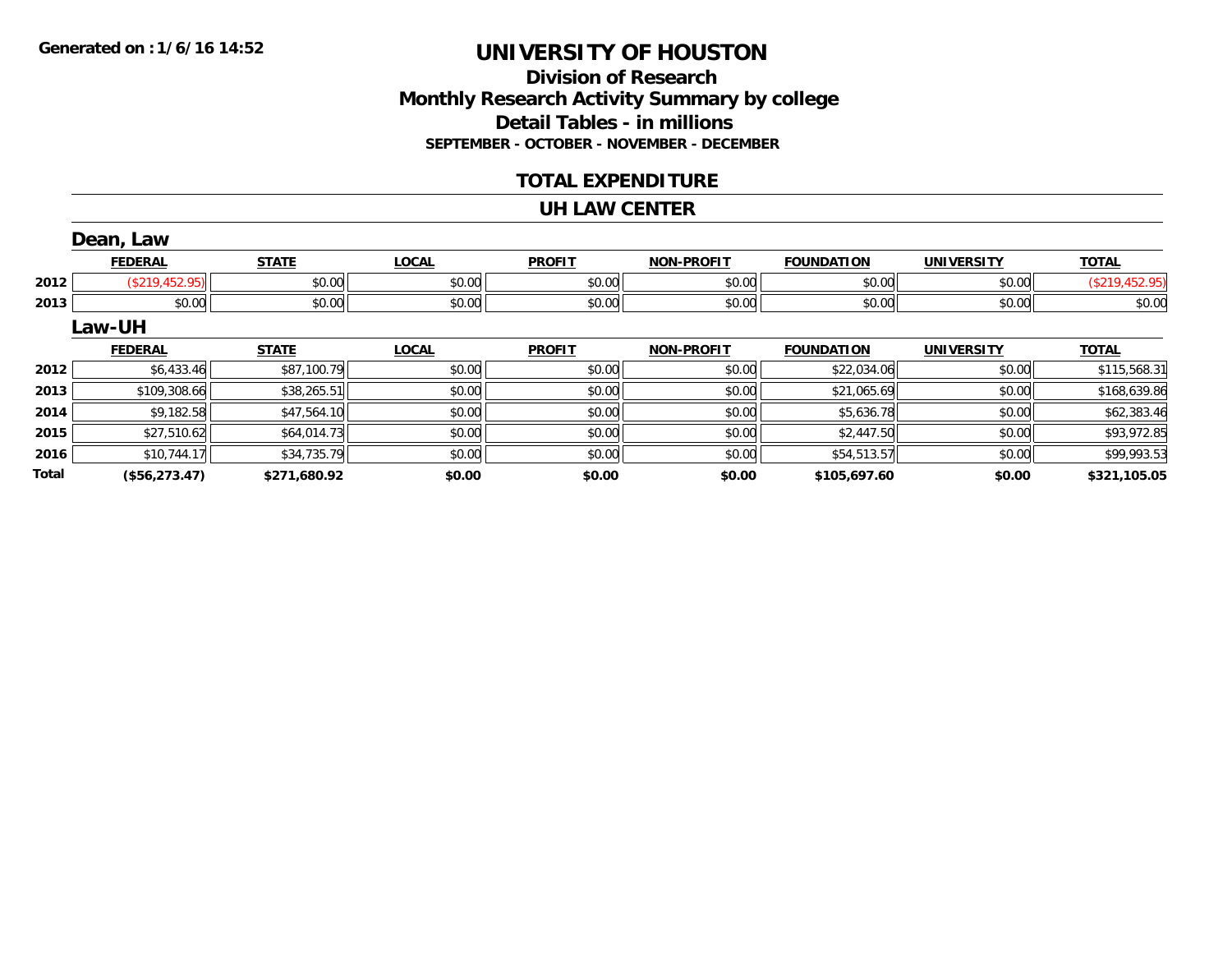**Generated on : 1/6/16 14:52**

# UNIVERSITY OF HOUSTON

## Division of Research
## Monthly Research Activity Summary by college
## Detail Tables - in millions
### SEPTEMBER - OCTOBER - NOVEMBER - DECEMBER

## TOTAL EXPENDITURE

## UH LAW CENTER

### Dean, Law

| | FEDERAL | STATE | LOCAL | PROFIT | NON-PROFIT | FOUNDATION | UNIVERSITY | TOTAL |
|---|---|---|---|---|---|---|---|---|
| 2012 | ($219,452.95) | $0.00 | $0.00 | $0.00 | $0.00 | $0.00 | $0.00 | ($219,452.95) |
| 2013 | $0.00 | $0.00 | $0.00 | $0.00 | $0.00 | $0.00 | $0.00 | $0.00 |

### Law-UH

| | FEDERAL | STATE | LOCAL | PROFIT | NON-PROFIT | FOUNDATION | UNIVERSITY | TOTAL |
|---|---|---|---|---|---|---|---|---|
| 2012 | $6,433.46 | $87,100.79 | $0.00 | $0.00 | $0.00 | $22,034.06 | $0.00 | $115,568.31 |
| 2013 | $109,308.66 | $38,265.51 | $0.00 | $0.00 | $0.00 | $21,065.69 | $0.00 | $168,639.86 |
| 2014 | $9,182.58 | $47,564.10 | $0.00 | $0.00 | $0.00 | $5,636.78 | $0.00 | $62,383.46 |
| 2015 | $27,510.62 | $64,014.73 | $0.00 | $0.00 | $0.00 | $2,447.50 | $0.00 | $93,972.85 |
| 2016 | $10,744.17 | $34,735.79 | $0.00 | $0.00 | $0.00 | $54,513.57 | $0.00 | $99,993.53 |
| **Total** | **($56,273.47)** | **$271,680.92** | **$0.00** | **$0.00** | **$0.00** | **$105,697.60** | **$0.00** | **$321,105.05** |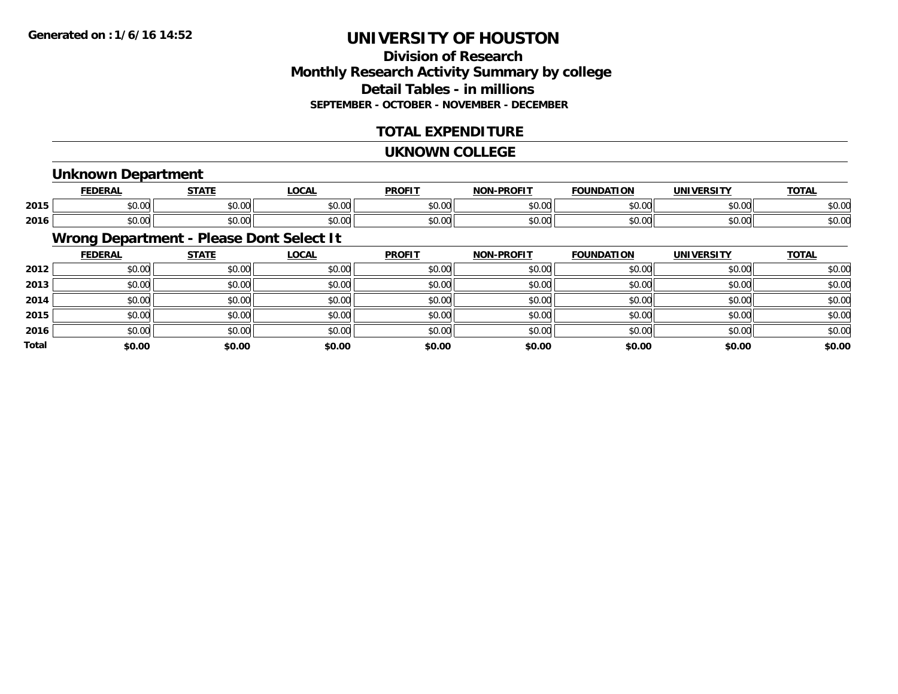Generated on :1/6/16 14:52

# UNIVERSITY OF HOUSTON

## Division of Research
## Monthly Research Activity Summary by college
## Detail Tables - in millions
### SEPTEMBER - OCTOBER - NOVEMBER - DECEMBER

## TOTAL EXPENDITURE

## UKNOWN COLLEGE

### Unknown Department

| | FEDERAL | STATE | LOCAL | PROFIT | NON-PROFIT | FOUNDATION | UNIVERSITY | TOTAL |
|---|---|---|---|---|---|---|---|---|
| 2015 | $0.00 | $0.00 | $0.00 | $0.00 | $0.00 | $0.00 | $0.00 | $0.00 |
| 2016 | $0.00 | $0.00 | $0.00 | $0.00 | $0.00 | $0.00 | $0.00 | $0.00 |

### Wrong Department - Please Dont Select It

| | FEDERAL | STATE | LOCAL | PROFIT | NON-PROFIT | FOUNDATION | UNIVERSITY | TOTAL |
|---|---|---|---|---|---|---|---|---|
| 2012 | $0.00 | $0.00 | $0.00 | $0.00 | $0.00 | $0.00 | $0.00 | $0.00 |
| 2013 | $0.00 | $0.00 | $0.00 | $0.00 | $0.00 | $0.00 | $0.00 | $0.00 |
| 2014 | $0.00 | $0.00 | $0.00 | $0.00 | $0.00 | $0.00 | $0.00 | $0.00 |
| 2015 | $0.00 | $0.00 | $0.00 | $0.00 | $0.00 | $0.00 | $0.00 | $0.00 |
| 2016 | $0.00 | $0.00 | $0.00 | $0.00 | $0.00 | $0.00 | $0.00 | $0.00 |
| **Total** | **$0.00** | **$0.00** | **$0.00** | **$0.00** | **$0.00** | **$0.00** | **$0.00** | **$0.00** |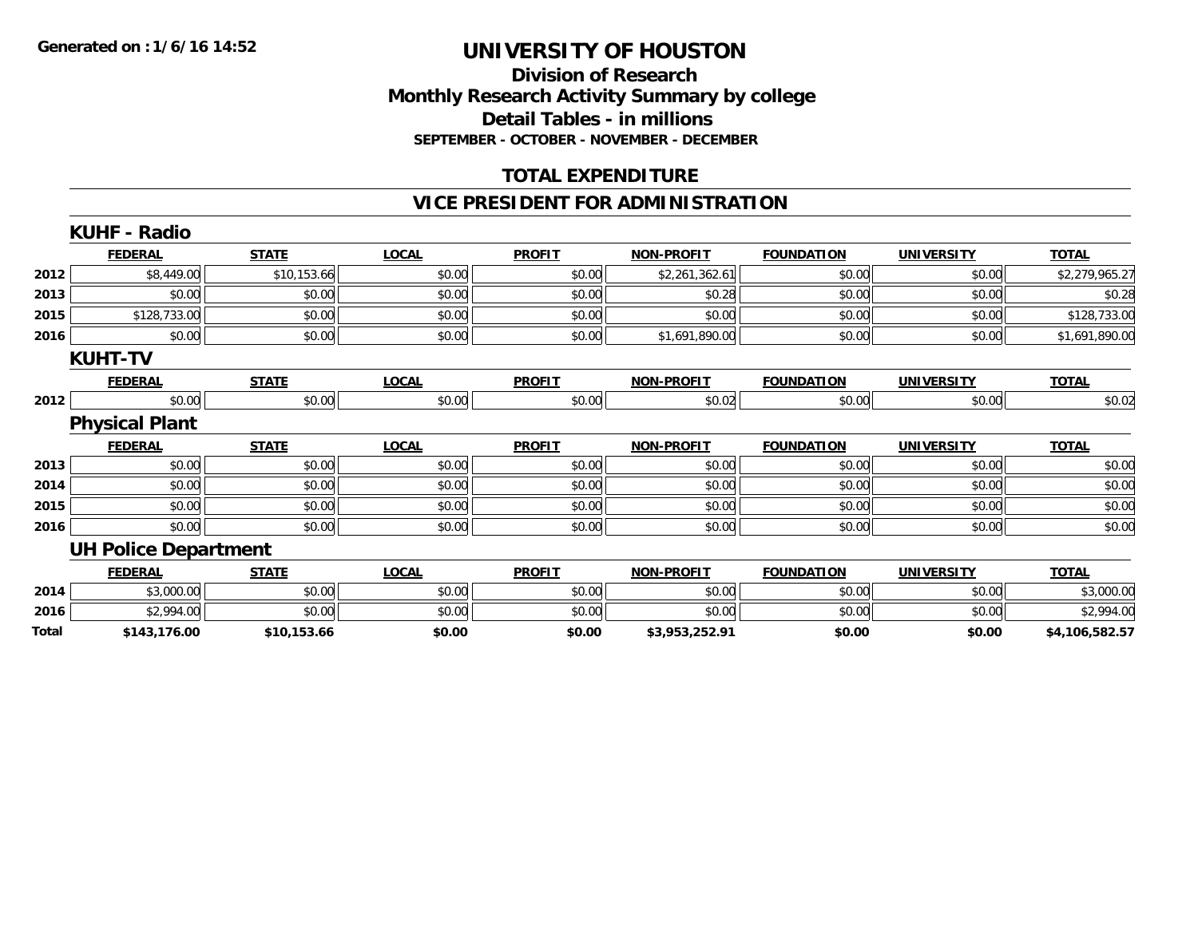**Generated on :1/6/16 14:52**

# UNIVERSITY OF HOUSTON

## Division of Research
## Monthly Research Activity Summary by college
## Detail Tables - in millions
### SEPTEMBER - OCTOBER - NOVEMBER - DECEMBER

## TOTAL EXPENDITURE

## VICE PRESIDENT FOR ADMINISTRATION

### KUHF - Radio

| | FEDERAL | STATE | LOCAL | PROFIT | NON-PROFIT | FOUNDATION | UNIVERSITY | TOTAL |
|---|---|---|---|---|---|---|---|---|
| 2012 | $8,449.00 | $10,153.66 | $0.00 | $0.00 | $2,261,362.61 | $0.00 | $0.00 | $2,279,965.27 |
| 2013 | $0.00 | $0.00 | $0.00 | $0.00 | $0.28 | $0.00 | $0.00 | $0.28 |
| 2015 | $128,733.00 | $0.00 | $0.00 | $0.00 | $0.00 | $0.00 | $0.00 | $128,733.00 |
| 2016 | $0.00 | $0.00 | $0.00 | $0.00 | $1,691,890.00 | $0.00 | $0.00 | $1,691,890.00 |

### KUHT-TV

| | FEDERAL | STATE | LOCAL | PROFIT | NON-PROFIT | FOUNDATION | UNIVERSITY | TOTAL |
|---|---|---|---|---|---|---|---|---|
| 2012 | $0.00 | $0.00 | $0.00 | $0.00 | $0.02 | $0.00 | $0.00 | $0.02 |

### Physical Plant

| | FEDERAL | STATE | LOCAL | PROFIT | NON-PROFIT | FOUNDATION | UNIVERSITY | TOTAL |
|---|---|---|---|---|---|---|---|---|
| 2013 | $0.00 | $0.00 | $0.00 | $0.00 | $0.00 | $0.00 | $0.00 | $0.00 |
| 2014 | $0.00 | $0.00 | $0.00 | $0.00 | $0.00 | $0.00 | $0.00 | $0.00 |
| 2015 | $0.00 | $0.00 | $0.00 | $0.00 | $0.00 | $0.00 | $0.00 | $0.00 |
| 2016 | $0.00 | $0.00 | $0.00 | $0.00 | $0.00 | $0.00 | $0.00 | $0.00 |

### UH Police Department

| | FEDERAL | STATE | LOCAL | PROFIT | NON-PROFIT | FOUNDATION | UNIVERSITY | TOTAL |
|---|---|---|---|---|---|---|---|---|
| 2014 | $3,000.00 | $0.00 | $0.00 | $0.00 | $0.00 | $0.00 | $0.00 | $3,000.00 |
| 2016 | $2,994.00 | $0.00 | $0.00 | $0.00 | $0.00 | $0.00 | $0.00 | $2,994.00 |
| **Total** | **$143,176.00** | **$10,153.66** | **$0.00** | **$0.00** | **$3,953,252.91** | **$0.00** | **$0.00** | **$4,106,582.57** |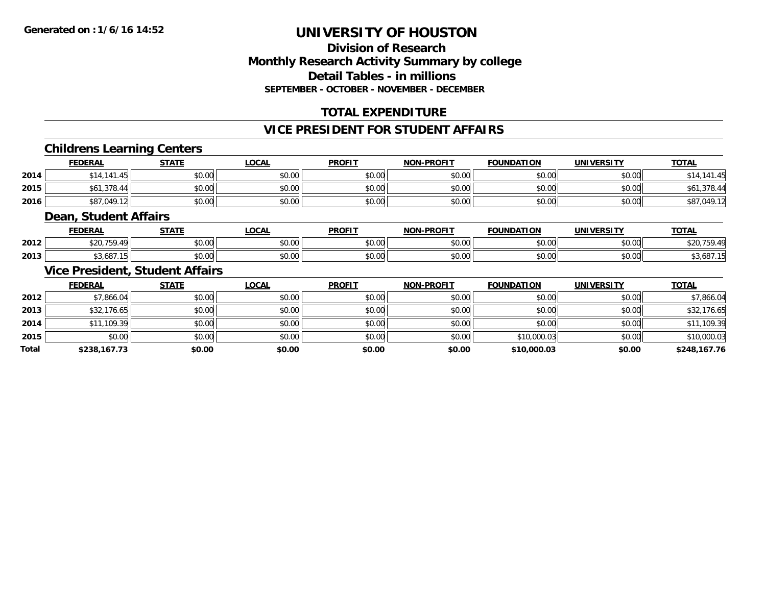# UNIVERSITY OF HOUSTON

## Division of Research
## Monthly Research Activity Summary by college
## Detail Tables - in millions
### SEPTEMBER - OCTOBER - NOVEMBER - DECEMBER

## TOTAL EXPENDITURE

## VICE PRESIDENT FOR STUDENT AFFAIRS

### Childrens Learning Centers

| | FEDERAL | STATE | LOCAL | PROFIT | NON-PROFIT | FOUNDATION | UNIVERSITY | TOTAL |
|---|---|---|---|---|---|---|---|---|
| 2014 | $14,141.45 | $0.00 | $0.00 | $0.00 | $0.00 | $0.00 | $0.00 | $14,141.45 |
| 2015 | $61,378.44 | $0.00 | $0.00 | $0.00 | $0.00 | $0.00 | $0.00 | $61,378.44 |
| 2016 | $87,049.12 | $0.00 | $0.00 | $0.00 | $0.00 | $0.00 | $0.00 | $87,049.12 |

### Dean, Student Affairs

| | FEDERAL | STATE | LOCAL | PROFIT | NON-PROFIT | FOUNDATION | UNIVERSITY | TOTAL |
|---|---|---|---|---|---|---|---|---|
| 2012 | $20,759.49 | $0.00 | $0.00 | $0.00 | $0.00 | $0.00 | $0.00 | $20,759.49 |
| 2013 | $3,687.15 | $0.00 | $0.00 | $0.00 | $0.00 | $0.00 | $0.00 | $3,687.15 |

### Vice President, Student Affairs

| | FEDERAL | STATE | LOCAL | PROFIT | NON-PROFIT | FOUNDATION | UNIVERSITY | TOTAL |
|---|---|---|---|---|---|---|---|---|
| 2012 | $7,866.04 | $0.00 | $0.00 | $0.00 | $0.00 | $0.00 | $0.00 | $7,866.04 |
| 2013 | $32,176.65 | $0.00 | $0.00 | $0.00 | $0.00 | $0.00 | $0.00 | $32,176.65 |
| 2014 | $11,109.39 | $0.00 | $0.00 | $0.00 | $0.00 | $0.00 | $0.00 | $11,109.39 |
| 2015 | $0.00 | $0.00 | $0.00 | $0.00 | $0.00 | $10,000.03 | $0.00 | $10,000.03 |
| **Total** | **$238,167.73** | **$0.00** | **$0.00** | **$0.00** | **$0.00** | **$10,000.03** | **$0.00** | **$248,167.76** |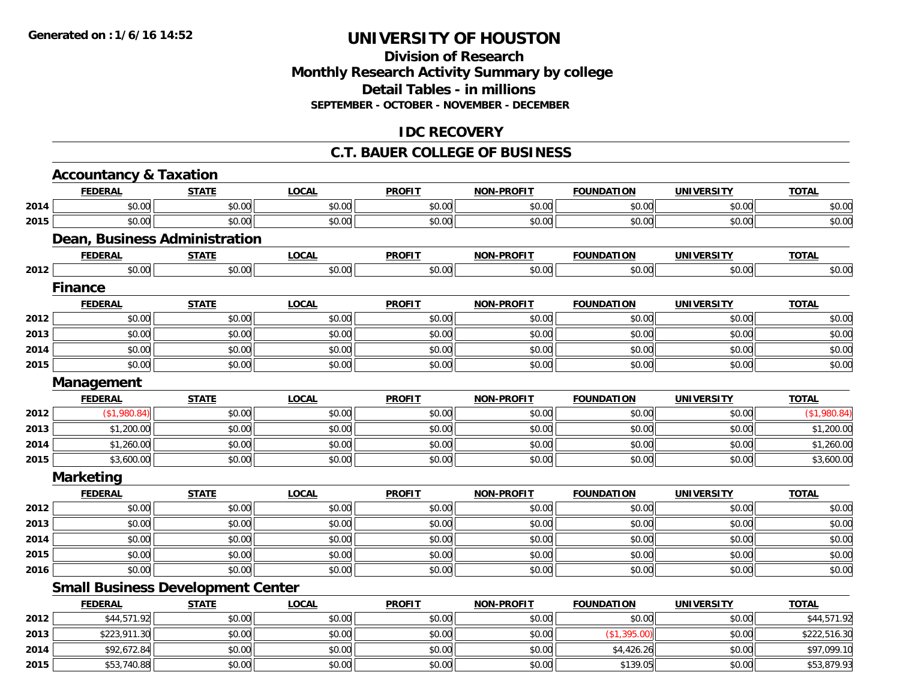# UNIVERSITY OF HOUSTON

## Division of Research
## Monthly Research Activity Summary by college
## Detail Tables - in millions
### SEPTEMBER - OCTOBER - NOVEMBER - DECEMBER

## IDC RECOVERY

## C.T. BAUER COLLEGE OF BUSINESS

### Accountancy & Taxation

| | FEDERAL | STATE | LOCAL | PROFIT | NON-PROFIT | FOUNDATION | UNIVERSITY | TOTAL |
|---|---|---|---|---|---|---|---|---|
| 2014 | $0.00 | $0.00 | $0.00 | $0.00 | $0.00 | $0.00 | $0.00 | $0.00 |
| 2015 | $0.00 | $0.00 | $0.00 | $0.00 | $0.00 | $0.00 | $0.00 | $0.00 |

### Dean, Business Administration

| | FEDERAL | STATE | LOCAL | PROFIT | NON-PROFIT | FOUNDATION | UNIVERSITY | TOTAL |
|---|---|---|---|---|---|---|---|---|
| 2012 | $0.00 | $0.00 | $0.00 | $0.00 | $0.00 | $0.00 | $0.00 | $0.00 |

### Finance

| | FEDERAL | STATE | LOCAL | PROFIT | NON-PROFIT | FOUNDATION | UNIVERSITY | TOTAL |
|---|---|---|---|---|---|---|---|---|
| 2012 | $0.00 | $0.00 | $0.00 | $0.00 | $0.00 | $0.00 | $0.00 | $0.00 |
| 2013 | $0.00 | $0.00 | $0.00 | $0.00 | $0.00 | $0.00 | $0.00 | $0.00 |
| 2014 | $0.00 | $0.00 | $0.00 | $0.00 | $0.00 | $0.00 | $0.00 | $0.00 |
| 2015 | $0.00 | $0.00 | $0.00 | $0.00 | $0.00 | $0.00 | $0.00 | $0.00 |

### Management

| | FEDERAL | STATE | LOCAL | PROFIT | NON-PROFIT | FOUNDATION | UNIVERSITY | TOTAL |
|---|---|---|---|---|---|---|---|---|
| 2012 | ($1,980.84) | $0.00 | $0.00 | $0.00 | $0.00 | $0.00 | $0.00 | ($1,980.84) |
| 2013 | $1,200.00 | $0.00 | $0.00 | $0.00 | $0.00 | $0.00 | $0.00 | $1,200.00 |
| 2014 | $1,260.00 | $0.00 | $0.00 | $0.00 | $0.00 | $0.00 | $0.00 | $1,260.00 |
| 2015 | $3,600.00 | $0.00 | $0.00 | $0.00 | $0.00 | $0.00 | $0.00 | $3,600.00 |

### Marketing

| | FEDERAL | STATE | LOCAL | PROFIT | NON-PROFIT | FOUNDATION | UNIVERSITY | TOTAL |
|---|---|---|---|---|---|---|---|---|
| 2012 | $0.00 | $0.00 | $0.00 | $0.00 | $0.00 | $0.00 | $0.00 | $0.00 |
| 2013 | $0.00 | $0.00 | $0.00 | $0.00 | $0.00 | $0.00 | $0.00 | $0.00 |
| 2014 | $0.00 | $0.00 | $0.00 | $0.00 | $0.00 | $0.00 | $0.00 | $0.00 |
| 2015 | $0.00 | $0.00 | $0.00 | $0.00 | $0.00 | $0.00 | $0.00 | $0.00 |
| 2016 | $0.00 | $0.00 | $0.00 | $0.00 | $0.00 | $0.00 | $0.00 | $0.00 |

### Small Business Development Center

| | FEDERAL | STATE | LOCAL | PROFIT | NON-PROFIT | FOUNDATION | UNIVERSITY | TOTAL |
|---|---|---|---|---|---|---|---|---|
| 2012 | $44,571.92 | $0.00 | $0.00 | $0.00 | $0.00 | $0.00 | $0.00 | $44,571.92 |
| 2013 | $223,911.30 | $0.00 | $0.00 | $0.00 | $0.00 | ($1,395.00) | $0.00 | $222,516.30 |
| 2014 | $92,672.84 | $0.00 | $0.00 | $0.00 | $0.00 | $4,426.26 | $0.00 | $97,099.10 |
| 2015 | $53,740.88 | $0.00 | $0.00 | $0.00 | $0.00 | $139.05 | $0.00 | $53,879.93 |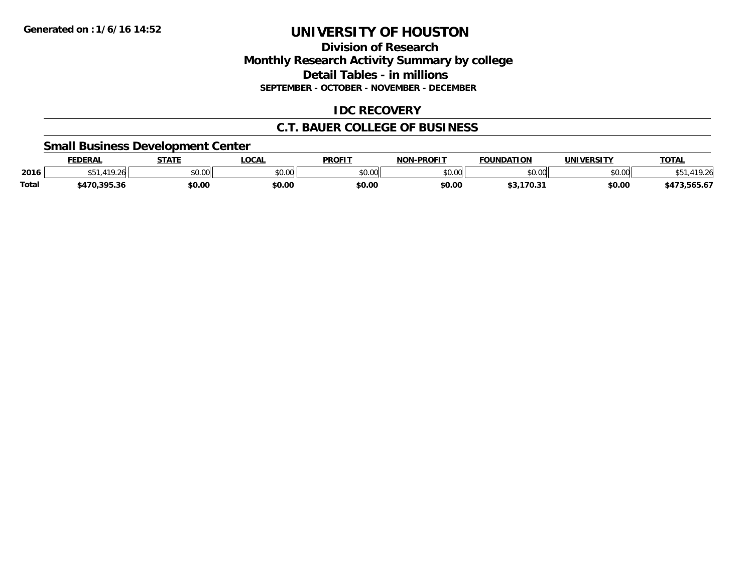**Generated on :1/6/16 14:52**

# UNIVERSITY OF HOUSTON

## Division of Research
## Monthly Research Activity Summary by college
## Detail Tables - in millions
### SEPTEMBER - OCTOBER - NOVEMBER - DECEMBER

## IDC RECOVERY

## C.T. BAUER COLLEGE OF BUSINESS

### Small Business Development Center

| | FEDERAL | STATE | LOCAL | PROFIT | NON-PROFIT | FOUNDATION | UNIVERSITY | TOTAL |
|---|---|---|---|---|---|---|---|---|
| 2016 | $51,419.26 | $0.00 | $0.00 | $0.00 | $0.00 | $0.00 | $0.00 | $51,419.26 |
| **Total** | **$470,395.36** | **$0.00** | **$0.00** | **$0.00** | **$0.00** | **$3,170.31** | **$0.00** | **$473,565.67** |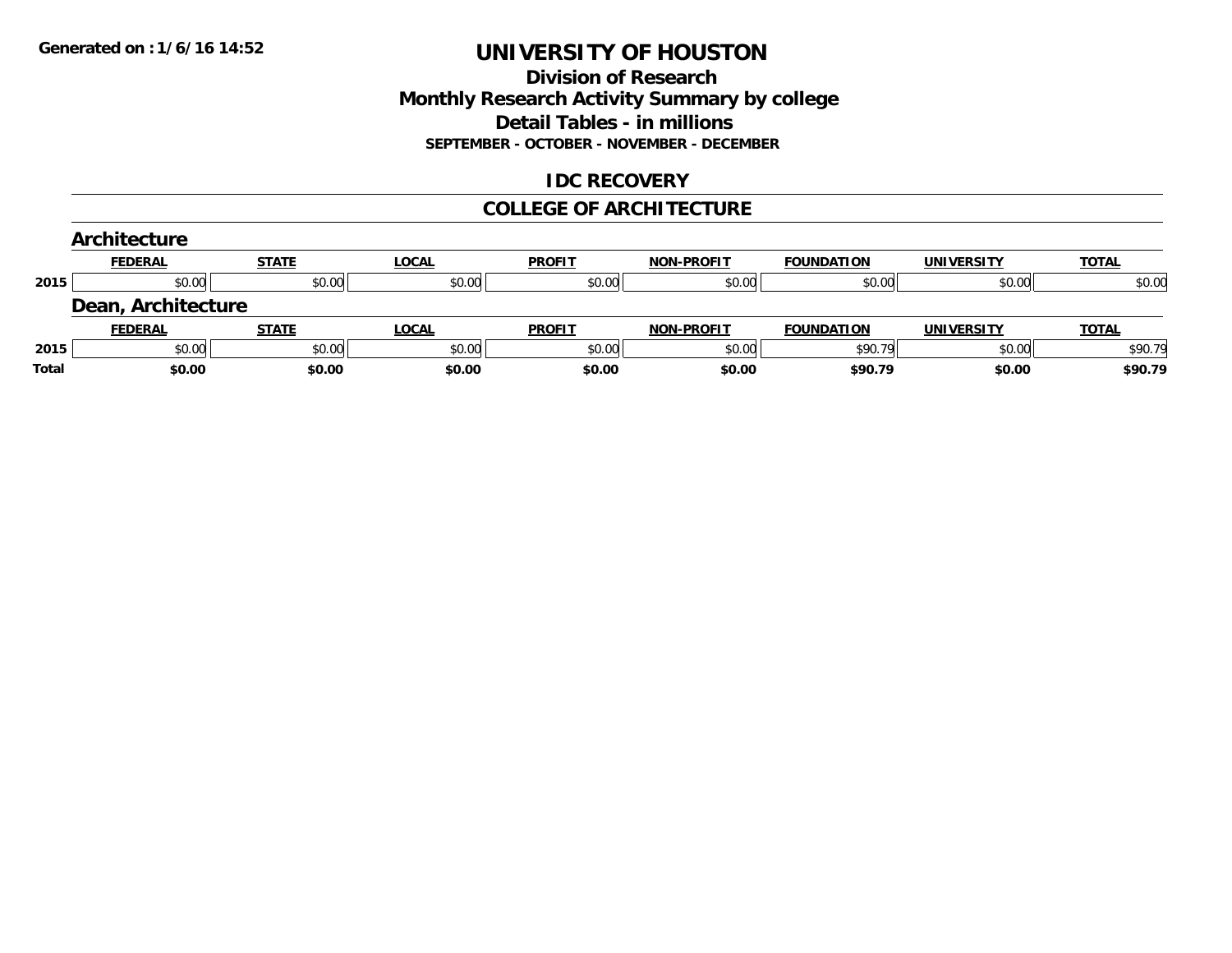Generated on : 1/6/16 14:52

# UNIVERSITY OF HOUSTON

## Division of Research
## Monthly Research Activity Summary by college
## Detail Tables - in millions
### SEPTEMBER - OCTOBER - NOVEMBER - DECEMBER

## IDC RECOVERY

## COLLEGE OF ARCHITECTURE

### Architecture

| | FEDERAL | STATE | LOCAL | PROFIT | NON-PROFIT | FOUNDATION | UNIVERSITY | TOTAL |
|---|---|---|---|---|---|---|---|---|
| 2015 | $0.00 | $0.00 | $0.00 | $0.00 | $0.00 | $0.00 | $0.00 | $0.00 |

### Dean, Architecture

| | FEDERAL | STATE | LOCAL | PROFIT | NON-PROFIT | FOUNDATION | UNIVERSITY | TOTAL |
|---|---|---|---|---|---|---|---|---|
| 2015 | $0.00 | $0.00 | $0.00 | $0.00 | $0.00 | $90.79 | $0.00 | $90.79 |
| **Total** | **$0.00** | **$0.00** | **$0.00** | **$0.00** | **$0.00** | **$90.79** | **$0.00** | **$90.79** |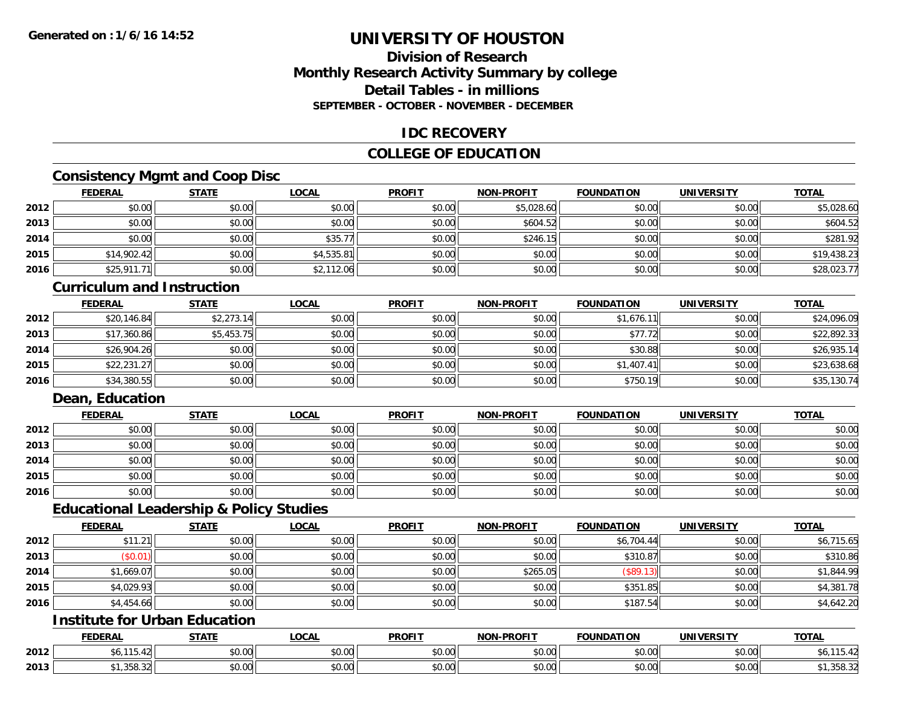# UNIVERSITY OF HOUSTON

## Division of Research
## Monthly Research Activity Summary by college
## Detail Tables - in millions
### SEPTEMBER - OCTOBER - NOVEMBER - DECEMBER

## IDC RECOVERY

## COLLEGE OF EDUCATION

### Consistency Mgmt and Coop Disc

| | FEDERAL | STATE | LOCAL | PROFIT | NON-PROFIT | FOUNDATION | UNIVERSITY | TOTAL |
|---|---|---|---|---|---|---|---|---|
| 2012 | $0.00 | $0.00 | $0.00 | $0.00 | $5,028.60 | $0.00 | $0.00 | $5,028.60 |
| 2013 | $0.00 | $0.00 | $0.00 | $0.00 | $604.52 | $0.00 | $0.00 | $604.52 |
| 2014 | $0.00 | $0.00 | $35.77 | $0.00 | $246.15 | $0.00 | $0.00 | $281.92 |
| 2015 | $14,902.42 | $0.00 | $4,535.81 | $0.00 | $0.00 | $0.00 | $0.00 | $19,438.23 |
| 2016 | $25,911.71 | $0.00 | $2,112.06 | $0.00 | $0.00 | $0.00 | $0.00 | $28,023.77 |

### Curriculum and Instruction

| | FEDERAL | STATE | LOCAL | PROFIT | NON-PROFIT | FOUNDATION | UNIVERSITY | TOTAL |
|---|---|---|---|---|---|---|---|---|
| 2012 | $20,146.84 | $2,273.14 | $0.00 | $0.00 | $0.00 | $1,676.11 | $0.00 | $24,096.09 |
| 2013 | $17,360.86 | $5,453.75 | $0.00 | $0.00 | $0.00 | $77.72 | $0.00 | $22,892.33 |
| 2014 | $26,904.26 | $0.00 | $0.00 | $0.00 | $0.00 | $30.88 | $0.00 | $26,935.14 |
| 2015 | $22,231.27 | $0.00 | $0.00 | $0.00 | $0.00 | $1,407.41 | $0.00 | $23,638.68 |
| 2016 | $34,380.55 | $0.00 | $0.00 | $0.00 | $0.00 | $750.19 | $0.00 | $35,130.74 |

### Dean, Education

| | FEDERAL | STATE | LOCAL | PROFIT | NON-PROFIT | FOUNDATION | UNIVERSITY | TOTAL |
|---|---|---|---|---|---|---|---|---|
| 2012 | $0.00 | $0.00 | $0.00 | $0.00 | $0.00 | $0.00 | $0.00 | $0.00 |
| 2013 | $0.00 | $0.00 | $0.00 | $0.00 | $0.00 | $0.00 | $0.00 | $0.00 |
| 2014 | $0.00 | $0.00 | $0.00 | $0.00 | $0.00 | $0.00 | $0.00 | $0.00 |
| 2015 | $0.00 | $0.00 | $0.00 | $0.00 | $0.00 | $0.00 | $0.00 | $0.00 |
| 2016 | $0.00 | $0.00 | $0.00 | $0.00 | $0.00 | $0.00 | $0.00 | $0.00 |

### Educational Leadership & Policy Studies

| | FEDERAL | STATE | LOCAL | PROFIT | NON-PROFIT | FOUNDATION | UNIVERSITY | TOTAL |
|---|---|---|---|---|---|---|---|---|
| 2012 | $11.21 | $0.00 | $0.00 | $0.00 | $0.00 | $6,704.44 | $0.00 | $6,715.65 |
| 2013 | ($0.01) | $0.00 | $0.00 | $0.00 | $0.00 | $310.87 | $0.00 | $310.86 |
| 2014 | $1,669.07 | $0.00 | $0.00 | $0.00 | $265.05 | ($89.13) | $0.00 | $1,844.99 |
| 2015 | $4,029.93 | $0.00 | $0.00 | $0.00 | $0.00 | $351.85 | $0.00 | $4,381.78 |
| 2016 | $4,454.66 | $0.00 | $0.00 | $0.00 | $0.00 | $187.54 | $0.00 | $4,642.20 |

### Institute for Urban Education

| | FEDERAL | STATE | LOCAL | PROFIT | NON-PROFIT | FOUNDATION | UNIVERSITY | TOTAL |
|---|---|---|---|---|---|---|---|---|
| 2012 | $6,115.42 | $0.00 | $0.00 | $0.00 | $0.00 | $0.00 | $0.00 | $6,115.42 |
| 2013 | $1,358.32 | $0.00 | $0.00 | $0.00 | $0.00 | $0.00 | $0.00 | $1,358.32 |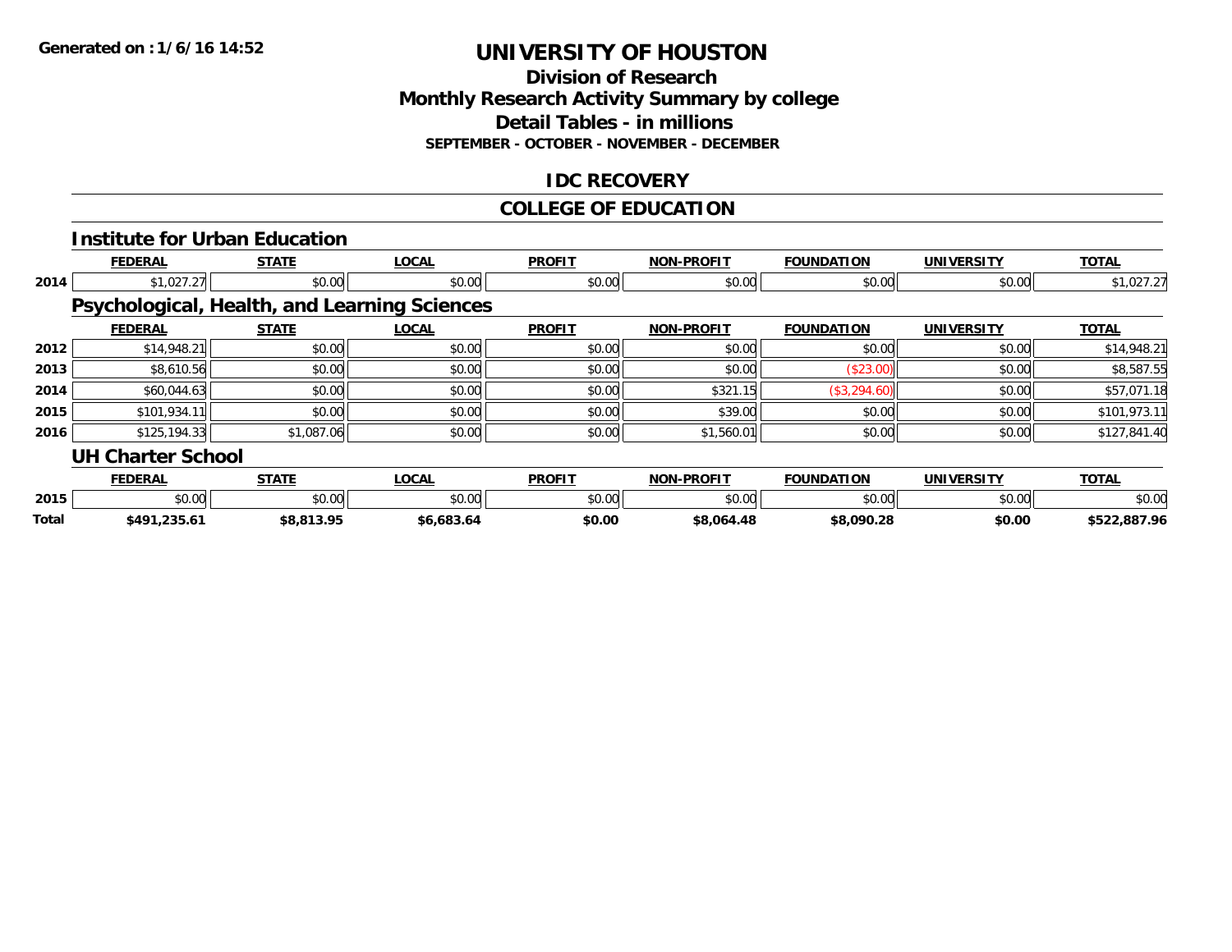# UNIVERSITY OF HOUSTON

## Division of Research
## Monthly Research Activity Summary by college
## Detail Tables - in millions
### SEPTEMBER - OCTOBER - NOVEMBER - DECEMBER

Generated on : 1/6/16 14:52

## IDC RECOVERY

## COLLEGE OF EDUCATION

### Institute for Urban Education

| | FEDERAL | STATE | LOCAL | PROFIT | NON-PROFIT | FOUNDATION | UNIVERSITY | TOTAL |
|---|---|---|---|---|---|---|---|---|
| 2014 | $1,027.27 | $0.00 | $0.00 | $0.00 | $0.00 | $0.00 | $0.00 | $1,027.27 |

### Psychological, Health, and Learning Sciences

| | FEDERAL | STATE | LOCAL | PROFIT | NON-PROFIT | FOUNDATION | UNIVERSITY | TOTAL |
|---|---|---|---|---|---|---|---|---|
| 2012 | $14,948.21 | $0.00 | $0.00 | $0.00 | $0.00 | $0.00 | $0.00 | $14,948.21 |
| 2013 | $8,610.56 | $0.00 | $0.00 | $0.00 | $0.00 | ($23.00) | $0.00 | $8,587.55 |
| 2014 | $60,044.63 | $0.00 | $0.00 | $0.00 | $321.15 | ($3,294.60) | $0.00 | $57,071.18 |
| 2015 | $101,934.11 | $0.00 | $0.00 | $0.00 | $39.00 | $0.00 | $0.00 | $101,973.11 |
| 2016 | $125,194.33 | $1,087.06 | $0.00 | $0.00 | $1,560.01 | $0.00 | $0.00 | $127,841.40 |

### UH Charter School

| | FEDERAL | STATE | LOCAL | PROFIT | NON-PROFIT | FOUNDATION | UNIVERSITY | TOTAL |
|---|---|---|---|---|---|---|---|---|
| 2015 | $0.00 | $0.00 | $0.00 | $0.00 | $0.00 | $0.00 | $0.00 | $0.00 |
| **Total** | **$491,235.61** | **$8,813.95** | **$6,683.64** | **$0.00** | **$8,064.48** | **$8,090.28** | **$0.00** | **$522,887.96** |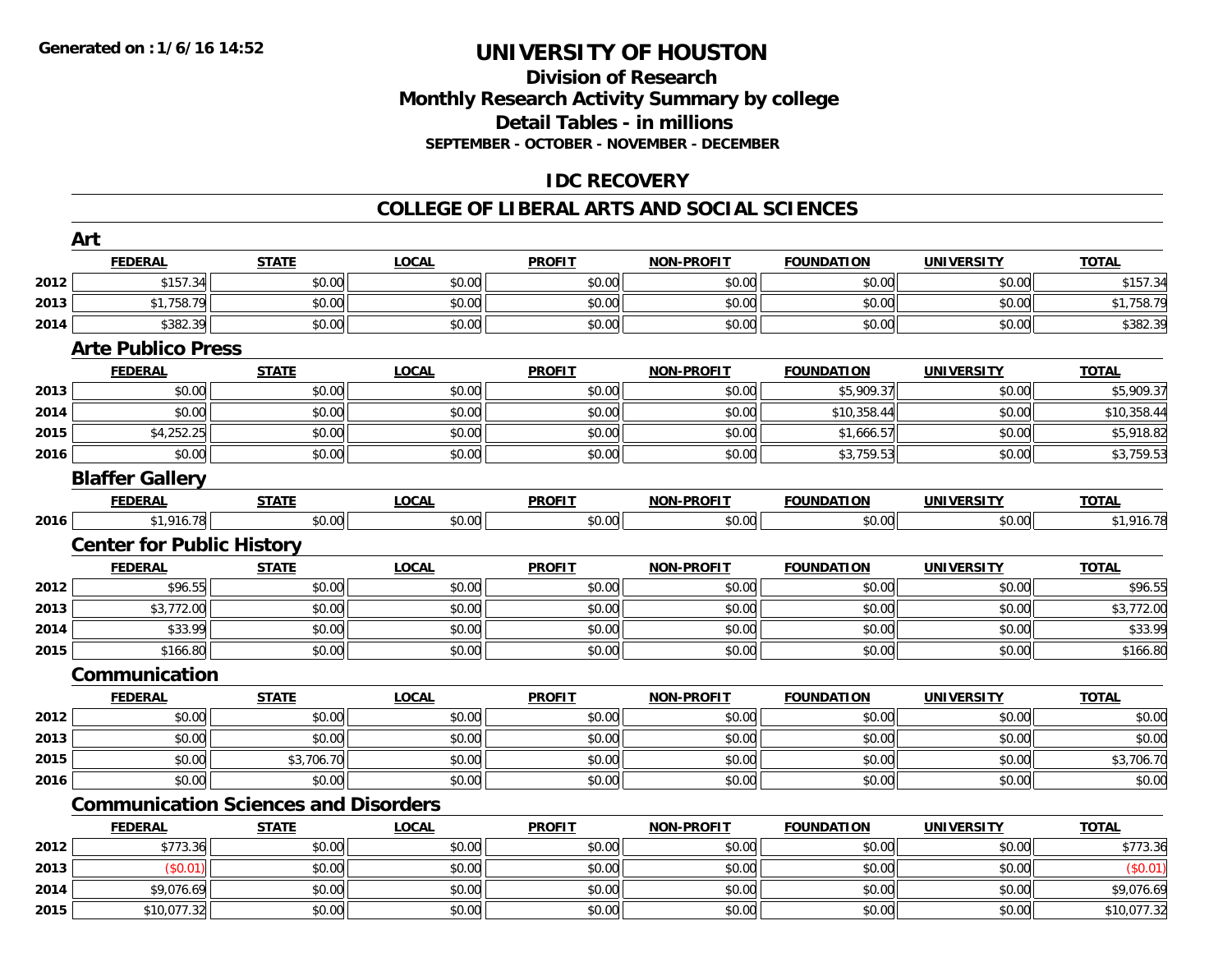# UNIVERSITY OF HOUSTON

## Division of Research
## Monthly Research Activity Summary by college
## Detail Tables - in millions
### SEPTEMBER - OCTOBER - NOVEMBER - DECEMBER

## IDC RECOVERY

## COLLEGE OF LIBERAL ARTS AND SOCIAL SCIENCES

### Art

| | FEDERAL | STATE | LOCAL | PROFIT | NON-PROFIT | FOUNDATION | UNIVERSITY | TOTAL |
|---|---|---|---|---|---|---|---|---|
| 2012 | $157.34 | $0.00 | $0.00 | $0.00 | $0.00 | $0.00 | $0.00 | $157.34 |
| 2013 | $1,758.79 | $0.00 | $0.00 | $0.00 | $0.00 | $0.00 | $0.00 | $1,758.79 |
| 2014 | $382.39 | $0.00 | $0.00 | $0.00 | $0.00 | $0.00 | $0.00 | $382.39 |

### Arte Publico Press

| | FEDERAL | STATE | LOCAL | PROFIT | NON-PROFIT | FOUNDATION | UNIVERSITY | TOTAL |
|---|---|---|---|---|---|---|---|---|
| 2013 | $0.00 | $0.00 | $0.00 | $0.00 | $0.00 | $5,909.37 | $0.00 | $5,909.37 |
| 2014 | $0.00 | $0.00 | $0.00 | $0.00 | $0.00 | $10,358.44 | $0.00 | $10,358.44 |
| 2015 | $4,252.25 | $0.00 | $0.00 | $0.00 | $0.00 | $1,666.57 | $0.00 | $5,918.82 |
| 2016 | $0.00 | $0.00 | $0.00 | $0.00 | $0.00 | $3,759.53 | $0.00 | $3,759.53 |

### Blaffer Gallery

| | FEDERAL | STATE | LOCAL | PROFIT | NON-PROFIT | FOUNDATION | UNIVERSITY | TOTAL |
|---|---|---|---|---|---|---|---|---|
| 2016 | $1,916.78 | $0.00 | $0.00 | $0.00 | $0.00 | $0.00 | $0.00 | $1,916.78 |

### Center for Public History

| | FEDERAL | STATE | LOCAL | PROFIT | NON-PROFIT | FOUNDATION | UNIVERSITY | TOTAL |
|---|---|---|---|---|---|---|---|---|
| 2012 | $96.55 | $0.00 | $0.00 | $0.00 | $0.00 | $0.00 | $0.00 | $96.55 |
| 2013 | $3,772.00 | $0.00 | $0.00 | $0.00 | $0.00 | $0.00 | $0.00 | $3,772.00 |
| 2014 | $33.99 | $0.00 | $0.00 | $0.00 | $0.00 | $0.00 | $0.00 | $33.99 |
| 2015 | $166.80 | $0.00 | $0.00 | $0.00 | $0.00 | $0.00 | $0.00 | $166.80 |

### Communication

| | FEDERAL | STATE | LOCAL | PROFIT | NON-PROFIT | FOUNDATION | UNIVERSITY | TOTAL |
|---|---|---|---|---|---|---|---|---|
| 2012 | $0.00 | $0.00 | $0.00 | $0.00 | $0.00 | $0.00 | $0.00 | $0.00 |
| 2013 | $0.00 | $0.00 | $0.00 | $0.00 | $0.00 | $0.00 | $0.00 | $0.00 |
| 2015 | $0.00 | $3,706.70 | $0.00 | $0.00 | $0.00 | $0.00 | $0.00 | $3,706.70 |
| 2016 | $0.00 | $0.00 | $0.00 | $0.00 | $0.00 | $0.00 | $0.00 | $0.00 |

### Communication Sciences and Disorders

| | FEDERAL | STATE | LOCAL | PROFIT | NON-PROFIT | FOUNDATION | UNIVERSITY | TOTAL |
|---|---|---|---|---|---|---|---|---|
| 2012 | $773.36 | $0.00 | $0.00 | $0.00 | $0.00 | $0.00 | $0.00 | $773.36 |
| 2013 | ($0.01) | $0.00 | $0.00 | $0.00 | $0.00 | $0.00 | $0.00 | ($0.01) |
| 2014 | $9,076.69 | $0.00 | $0.00 | $0.00 | $0.00 | $0.00 | $0.00 | $9,076.69 |
| 2015 | $10,077.32 | $0.00 | $0.00 | $0.00 | $0.00 | $0.00 | $0.00 | $10,077.32 |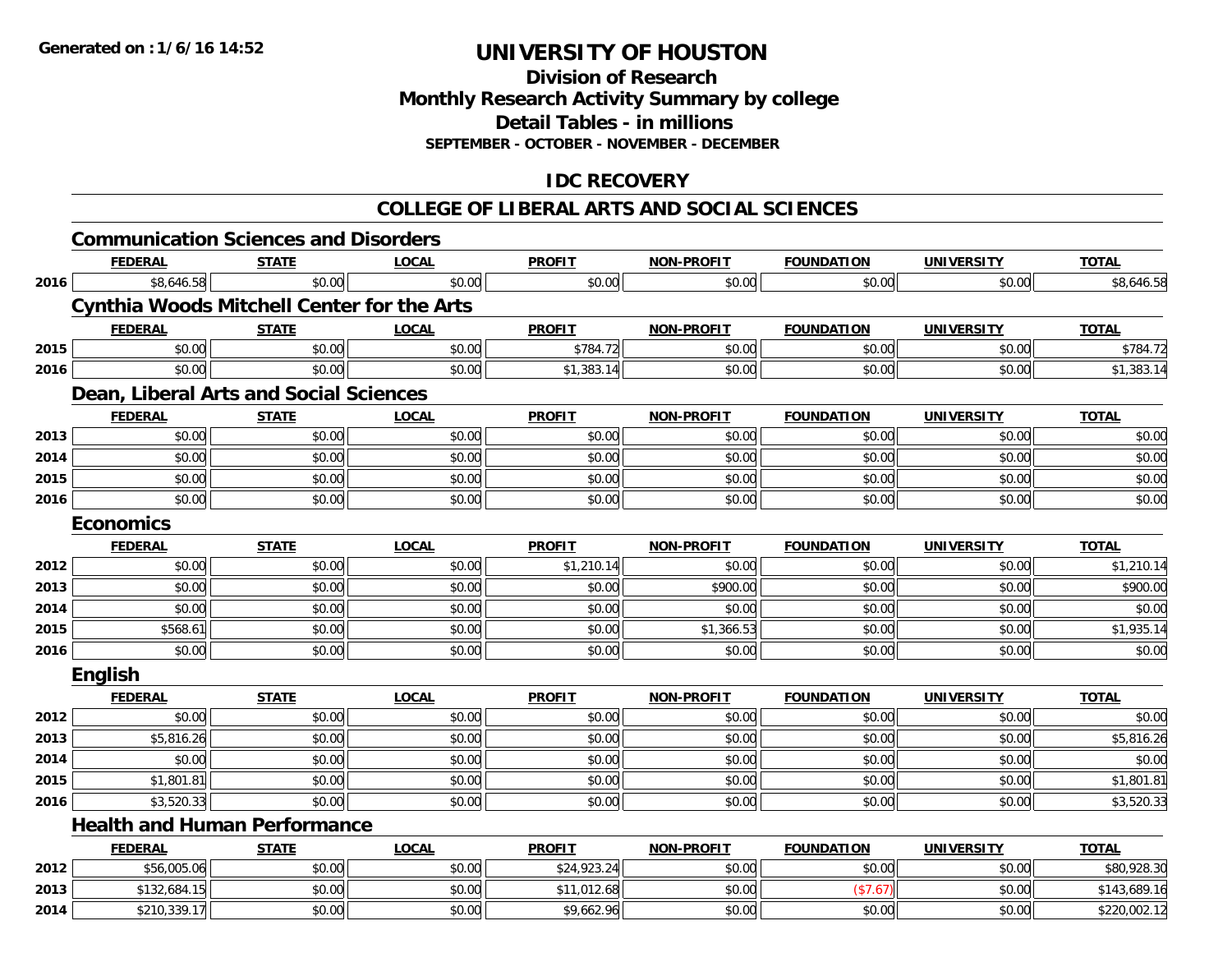Generated on :1/6/16 14:52

# UNIVERSITY OF HOUSTON

## Division of Research
## Monthly Research Activity Summary by college
## Detail Tables - in millions
### SEPTEMBER - OCTOBER - NOVEMBER - DECEMBER

## IDC RECOVERY

## COLLEGE OF LIBERAL ARTS AND SOCIAL SCIENCES

### Communication Sciences and Disorders

| | FEDERAL | STATE | LOCAL | PROFIT | NON-PROFIT | FOUNDATION | UNIVERSITY | TOTAL |
|---|---|---|---|---|---|---|---|---|
| 2016 | $8,646.58 | $0.00 | $0.00 | $0.00 | $0.00 | $0.00 | $0.00 | $8,646.58 |

### Cynthia Woods Mitchell Center for the Arts

| | FEDERAL | STATE | LOCAL | PROFIT | NON-PROFIT | FOUNDATION | UNIVERSITY | TOTAL |
|---|---|---|---|---|---|---|---|---|
| 2015 | $0.00 | $0.00 | $0.00 | $784.72 | $0.00 | $0.00 | $0.00 | $784.72 |
| 2016 | $0.00 | $0.00 | $0.00 | $1,383.14 | $0.00 | $0.00 | $0.00 | $1,383.14 |

### Dean, Liberal Arts and Social Sciences

| | FEDERAL | STATE | LOCAL | PROFIT | NON-PROFIT | FOUNDATION | UNIVERSITY | TOTAL |
|---|---|---|---|---|---|---|---|---|
| 2013 | $0.00 | $0.00 | $0.00 | $0.00 | $0.00 | $0.00 | $0.00 | $0.00 |
| 2014 | $0.00 | $0.00 | $0.00 | $0.00 | $0.00 | $0.00 | $0.00 | $0.00 |
| 2015 | $0.00 | $0.00 | $0.00 | $0.00 | $0.00 | $0.00 | $0.00 | $0.00 |
| 2016 | $0.00 | $0.00 | $0.00 | $0.00 | $0.00 | $0.00 | $0.00 | $0.00 |

### Economics

| | FEDERAL | STATE | LOCAL | PROFIT | NON-PROFIT | FOUNDATION | UNIVERSITY | TOTAL |
|---|---|---|---|---|---|---|---|---|
| 2012 | $0.00 | $0.00 | $0.00 | $1,210.14 | $0.00 | $0.00 | $0.00 | $1,210.14 |
| 2013 | $0.00 | $0.00 | $0.00 | $0.00 | $900.00 | $0.00 | $0.00 | $900.00 |
| 2014 | $0.00 | $0.00 | $0.00 | $0.00 | $0.00 | $0.00 | $0.00 | $0.00 |
| 2015 | $568.61 | $0.00 | $0.00 | $0.00 | $1,366.53 | $0.00 | $0.00 | $1,935.14 |
| 2016 | $0.00 | $0.00 | $0.00 | $0.00 | $0.00 | $0.00 | $0.00 | $0.00 |

### English

| | FEDERAL | STATE | LOCAL | PROFIT | NON-PROFIT | FOUNDATION | UNIVERSITY | TOTAL |
|---|---|---|---|---|---|---|---|---|
| 2012 | $0.00 | $0.00 | $0.00 | $0.00 | $0.00 | $0.00 | $0.00 | $0.00 |
| 2013 | $5,816.26 | $0.00 | $0.00 | $0.00 | $0.00 | $0.00 | $0.00 | $5,816.26 |
| 2014 | $0.00 | $0.00 | $0.00 | $0.00 | $0.00 | $0.00 | $0.00 | $0.00 |
| 2015 | $1,801.81 | $0.00 | $0.00 | $0.00 | $0.00 | $0.00 | $0.00 | $1,801.81 |
| 2016 | $3,520.33 | $0.00 | $0.00 | $0.00 | $0.00 | $0.00 | $0.00 | $3,520.33 |

### Health and Human Performance

| | FEDERAL | STATE | LOCAL | PROFIT | NON-PROFIT | FOUNDATION | UNIVERSITY | TOTAL |
|---|---|---|---|---|---|---|---|---|
| 2012 | $56,005.06 | $0.00 | $0.00 | $24,923.24 | $0.00 | $0.00 | $0.00 | $80,928.30 |
| 2013 | $132,684.15 | $0.00 | $0.00 | $11,012.68 | $0.00 | ($7.67) | $0.00 | $143,689.16 |
| 2014 | $210,339.17 | $0.00 | $0.00 | $9,662.96 | $0.00 | $0.00 | $0.00 | $220,002.12 |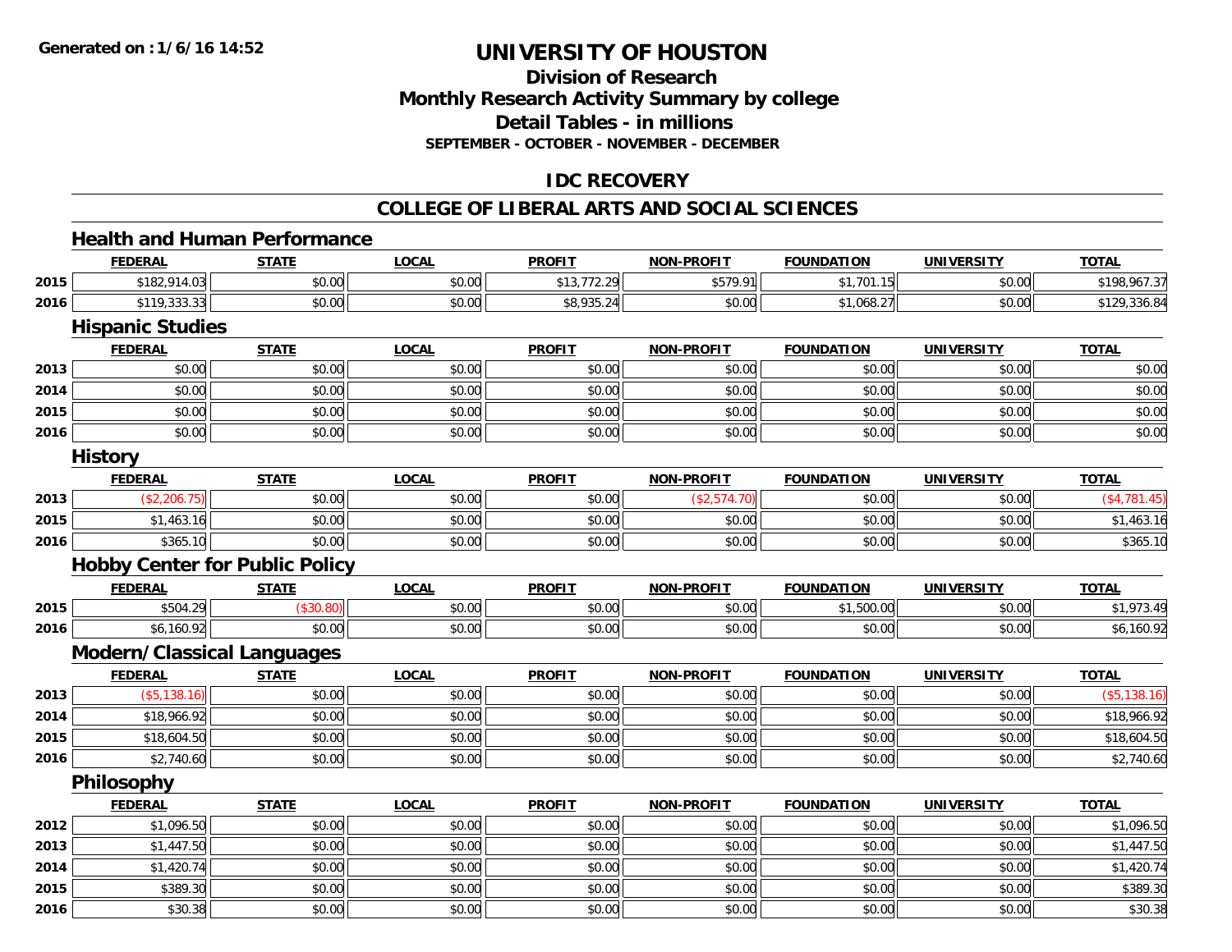# UNIVERSITY OF HOUSTON

## Division of Research
## Monthly Research Activity Summary by college
## Detail Tables - in millions
### SEPTEMBER - OCTOBER - NOVEMBER - DECEMBER

## IDC RECOVERY

## COLLEGE OF LIBERAL ARTS AND SOCIAL SCIENCES

### Health and Human Performance

| | FEDERAL | STATE | LOCAL | PROFIT | NON-PROFIT | FOUNDATION | UNIVERSITY | TOTAL |
|---|---|---|---|---|---|---|---|---|
| 2015 | $182,914.03 | $0.00 | $0.00 | $13,772.29 | $579.91 | $1,701.15 | $0.00 | $198,967.37 |
| 2016 | $119,333.33 | $0.00 | $0.00 | $8,935.24 | $0.00 | $1,068.27 | $0.00 | $129,336.84 |

### Hispanic Studies

| | FEDERAL | STATE | LOCAL | PROFIT | NON-PROFIT | FOUNDATION | UNIVERSITY | TOTAL |
|---|---|---|---|---|---|---|---|---|
| 2013 | $0.00 | $0.00 | $0.00 | $0.00 | $0.00 | $0.00 | $0.00 | $0.00 |
| 2014 | $0.00 | $0.00 | $0.00 | $0.00 | $0.00 | $0.00 | $0.00 | $0.00 |
| 2015 | $0.00 | $0.00 | $0.00 | $0.00 | $0.00 | $0.00 | $0.00 | $0.00 |
| 2016 | $0.00 | $0.00 | $0.00 | $0.00 | $0.00 | $0.00 | $0.00 | $0.00 |

### History

| | FEDERAL | STATE | LOCAL | PROFIT | NON-PROFIT | FOUNDATION | UNIVERSITY | TOTAL |
|---|---|---|---|---|---|---|---|---|
| 2013 | ($2,206.75) | $0.00 | $0.00 | $0.00 | ($2,574.70) | $0.00 | $0.00 | ($4,781.45) |
| 2015 | $1,463.16 | $0.00 | $0.00 | $0.00 | $0.00 | $0.00 | $0.00 | $1,463.16 |
| 2016 | $365.10 | $0.00 | $0.00 | $0.00 | $0.00 | $0.00 | $0.00 | $365.10 |

### Hobby Center for Public Policy

| | FEDERAL | STATE | LOCAL | PROFIT | NON-PROFIT | FOUNDATION | UNIVERSITY | TOTAL |
|---|---|---|---|---|---|---|---|---|
| 2015 | $504.29 | ($30.80) | $0.00 | $0.00 | $0.00 | $1,500.00 | $0.00 | $1,973.49 |
| 2016 | $6,160.92 | $0.00 | $0.00 | $0.00 | $0.00 | $0.00 | $0.00 | $6,160.92 |

### Modern/Classical Languages

| | FEDERAL | STATE | LOCAL | PROFIT | NON-PROFIT | FOUNDATION | UNIVERSITY | TOTAL |
|---|---|---|---|---|---|---|---|---|
| 2013 | ($5,138.16) | $0.00 | $0.00 | $0.00 | $0.00 | $0.00 | $0.00 | ($5,138.16) |
| 2014 | $18,966.92 | $0.00 | $0.00 | $0.00 | $0.00 | $0.00 | $0.00 | $18,966.92 |
| 2015 | $18,604.50 | $0.00 | $0.00 | $0.00 | $0.00 | $0.00 | $0.00 | $18,604.50 |
| 2016 | $2,740.60 | $0.00 | $0.00 | $0.00 | $0.00 | $0.00 | $0.00 | $2,740.60 |

### Philosophy

| | FEDERAL | STATE | LOCAL | PROFIT | NON-PROFIT | FOUNDATION | UNIVERSITY | TOTAL |
|---|---|---|---|---|---|---|---|---|
| 2012 | $1,096.50 | $0.00 | $0.00 | $0.00 | $0.00 | $0.00 | $0.00 | $1,096.50 |
| 2013 | $1,447.50 | $0.00 | $0.00 | $0.00 | $0.00 | $0.00 | $0.00 | $1,447.50 |
| 2014 | $1,420.74 | $0.00 | $0.00 | $0.00 | $0.00 | $0.00 | $0.00 | $1,420.74 |
| 2015 | $389.30 | $0.00 | $0.00 | $0.00 | $0.00 | $0.00 | $0.00 | $389.30 |
| 2016 | $30.38 | $0.00 | $0.00 | $0.00 | $0.00 | $0.00 | $0.00 | $30.38 |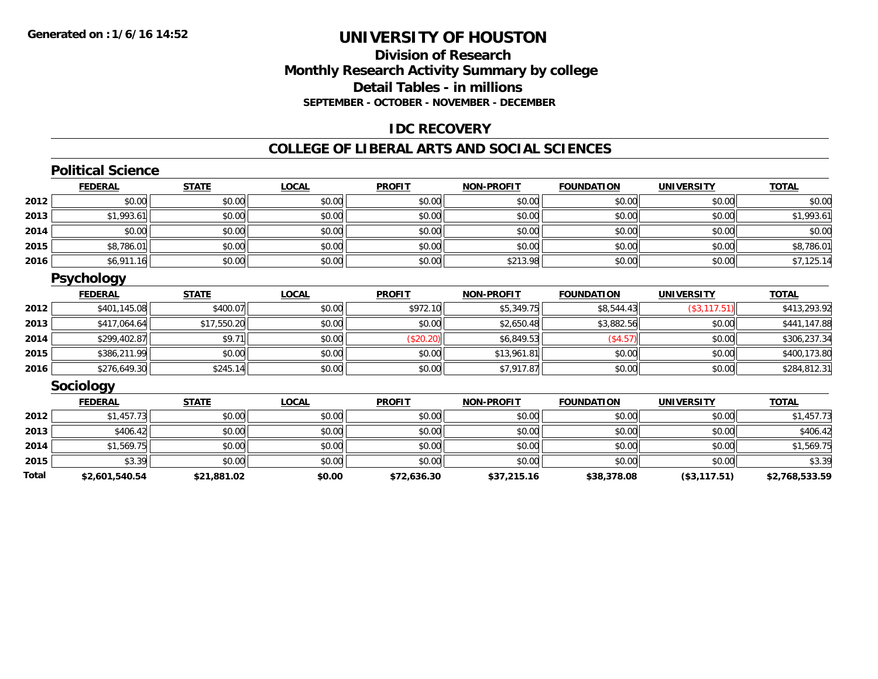**Generated on : 1/6/16 14:52**

# UNIVERSITY OF HOUSTON

## Division of Research
## Monthly Research Activity Summary by college
## Detail Tables - in millions
### SEPTEMBER - OCTOBER - NOVEMBER - DECEMBER

## IDC RECOVERY

## COLLEGE OF LIBERAL ARTS AND SOCIAL SCIENCES

### Political Science

| | FEDERAL | STATE | LOCAL | PROFIT | NON-PROFIT | FOUNDATION | UNIVERSITY | TOTAL |
|---|---|---|---|---|---|---|---|---|
| 2012 | $0.00 | $0.00 | $0.00 | $0.00 | $0.00 | $0.00 | $0.00 | $0.00 |
| 2013 | $1,993.61 | $0.00 | $0.00 | $0.00 | $0.00 | $0.00 | $0.00 | $1,993.61 |
| 2014 | $0.00 | $0.00 | $0.00 | $0.00 | $0.00 | $0.00 | $0.00 | $0.00 |
| 2015 | $8,786.01 | $0.00 | $0.00 | $0.00 | $0.00 | $0.00 | $0.00 | $8,786.01 |
| 2016 | $6,911.16 | $0.00 | $0.00 | $0.00 | $213.98 | $0.00 | $0.00 | $7,125.14 |

### Psychology

| | FEDERAL | STATE | LOCAL | PROFIT | NON-PROFIT | FOUNDATION | UNIVERSITY | TOTAL |
|---|---|---|---|---|---|---|---|---|
| 2012 | $401,145.08 | $400.07 | $0.00 | $972.10 | $5,349.75 | $8,544.43 | ($3,117.51) | $413,293.92 |
| 2013 | $417,064.64 | $17,550.20 | $0.00 | $0.00 | $2,650.48 | $3,882.56 | $0.00 | $441,147.88 |
| 2014 | $299,402.87 | $9.71 | $0.00 | ($20.20) | $6,849.53 | ($4.57) | $0.00 | $306,237.34 |
| 2015 | $386,211.99 | $0.00 | $0.00 | $0.00 | $13,961.81 | $0.00 | $0.00 | $400,173.80 |
| 2016 | $276,649.30 | $245.14 | $0.00 | $0.00 | $7,917.87 | $0.00 | $0.00 | $284,812.31 |

### Sociology

| | FEDERAL | STATE | LOCAL | PROFIT | NON-PROFIT | FOUNDATION | UNIVERSITY | TOTAL |
|---|---|---|---|---|---|---|---|---|
| 2012 | $1,457.73 | $0.00 | $0.00 | $0.00 | $0.00 | $0.00 | $0.00 | $1,457.73 |
| 2013 | $406.42 | $0.00 | $0.00 | $0.00 | $0.00 | $0.00 | $0.00 | $406.42 |
| 2014 | $1,569.75 | $0.00 | $0.00 | $0.00 | $0.00 | $0.00 | $0.00 | $1,569.75 |
| 2015 | $3.39 | $0.00 | $0.00 | $0.00 | $0.00 | $0.00 | $0.00 | $3.39 |
| **Total** | **$2,601,540.54** | **$21,881.02** | **$0.00** | **$72,636.30** | **$37,215.16** | **$38,378.08** | **($3,117.51)** | **$2,768,533.59** |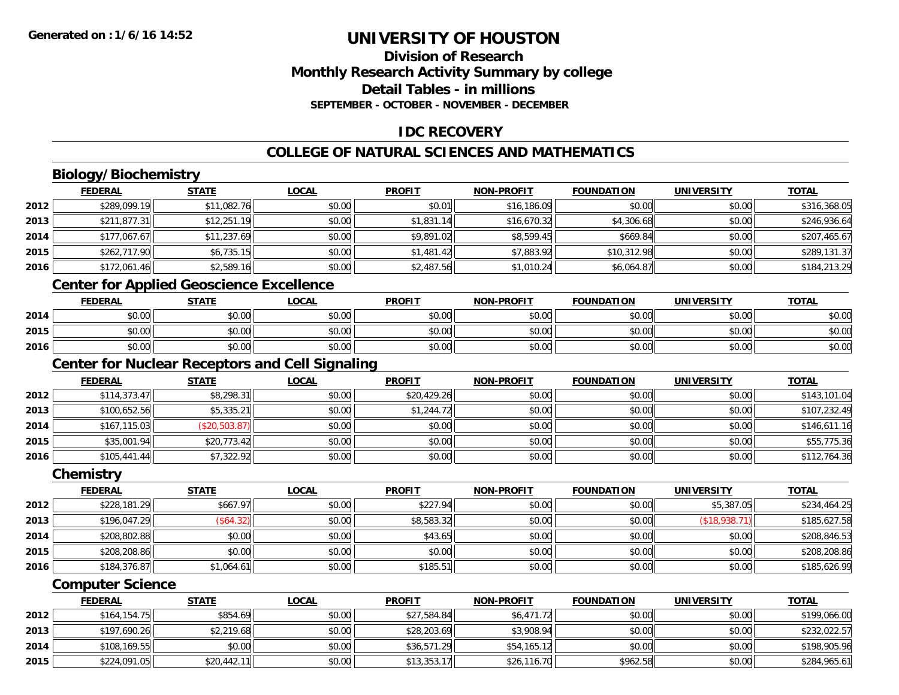# UNIVERSITY OF HOUSTON

## Division of Research
## Monthly Research Activity Summary by college
## Detail Tables - in millions

**SEPTEMBER - OCTOBER - NOVEMBER - DECEMBER**

## IDC RECOVERY

## COLLEGE OF NATURAL SCIENCES AND MATHEMATICS

### Biology/Biochemistry

| | FEDERAL | STATE | LOCAL | PROFIT | NON-PROFIT | FOUNDATION | UNIVERSITY | TOTAL |
|---|---|---|---|---|---|---|---|---|
| 2012 | $289,099.19 | $11,082.76 | $0.00 | $0.01 | $16,186.09 | $0.00 | $0.00 | $316,368.05 |
| 2013 | $211,877.31 | $12,251.19 | $0.00 | $1,831.14 | $16,670.32 | $4,306.68 | $0.00 | $246,936.64 |
| 2014 | $177,067.67 | $11,237.69 | $0.00 | $9,891.02 | $8,599.45 | $669.84 | $0.00 | $207,465.67 |
| 2015 | $262,717.90 | $6,735.15 | $0.00 | $1,481.42 | $7,883.92 | $10,312.98 | $0.00 | $289,131.37 |
| 2016 | $172,061.46 | $2,589.16 | $0.00 | $2,487.56 | $1,010.24 | $6,064.87 | $0.00 | $184,213.29 |

### Center for Applied Geoscience Excellence

| | FEDERAL | STATE | LOCAL | PROFIT | NON-PROFIT | FOUNDATION | UNIVERSITY | TOTAL |
|---|---|---|---|---|---|---|---|---|
| 2014 | $0.00 | $0.00 | $0.00 | $0.00 | $0.00 | $0.00 | $0.00 | $0.00 |
| 2015 | $0.00 | $0.00 | $0.00 | $0.00 | $0.00 | $0.00 | $0.00 | $0.00 |
| 2016 | $0.00 | $0.00 | $0.00 | $0.00 | $0.00 | $0.00 | $0.00 | $0.00 |

### Center for Nuclear Receptors and Cell Signaling

| | FEDERAL | STATE | LOCAL | PROFIT | NON-PROFIT | FOUNDATION | UNIVERSITY | TOTAL |
|---|---|---|---|---|---|---|---|---|
| 2012 | $114,373.47 | $8,298.31 | $0.00 | $20,429.26 | $0.00 | $0.00 | $0.00 | $143,101.04 |
| 2013 | $100,652.56 | $5,335.21 | $0.00 | $1,244.72 | $0.00 | $0.00 | $0.00 | $107,232.49 |
| 2014 | $167,115.03 | ($20,503.87) | $0.00 | $0.00 | $0.00 | $0.00 | $0.00 | $146,611.16 |
| 2015 | $35,001.94 | $20,773.42 | $0.00 | $0.00 | $0.00 | $0.00 | $0.00 | $55,775.36 |
| 2016 | $105,441.44 | $7,322.92 | $0.00 | $0.00 | $0.00 | $0.00 | $0.00 | $112,764.36 |

### Chemistry

| | FEDERAL | STATE | LOCAL | PROFIT | NON-PROFIT | FOUNDATION | UNIVERSITY | TOTAL |
|---|---|---|---|---|---|---|---|---|
| 2012 | $228,181.29 | $667.97 | $0.00 | $227.94 | $0.00 | $0.00 | $5,387.05 | $234,464.25 |
| 2013 | $196,047.29 | ($64.32) | $0.00 | $8,583.32 | $0.00 | $0.00 | ($18,938.71) | $185,627.58 |
| 2014 | $208,802.88 | $0.00 | $0.00 | $43.65 | $0.00 | $0.00 | $0.00 | $208,846.53 |
| 2015 | $208,208.86 | $0.00 | $0.00 | $0.00 | $0.00 | $0.00 | $0.00 | $208,208.86 |
| 2016 | $184,376.87 | $1,064.61 | $0.00 | $185.51 | $0.00 | $0.00 | $0.00 | $185,626.99 |

### Computer Science

| | FEDERAL | STATE | LOCAL | PROFIT | NON-PROFIT | FOUNDATION | UNIVERSITY | TOTAL |
|---|---|---|---|---|---|---|---|---|
| 2012 | $164,154.75 | $854.69 | $0.00 | $27,584.84 | $6,471.72 | $0.00 | $0.00 | $199,066.00 |
| 2013 | $197,690.26 | $2,219.68 | $0.00 | $28,203.69 | $3,908.94 | $0.00 | $0.00 | $232,022.57 |
| 2014 | $108,169.55 | $0.00 | $0.00 | $36,571.29 | $54,165.12 | $0.00 | $0.00 | $198,905.96 |
| 2015 | $224,091.05 | $20,442.11 | $0.00 | $13,353.17 | $26,116.70 | $962.58 | $0.00 | $284,965.61 |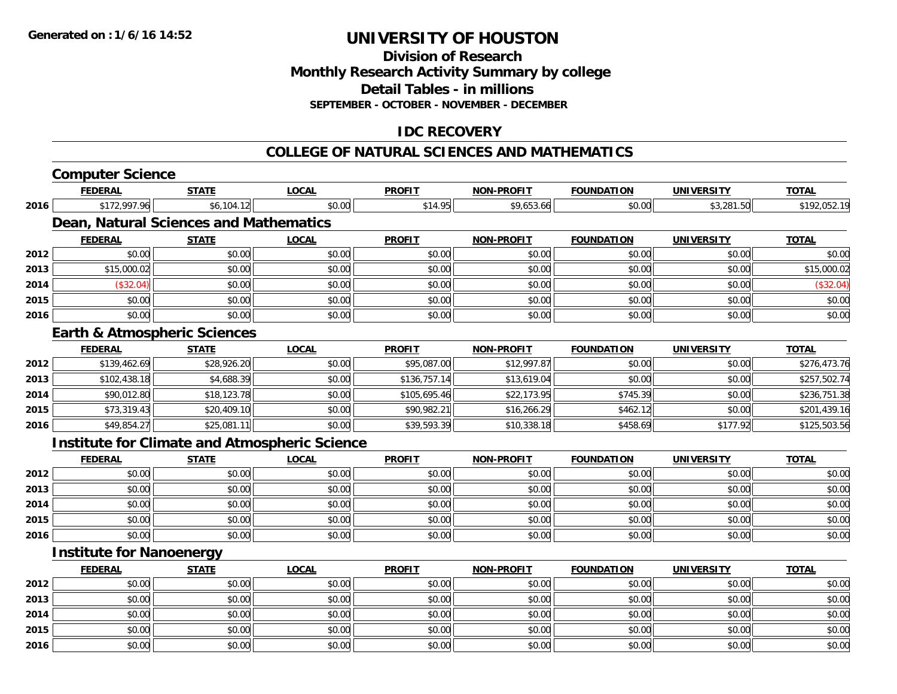**Generated on : 1/6/16 14:52**

# UNIVERSITY OF HOUSTON

## Division of Research
## Monthly Research Activity Summary by college
## Detail Tables - in millions
### SEPTEMBER - OCTOBER - NOVEMBER - DECEMBER

## IDC RECOVERY

## COLLEGE OF NATURAL SCIENCES AND MATHEMATICS

### Computer Science

| | FEDERAL | STATE | LOCAL | PROFIT | NON-PROFIT | FOUNDATION | UNIVERSITY | TOTAL |
|---|---|---|---|---|---|---|---|---|
| 2016 | $172,997.96 | $6,104.12 | $0.00 | $14.95 | $9,653.66 | $0.00 | $3,281.50 | $192,052.19 |

### Dean, Natural Sciences and Mathematics

| | FEDERAL | STATE | LOCAL | PROFIT | NON-PROFIT | FOUNDATION | UNIVERSITY | TOTAL |
|---|---|---|---|---|---|---|---|---|
| 2012 | $0.00 | $0.00 | $0.00 | $0.00 | $0.00 | $0.00 | $0.00 | $0.00 |
| 2013 | $15,000.02 | $0.00 | $0.00 | $0.00 | $0.00 | $0.00 | $0.00 | $15,000.02 |
| 2014 | ($32.04) | $0.00 | $0.00 | $0.00 | $0.00 | $0.00 | $0.00 | ($32.04) |
| 2015 | $0.00 | $0.00 | $0.00 | $0.00 | $0.00 | $0.00 | $0.00 | $0.00 |
| 2016 | $0.00 | $0.00 | $0.00 | $0.00 | $0.00 | $0.00 | $0.00 | $0.00 |

### Earth & Atmospheric Sciences

| | FEDERAL | STATE | LOCAL | PROFIT | NON-PROFIT | FOUNDATION | UNIVERSITY | TOTAL |
|---|---|---|---|---|---|---|---|---|
| 2012 | $139,462.69 | $28,926.20 | $0.00 | $95,087.00 | $12,997.87 | $0.00 | $0.00 | $276,473.76 |
| 2013 | $102,438.18 | $4,688.39 | $0.00 | $136,757.14 | $13,619.04 | $0.00 | $0.00 | $257,502.74 |
| 2014 | $90,012.80 | $18,123.78 | $0.00 | $105,695.46 | $22,173.95 | $745.39 | $0.00 | $236,751.38 |
| 2015 | $73,319.43 | $20,409.10 | $0.00 | $90,982.21 | $16,266.29 | $462.12 | $0.00 | $201,439.16 |
| 2016 | $49,854.27 | $25,081.11 | $0.00 | $39,593.39 | $10,338.18 | $458.69 | $177.92 | $125,503.56 |

### Institute for Climate and Atmospheric Science

| | FEDERAL | STATE | LOCAL | PROFIT | NON-PROFIT | FOUNDATION | UNIVERSITY | TOTAL |
|---|---|---|---|---|---|---|---|---|
| 2012 | $0.00 | $0.00 | $0.00 | $0.00 | $0.00 | $0.00 | $0.00 | $0.00 |
| 2013 | $0.00 | $0.00 | $0.00 | $0.00 | $0.00 | $0.00 | $0.00 | $0.00 |
| 2014 | $0.00 | $0.00 | $0.00 | $0.00 | $0.00 | $0.00 | $0.00 | $0.00 |
| 2015 | $0.00 | $0.00 | $0.00 | $0.00 | $0.00 | $0.00 | $0.00 | $0.00 |
| 2016 | $0.00 | $0.00 | $0.00 | $0.00 | $0.00 | $0.00 | $0.00 | $0.00 |

### Institute for Nanoenergy

| | FEDERAL | STATE | LOCAL | PROFIT | NON-PROFIT | FOUNDATION | UNIVERSITY | TOTAL |
|---|---|---|---|---|---|---|---|---|
| 2012 | $0.00 | $0.00 | $0.00 | $0.00 | $0.00 | $0.00 | $0.00 | $0.00 |
| 2013 | $0.00 | $0.00 | $0.00 | $0.00 | $0.00 | $0.00 | $0.00 | $0.00 |
| 2014 | $0.00 | $0.00 | $0.00 | $0.00 | $0.00 | $0.00 | $0.00 | $0.00 |
| 2015 | $0.00 | $0.00 | $0.00 | $0.00 | $0.00 | $0.00 | $0.00 | $0.00 |
| 2016 | $0.00 | $0.00 | $0.00 | $0.00 | $0.00 | $0.00 | $0.00 | $0.00 |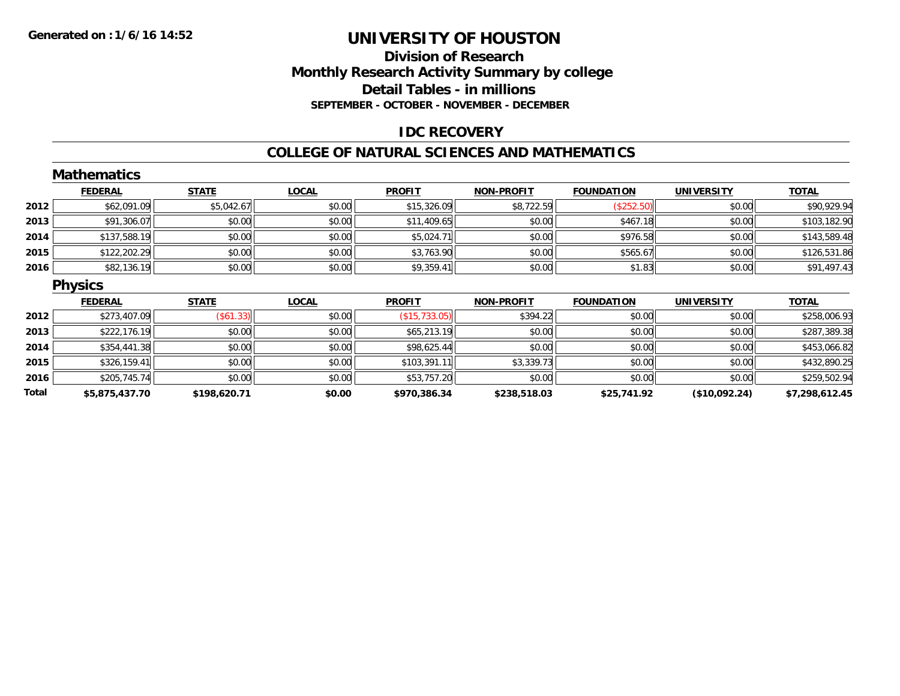**Generated on : 1/6/16 14:52**

# UNIVERSITY OF HOUSTON

## Division of Research
## Monthly Research Activity Summary by college
## Detail Tables - in millions
### SEPTEMBER - OCTOBER - NOVEMBER - DECEMBER

## IDC RECOVERY

## COLLEGE OF NATURAL SCIENCES AND MATHEMATICS

### Mathematics

| | FEDERAL | STATE | LOCAL | PROFIT | NON-PROFIT | FOUNDATION | UNIVERSITY | TOTAL |
|---|---|---|---|---|---|---|---|---|
| 2012 | $62,091.09 | $5,042.67 | $0.00 | $15,326.09 | $8,722.59 | ($252.50) | $0.00 | $90,929.94 |
| 2013 | $91,306.07 | $0.00 | $0.00 | $11,409.65 | $0.00 | $467.18 | $0.00 | $103,182.90 |
| 2014 | $137,588.19 | $0.00 | $0.00 | $5,024.71 | $0.00 | $976.58 | $0.00 | $143,589.48 |
| 2015 | $122,202.29 | $0.00 | $0.00 | $3,763.90 | $0.00 | $565.67 | $0.00 | $126,531.86 |
| 2016 | $82,136.19 | $0.00 | $0.00 | $9,359.41 | $0.00 | $1.83 | $0.00 | $91,497.43 |

### Physics

| | FEDERAL | STATE | LOCAL | PROFIT | NON-PROFIT | FOUNDATION | UNIVERSITY | TOTAL |
|---|---|---|---|---|---|---|---|---|
| 2012 | $273,407.09 | ($61.33) | $0.00 | ($15,733.05) | $394.22 | $0.00 | $0.00 | $258,006.93 |
| 2013 | $222,176.19 | $0.00 | $0.00 | $65,213.19 | $0.00 | $0.00 | $0.00 | $287,389.38 |
| 2014 | $354,441.38 | $0.00 | $0.00 | $98,625.44 | $0.00 | $0.00 | $0.00 | $453,066.82 |
| 2015 | $326,159.41 | $0.00 | $0.00 | $103,391.11 | $3,339.73 | $0.00 | $0.00 | $432,890.25 |
| 2016 | $205,745.74 | $0.00 | $0.00 | $53,757.20 | $0.00 | $0.00 | $0.00 | $259,502.94 |
| **Total** | **$5,875,437.70** | **$198,620.71** | **$0.00** | **$970,386.34** | **$238,518.03** | **$25,741.92** | **($10,092.24)** | **$7,298,612.45** |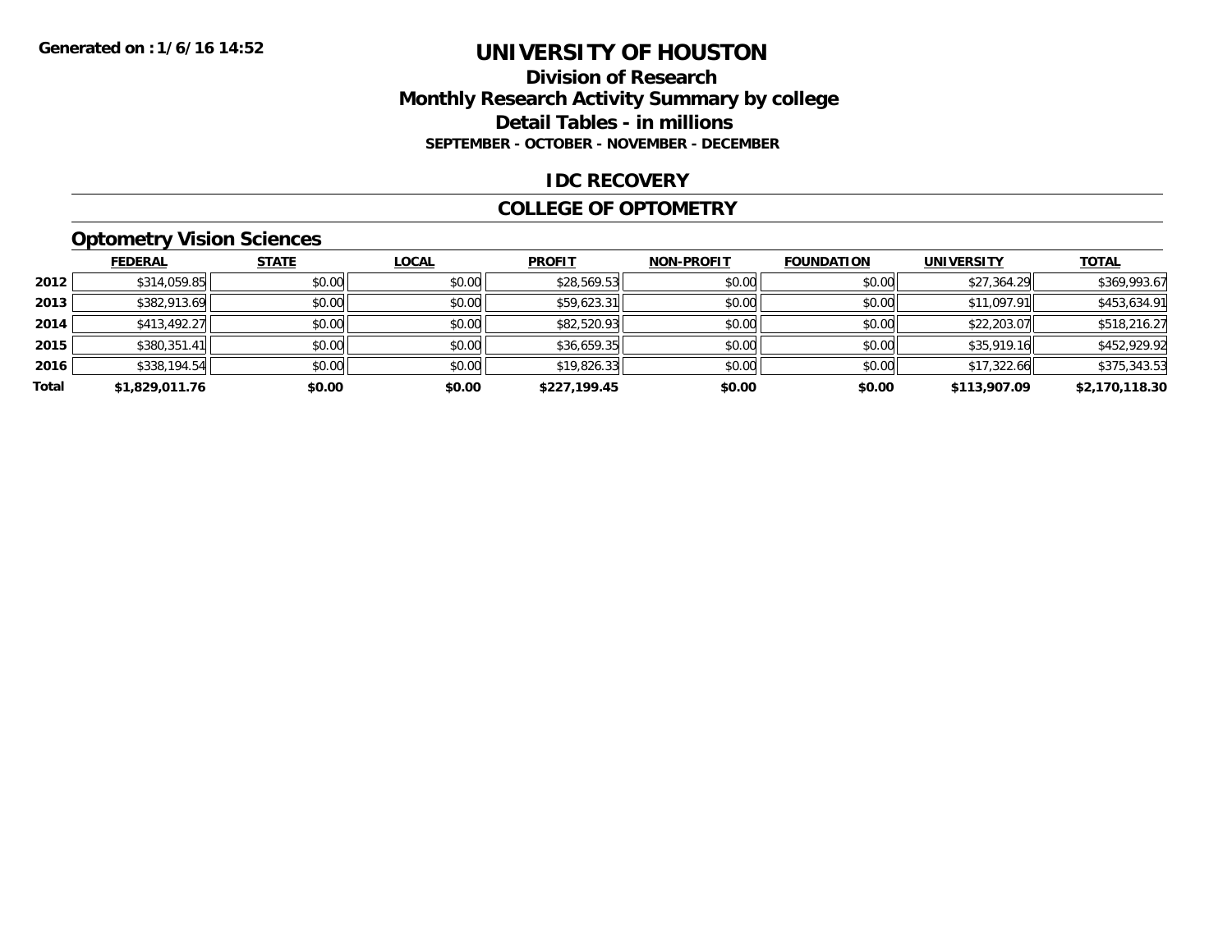Generated on :1/6/16 14:52

# UNIVERSITY OF HOUSTON

## Division of Research
## Monthly Research Activity Summary by college
## Detail Tables - in millions
### SEPTEMBER - OCTOBER - NOVEMBER - DECEMBER

## IDC RECOVERY

## COLLEGE OF OPTOMETRY

### Optometry Vision Sciences

| | FEDERAL | STATE | LOCAL | PROFIT | NON-PROFIT | FOUNDATION | UNIVERSITY | TOTAL |
|---|---|---|---|---|---|---|---|---|
| 2012 | $314,059.85 | $0.00 | $0.00 | $28,569.53 | $0.00 | $0.00 | $27,364.29 | $369,993.67 |
| 2013 | $382,913.69 | $0.00 | $0.00 | $59,623.31 | $0.00 | $0.00 | $11,097.91 | $453,634.91 |
| 2014 | $413,492.27 | $0.00 | $0.00 | $82,520.93 | $0.00 | $0.00 | $22,203.07 | $518,216.27 |
| 2015 | $380,351.41 | $0.00 | $0.00 | $36,659.35 | $0.00 | $0.00 | $35,919.16 | $452,929.92 |
| 2016 | $338,194.54 | $0.00 | $0.00 | $19,826.33 | $0.00 | $0.00 | $17,322.66 | $375,343.53 |
| **Total** | **$1,829,011.76** | **$0.00** | **$0.00** | **$227,199.45** | **$0.00** | **$0.00** | **$113,907.09** | **$2,170,118.30** |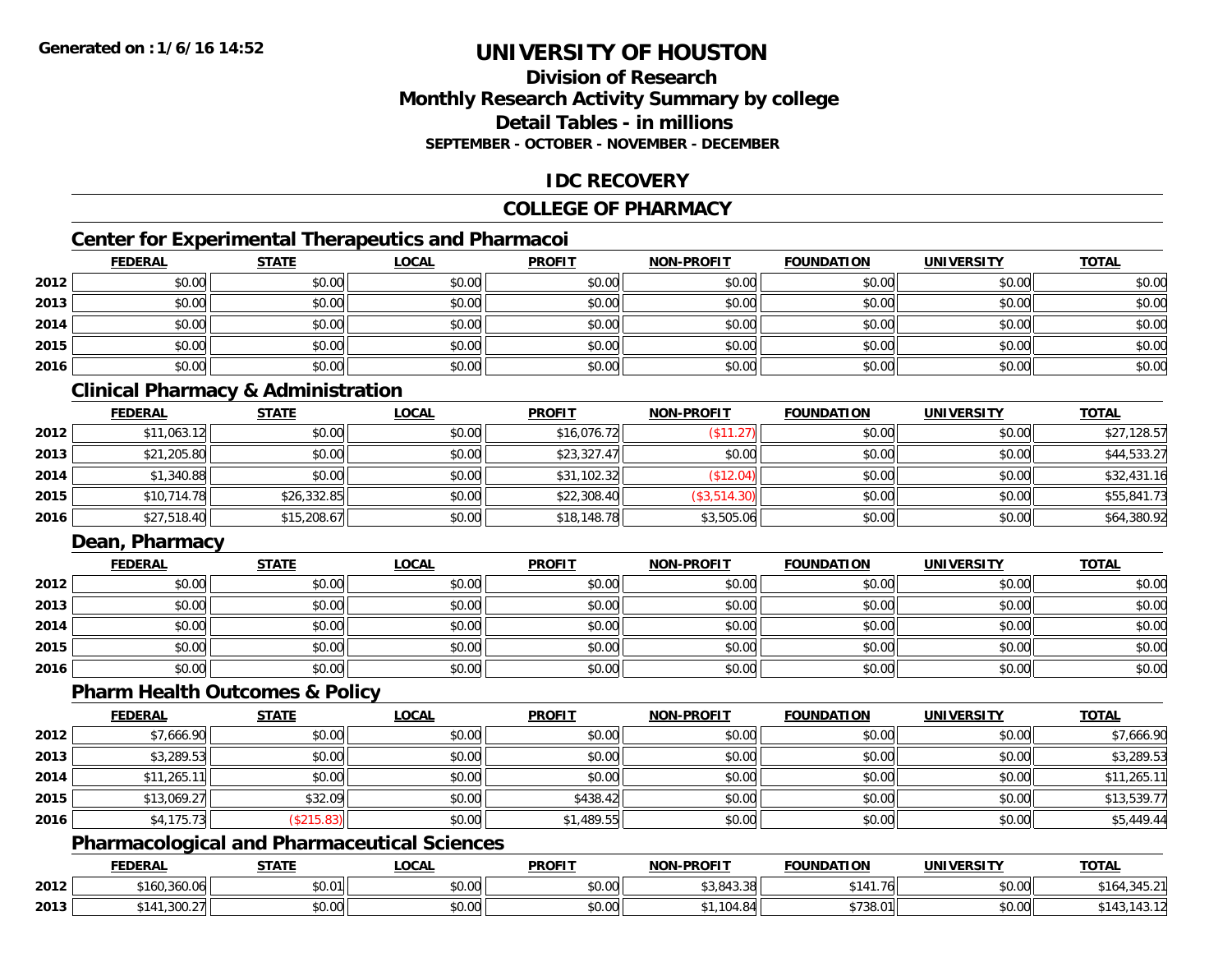# UNIVERSITY OF HOUSTON

## Division of Research
## Monthly Research Activity Summary by college
## Detail Tables - in millions
### SEPTEMBER - OCTOBER - NOVEMBER - DECEMBER

## IDC RECOVERY

## COLLEGE OF PHARMACY

### Center for Experimental Therapeutics and Pharmacoi

| | FEDERAL | STATE | LOCAL | PROFIT | NON-PROFIT | FOUNDATION | UNIVERSITY | TOTAL |
|---|---|---|---|---|---|---|---|---|
| 2012 | $0.00 | $0.00 | $0.00 | $0.00 | $0.00 | $0.00 | $0.00 | $0.00 |
| 2013 | $0.00 | $0.00 | $0.00 | $0.00 | $0.00 | $0.00 | $0.00 | $0.00 |
| 2014 | $0.00 | $0.00 | $0.00 | $0.00 | $0.00 | $0.00 | $0.00 | $0.00 |
| 2015 | $0.00 | $0.00 | $0.00 | $0.00 | $0.00 | $0.00 | $0.00 | $0.00 |
| 2016 | $0.00 | $0.00 | $0.00 | $0.00 | $0.00 | $0.00 | $0.00 | $0.00 |

### Clinical Pharmacy & Administration

| | FEDERAL | STATE | LOCAL | PROFIT | NON-PROFIT | FOUNDATION | UNIVERSITY | TOTAL |
|---|---|---|---|---|---|---|---|---|
| 2012 | $11,063.12 | $0.00 | $0.00 | $16,076.72 | ($11.27) | $0.00 | $0.00 | $27,128.57 |
| 2013 | $21,205.80 | $0.00 | $0.00 | $23,327.47 | $0.00 | $0.00 | $0.00 | $44,533.27 |
| 2014 | $1,340.88 | $0.00 | $0.00 | $31,102.32 | ($12.04) | $0.00 | $0.00 | $32,431.16 |
| 2015 | $10,714.78 | $26,332.85 | $0.00 | $22,308.40 | ($3,514.30) | $0.00 | $0.00 | $55,841.73 |
| 2016 | $27,518.40 | $15,208.67 | $0.00 | $18,148.78 | $3,505.06 | $0.00 | $0.00 | $64,380.92 |

### Dean, Pharmacy

| | FEDERAL | STATE | LOCAL | PROFIT | NON-PROFIT | FOUNDATION | UNIVERSITY | TOTAL |
|---|---|---|---|---|---|---|---|---|
| 2012 | $0.00 | $0.00 | $0.00 | $0.00 | $0.00 | $0.00 | $0.00 | $0.00 |
| 2013 | $0.00 | $0.00 | $0.00 | $0.00 | $0.00 | $0.00 | $0.00 | $0.00 |
| 2014 | $0.00 | $0.00 | $0.00 | $0.00 | $0.00 | $0.00 | $0.00 | $0.00 |
| 2015 | $0.00 | $0.00 | $0.00 | $0.00 | $0.00 | $0.00 | $0.00 | $0.00 |
| 2016 | $0.00 | $0.00 | $0.00 | $0.00 | $0.00 | $0.00 | $0.00 | $0.00 |

### Pharm Health Outcomes & Policy

| | FEDERAL | STATE | LOCAL | PROFIT | NON-PROFIT | FOUNDATION | UNIVERSITY | TOTAL |
|---|---|---|---|---|---|---|---|---|
| 2012 | $7,666.90 | $0.00 | $0.00 | $0.00 | $0.00 | $0.00 | $0.00 | $7,666.90 |
| 2013 | $3,289.53 | $0.00 | $0.00 | $0.00 | $0.00 | $0.00 | $0.00 | $3,289.53 |
| 2014 | $11,265.11 | $0.00 | $0.00 | $0.00 | $0.00 | $0.00 | $0.00 | $11,265.11 |
| 2015 | $13,069.27 | $32.09 | $0.00 | $438.42 | $0.00 | $0.00 | $0.00 | $13,539.77 |
| 2016 | $4,175.73 | ($215.83) | $0.00 | $1,489.55 | $0.00 | $0.00 | $0.00 | $5,449.44 |

### Pharmacological and Pharmaceutical Sciences

| | FEDERAL | STATE | LOCAL | PROFIT | NON-PROFIT | FOUNDATION | UNIVERSITY | TOTAL |
|---|---|---|---|---|---|---|---|---|
| 2012 | $160,360.06 | $0.01 | $0.00 | $0.00 | $3,843.38 | $141.76 | $0.00 | $164,345.21 |
| 2013 | $141,300.27 | $0.00 | $0.00 | $0.00 | $1,104.84 | $738.01 | $0.00 | $143,143.12 |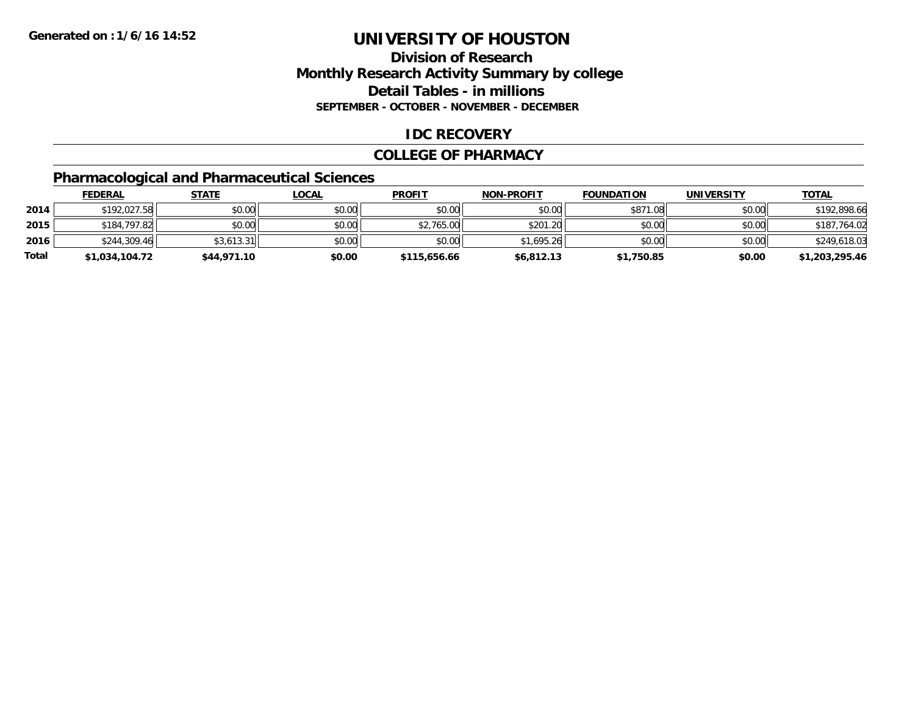# UNIVERSITY OF HOUSTON

## Division of Research
## Monthly Research Activity Summary by college
## Detail Tables - in millions
### SEPTEMBER - OCTOBER - NOVEMBER - DECEMBER

Generated on : 1/6/16 14:52

## IDC RECOVERY

## COLLEGE OF PHARMACY

### Pharmacological and Pharmaceutical Sciences

| | FEDERAL | STATE | LOCAL | PROFIT | NON-PROFIT | FOUNDATION | UNIVERSITY | TOTAL |
|---|---|---|---|---|---|---|---|---|
| 2014 | $192,027.58 | $0.00 | $0.00 | $0.00 | $0.00 | $871.08 | $0.00 | $192,898.66 |
| 2015 | $184,797.82 | $0.00 | $0.00 | $2,765.00 | $201.20 | $0.00 | $0.00 | $187,764.02 |
| 2016 | $244,309.46 | $3,613.31 | $0.00 | $0.00 | $1,695.26 | $0.00 | $0.00 | $249,618.03 |
| **Total** | **$1,034,104.72** | **$44,971.10** | **$0.00** | **$115,656.66** | **$6,812.13** | **$1,750.85** | **$0.00** | **$1,203,295.46** |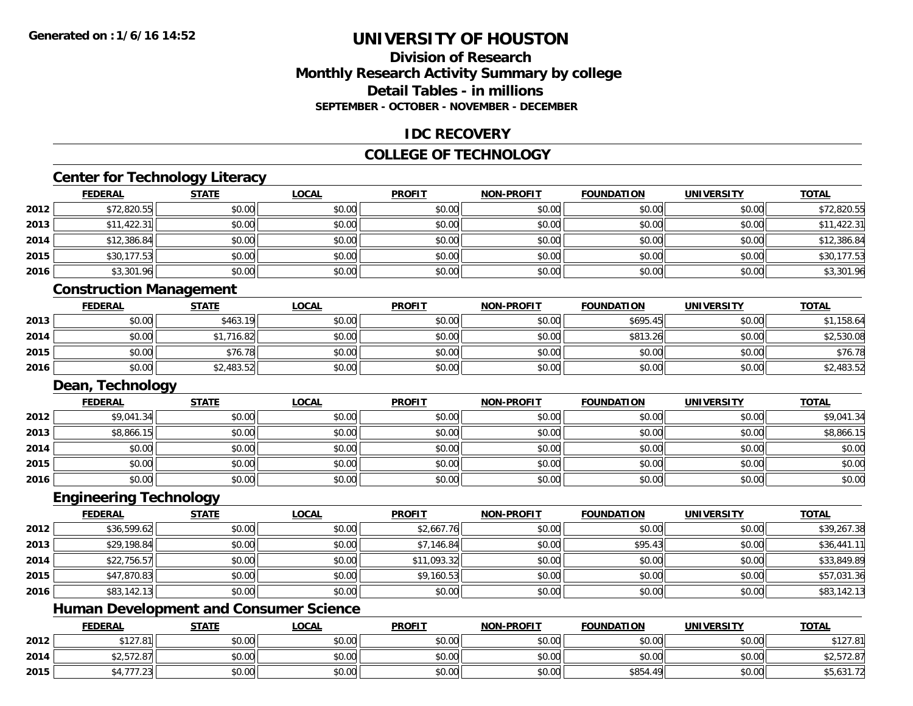**Generated on :1/6/16 14:52**

# UNIVERSITY OF HOUSTON

## Division of Research
## Monthly Research Activity Summary by college
## Detail Tables - in millions
### SEPTEMBER - OCTOBER - NOVEMBER - DECEMBER

## IDC RECOVERY

## COLLEGE OF TECHNOLOGY

### Center for Technology Literacy

| | FEDERAL | STATE | LOCAL | PROFIT | NON-PROFIT | FOUNDATION | UNIVERSITY | TOTAL |
|---|---|---|---|---|---|---|---|---|
| 2012 | $72,820.55 | $0.00 | $0.00 | $0.00 | $0.00 | $0.00 | $0.00 | $72,820.55 |
| 2013 | $11,422.31 | $0.00 | $0.00 | $0.00 | $0.00 | $0.00 | $0.00 | $11,422.31 |
| 2014 | $12,386.84 | $0.00 | $0.00 | $0.00 | $0.00 | $0.00 | $0.00 | $12,386.84 |
| 2015 | $30,177.53 | $0.00 | $0.00 | $0.00 | $0.00 | $0.00 | $0.00 | $30,177.53 |
| 2016 | $3,301.96 | $0.00 | $0.00 | $0.00 | $0.00 | $0.00 | $0.00 | $3,301.96 |

### Construction Management

| | FEDERAL | STATE | LOCAL | PROFIT | NON-PROFIT | FOUNDATION | UNIVERSITY | TOTAL |
|---|---|---|---|---|---|---|---|---|
| 2013 | $0.00 | $463.19 | $0.00 | $0.00 | $0.00 | $695.45 | $0.00 | $1,158.64 |
| 2014 | $0.00 | $1,716.82 | $0.00 | $0.00 | $0.00 | $813.26 | $0.00 | $2,530.08 |
| 2015 | $0.00 | $76.78 | $0.00 | $0.00 | $0.00 | $0.00 | $0.00 | $76.78 |
| 2016 | $0.00 | $2,483.52 | $0.00 | $0.00 | $0.00 | $0.00 | $0.00 | $2,483.52 |

### Dean, Technology

| | FEDERAL | STATE | LOCAL | PROFIT | NON-PROFIT | FOUNDATION | UNIVERSITY | TOTAL |
|---|---|---|---|---|---|---|---|---|
| 2012 | $9,041.34 | $0.00 | $0.00 | $0.00 | $0.00 | $0.00 | $0.00 | $9,041.34 |
| 2013 | $8,866.15 | $0.00 | $0.00 | $0.00 | $0.00 | $0.00 | $0.00 | $8,866.15 |
| 2014 | $0.00 | $0.00 | $0.00 | $0.00 | $0.00 | $0.00 | $0.00 | $0.00 |
| 2015 | $0.00 | $0.00 | $0.00 | $0.00 | $0.00 | $0.00 | $0.00 | $0.00 |
| 2016 | $0.00 | $0.00 | $0.00 | $0.00 | $0.00 | $0.00 | $0.00 | $0.00 |

### Engineering Technology

| | FEDERAL | STATE | LOCAL | PROFIT | NON-PROFIT | FOUNDATION | UNIVERSITY | TOTAL |
|---|---|---|---|---|---|---|---|---|
| 2012 | $36,599.62 | $0.00 | $0.00 | $2,667.76 | $0.00 | $0.00 | $0.00 | $39,267.38 |
| 2013 | $29,198.84 | $0.00 | $0.00 | $7,146.84 | $0.00 | $95.43 | $0.00 | $36,441.11 |
| 2014 | $22,756.57 | $0.00 | $0.00 | $11,093.32 | $0.00 | $0.00 | $0.00 | $33,849.89 |
| 2015 | $47,870.83 | $0.00 | $0.00 | $9,160.53 | $0.00 | $0.00 | $0.00 | $57,031.36 |
| 2016 | $83,142.13 | $0.00 | $0.00 | $0.00 | $0.00 | $0.00 | $0.00 | $83,142.13 |

### Human Development and Consumer Science

| | FEDERAL | STATE | LOCAL | PROFIT | NON-PROFIT | FOUNDATION | UNIVERSITY | TOTAL |
|---|---|---|---|---|---|---|---|---|
| 2012 | $127.81 | $0.00 | $0.00 | $0.00 | $0.00 | $0.00 | $0.00 | $127.81 |
| 2014 | $2,572.87 | $0.00 | $0.00 | $0.00 | $0.00 | $0.00 | $0.00 | $2,572.87 |
| 2015 | $4,777.23 | $0.00 | $0.00 | $0.00 | $0.00 | $854.49 | $0.00 | $5,631.72 |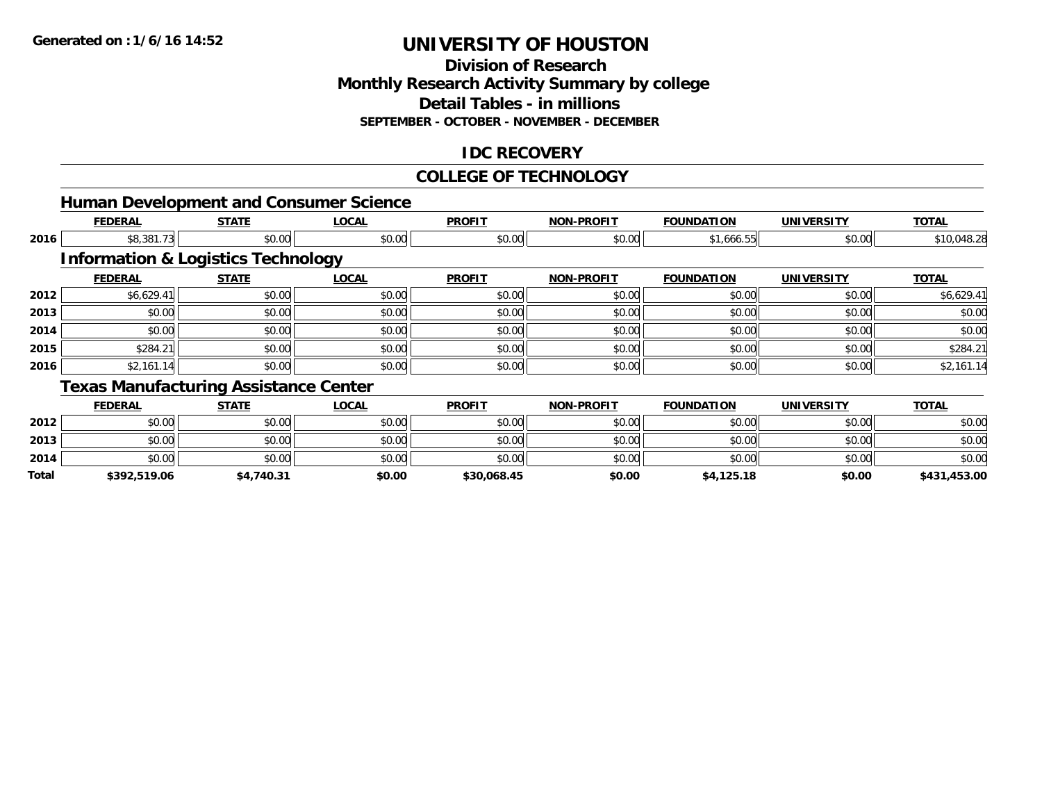# UNIVERSITY OF HOUSTON

## Division of Research
## Monthly Research Activity Summary by college
## Detail Tables - in millions
### SEPTEMBER - OCTOBER - NOVEMBER - DECEMBER

## IDC RECOVERY

## COLLEGE OF TECHNOLOGY

### Human Development and Consumer Science

| | FEDERAL | STATE | LOCAL | PROFIT | NON-PROFIT | FOUNDATION | UNIVERSITY | TOTAL |
|---|---|---|---|---|---|---|---|---|
| 2016 | $8,381.73 | $0.00 | $0.00 | $0.00 | $0.00 | $1,666.55 | $0.00 | $10,048.28 |

### Information & Logistics Technology

| | FEDERAL | STATE | LOCAL | PROFIT | NON-PROFIT | FOUNDATION | UNIVERSITY | TOTAL |
|---|---|---|---|---|---|---|---|---|
| 2012 | $6,629.41 | $0.00 | $0.00 | $0.00 | $0.00 | $0.00 | $0.00 | $6,629.41 |
| 2013 | $0.00 | $0.00 | $0.00 | $0.00 | $0.00 | $0.00 | $0.00 | $0.00 |
| 2014 | $0.00 | $0.00 | $0.00 | $0.00 | $0.00 | $0.00 | $0.00 | $0.00 |
| 2015 | $284.21 | $0.00 | $0.00 | $0.00 | $0.00 | $0.00 | $0.00 | $284.21 |
| 2016 | $2,161.14 | $0.00 | $0.00 | $0.00 | $0.00 | $0.00 | $0.00 | $2,161.14 |

### Texas Manufacturing Assistance Center

| | FEDERAL | STATE | LOCAL | PROFIT | NON-PROFIT | FOUNDATION | UNIVERSITY | TOTAL |
|---|---|---|---|---|---|---|---|---|
| 2012 | $0.00 | $0.00 | $0.00 | $0.00 | $0.00 | $0.00 | $0.00 | $0.00 |
| 2013 | $0.00 | $0.00 | $0.00 | $0.00 | $0.00 | $0.00 | $0.00 | $0.00 |
| 2014 | $0.00 | $0.00 | $0.00 | $0.00 | $0.00 | $0.00 | $0.00 | $0.00 |
| **Total** | **$392,519.06** | **$4,740.31** | **$0.00** | **$30,068.45** | **$0.00** | **$4,125.18** | **$0.00** | **$431,453.00** |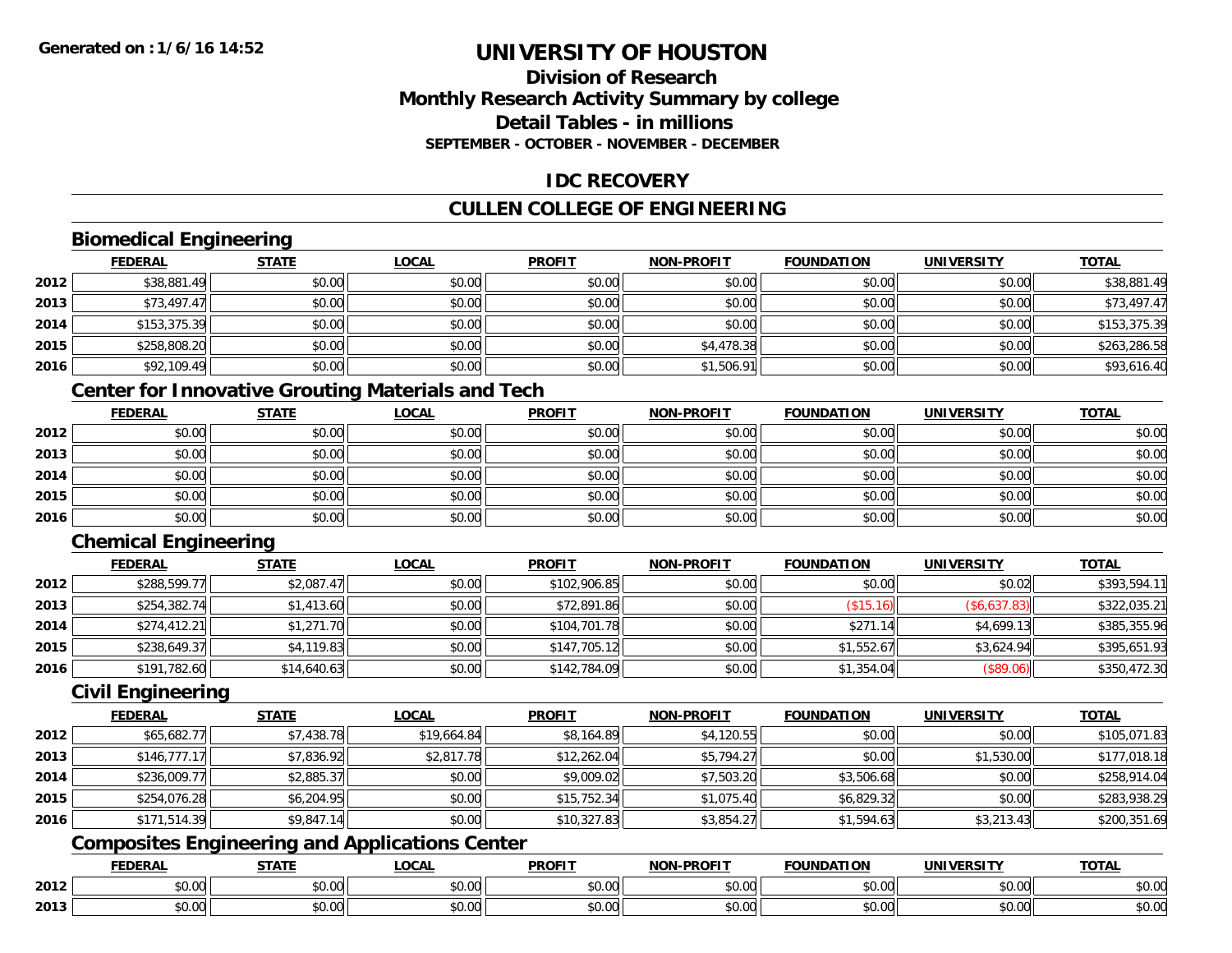# UNIVERSITY OF HOUSTON

## Division of Research
## Monthly Research Activity Summary by college
## Detail Tables - in millions
### SEPTEMBER - OCTOBER - NOVEMBER - DECEMBER

## IDC RECOVERY

## CULLEN COLLEGE OF ENGINEERING

### Biomedical Engineering

| | FEDERAL | STATE | LOCAL | PROFIT | NON-PROFIT | FOUNDATION | UNIVERSITY | TOTAL |
|---|---|---|---|---|---|---|---|---|
| 2012 | $38,881.49 | $0.00 | $0.00 | $0.00 | $0.00 | $0.00 | $0.00 | $38,881.49 |
| 2013 | $73,497.47 | $0.00 | $0.00 | $0.00 | $0.00 | $0.00 | $0.00 | $73,497.47 |
| 2014 | $153,375.39 | $0.00 | $0.00 | $0.00 | $0.00 | $0.00 | $0.00 | $153,375.39 |
| 2015 | $258,808.20 | $0.00 | $0.00 | $0.00 | $4,478.38 | $0.00 | $0.00 | $263,286.58 |
| 2016 | $92,109.49 | $0.00 | $0.00 | $0.00 | $1,506.91 | $0.00 | $0.00 | $93,616.40 |

### Center for Innovative Grouting Materials and Tech

| | FEDERAL | STATE | LOCAL | PROFIT | NON-PROFIT | FOUNDATION | UNIVERSITY | TOTAL |
|---|---|---|---|---|---|---|---|---|
| 2012 | $0.00 | $0.00 | $0.00 | $0.00 | $0.00 | $0.00 | $0.00 | $0.00 |
| 2013 | $0.00 | $0.00 | $0.00 | $0.00 | $0.00 | $0.00 | $0.00 | $0.00 |
| 2014 | $0.00 | $0.00 | $0.00 | $0.00 | $0.00 | $0.00 | $0.00 | $0.00 |
| 2015 | $0.00 | $0.00 | $0.00 | $0.00 | $0.00 | $0.00 | $0.00 | $0.00 |
| 2016 | $0.00 | $0.00 | $0.00 | $0.00 | $0.00 | $0.00 | $0.00 | $0.00 |

### Chemical Engineering

| | FEDERAL | STATE | LOCAL | PROFIT | NON-PROFIT | FOUNDATION | UNIVERSITY | TOTAL |
|---|---|---|---|---|---|---|---|---|
| 2012 | $288,599.77 | $2,087.47 | $0.00 | $102,906.85 | $0.00 | $0.00 | $0.02 | $393,594.11 |
| 2013 | $254,382.74 | $1,413.60 | $0.00 | $72,891.86 | $0.00 | ($15.16) | ($6,637.83) | $322,035.21 |
| 2014 | $274,412.21 | $1,271.70 | $0.00 | $104,701.78 | $0.00 | $271.14 | $4,699.13 | $385,355.96 |
| 2015 | $238,649.37 | $4,119.83 | $0.00 | $147,705.12 | $0.00 | $1,552.67 | $3,624.94 | $395,651.93 |
| 2016 | $191,782.60 | $14,640.63 | $0.00 | $142,784.09 | $0.00 | $1,354.04 | ($89.06) | $350,472.30 |

### Civil Engineering

| | FEDERAL | STATE | LOCAL | PROFIT | NON-PROFIT | FOUNDATION | UNIVERSITY | TOTAL |
|---|---|---|---|---|---|---|---|---|
| 2012 | $65,682.77 | $7,438.78 | $19,664.84 | $8,164.89 | $4,120.55 | $0.00 | $0.00 | $105,071.83 |
| 2013 | $146,777.17 | $7,836.92 | $2,817.78 | $12,262.04 | $5,794.27 | $0.00 | $1,530.00 | $177,018.18 |
| 2014 | $236,009.77 | $2,885.37 | $0.00 | $9,009.02 | $7,503.20 | $3,506.68 | $0.00 | $258,914.04 |
| 2015 | $254,076.28 | $6,204.95 | $0.00 | $15,752.34 | $1,075.40 | $6,829.32 | $0.00 | $283,938.29 |
| 2016 | $171,514.39 | $9,847.14 | $0.00 | $10,327.83 | $3,854.27 | $1,594.63 | $3,213.43 | $200,351.69 |

### Composites Engineering and Applications Center

| | FEDERAL | STATE | LOCAL | PROFIT | NON-PROFIT | FOUNDATION | UNIVERSITY | TOTAL |
|---|---|---|---|---|---|---|---|---|
| 2012 | $0.00 | $0.00 | $0.00 | $0.00 | $0.00 | $0.00 | $0.00 | $0.00 |
| 2013 | $0.00 | $0.00 | $0.00 | $0.00 | $0.00 | $0.00 | $0.00 | $0.00 |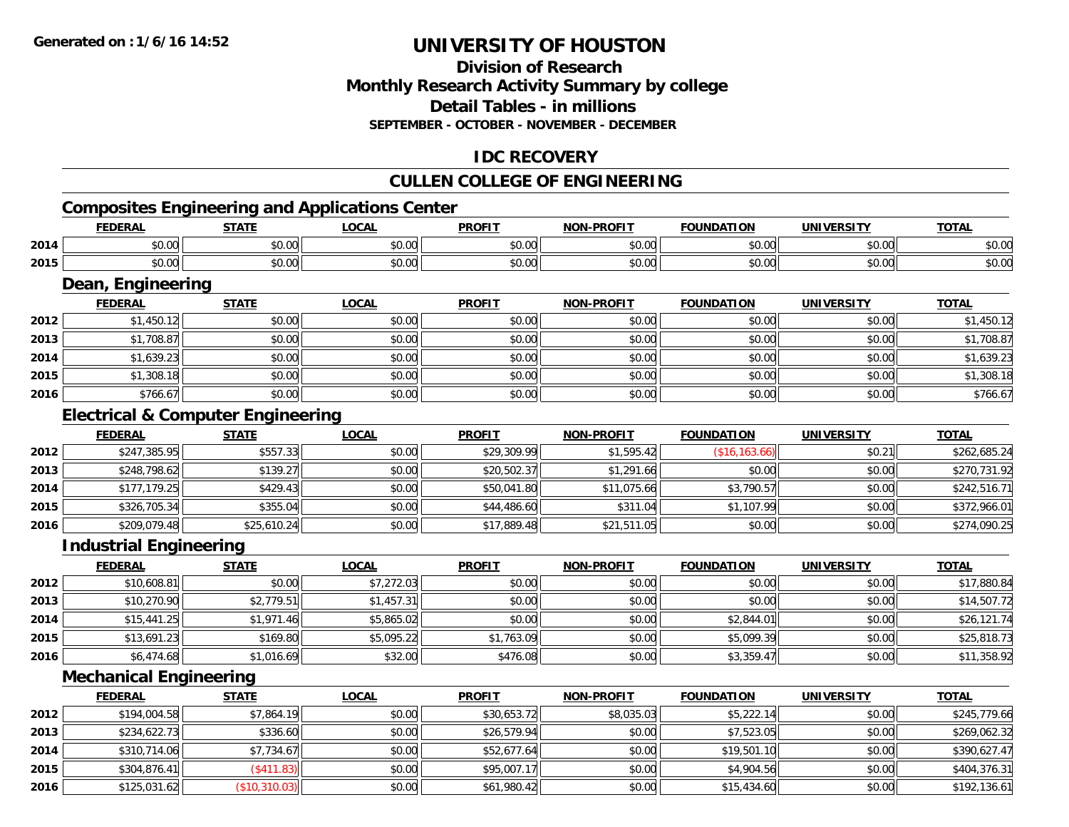# UNIVERSITY OF HOUSTON

## Division of Research
## Monthly Research Activity Summary by college
## Detail Tables - in millions
### SEPTEMBER - OCTOBER - NOVEMBER - DECEMBER

## IDC RECOVERY

## CULLEN COLLEGE OF ENGINEERING

### Composites Engineering and Applications Center

| | FEDERAL | STATE | LOCAL | PROFIT | NON-PROFIT | FOUNDATION | UNIVERSITY | TOTAL |
|---|---|---|---|---|---|---|---|---|
| 2014 | $0.00 | $0.00 | $0.00 | $0.00 | $0.00 | $0.00 | $0.00 | $0.00 |
| 2015 | $0.00 | $0.00 | $0.00 | $0.00 | $0.00 | $0.00 | $0.00 | $0.00 |

### Dean, Engineering

| | FEDERAL | STATE | LOCAL | PROFIT | NON-PROFIT | FOUNDATION | UNIVERSITY | TOTAL |
|---|---|---|---|---|---|---|---|---|
| 2012 | $1,450.12 | $0.00 | $0.00 | $0.00 | $0.00 | $0.00 | $0.00 | $1,450.12 |
| 2013 | $1,708.87 | $0.00 | $0.00 | $0.00 | $0.00 | $0.00 | $0.00 | $1,708.87 |
| 2014 | $1,639.23 | $0.00 | $0.00 | $0.00 | $0.00 | $0.00 | $0.00 | $1,639.23 |
| 2015 | $1,308.18 | $0.00 | $0.00 | $0.00 | $0.00 | $0.00 | $0.00 | $1,308.18 |
| 2016 | $766.67 | $0.00 | $0.00 | $0.00 | $0.00 | $0.00 | $0.00 | $766.67 |

### Electrical & Computer Engineering

| | FEDERAL | STATE | LOCAL | PROFIT | NON-PROFIT | FOUNDATION | UNIVERSITY | TOTAL |
|---|---|---|---|---|---|---|---|---|
| 2012 | $247,385.95 | $557.33 | $0.00 | $29,309.99 | $1,595.42 | ($16,163.66) | $0.21 | $262,685.24 |
| 2013 | $248,798.62 | $139.27 | $0.00 | $20,502.37 | $1,291.66 | $0.00 | $0.00 | $270,731.92 |
| 2014 | $177,179.25 | $429.43 | $0.00 | $50,041.80 | $11,075.66 | $3,790.57 | $0.00 | $242,516.71 |
| 2015 | $326,705.34 | $355.04 | $0.00 | $44,486.60 | $311.04 | $1,107.99 | $0.00 | $372,966.01 |
| 2016 | $209,079.48 | $25,610.24 | $0.00 | $17,889.48 | $21,511.05 | $0.00 | $0.00 | $274,090.25 |

### Industrial Engineering

| | FEDERAL | STATE | LOCAL | PROFIT | NON-PROFIT | FOUNDATION | UNIVERSITY | TOTAL |
|---|---|---|---|---|---|---|---|---|
| 2012 | $10,608.81 | $0.00 | $7,272.03 | $0.00 | $0.00 | $0.00 | $0.00 | $17,880.84 |
| 2013 | $10,270.90 | $2,779.51 | $1,457.31 | $0.00 | $0.00 | $0.00 | $0.00 | $14,507.72 |
| 2014 | $15,441.25 | $1,971.46 | $5,865.02 | $0.00 | $0.00 | $2,844.01 | $0.00 | $26,121.74 |
| 2015 | $13,691.23 | $169.80 | $5,095.22 | $1,763.09 | $0.00 | $5,099.39 | $0.00 | $25,818.73 |
| 2016 | $6,474.68 | $1,016.69 | $32.00 | $476.08 | $0.00 | $3,359.47 | $0.00 | $11,358.92 |

### Mechanical Engineering

| | FEDERAL | STATE | LOCAL | PROFIT | NON-PROFIT | FOUNDATION | UNIVERSITY | TOTAL |
|---|---|---|---|---|---|---|---|---|
| 2012 | $194,004.58 | $7,864.19 | $0.00 | $30,653.72 | $8,035.03 | $5,222.14 | $0.00 | $245,779.66 |
| 2013 | $234,622.73 | $336.60 | $0.00 | $26,579.94 | $0.00 | $7,523.05 | $0.00 | $269,062.32 |
| 2014 | $310,714.06 | $7,734.67 | $0.00 | $52,677.64 | $0.00 | $19,501.10 | $0.00 | $390,627.47 |
| 2015 | $304,876.41 | ($411.83) | $0.00 | $95,007.17 | $0.00 | $4,904.56 | $0.00 | $404,376.31 |
| 2016 | $125,031.62 | ($10,310.03) | $0.00 | $61,980.42 | $0.00 | $15,434.60 | $0.00 | $192,136.61 |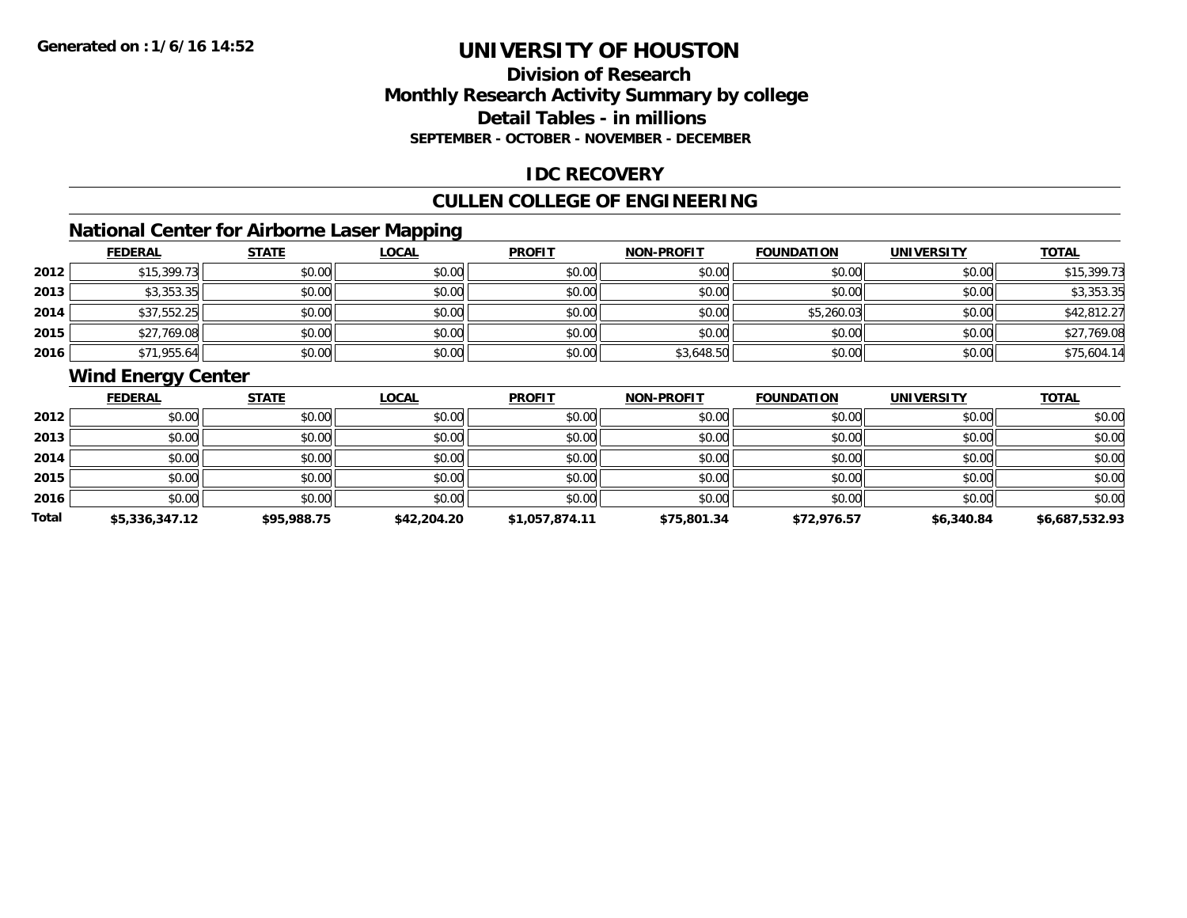# UNIVERSITY OF HOUSTON

## Division of Research
## Monthly Research Activity Summary by college
## Detail Tables - in millions
### SEPTEMBER - OCTOBER - NOVEMBER - DECEMBER

## IDC RECOVERY

## CULLEN COLLEGE OF ENGINEERING

### National Center for Airborne Laser Mapping

| | FEDERAL | STATE | LOCAL | PROFIT | NON-PROFIT | FOUNDATION | UNIVERSITY | TOTAL |
|---|---|---|---|---|---|---|---|---|
| 2012 | $15,399.73 | $0.00 | $0.00 | $0.00 | $0.00 | $0.00 | $0.00 | $15,399.73 |
| 2013 | $3,353.35 | $0.00 | $0.00 | $0.00 | $0.00 | $0.00 | $0.00 | $3,353.35 |
| 2014 | $37,552.25 | $0.00 | $0.00 | $0.00 | $0.00 | $5,260.03 | $0.00 | $42,812.27 |
| 2015 | $27,769.08 | $0.00 | $0.00 | $0.00 | $0.00 | $0.00 | $0.00 | $27,769.08 |
| 2016 | $71,955.64 | $0.00 | $0.00 | $0.00 | $3,648.50 | $0.00 | $0.00 | $75,604.14 |

### Wind Energy Center

| | FEDERAL | STATE | LOCAL | PROFIT | NON-PROFIT | FOUNDATION | UNIVERSITY | TOTAL |
|---|---|---|---|---|---|---|---|---|
| 2012 | $0.00 | $0.00 | $0.00 | $0.00 | $0.00 | $0.00 | $0.00 | $0.00 |
| 2013 | $0.00 | $0.00 | $0.00 | $0.00 | $0.00 | $0.00 | $0.00 | $0.00 |
| 2014 | $0.00 | $0.00 | $0.00 | $0.00 | $0.00 | $0.00 | $0.00 | $0.00 |
| 2015 | $0.00 | $0.00 | $0.00 | $0.00 | $0.00 | $0.00 | $0.00 | $0.00 |
| 2016 | $0.00 | $0.00 | $0.00 | $0.00 | $0.00 | $0.00 | $0.00 | $0.00 |
| **Total** | **$5,336,347.12** | **$95,988.75** | **$42,204.20** | **$1,057,874.11** | **$75,801.34** | **$72,976.57** | **$6,340.84** | **$6,687,532.93** |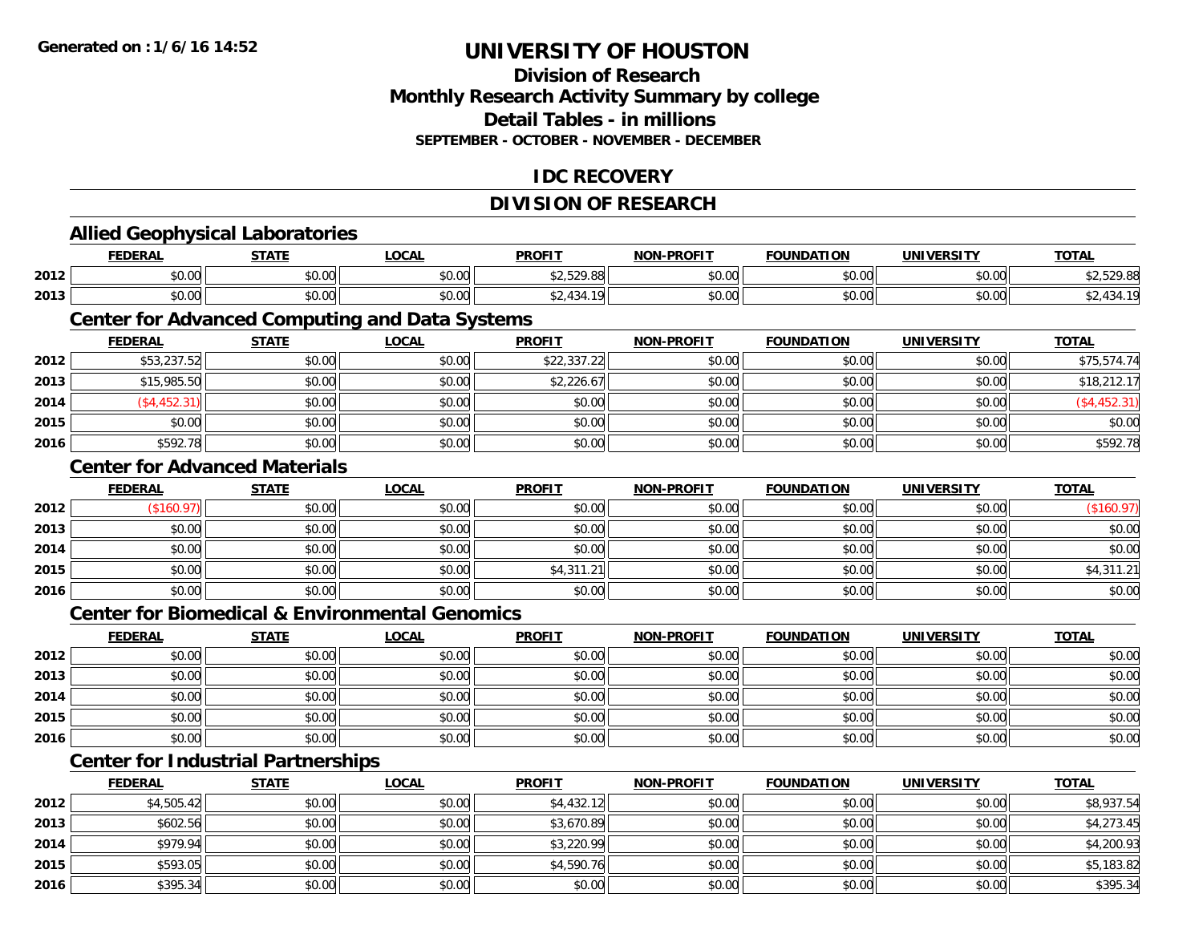# UNIVERSITY OF HOUSTON

## Division of Research
## Monthly Research Activity Summary by college
## Detail Tables - in millions
### SEPTEMBER - OCTOBER - NOVEMBER - DECEMBER

## IDC RECOVERY

## DIVISION OF RESEARCH

### Allied Geophysical Laboratories

| | FEDERAL | STATE | LOCAL | PROFIT | NON-PROFIT | FOUNDATION | UNIVERSITY | TOTAL |
|---|---|---|---|---|---|---|---|---|
| 2012 | $0.00 | $0.00 | $0.00 | $2,529.88 | $0.00 | $0.00 | $0.00 | $2,529.88 |
| 2013 | $0.00 | $0.00 | $0.00 | $2,434.19 | $0.00 | $0.00 | $0.00 | $2,434.19 |

### Center for Advanced Computing and Data Systems

| | FEDERAL | STATE | LOCAL | PROFIT | NON-PROFIT | FOUNDATION | UNIVERSITY | TOTAL |
|---|---|---|---|---|---|---|---|---|
| 2012 | $53,237.52 | $0.00 | $0.00 | $22,337.22 | $0.00 | $0.00 | $0.00 | $75,574.74 |
| 2013 | $15,985.50 | $0.00 | $0.00 | $2,226.67 | $0.00 | $0.00 | $0.00 | $18,212.17 |
| 2014 | ($4,452.31) | $0.00 | $0.00 | $0.00 | $0.00 | $0.00 | $0.00 | ($4,452.31) |
| 2015 | $0.00 | $0.00 | $0.00 | $0.00 | $0.00 | $0.00 | $0.00 | $0.00 |
| 2016 | $592.78 | $0.00 | $0.00 | $0.00 | $0.00 | $0.00 | $0.00 | $592.78 |

### Center for Advanced Materials

| | FEDERAL | STATE | LOCAL | PROFIT | NON-PROFIT | FOUNDATION | UNIVERSITY | TOTAL |
|---|---|---|---|---|---|---|---|---|
| 2012 | ($160.97) | $0.00 | $0.00 | $0.00 | $0.00 | $0.00 | $0.00 | ($160.97) |
| 2013 | $0.00 | $0.00 | $0.00 | $0.00 | $0.00 | $0.00 | $0.00 | $0.00 |
| 2014 | $0.00 | $0.00 | $0.00 | $0.00 | $0.00 | $0.00 | $0.00 | $0.00 |
| 2015 | $0.00 | $0.00 | $0.00 | $4,311.21 | $0.00 | $0.00 | $0.00 | $4,311.21 |
| 2016 | $0.00 | $0.00 | $0.00 | $0.00 | $0.00 | $0.00 | $0.00 | $0.00 |

### Center for Biomedical & Environmental Genomics

| | FEDERAL | STATE | LOCAL | PROFIT | NON-PROFIT | FOUNDATION | UNIVERSITY | TOTAL |
|---|---|---|---|---|---|---|---|---|
| 2012 | $0.00 | $0.00 | $0.00 | $0.00 | $0.00 | $0.00 | $0.00 | $0.00 |
| 2013 | $0.00 | $0.00 | $0.00 | $0.00 | $0.00 | $0.00 | $0.00 | $0.00 |
| 2014 | $0.00 | $0.00 | $0.00 | $0.00 | $0.00 | $0.00 | $0.00 | $0.00 |
| 2015 | $0.00 | $0.00 | $0.00 | $0.00 | $0.00 | $0.00 | $0.00 | $0.00 |
| 2016 | $0.00 | $0.00 | $0.00 | $0.00 | $0.00 | $0.00 | $0.00 | $0.00 |

### Center for Industrial Partnerships

| | FEDERAL | STATE | LOCAL | PROFIT | NON-PROFIT | FOUNDATION | UNIVERSITY | TOTAL |
|---|---|---|---|---|---|---|---|---|
| 2012 | $4,505.42 | $0.00 | $0.00 | $4,432.12 | $0.00 | $0.00 | $0.00 | $8,937.54 |
| 2013 | $602.56 | $0.00 | $0.00 | $3,670.89 | $0.00 | $0.00 | $0.00 | $4,273.45 |
| 2014 | $979.94 | $0.00 | $0.00 | $3,220.99 | $0.00 | $0.00 | $0.00 | $4,200.93 |
| 2015 | $593.05 | $0.00 | $0.00 | $4,590.76 | $0.00 | $0.00 | $0.00 | $5,183.82 |
| 2016 | $395.34 | $0.00 | $0.00 | $0.00 | $0.00 | $0.00 | $0.00 | $395.34 |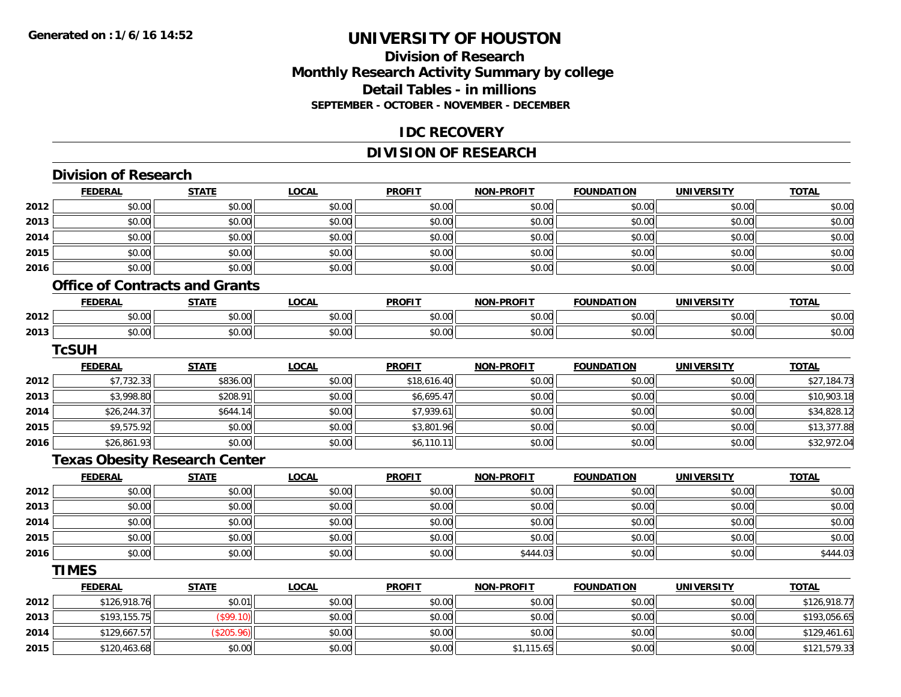# UNIVERSITY OF HOUSTON

## Division of Research
## Monthly Research Activity Summary by college
## Detail Tables - in millions
### SEPTEMBER - OCTOBER - NOVEMBER - DECEMBER

## IDC RECOVERY

## DIVISION OF RESEARCH

### Division of Research

| | FEDERAL | STATE | LOCAL | PROFIT | NON-PROFIT | FOUNDATION | UNIVERSITY | TOTAL |
|---|---|---|---|---|---|---|---|---|
| 2012 | $0.00 | $0.00 | $0.00 | $0.00 | $0.00 | $0.00 | $0.00 | $0.00 |
| 2013 | $0.00 | $0.00 | $0.00 | $0.00 | $0.00 | $0.00 | $0.00 | $0.00 |
| 2014 | $0.00 | $0.00 | $0.00 | $0.00 | $0.00 | $0.00 | $0.00 | $0.00 |
| 2015 | $0.00 | $0.00 | $0.00 | $0.00 | $0.00 | $0.00 | $0.00 | $0.00 |
| 2016 | $0.00 | $0.00 | $0.00 | $0.00 | $0.00 | $0.00 | $0.00 | $0.00 |

### Office of Contracts and Grants

| | FEDERAL | STATE | LOCAL | PROFIT | NON-PROFIT | FOUNDATION | UNIVERSITY | TOTAL |
|---|---|---|---|---|---|---|---|---|
| 2012 | $0.00 | $0.00 | $0.00 | $0.00 | $0.00 | $0.00 | $0.00 | $0.00 |
| 2013 | $0.00 | $0.00 | $0.00 | $0.00 | $0.00 | $0.00 | $0.00 | $0.00 |

### TcSUH

| | FEDERAL | STATE | LOCAL | PROFIT | NON-PROFIT | FOUNDATION | UNIVERSITY | TOTAL |
|---|---|---|---|---|---|---|---|---|
| 2012 | $7,732.33 | $836.00 | $0.00 | $18,616.40 | $0.00 | $0.00 | $0.00 | $27,184.73 |
| 2013 | $3,998.80 | $208.91 | $0.00 | $6,695.47 | $0.00 | $0.00 | $0.00 | $10,903.18 |
| 2014 | $26,244.37 | $644.14 | $0.00 | $7,939.61 | $0.00 | $0.00 | $0.00 | $34,828.12 |
| 2015 | $9,575.92 | $0.00 | $0.00 | $3,801.96 | $0.00 | $0.00 | $0.00 | $13,377.88 |
| 2016 | $26,861.93 | $0.00 | $0.00 | $6,110.11 | $0.00 | $0.00 | $0.00 | $32,972.04 |

### Texas Obesity Research Center

| | FEDERAL | STATE | LOCAL | PROFIT | NON-PROFIT | FOUNDATION | UNIVERSITY | TOTAL |
|---|---|---|---|---|---|---|---|---|
| 2012 | $0.00 | $0.00 | $0.00 | $0.00 | $0.00 | $0.00 | $0.00 | $0.00 |
| 2013 | $0.00 | $0.00 | $0.00 | $0.00 | $0.00 | $0.00 | $0.00 | $0.00 |
| 2014 | $0.00 | $0.00 | $0.00 | $0.00 | $0.00 | $0.00 | $0.00 | $0.00 |
| 2015 | $0.00 | $0.00 | $0.00 | $0.00 | $0.00 | $0.00 | $0.00 | $0.00 |
| 2016 | $0.00 | $0.00 | $0.00 | $0.00 | $444.03 | $0.00 | $0.00 | $444.03 |

### TIMES

| | FEDERAL | STATE | LOCAL | PROFIT | NON-PROFIT | FOUNDATION | UNIVERSITY | TOTAL |
|---|---|---|---|---|---|---|---|---|
| 2012 | $126,918.76 | $0.01 | $0.00 | $0.00 | $0.00 | $0.00 | $0.00 | $126,918.77 |
| 2013 | $193,155.75 | ($99.10) | $0.00 | $0.00 | $0.00 | $0.00 | $0.00 | $193,056.65 |
| 2014 | $129,667.57 | ($205.96) | $0.00 | $0.00 | $0.00 | $0.00 | $0.00 | $129,461.61 |
| 2015 | $120,463.68 | $0.00 | $0.00 | $0.00 | $1,115.65 | $0.00 | $0.00 | $121,579.33 |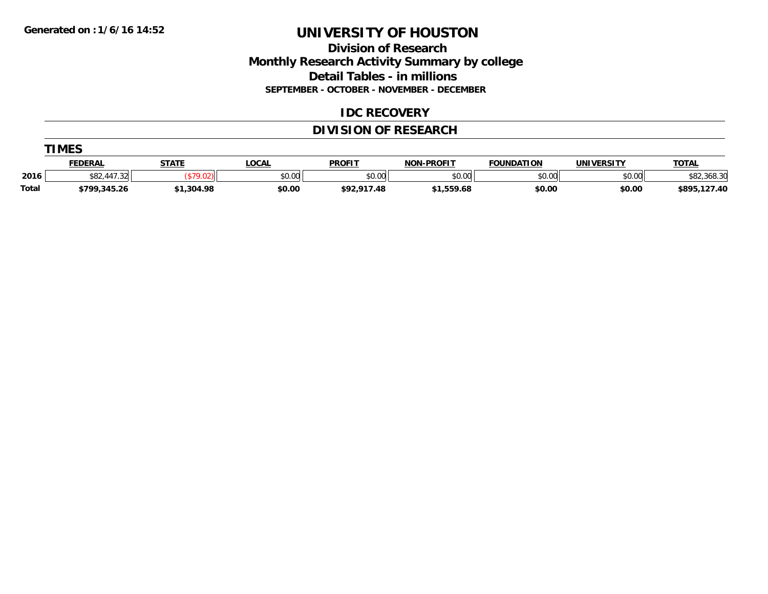**Generated on :1/6/16 14:52**

# UNIVERSITY OF HOUSTON

## Division of Research
## Monthly Research Activity Summary by college
## Detail Tables - in millions
### SEPTEMBER - OCTOBER - NOVEMBER - DECEMBER

## IDC RECOVERY

## DIVISION OF RESEARCH

### TIMES

| | FEDERAL | STATE | LOCAL | PROFIT | NON-PROFIT | FOUNDATION | UNIVERSITY | TOTAL |
|---|---|---|---|---|---|---|---|---|
| 2016 | $82,447.32 | ($79.02) | $0.00 | $0.00 | $0.00 | $0.00 | $0.00 | $82,368.30 |
| **Total** | **$799,345.26** | **$1,304.98** | **$0.00** | **$92,917.48** | **$1,559.68** | **$0.00** | **$0.00** | **$895,127.40** |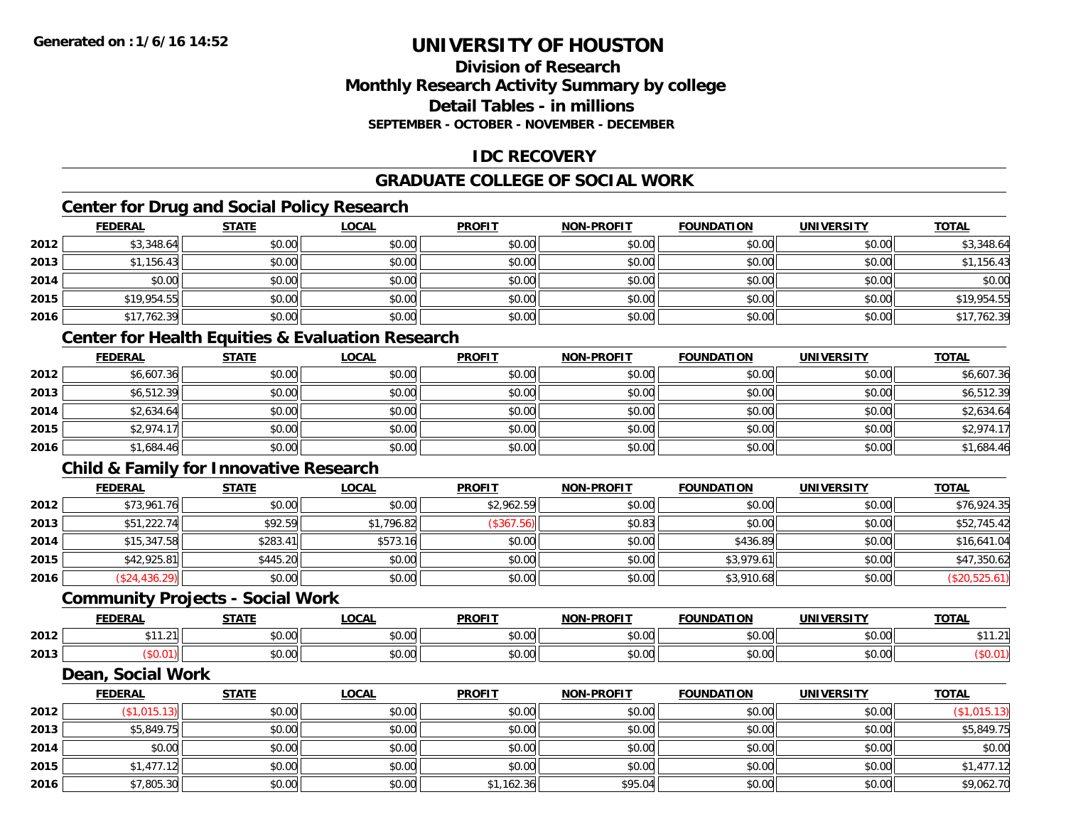# UNIVERSITY OF HOUSTON

## Division of Research

## Monthly Research Activity Summary by college

## Detail Tables - in millions

**SEPTEMBER - OCTOBER - NOVEMBER - DECEMBER**

## IDC RECOVERY

## GRADUATE COLLEGE OF SOCIAL WORK

### Center for Drug and Social Policy Research

| | FEDERAL | STATE | LOCAL | PROFIT | NON-PROFIT | FOUNDATION | UNIVERSITY | TOTAL |
|---|---|---|---|---|---|---|---|---|
| 2012 | $3,348.64 | $0.00 | $0.00 | $0.00 | $0.00 | $0.00 | $0.00 | $3,348.64 |
| 2013 | $1,156.43 | $0.00 | $0.00 | $0.00 | $0.00 | $0.00 | $0.00 | $1,156.43 |
| 2014 | $0.00 | $0.00 | $0.00 | $0.00 | $0.00 | $0.00 | $0.00 | $0.00 |
| 2015 | $19,954.55 | $0.00 | $0.00 | $0.00 | $0.00 | $0.00 | $0.00 | $19,954.55 |
| 2016 | $17,762.39 | $0.00 | $0.00 | $0.00 | $0.00 | $0.00 | $0.00 | $17,762.39 |

### Center for Health Equities & Evaluation Research

| | FEDERAL | STATE | LOCAL | PROFIT | NON-PROFIT | FOUNDATION | UNIVERSITY | TOTAL |
|---|---|---|---|---|---|---|---|---|
| 2012 | $6,607.36 | $0.00 | $0.00 | $0.00 | $0.00 | $0.00 | $0.00 | $6,607.36 |
| 2013 | $6,512.39 | $0.00 | $0.00 | $0.00 | $0.00 | $0.00 | $0.00 | $6,512.39 |
| 2014 | $2,634.64 | $0.00 | $0.00 | $0.00 | $0.00 | $0.00 | $0.00 | $2,634.64 |
| 2015 | $2,974.17 | $0.00 | $0.00 | $0.00 | $0.00 | $0.00 | $0.00 | $2,974.17 |
| 2016 | $1,684.46 | $0.00 | $0.00 | $0.00 | $0.00 | $0.00 | $0.00 | $1,684.46 |

### Child & Family for Innovative Research

| | FEDERAL | STATE | LOCAL | PROFIT | NON-PROFIT | FOUNDATION | UNIVERSITY | TOTAL |
|---|---|---|---|---|---|---|---|---|
| 2012 | $73,961.76 | $0.00 | $0.00 | $2,962.59 | $0.00 | $0.00 | $0.00 | $76,924.35 |
| 2013 | $51,222.74 | $92.59 | $1,796.82 | ($367.56) | $0.83 | $0.00 | $0.00 | $52,745.42 |
| 2014 | $15,347.58 | $283.41 | $573.16 | $0.00 | $0.00 | $436.89 | $0.00 | $16,641.04 |
| 2015 | $42,925.81 | $445.20 | $0.00 | $0.00 | $0.00 | $3,979.61 | $0.00 | $47,350.62 |
| 2016 | ($24,436.29) | $0.00 | $0.00 | $0.00 | $0.00 | $3,910.68 | $0.00 | ($20,525.61) |

### Community Projects - Social Work

| | FEDERAL | STATE | LOCAL | PROFIT | NON-PROFIT | FOUNDATION | UNIVERSITY | TOTAL |
|---|---|---|---|---|---|---|---|---|
| 2012 | $11.21 | $0.00 | $0.00 | $0.00 | $0.00 | $0.00 | $0.00 | $11.21 |
| 2013 | ($0.01) | $0.00 | $0.00 | $0.00 | $0.00 | $0.00 | $0.00 | ($0.01) |

### Dean, Social Work

| | FEDERAL | STATE | LOCAL | PROFIT | NON-PROFIT | FOUNDATION | UNIVERSITY | TOTAL |
|---|---|---|---|---|---|---|---|---|
| 2012 | ($1,015.13) | $0.00 | $0.00 | $0.00 | $0.00 | $0.00 | $0.00 | ($1,015.13) |
| 2013 | $5,849.75 | $0.00 | $0.00 | $0.00 | $0.00 | $0.00 | $0.00 | $5,849.75 |
| 2014 | $0.00 | $0.00 | $0.00 | $0.00 | $0.00 | $0.00 | $0.00 | $0.00 |
| 2015 | $1,477.12 | $0.00 | $0.00 | $0.00 | $0.00 | $0.00 | $0.00 | $1,477.12 |
| 2016 | $7,805.30 | $0.00 | $0.00 | $1,162.36 | $95.04 | $0.00 | $0.00 | $9,062.70 |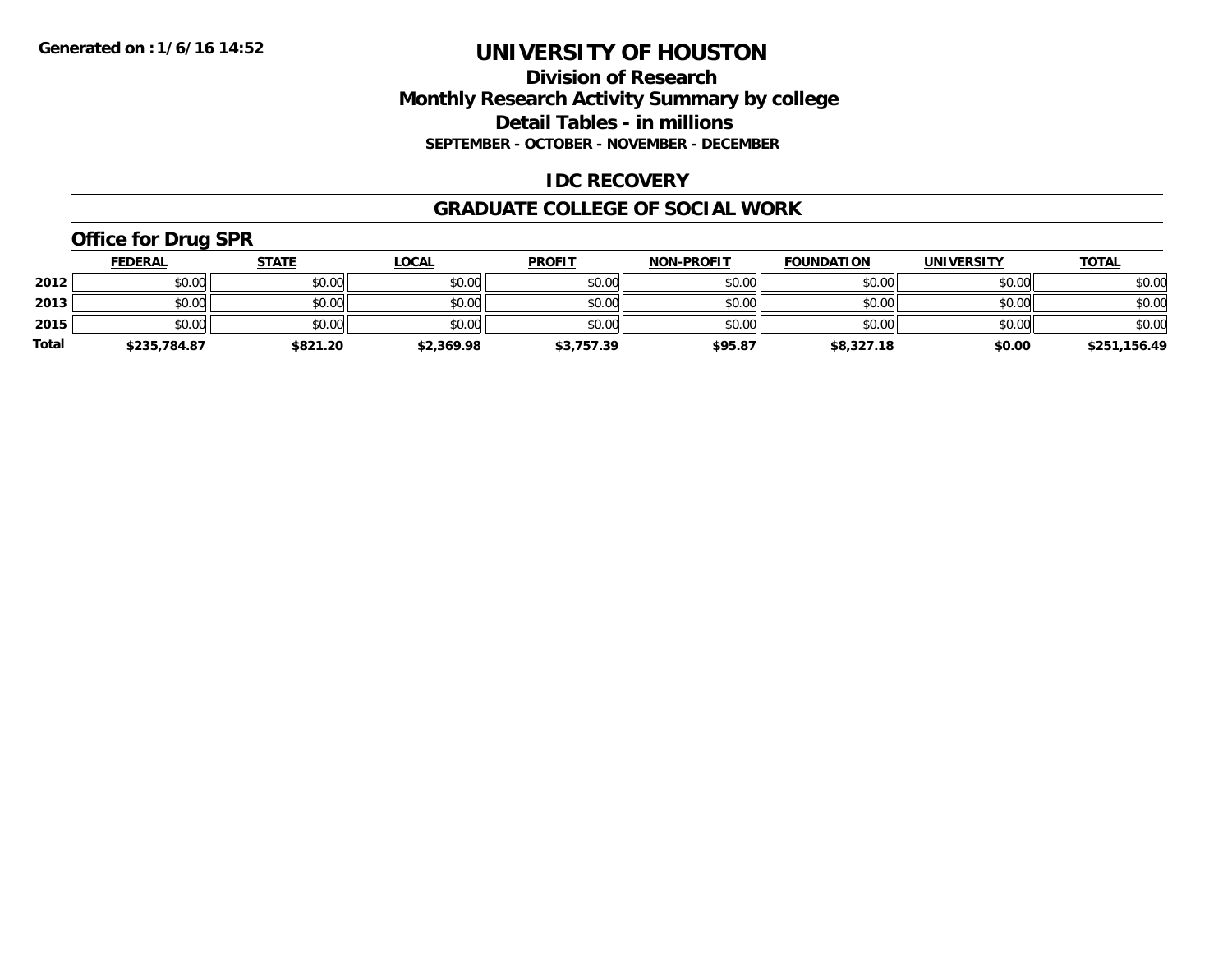Generated on :1/6/16 14:52

# UNIVERSITY OF HOUSTON

## Division of Research
## Monthly Research Activity Summary by college
## Detail Tables - in millions
### SEPTEMBER - OCTOBER - NOVEMBER - DECEMBER

## IDC RECOVERY

## GRADUATE COLLEGE OF SOCIAL WORK

### Office for Drug SPR

| | FEDERAL | STATE | LOCAL | PROFIT | NON-PROFIT | FOUNDATION | UNIVERSITY | TOTAL |
|---|---|---|---|---|---|---|---|---|
| 2012 | $0.00 | $0.00 | $0.00 | $0.00 | $0.00 | $0.00 | $0.00 | $0.00 |
| 2013 | $0.00 | $0.00 | $0.00 | $0.00 | $0.00 | $0.00 | $0.00 | $0.00 |
| 2015 | $0.00 | $0.00 | $0.00 | $0.00 | $0.00 | $0.00 | $0.00 | $0.00 |
| **Total** | **$235,784.87** | **$821.20** | **$2,369.98** | **$3,757.39** | **$95.87** | **$8,327.18** | **$0.00** | **$251,156.49** |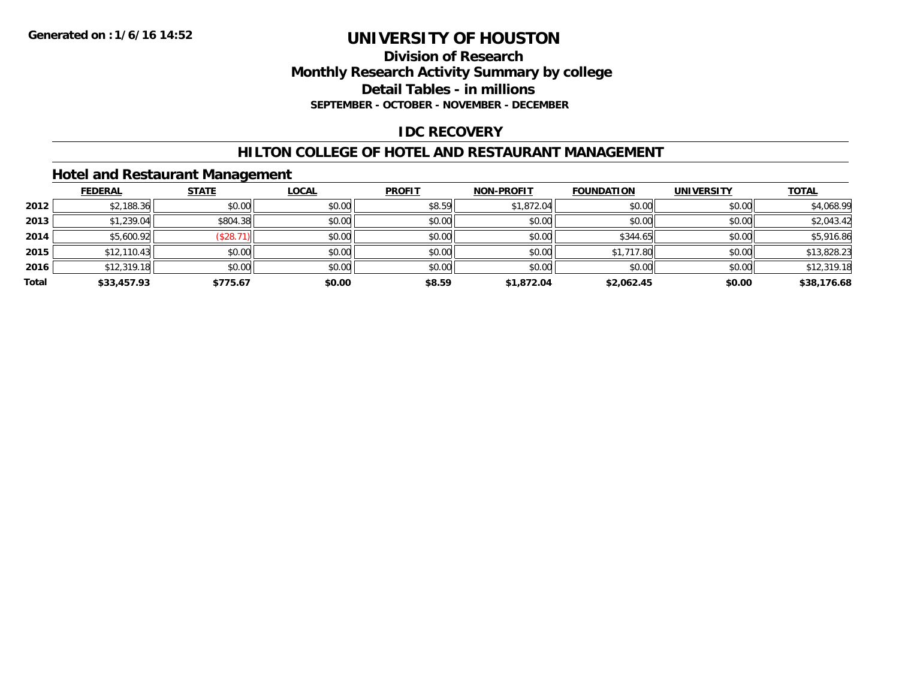Generated on :1/6/16 14:52

# UNIVERSITY OF HOUSTON

## Division of Research

## Monthly Research Activity Summary by college

## Detail Tables - in millions

### SEPTEMBER - OCTOBER - NOVEMBER - DECEMBER

## IDC RECOVERY

## HILTON COLLEGE OF HOTEL AND RESTAURANT MANAGEMENT

### Hotel and Restaurant Management

| | FEDERAL | STATE | LOCAL | PROFIT | NON-PROFIT | FOUNDATION | UNIVERSITY | TOTAL |
|---|---|---|---|---|---|---|---|---|
| 2012 | $2,188.36 | $0.00 | $0.00 | $8.59 | $1,872.04 | $0.00 | $0.00 | $4,068.99 |
| 2013 | $1,239.04 | $804.38 | $0.00 | $0.00 | $0.00 | $0.00 | $0.00 | $2,043.42 |
| 2014 | $5,600.92 | ($28.71) | $0.00 | $0.00 | $0.00 | $344.65 | $0.00 | $5,916.86 |
| 2015 | $12,110.43 | $0.00 | $0.00 | $0.00 | $0.00 | $1,717.80 | $0.00 | $13,828.23 |
| 2016 | $12,319.18 | $0.00 | $0.00 | $0.00 | $0.00 | $0.00 | $0.00 | $12,319.18 |
| **Total** | **$33,457.93** | **$775.67** | **$0.00** | **$8.59** | **$1,872.04** | **$2,062.45** | **$0.00** | **$38,176.68** |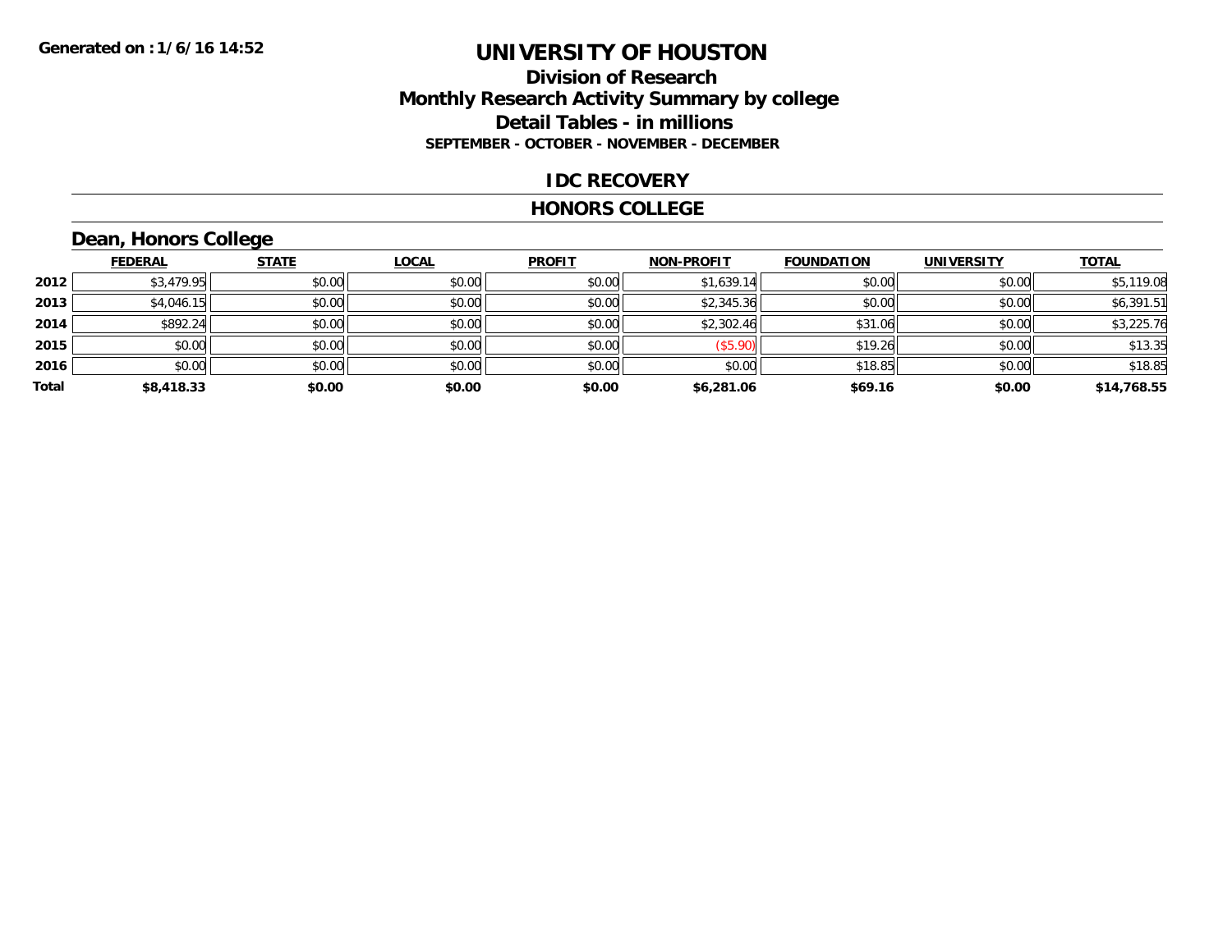Generated on :1/6/16 14:52

# UNIVERSITY OF HOUSTON

## Division of Research
## Monthly Research Activity Summary by college
## Detail Tables - in millions
### SEPTEMBER - OCTOBER - NOVEMBER - DECEMBER

### IDC RECOVERY

### HONORS COLLEGE

### Dean, Honors College

| | FEDERAL | STATE | LOCAL | PROFIT | NON-PROFIT | FOUNDATION | UNIVERSITY | TOTAL |
|---|---|---|---|---|---|---|---|---|
| 2012 | $3,479.95 | $0.00 | $0.00 | $0.00 | $1,639.14 | $0.00 | $0.00 | $5,119.08 |
| 2013 | $4,046.15 | $0.00 | $0.00 | $0.00 | $2,345.36 | $0.00 | $0.00 | $6,391.51 |
| 2014 | $892.24 | $0.00 | $0.00 | $0.00 | $2,302.46 | $31.06 | $0.00 | $3,225.76 |
| 2015 | $0.00 | $0.00 | $0.00 | $0.00 | ($5.90) | $19.26 | $0.00 | $13.35 |
| 2016 | $0.00 | $0.00 | $0.00 | $0.00 | $0.00 | $18.85 | $0.00 | $18.85 |
| **Total** | **$8,418.33** | **$0.00** | **$0.00** | **$0.00** | **$6,281.06** | **$69.16** | **$0.00** | **$14,768.55** |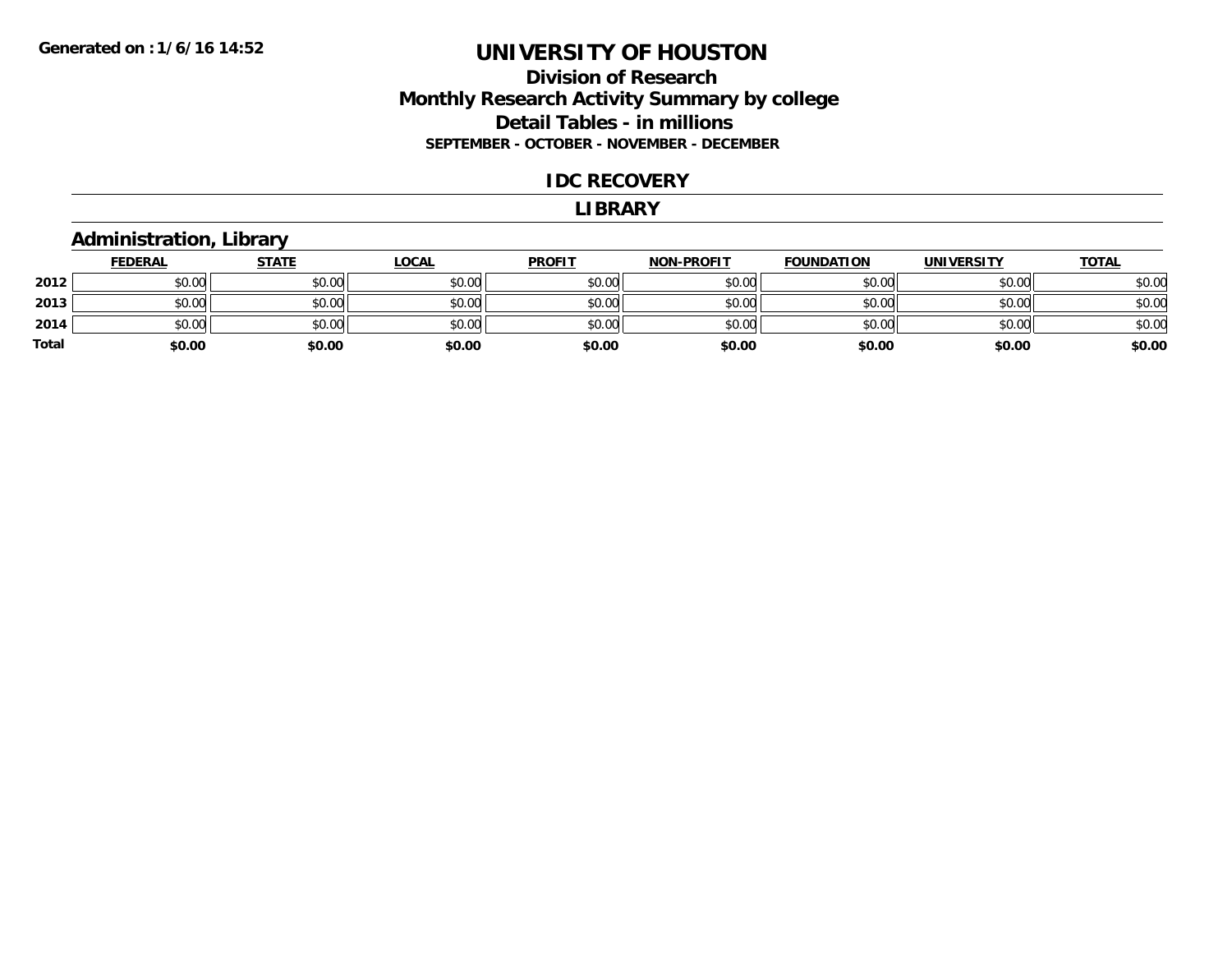Generated on :1/6/16 14:52

# UNIVERSITY OF HOUSTON

## Division of Research
## Monthly Research Activity Summary by college
## Detail Tables - in millions
### SEPTEMBER - OCTOBER - NOVEMBER - DECEMBER

## IDC RECOVERY

## LIBRARY

### Administration, Library

| | FEDERAL | STATE | LOCAL | PROFIT | NON-PROFIT | FOUNDATION | UNIVERSITY | TOTAL |
|---|---|---|---|---|---|---|---|---|
| 2012 | $0.00 | $0.00 | $0.00 | $0.00 | $0.00 | $0.00 | $0.00 | $0.00 |
| 2013 | $0.00 | $0.00 | $0.00 | $0.00 | $0.00 | $0.00 | $0.00 | $0.00 |
| 2014 | $0.00 | $0.00 | $0.00 | $0.00 | $0.00 | $0.00 | $0.00 | $0.00 |
| **Total** | **$0.00** | **$0.00** | **$0.00** | **$0.00** | **$0.00** | **$0.00** | **$0.00** | **$0.00** |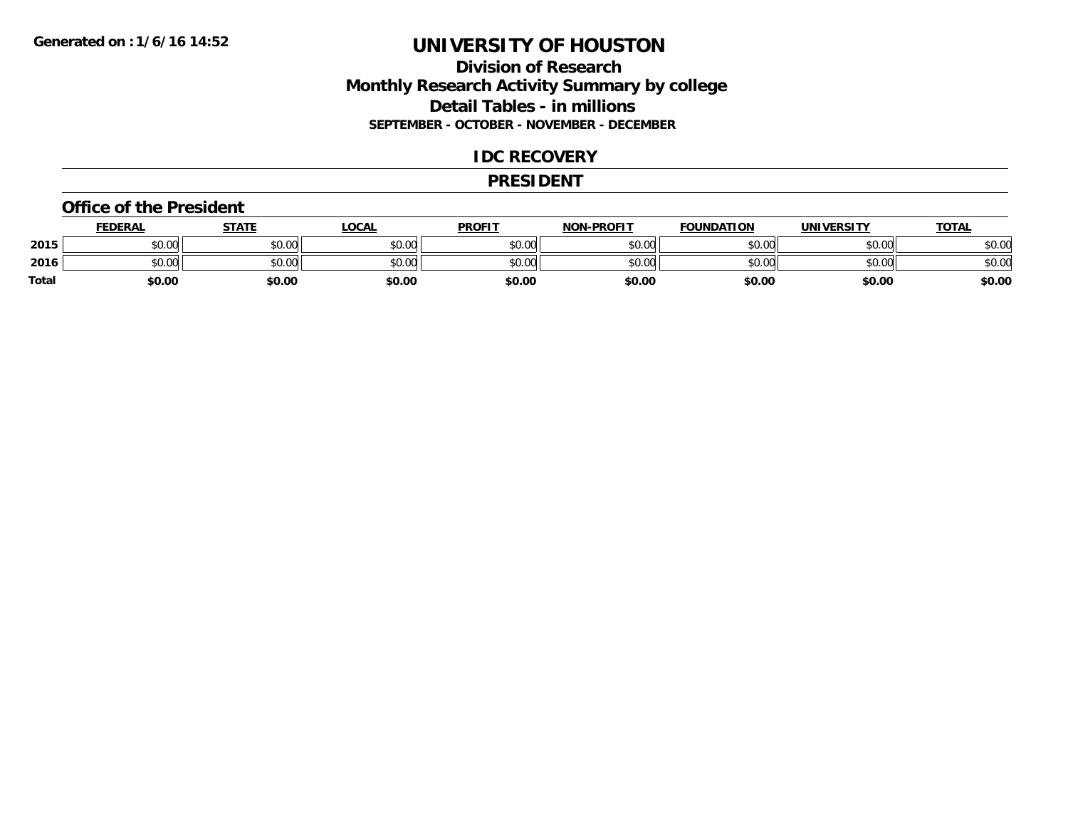# UNIVERSITY OF HOUSTON

## Division of Research
## Monthly Research Activity Summary by college
## Detail Tables - in millions
### SEPTEMBER - OCTOBER - NOVEMBER - DECEMBER

## IDC RECOVERY

## PRESIDENT

### Office of the President

| | FEDERAL | STATE | LOCAL | PROFIT | NON-PROFIT | FOUNDATION | UNIVERSITY | TOTAL |
|---|---|---|---|---|---|---|---|---|
| 2015 | $0.00 | $0.00 | $0.00 | $0.00 | $0.00 | $0.00 | $0.00 | $0.00 |
| 2016 | $0.00 | $0.00 | $0.00 | $0.00 | $0.00 | $0.00 | $0.00 | $0.00 |
| **Total** | **$0.00** | **$0.00** | **$0.00** | **$0.00** | **$0.00** | **$0.00** | **$0.00** | **$0.00** |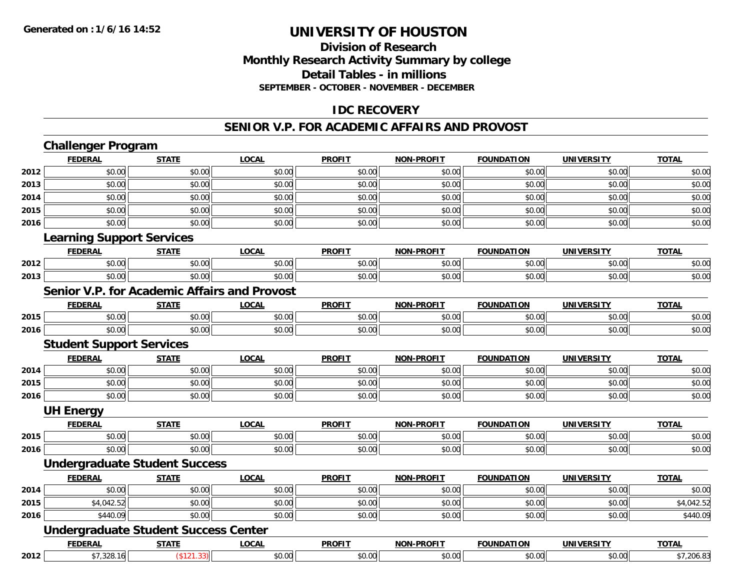# UNIVERSITY OF HOUSTON

## Division of Research
## Monthly Research Activity Summary by college
## Detail Tables - in millions
### SEPTEMBER - OCTOBER - NOVEMBER - DECEMBER

Generated on : 1/6/16 14:52

## IDC RECOVERY

## SENIOR V.P. FOR ACADEMIC AFFAIRS AND PROVOST

### Challenger Program

| | FEDERAL | STATE | LOCAL | PROFIT | NON-PROFIT | FOUNDATION | UNIVERSITY | TOTAL |
|---|---|---|---|---|---|---|---|---|
| 2012 | $0.00 | $0.00 | $0.00 | $0.00 | $0.00 | $0.00 | $0.00 | $0.00 |
| 2013 | $0.00 | $0.00 | $0.00 | $0.00 | $0.00 | $0.00 | $0.00 | $0.00 |
| 2014 | $0.00 | $0.00 | $0.00 | $0.00 | $0.00 | $0.00 | $0.00 | $0.00 |
| 2015 | $0.00 | $0.00 | $0.00 | $0.00 | $0.00 | $0.00 | $0.00 | $0.00 |
| 2016 | $0.00 | $0.00 | $0.00 | $0.00 | $0.00 | $0.00 | $0.00 | $0.00 |

### Learning Support Services

| | FEDERAL | STATE | LOCAL | PROFIT | NON-PROFIT | FOUNDATION | UNIVERSITY | TOTAL |
|---|---|---|---|---|---|---|---|---|
| 2012 | $0.00 | $0.00 | $0.00 | $0.00 | $0.00 | $0.00 | $0.00 | $0.00 |
| 2013 | $0.00 | $0.00 | $0.00 | $0.00 | $0.00 | $0.00 | $0.00 | $0.00 |

### Senior V.P. for Academic Affairs and Provost

| | FEDERAL | STATE | LOCAL | PROFIT | NON-PROFIT | FOUNDATION | UNIVERSITY | TOTAL |
|---|---|---|---|---|---|---|---|---|
| 2015 | $0.00 | $0.00 | $0.00 | $0.00 | $0.00 | $0.00 | $0.00 | $0.00 |
| 2016 | $0.00 | $0.00 | $0.00 | $0.00 | $0.00 | $0.00 | $0.00 | $0.00 |

### Student Support Services

| | FEDERAL | STATE | LOCAL | PROFIT | NON-PROFIT | FOUNDATION | UNIVERSITY | TOTAL |
|---|---|---|---|---|---|---|---|---|
| 2014 | $0.00 | $0.00 | $0.00 | $0.00 | $0.00 | $0.00 | $0.00 | $0.00 |
| 2015 | $0.00 | $0.00 | $0.00 | $0.00 | $0.00 | $0.00 | $0.00 | $0.00 |
| 2016 | $0.00 | $0.00 | $0.00 | $0.00 | $0.00 | $0.00 | $0.00 | $0.00 |

### UH Energy

| | FEDERAL | STATE | LOCAL | PROFIT | NON-PROFIT | FOUNDATION | UNIVERSITY | TOTAL |
|---|---|---|---|---|---|---|---|---|
| 2015 | $0.00 | $0.00 | $0.00 | $0.00 | $0.00 | $0.00 | $0.00 | $0.00 |
| 2016 | $0.00 | $0.00 | $0.00 | $0.00 | $0.00 | $0.00 | $0.00 | $0.00 |

### Undergraduate Student Success

| | FEDERAL | STATE | LOCAL | PROFIT | NON-PROFIT | FOUNDATION | UNIVERSITY | TOTAL |
|---|---|---|---|---|---|---|---|---|
| 2014 | $0.00 | $0.00 | $0.00 | $0.00 | $0.00 | $0.00 | $0.00 | $0.00 |
| 2015 | $4,042.52 | $0.00 | $0.00 | $0.00 | $0.00 | $0.00 | $0.00 | $4,042.52 |
| 2016 | $440.09 | $0.00 | $0.00 | $0.00 | $0.00 | $0.00 | $0.00 | $440.09 |

### Undergraduate Student Success Center

| | FEDERAL | STATE | LOCAL | PROFIT | NON-PROFIT | FOUNDATION | UNIVERSITY | TOTAL |
|---|---|---|---|---|---|---|---|---|
| 2012 | $7,328.16 | ($121.33) | $0.00 | $0.00 | $0.00 | $0.00 | $0.00 | $7,206.83 |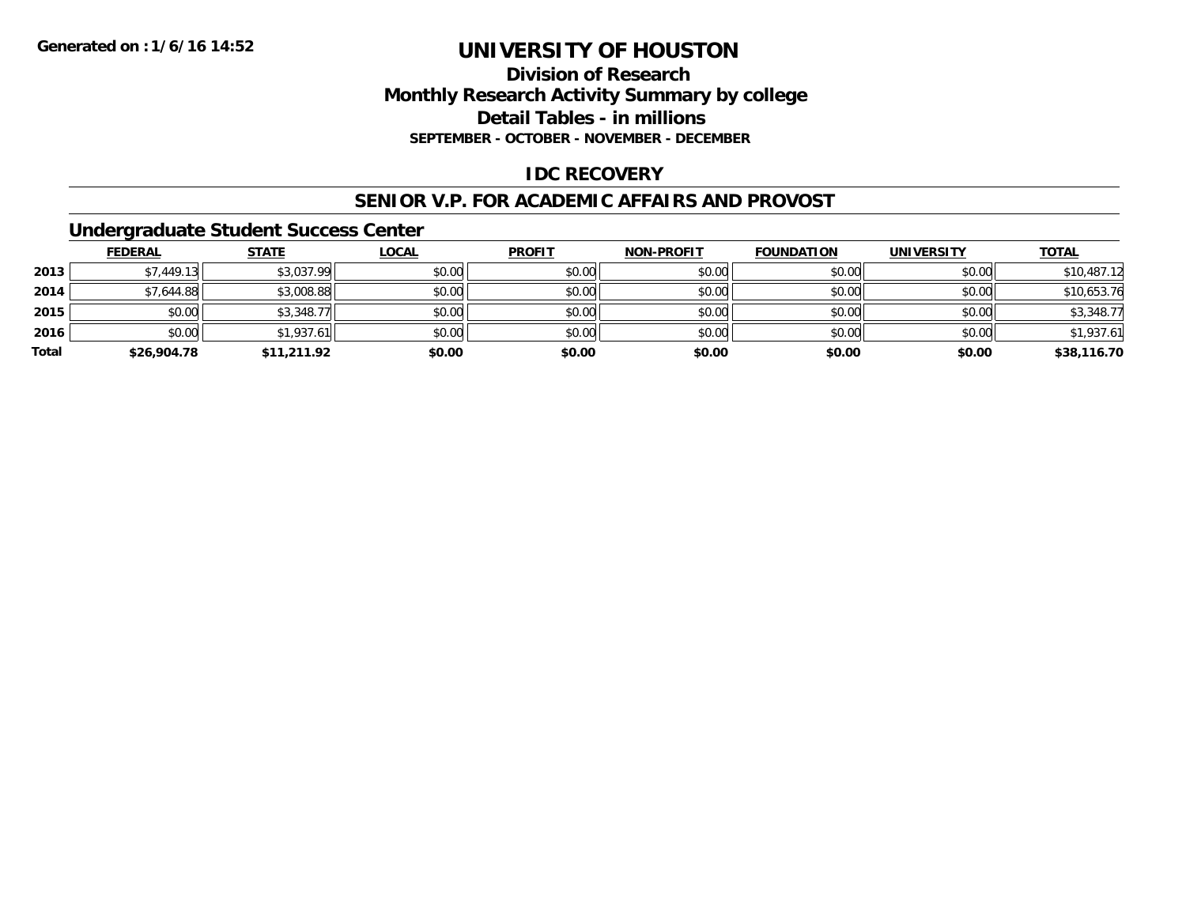**Generated on :1/6/16 14:52**

# UNIVERSITY OF HOUSTON

## Division of Research
## Monthly Research Activity Summary by college
## Detail Tables - in millions
### SEPTEMBER - OCTOBER - NOVEMBER - DECEMBER

## IDC RECOVERY

## SENIOR V.P. FOR ACADEMIC AFFAIRS AND PROVOST

### Undergraduate Student Success Center

| | FEDERAL | STATE | LOCAL | PROFIT | NON-PROFIT | FOUNDATION | UNIVERSITY | TOTAL |
|---|---|---|---|---|---|---|---|---|
| 2013 | $7,449.13 | $3,037.99 | $0.00 | $0.00 | $0.00 | $0.00 | $0.00 | $10,487.12 |
| 2014 | $7,644.88 | $3,008.88 | $0.00 | $0.00 | $0.00 | $0.00 | $0.00 | $10,653.76 |
| 2015 | $0.00 | $3,348.77 | $0.00 | $0.00 | $0.00 | $0.00 | $0.00 | $3,348.77 |
| 2016 | $0.00 | $1,937.61 | $0.00 | $0.00 | $0.00 | $0.00 | $0.00 | $1,937.61 |
| **Total** | **$26,904.78** | **$11,211.92** | **$0.00** | **$0.00** | **$0.00** | **$0.00** | **$0.00** | **$38,116.70** |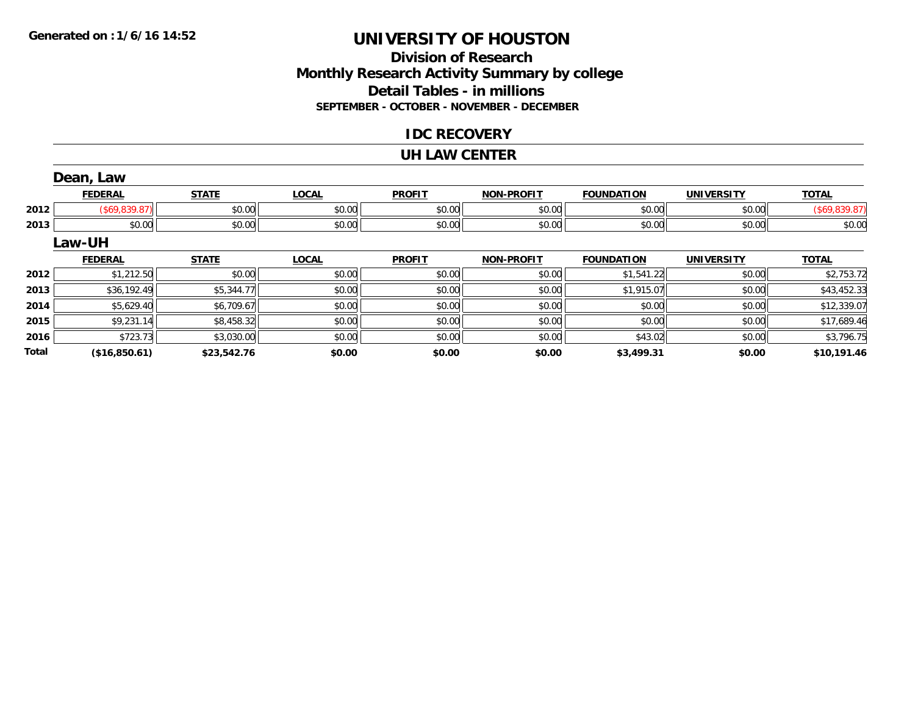**Generated on :1/6/16 14:52**

# UNIVERSITY OF HOUSTON

## Division of Research
## Monthly Research Activity Summary by college
## Detail Tables - in millions
### SEPTEMBER - OCTOBER - NOVEMBER - DECEMBER

## IDC RECOVERY

## UH LAW CENTER

### Dean, Law

| | FEDERAL | STATE | LOCAL | PROFIT | NON-PROFIT | FOUNDATION | UNIVERSITY | TOTAL |
|---|---|---|---|---|---|---|---|---|
| 2012 | ($69,839.87) | $0.00 | $0.00 | $0.00 | $0.00 | $0.00 | $0.00 | ($69,839.87) |
| 2013 | $0.00 | $0.00 | $0.00 | $0.00 | $0.00 | $0.00 | $0.00 | $0.00 |

### Law-UH

| | FEDERAL | STATE | LOCAL | PROFIT | NON-PROFIT | FOUNDATION | UNIVERSITY | TOTAL |
|---|---|---|---|---|---|---|---|---|
| 2012 | $1,212.50 | $0.00 | $0.00 | $0.00 | $0.00 | $1,541.22 | $0.00 | $2,753.72 |
| 2013 | $36,192.49 | $5,344.77 | $0.00 | $0.00 | $0.00 | $1,915.07 | $0.00 | $43,452.33 |
| 2014 | $5,629.40 | $6,709.67 | $0.00 | $0.00 | $0.00 | $0.00 | $0.00 | $12,339.07 |
| 2015 | $9,231.14 | $8,458.32 | $0.00 | $0.00 | $0.00 | $0.00 | $0.00 | $17,689.46 |
| 2016 | $723.73 | $3,030.00 | $0.00 | $0.00 | $0.00 | $43.02 | $0.00 | $3,796.75 |
| **Total** | **($16,850.61)** | **$23,542.76** | **$0.00** | **$0.00** | **$0.00** | **$3,499.31** | **$0.00** | **$10,191.46** |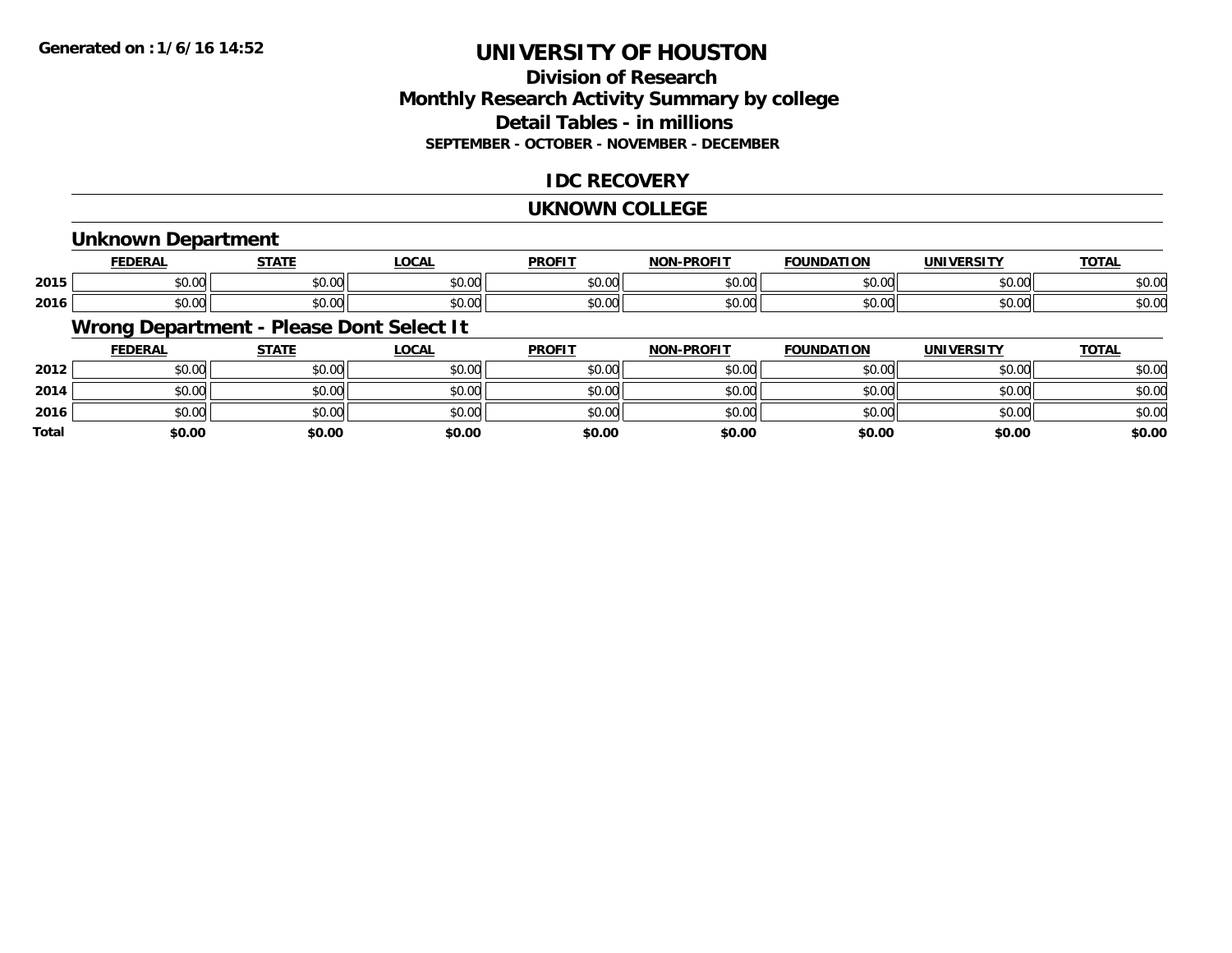# UNIVERSITY OF HOUSTON

## Division of Research
## Monthly Research Activity Summary by college
## Detail Tables - in millions

**SEPTEMBER - OCTOBER - NOVEMBER - DECEMBER**

## IDC RECOVERY

## UKNOWN COLLEGE

### Unknown Department

| | FEDERAL | STATE | LOCAL | PROFIT | NON-PROFIT | FOUNDATION | UNIVERSITY | TOTAL |
|---|---|---|---|---|---|---|---|---|
| 2015 | $0.00 | $0.00 | $0.00 | $0.00 | $0.00 | $0.00 | $0.00 | $0.00 |
| 2016 | $0.00 | $0.00 | $0.00 | $0.00 | $0.00 | $0.00 | $0.00 | $0.00 |

### Wrong Department - Please Dont Select It

| | FEDERAL | STATE | LOCAL | PROFIT | NON-PROFIT | FOUNDATION | UNIVERSITY | TOTAL |
|---|---|---|---|---|---|---|---|---|
| 2012 | $0.00 | $0.00 | $0.00 | $0.00 | $0.00 | $0.00 | $0.00 | $0.00 |
| 2014 | $0.00 | $0.00 | $0.00 | $0.00 | $0.00 | $0.00 | $0.00 | $0.00 |
| 2016 | $0.00 | $0.00 | $0.00 | $0.00 | $0.00 | $0.00 | $0.00 | $0.00 |
| **Total** | **$0.00** | **$0.00** | **$0.00** | **$0.00** | **$0.00** | **$0.00** | **$0.00** | **$0.00** |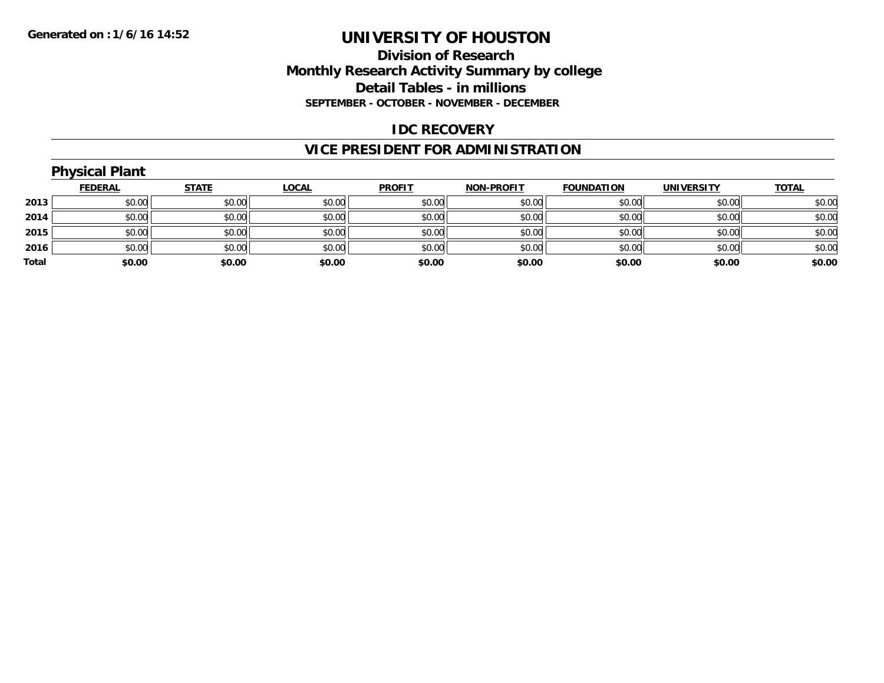**Generated on : 1/6/16 14:52**

# UNIVERSITY OF HOUSTON

## Division of Research
## Monthly Research Activity Summary by college
## Detail Tables - in millions
### SEPTEMBER - OCTOBER - NOVEMBER - DECEMBER

## IDC RECOVERY

## VICE PRESIDENT FOR ADMINISTRATION

### Physical Plant

| | FEDERAL | STATE | LOCAL | PROFIT | NON-PROFIT | FOUNDATION | UNIVERSITY | TOTAL |
|---|---|---|---|---|---|---|---|---|
| 2013 | $0.00 | $0.00 | $0.00 | $0.00 | $0.00 | $0.00 | $0.00 | $0.00 |
| 2014 | $0.00 | $0.00 | $0.00 | $0.00 | $0.00 | $0.00 | $0.00 | $0.00 |
| 2015 | $0.00 | $0.00 | $0.00 | $0.00 | $0.00 | $0.00 | $0.00 | $0.00 |
| 2016 | $0.00 | $0.00 | $0.00 | $0.00 | $0.00 | $0.00 | $0.00 | $0.00 |
| **Total** | **$0.00** | **$0.00** | **$0.00** | **$0.00** | **$0.00** | **$0.00** | **$0.00** | **$0.00** |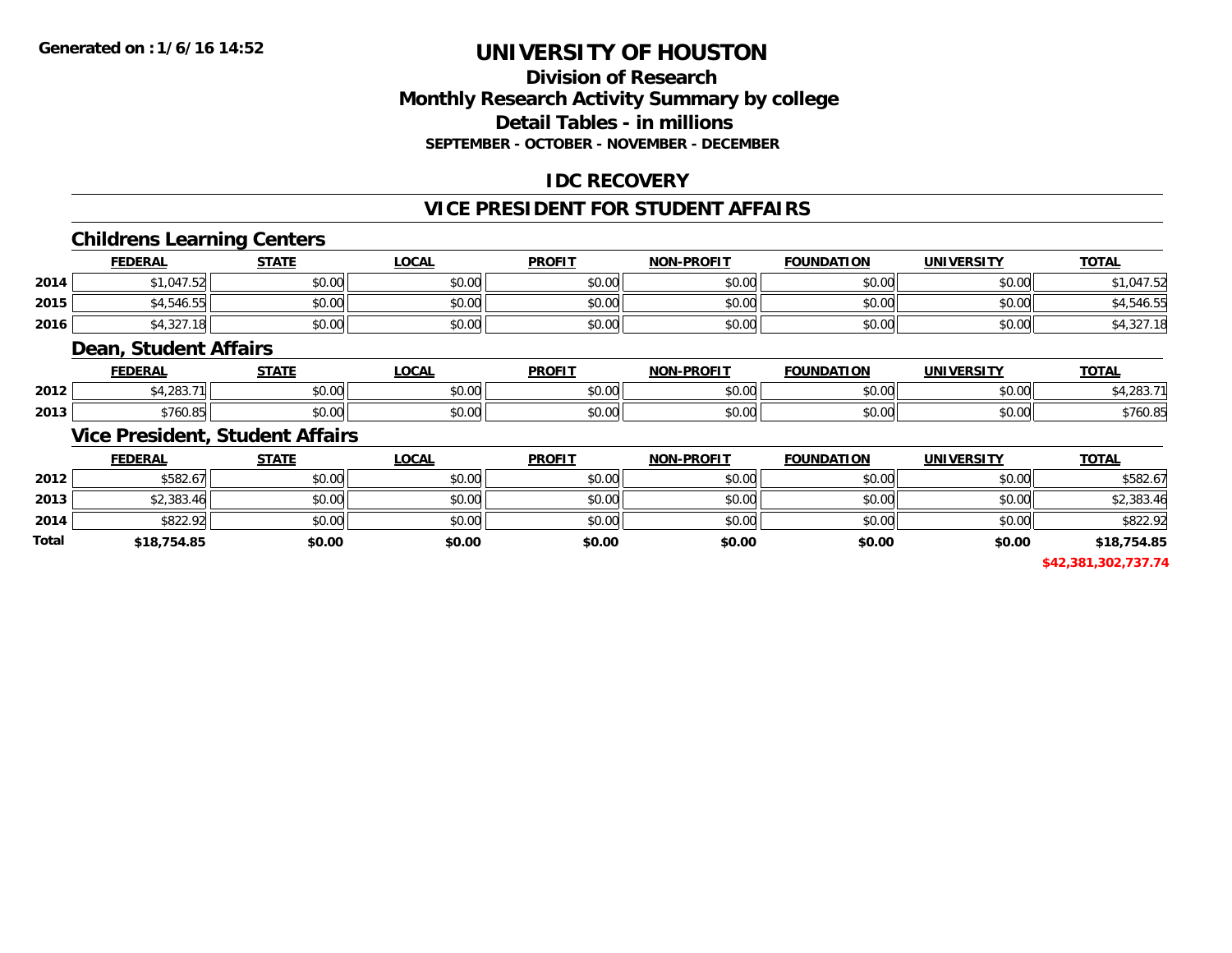Generated on :1/6/16 14:52

# UNIVERSITY OF HOUSTON

## Division of Research
## Monthly Research Activity Summary by college
## Detail Tables - in millions
### SEPTEMBER - OCTOBER - NOVEMBER - DECEMBER

### IDC RECOVERY

### VICE PRESIDENT FOR STUDENT AFFAIRS

#### Childrens Learning Centers

| | FEDERAL | STATE | LOCAL | PROFIT | NON-PROFIT | FOUNDATION | UNIVERSITY | TOTAL |
|---|---|---|---|---|---|---|---|---|
| 2014 | $1,047.52 | $0.00 | $0.00 | $0.00 | $0.00 | $0.00 | $0.00 | $1,047.52 |
| 2015 | $4,546.55 | $0.00 | $0.00 | $0.00 | $0.00 | $0.00 | $0.00 | $4,546.55 |
| 2016 | $4,327.18 | $0.00 | $0.00 | $0.00 | $0.00 | $0.00 | $0.00 | $4,327.18 |

#### Dean, Student Affairs

| | FEDERAL | STATE | LOCAL | PROFIT | NON-PROFIT | FOUNDATION | UNIVERSITY | TOTAL |
|---|---|---|---|---|---|---|---|---|
| 2012 | $4,283.71 | $0.00 | $0.00 | $0.00 | $0.00 | $0.00 | $0.00 | $4,283.71 |
| 2013 | $760.85 | $0.00 | $0.00 | $0.00 | $0.00 | $0.00 | $0.00 | $760.85 |

#### Vice President, Student Affairs

| | FEDERAL | STATE | LOCAL | PROFIT | NON-PROFIT | FOUNDATION | UNIVERSITY | TOTAL |
|---|---|---|---|---|---|---|---|---|
| 2012 | $582.67 | $0.00 | $0.00 | $0.00 | $0.00 | $0.00 | $0.00 | $582.67 |
| 2013 | $2,383.46 | $0.00 | $0.00 | $0.00 | $0.00 | $0.00 | $0.00 | $2,383.46 |
| 2014 | $822.92 | $0.00 | $0.00 | $0.00 | $0.00 | $0.00 | $0.00 | $822.92 |
| **Total** | **$18,754.85** | **$0.00** | **$0.00** | **$0.00** | **$0.00** | **$0.00** | **$0.00** | **$18,754.85** |

**$42,381,302,737.74**